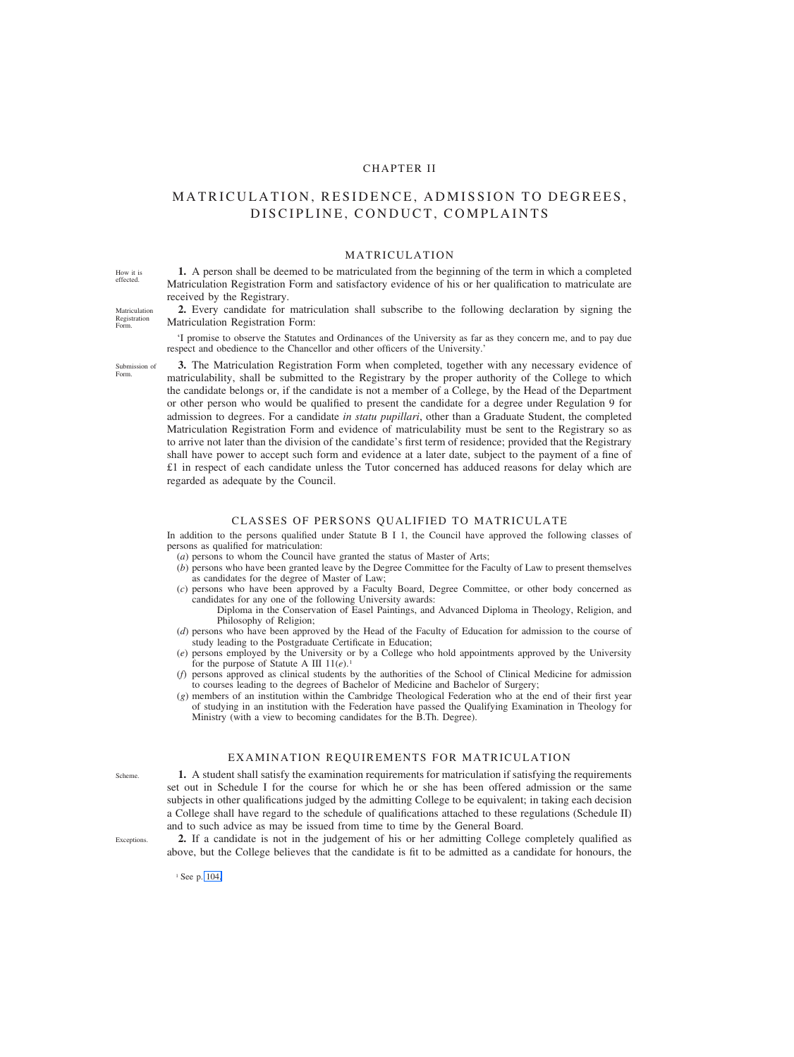# CHAPTER II

# MATRICULATION, RESIDENCE, ADMISSION TO DEGREES, DISCIPLINE, CONDUCT, COMPLAINTS

## MATRICULATION

How it is effected.

**1.** A person shall be deemed to be matriculated from the beginning of the term in which a completed Matriculation Registration Form and satisfactory evidence of his or her qualification to matriculate are received by the Registrary.

Matriculation Registration Form.

**2.** Every candidate for matriculation shall subscribe to the following declaration by signing the Matriculation Registration Form:

'I promise to observe the Statutes and Ordinances of the University as far as they concern me, and to pay due respect and obedience to the Chancellor and other officers of the University.'

Submission of Form.

**3.** The Matriculation Registration Form when completed, together with any necessary evidence of matriculability, shall be submitted to the Registrary by the proper authority of the College to which the candidate belongs or, if the candidate is not a member of a College, by the Head of the Department or other person who would be qualified to present the candidate for a degree under Regulation 9 for admission to degrees. For a candidate *in statu pupillari*, other than a Graduate Student, the completed Matriculation Registration Form and evidence of matriculability must be sent to the Registrary so as to arrive not later than the division of the candidate's first term of residence; provided that the Registrary shall have power to accept such form and evidence at a later date, subject to the payment of a fine of £1 in respect of each candidate unless the Tutor concerned has adduced reasons for delay which are regarded as adequate by the Council.

## CLASSES OF PERSONS QUALIFIED TO MATRICULATE

In addition to the persons qualified under Statute B I 1, the Council have approved the following classes of persons as qualified for matriculation:

(*a*) persons to whom the Council have granted the status of Master of Arts;

(*b*) persons who have been granted leave by the Degree Committee for the Faculty of Law to present themselves as candidates for the degree of Master of Law;

(*c*) persons who have been approved by a Faculty Board, Degree Committee, or other body concerned as candidates for any one of the following University awards:

Diploma in the Conservation of Easel Paintings, and Advanced Diploma in Theology, Religion, and Philosophy of Religion;

(*d*) persons who have been approved by the Head of the Faculty of Education for admission to the course of study leading to the Postgraduate Certificate in Education;

(*e*) persons employed by the University or by a College who hold appointments approved by the University for the purpose of Statute A III 11(*e*).[1]

(*f*) persons approved as clinical students by the authorities of the School of Clinical Medicine for admission to courses leading to the degrees of Bachelor of Medicine and Bachelor of Surgery;

(*g*) members of an institution within the Cambridge Theological Federation who at the end of their first year of studying in an institution with the Federation have passed the Qualifying Examination in Theology for Ministry (with a view to becoming candidates for the B.Th. Degree).

## EXAMINATION REQUIREMENTS FOR MATRICULATION

Scheme.

**1.** A student shall satisfy the examination requirements for matriculation if satisfying the requirements set out in Schedule I for the course for which he or she has been offered admission or the same subjects in other qualifications judged by the admitting College to be equivalent; in taking each decision a College shall have regard to the schedule of qualifications attached to these regulations (Schedule II) and to such advice as may be issued from time to time by the General Board.

Exceptions.

**2.** If a candidate is not in the judgement of his or her admitting College completely qualified as above, but the College believes that the candidate is fit to be admitted as a candidate for honours, the

[1] See p. 104.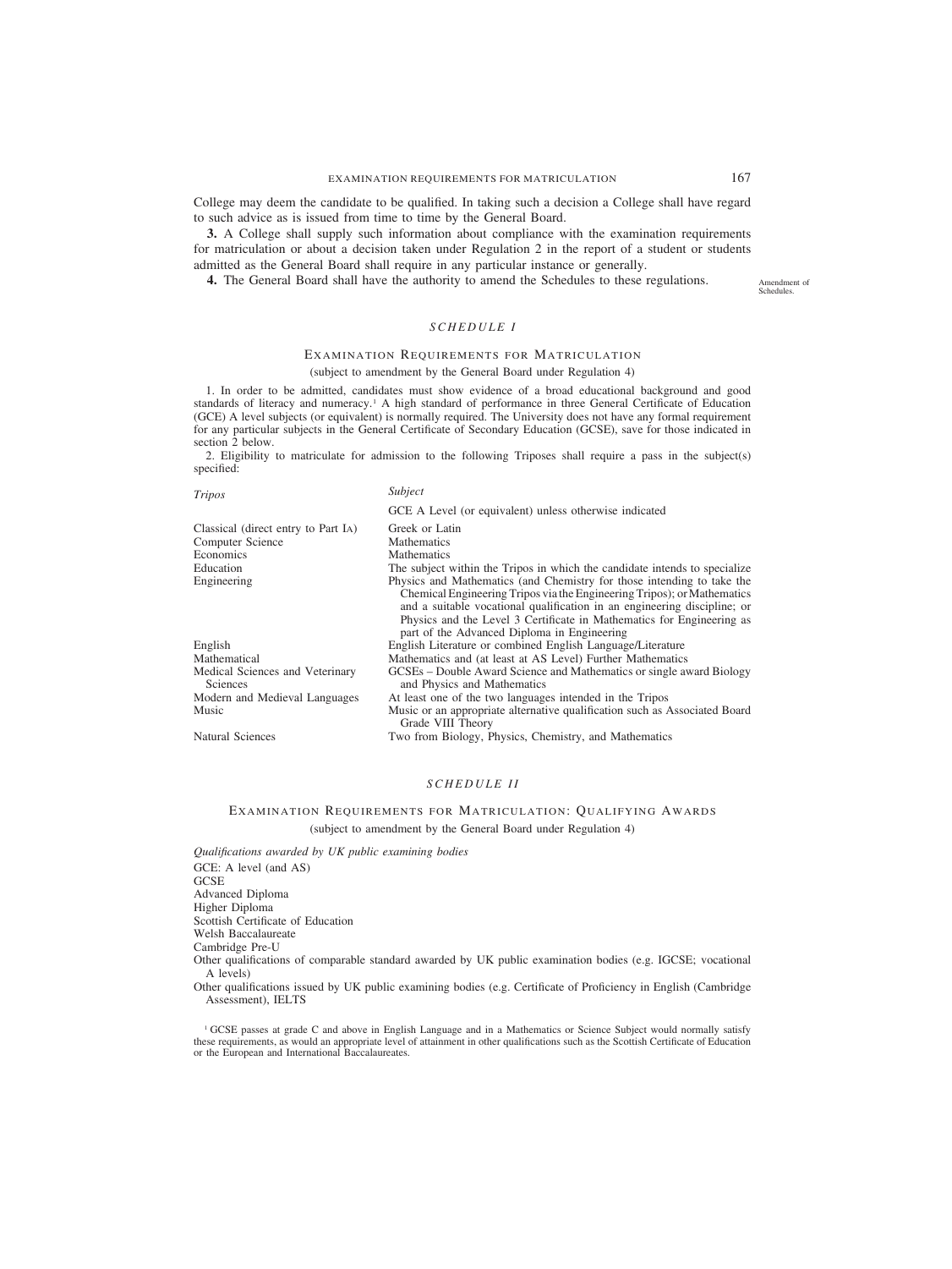College may deem the candidate to be qualified. In taking such a decision a College shall have regard to such advice as is issued from time to time by the General Board.

**3.** A College shall supply such information about compliance with the examination requirements for matriculation or about a decision taken under Regulation 2 in the report of a student or students admitted as the General Board shall require in any particular instance or generally.

**4.** The General Board shall have the authority to amend the Schedules to these regulations. *Amendment of Schedules.*

## *SCHEDULE I*

### EXAMINATION REQUIREMENTS FOR MATRICULATION

(subject to amendment by the General Board under Regulation 4)

1. In order to be admitted, candidates must show evidence of a broad educational background and good standards of literacy and numeracy.[1] A high standard of performance in three General Certificate of Education (GCE) A level subjects (or equivalent) is normally required. The University does not have any formal requirement for any particular subjects in the General Certificate of Secondary Education (GCSE), save for those indicated in section 2 below.

2. Eligibility to matriculate for admission to the following Triposes shall require a pass in the subject(s) specified:

| *Tripos* | *Subject* |
|---|---|
| | GCE A Level (or equivalent) unless otherwise indicated |
| Classical (direct entry to Part IA) | Greek or Latin |
| Computer Science | Mathematics |
| Economics | Mathematics |
| Education | The subject within the Tripos in which the candidate intends to specialize |
| Engineering | Physics and Mathematics (and Chemistry for those intending to take the Chemical Engineering Tripos via the Engineering Tripos); or Mathematics and a suitable vocational qualification in an engineering discipline; or Physics and the Level 3 Certificate in Mathematics for Engineering as part of the Advanced Diploma in Engineering |
| English | English Literature or combined English Language/Literature |
| Mathematical | Mathematics and (at least at AS Level) Further Mathematics |
| Medical Sciences and Veterinary Sciences | GCSEs – Double Award Science and Mathematics or single award Biology and Physics and Mathematics |
| Modern and Medieval Languages | At least one of the two languages intended in the Tripos |
| Music | Music or an appropriate alternative qualification such as Associated Board Grade VIII Theory |
| Natural Sciences | Two from Biology, Physics, Chemistry, and Mathematics |

## *SCHEDULE II*

### EXAMINATION REQUIREMENTS FOR MATRICULATION: QUALIFYING AWARDS

(subject to amendment by the General Board under Regulation 4)

*Qualifications awarded by UK public examining bodies*

GCE: A level (and AS)
GCSE
Advanced Diploma
Higher Diploma
Scottish Certificate of Education
Welsh Baccalaureate
Cambridge Pre-U
Other qualifications of comparable standard awarded by UK public examination bodies (e.g. IGCSE; vocational A levels)
Other qualifications issued by UK public examining bodies (e.g. Certificate of Proficiency in English (Cambridge Assessment), IELTS

[1] GCSE passes at grade C and above in English Language and in a Mathematics or Science Subject would normally satisfy these requirements, as would an appropriate level of attainment in other qualifications such as the Scottish Certificate of Education or the European and International Baccalaureates.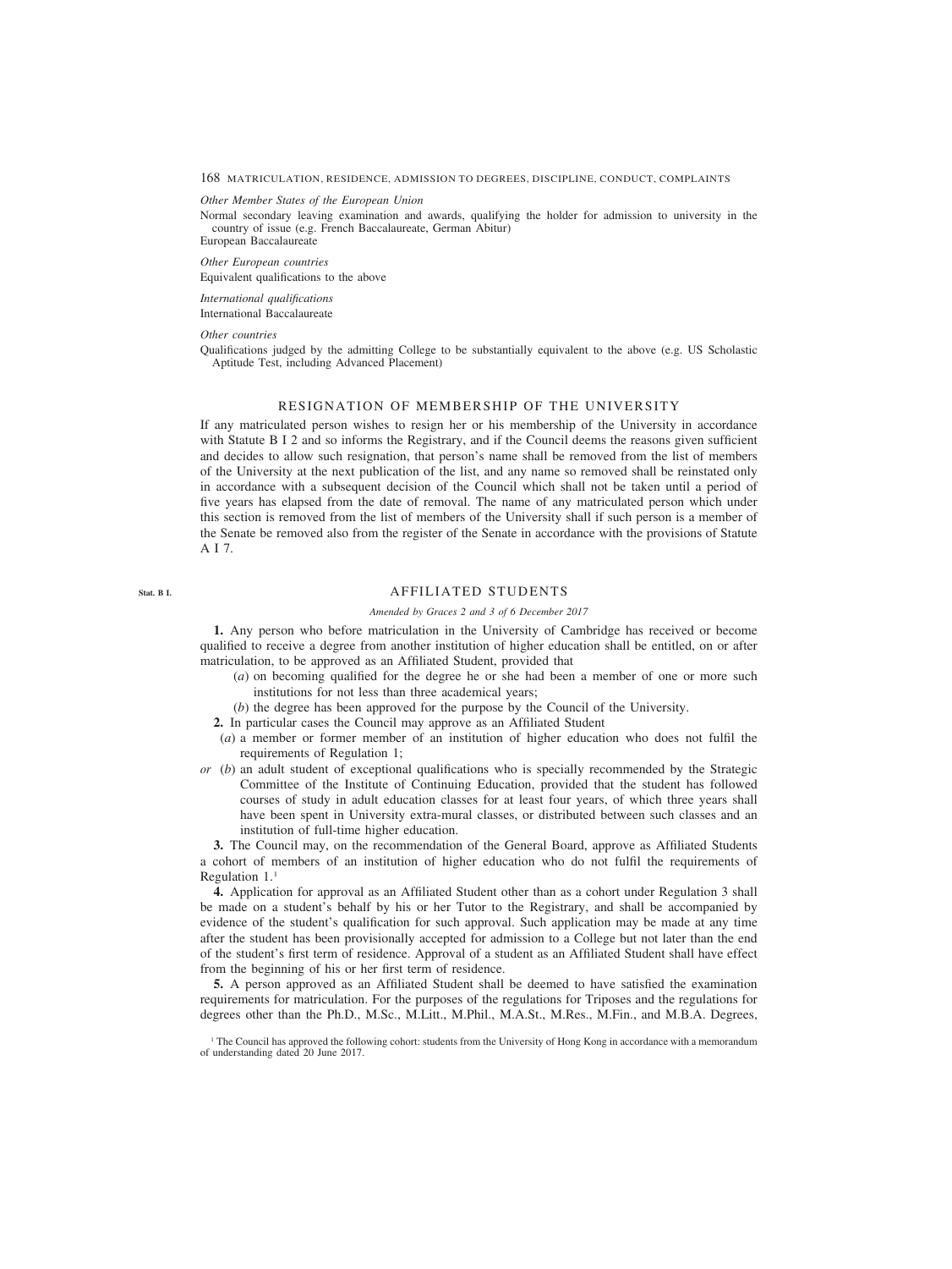*Other Member States of the European Union*

Normal secondary leaving examination and awards, qualifying the holder for admission to university in the country of issue (e.g. French Baccalaureate, German Abitur)
European Baccalaureate

*Other European countries*

Equivalent qualifications to the above

*International qualifications*

International Baccalaureate

*Other countries*

Qualifications judged by the admitting College to be substantially equivalent to the above (e.g. US Scholastic Aptitude Test, including Advanced Placement)

## RESIGNATION OF MEMBERSHIP OF THE UNIVERSITY

If any matriculated person wishes to resign her or his membership of the University in accordance with Statute B I 2 and so informs the Registrary, and if the Council deems the reasons given sufficient and decides to allow such resignation, that person's name shall be removed from the list of members of the University at the next publication of the list, and any name so removed shall be reinstated only in accordance with a subsequent decision of the Council which shall not be taken until a period of five years has elapsed from the date of removal. The name of any matriculated person which under this section is removed from the list of members of the University shall if such person is a member of the Senate be removed also from the register of the Senate in accordance with the provisions of Statute A I 7.

## AFFILIATED STUDENTS

**Stat. B I.**

*Amended by Graces 2 and 3 of 6 December 2017*

**1.** Any person who before matriculation in the University of Cambridge has received or become qualified to receive a degree from another institution of higher education shall be entitled, on or after matriculation, to be approved as an Affiliated Student, provided that

(*a*) on becoming qualified for the degree he or she had been a member of one or more such institutions for not less than three academical years;

(*b*) the degree has been approved for the purpose by the Council of the University.

**2.** In particular cases the Council may approve as an Affiliated Student

(*a*) a member or former member of an institution of higher education who does not fulfil the requirements of Regulation 1;

*or* (*b*) an adult student of exceptional qualifications who is specially recommended by the Strategic Committee of the Institute of Continuing Education, provided that the student has followed courses of study in adult education classes for at least four years, of which three years shall have been spent in University extra-mural classes, or distributed between such classes and an institution of full-time higher education.

**3.** The Council may, on the recommendation of the General Board, approve as Affiliated Students a cohort of members of an institution of higher education who do not fulfil the requirements of Regulation 1.[1]

**4.** Application for approval as an Affiliated Student other than as a cohort under Regulation 3 shall be made on a student's behalf by his or her Tutor to the Registrary, and shall be accompanied by evidence of the student's qualification for such approval. Such application may be made at any time after the student has been provisionally accepted for admission to a College but not later than the end of the student's first term of residence. Approval of a student as an Affiliated Student shall have effect from the beginning of his or her first term of residence.

**5.** A person approved as an Affiliated Student shall be deemed to have satisfied the examination requirements for matriculation. For the purposes of the regulations for Triposes and the regulations for degrees other than the Ph.D., M.Sc., M.Litt., M.Phil., M.A.St., M.Res., M.Fin., and M.B.A. Degrees,

[1] The Council has approved the following cohort: students from the University of Hong Kong in accordance with a memorandum of understanding dated 20 June 2017.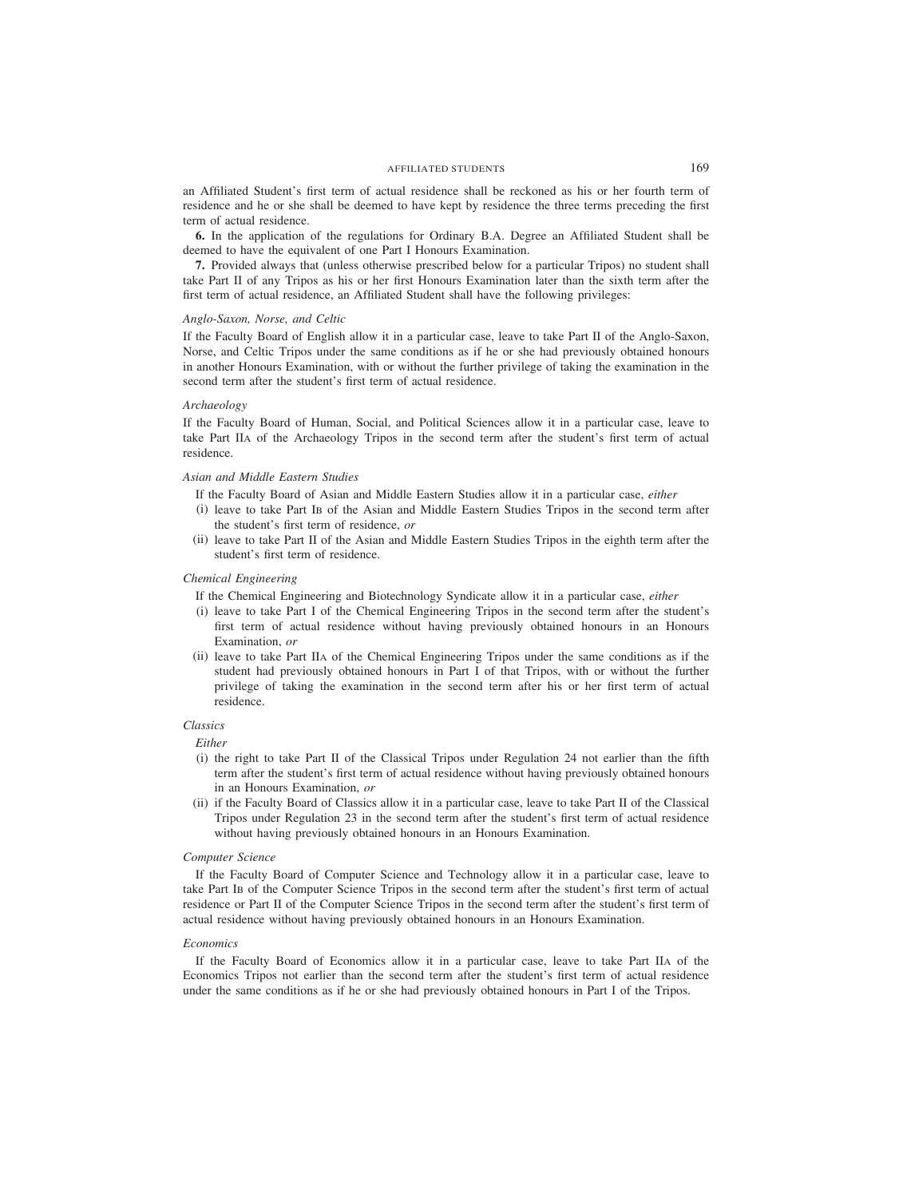an Affiliated Student's first term of actual residence shall be reckoned as his or her fourth term of residence and he or she shall be deemed to have kept by residence the three terms preceding the first term of actual residence.

**6.** In the application of the regulations for Ordinary B.A. Degree an Affiliated Student shall be deemed to have the equivalent of one Part I Honours Examination.

**7.** Provided always that (unless otherwise prescribed below for a particular Tripos) no student shall take Part II of any Tripos as his or her first Honours Examination later than the sixth term after the first term of actual residence, an Affiliated Student shall have the following privileges:

*Anglo-Saxon, Norse, and Celtic*

If the Faculty Board of English allow it in a particular case, leave to take Part II of the Anglo-Saxon, Norse, and Celtic Tripos under the same conditions as if he or she had previously obtained honours in another Honours Examination, with or without the further privilege of taking the examination in the second term after the student's first term of actual residence.

*Archaeology*

If the Faculty Board of Human, Social, and Political Sciences allow it in a particular case, leave to take Part IIA of the Archaeology Tripos in the second term after the student's first term of actual residence.

*Asian and Middle Eastern Studies*

If the Faculty Board of Asian and Middle Eastern Studies allow it in a particular case, *either*

(i) leave to take Part IB of the Asian and Middle Eastern Studies Tripos in the second term after the student's first term of residence, *or*

(ii) leave to take Part II of the Asian and Middle Eastern Studies Tripos in the eighth term after the student's first term of residence.

*Chemical Engineering*

If the Chemical Engineering and Biotechnology Syndicate allow it in a particular case, *either*

(i) leave to take Part I of the Chemical Engineering Tripos in the second term after the student's first term of actual residence without having previously obtained honours in an Honours Examination, *or*

(ii) leave to take Part IIA of the Chemical Engineering Tripos under the same conditions as if the student had previously obtained honours in Part I of that Tripos, with or without the further privilege of taking the examination in the second term after his or her first term of actual residence.

*Classics*

*Either*

(i) the right to take Part II of the Classical Tripos under Regulation 24 not earlier than the fifth term after the student's first term of actual residence without having previously obtained honours in an Honours Examination, *or*

(ii) if the Faculty Board of Classics allow it in a particular case, leave to take Part II of the Classical Tripos under Regulation 23 in the second term after the student's first term of actual residence without having previously obtained honours in an Honours Examination.

*Computer Science*

If the Faculty Board of Computer Science and Technology allow it in a particular case, leave to take Part IB of the Computer Science Tripos in the second term after the student's first term of actual residence or Part II of the Computer Science Tripos in the second term after the student's first term of actual residence without having previously obtained honours in an Honours Examination.

*Economics*

If the Faculty Board of Economics allow it in a particular case, leave to take Part IIA of the Economics Tripos not earlier than the second term after the student's first term of actual residence under the same conditions as if he or she had previously obtained honours in Part I of the Tripos.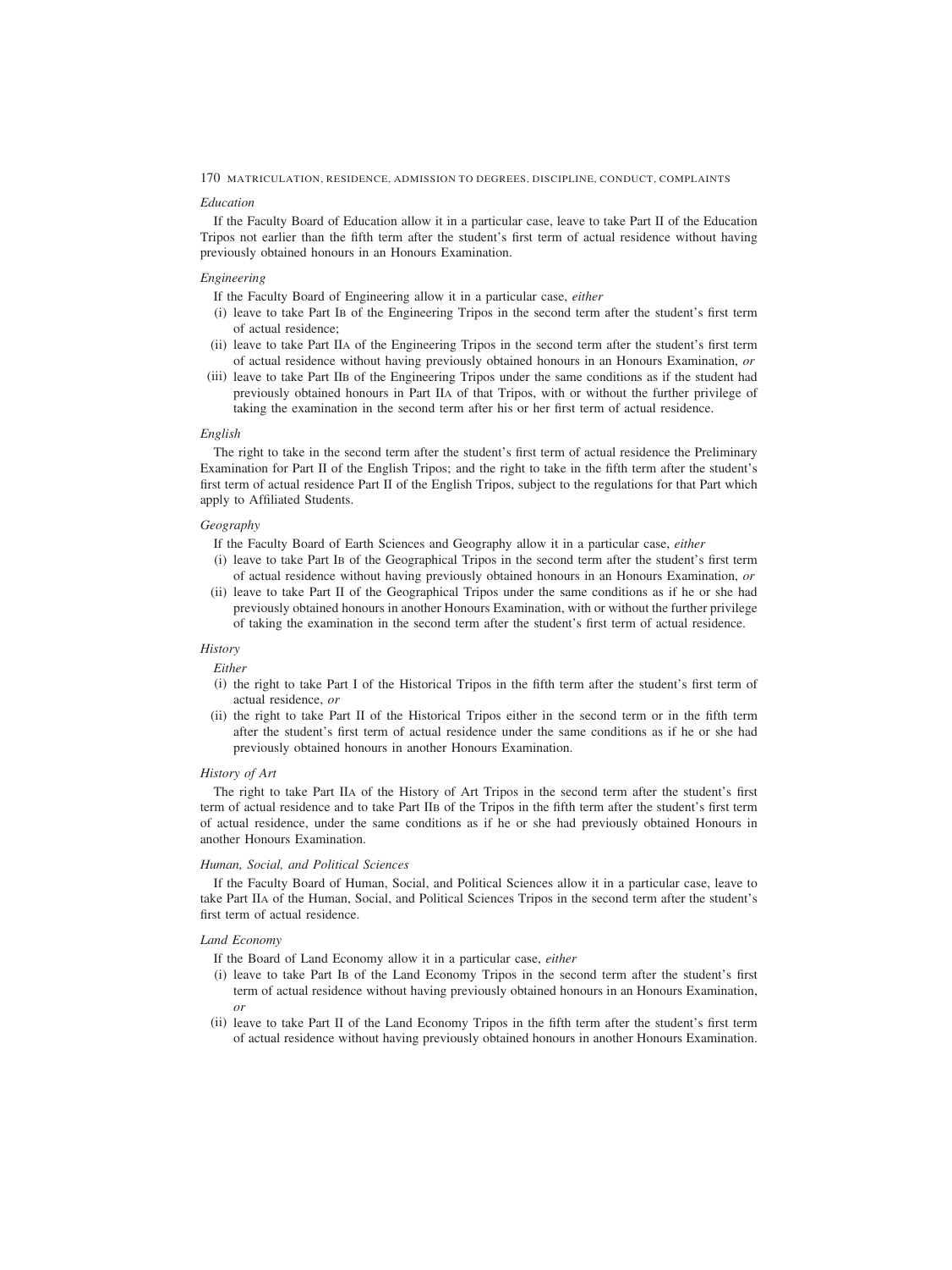*Education*

If the Faculty Board of Education allow it in a particular case, leave to take Part II of the Education Tripos not earlier than the fifth term after the student's first term of actual residence without having previously obtained honours in an Honours Examination.

*Engineering*

If the Faculty Board of Engineering allow it in a particular case, *either*

(i) leave to take Part IB of the Engineering Tripos in the second term after the student's first term of actual residence;

(ii) leave to take Part IIA of the Engineering Tripos in the second term after the student's first term of actual residence without having previously obtained honours in an Honours Examination, *or*

(iii) leave to take Part IIB of the Engineering Tripos under the same conditions as if the student had previously obtained honours in Part IIA of that Tripos, with or without the further privilege of taking the examination in the second term after his or her first term of actual residence.

*English*

The right to take in the second term after the student's first term of actual residence the Preliminary Examination for Part II of the English Tripos; and the right to take in the fifth term after the student's first term of actual residence Part II of the English Tripos, subject to the regulations for that Part which apply to Affiliated Students.

*Geography*

If the Faculty Board of Earth Sciences and Geography allow it in a particular case, *either*

(i) leave to take Part IB of the Geographical Tripos in the second term after the student's first term of actual residence without having previously obtained honours in an Honours Examination, *or*

(ii) leave to take Part II of the Geographical Tripos under the same conditions as if he or she had previously obtained honours in another Honours Examination, with or without the further privilege of taking the examination in the second term after the student's first term of actual residence.

*History*

*Either*

(i) the right to take Part I of the Historical Tripos in the fifth term after the student's first term of actual residence, *or*

(ii) the right to take Part II of the Historical Tripos either in the second term or in the fifth term after the student's first term of actual residence under the same conditions as if he or she had previously obtained honours in another Honours Examination.

*History of Art*

The right to take Part IIA of the History of Art Tripos in the second term after the student's first term of actual residence and to take Part IIB of the Tripos in the fifth term after the student's first term of actual residence, under the same conditions as if he or she had previously obtained Honours in another Honours Examination.

*Human, Social, and Political Sciences*

If the Faculty Board of Human, Social, and Political Sciences allow it in a particular case, leave to take Part IIA of the Human, Social, and Political Sciences Tripos in the second term after the student's first term of actual residence.

*Land Economy*

If the Board of Land Economy allow it in a particular case, *either*

(i) leave to take Part IB of the Land Economy Tripos in the second term after the student's first term of actual residence without having previously obtained honours in an Honours Examination, *or*

(ii) leave to take Part II of the Land Economy Tripos in the fifth term after the student's first term of actual residence without having previously obtained honours in another Honours Examination.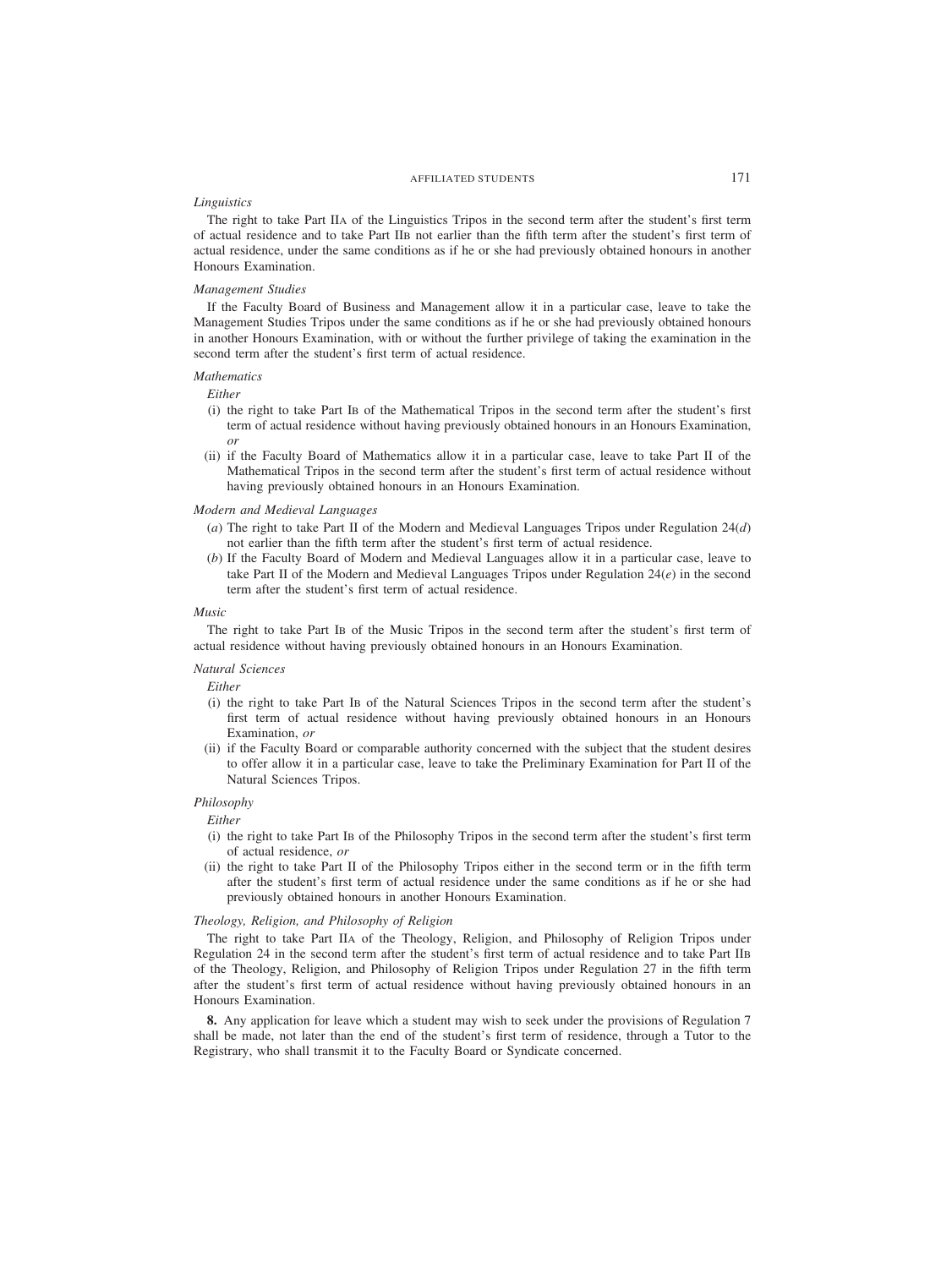*Linguistics*

The right to take Part IIA of the Linguistics Tripos in the second term after the student's first term of actual residence and to take Part IIB not earlier than the fifth term after the student's first term of actual residence, under the same conditions as if he or she had previously obtained honours in another Honours Examination.

*Management Studies*

If the Faculty Board of Business and Management allow it in a particular case, leave to take the Management Studies Tripos under the same conditions as if he or she had previously obtained honours in another Honours Examination, with or without the further privilege of taking the examination in the second term after the student's first term of actual residence.

*Mathematics*

*Either*

(i) the right to take Part IB of the Mathematical Tripos in the second term after the student's first term of actual residence without having previously obtained honours in an Honours Examination, *or*

(ii) if the Faculty Board of Mathematics allow it in a particular case, leave to take Part II of the Mathematical Tripos in the second term after the student's first term of actual residence without having previously obtained honours in an Honours Examination.

*Modern and Medieval Languages*

(*a*) The right to take Part II of the Modern and Medieval Languages Tripos under Regulation 24(*d*) not earlier than the fifth term after the student's first term of actual residence.

(*b*) If the Faculty Board of Modern and Medieval Languages allow it in a particular case, leave to take Part II of the Modern and Medieval Languages Tripos under Regulation 24(*e*) in the second term after the student's first term of actual residence.

*Music*

The right to take Part IB of the Music Tripos in the second term after the student's first term of actual residence without having previously obtained honours in an Honours Examination.

*Natural Sciences*

*Either*

(i) the right to take Part IB of the Natural Sciences Tripos in the second term after the student's first term of actual residence without having previously obtained honours in an Honours Examination, *or*

(ii) if the Faculty Board or comparable authority concerned with the subject that the student desires to offer allow it in a particular case, leave to take the Preliminary Examination for Part II of the Natural Sciences Tripos.

*Philosophy*

*Either*

(i) the right to take Part IB of the Philosophy Tripos in the second term after the student's first term of actual residence, *or*

(ii) the right to take Part II of the Philosophy Tripos either in the second term or in the fifth term after the student's first term of actual residence under the same conditions as if he or she had previously obtained honours in another Honours Examination.

*Theology, Religion, and Philosophy of Religion*

The right to take Part IIA of the Theology, Religion, and Philosophy of Religion Tripos under Regulation 24 in the second term after the student's first term of actual residence and to take Part IIB of the Theology, Religion, and Philosophy of Religion Tripos under Regulation 27 in the fifth term after the student's first term of actual residence without having previously obtained honours in an Honours Examination.

**8.** Any application for leave which a student may wish to seek under the provisions of Regulation 7 shall be made, not later than the end of the student's first term of residence, through a Tutor to the Registrary, who shall transmit it to the Faculty Board or Syndicate concerned.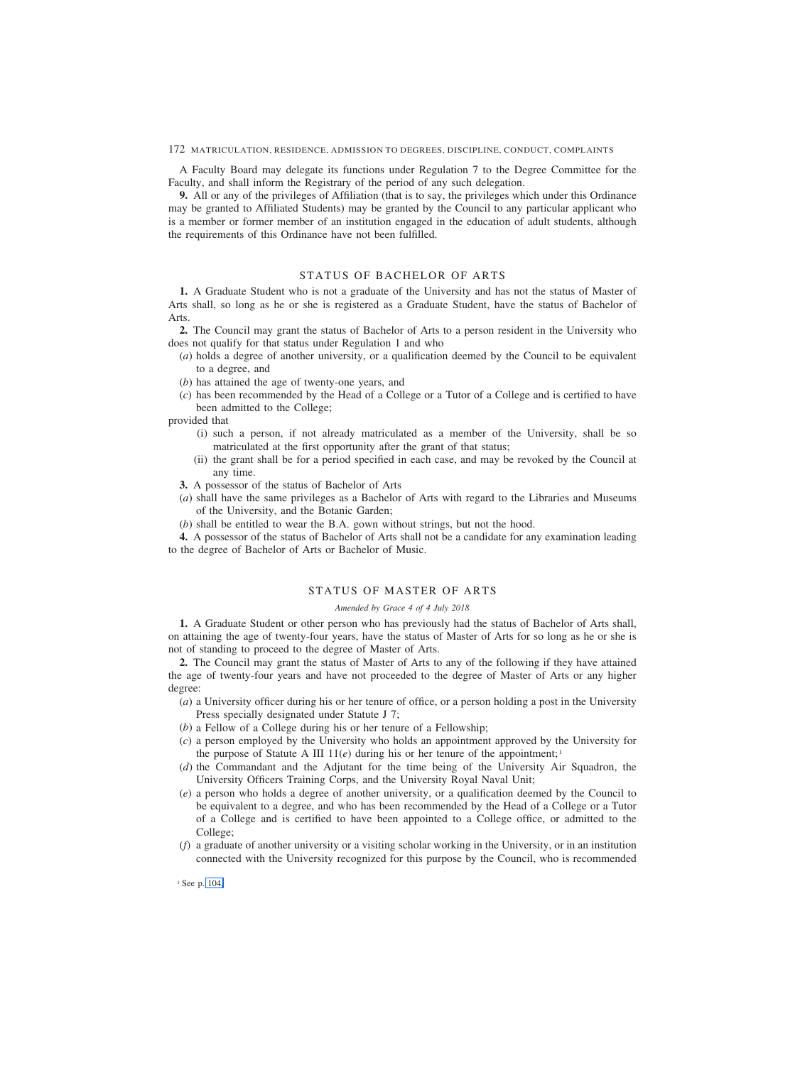A Faculty Board may delegate its functions under Regulation 7 to the Degree Committee for the Faculty, and shall inform the Registrary of the period of any such delegation.

**9.** All or any of the privileges of Affiliation (that is to say, the privileges which under this Ordinance may be granted to Affiliated Students) may be granted by the Council to any particular applicant who is a member or former member of an institution engaged in the education of adult students, although the requirements of this Ordinance have not been fulfilled.

## STATUS OF BACHELOR OF ARTS

**1.** A Graduate Student who is not a graduate of the University and has not the status of Master of Arts shall, so long as he or she is registered as a Graduate Student, have the status of Bachelor of Arts.

**2.** The Council may grant the status of Bachelor of Arts to a person resident in the University who does not qualify for that status under Regulation 1 and who

(*a*) holds a degree of another university, or a qualification deemed by the Council to be equivalent to a degree, and

(*b*) has attained the age of twenty-one years, and

(*c*) has been recommended by the Head of a College or a Tutor of a College and is certified to have been admitted to the College;

provided that

(i) such a person, if not already matriculated as a member of the University, shall be so matriculated at the first opportunity after the grant of that status;

(ii) the grant shall be for a period specified in each case, and may be revoked by the Council at any time.

**3.** A possessor of the status of Bachelor of Arts

(*a*) shall have the same privileges as a Bachelor of Arts with regard to the Libraries and Museums of the University, and the Botanic Garden;

(*b*) shall be entitled to wear the B.A. gown without strings, but not the hood.

**4.** A possessor of the status of Bachelor of Arts shall not be a candidate for any examination leading to the degree of Bachelor of Arts or Bachelor of Music.

## STATUS OF MASTER OF ARTS

*Amended by Grace 4 of 4 July 2018*

**1.** A Graduate Student or other person who has previously had the status of Bachelor of Arts shall, on attaining the age of twenty-four years, have the status of Master of Arts for so long as he or she is not of standing to proceed to the degree of Master of Arts.

**2.** The Council may grant the status of Master of Arts to any of the following if they have attained the age of twenty-four years and have not proceeded to the degree of Master of Arts or any higher degree:

(*a*) a University officer during his or her tenure of office, or a person holding a post in the University Press specially designated under Statute J 7;

(*b*) a Fellow of a College during his or her tenure of a Fellowship;

(*c*) a person employed by the University who holds an appointment approved by the University for the purpose of Statute A III 11(*e*) during his or her tenure of the appointment;[1]

(*d*) the Commandant and the Adjutant for the time being of the University Air Squadron, the University Officers Training Corps, and the University Royal Naval Unit;

(*e*) a person who holds a degree of another university, or a qualification deemed by the Council to be equivalent to a degree, and who has been recommended by the Head of a College or a Tutor of a College and is certified to have been appointed to a College office, or admitted to the College;

(*f*) a graduate of another university or a visiting scholar working in the University, or in an institution connected with the University recognized for this purpose by the Council, who is recommended

[1] See p. 104.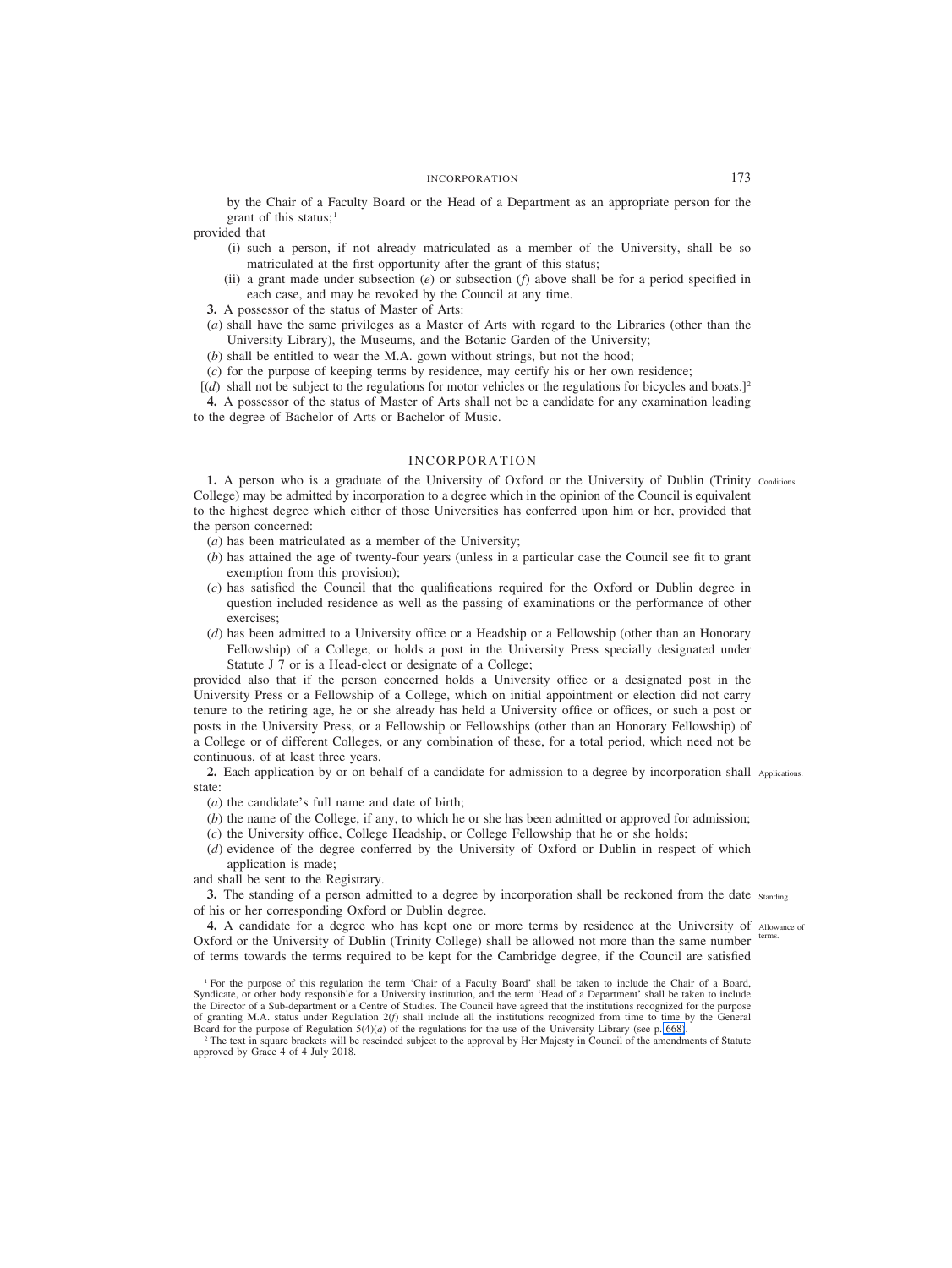by the Chair of a Faculty Board or the Head of a Department as an appropriate person for the grant of this status;[1]

provided that

- (i) such a person, if not already matriculated as a member of the University, shall be so matriculated at the first opportunity after the grant of this status;
- (ii) a grant made under subsection (*e*) or subsection (*f*) above shall be for a period specified in each case, and may be revoked by the Council at any time.

**3.** A possessor of the status of Master of Arts:

(*a*) shall have the same privileges as a Master of Arts with regard to the Libraries (other than the University Library), the Museums, and the Botanic Garden of the University;

(*b*) shall be entitled to wear the M.A. gown without strings, but not the hood;

(*c*) for the purpose of keeping terms by residence, may certify his or her own residence;

[(*d*) shall not be subject to the regulations for motor vehicles or the regulations for bicycles and boats.][2]

**4.** A possessor of the status of Master of Arts shall not be a candidate for any examination leading to the degree of Bachelor of Arts or Bachelor of Music.

## INCORPORATION

**1.** *Conditions.* A person who is a graduate of the University of Oxford or the University of Dublin (Trinity College) may be admitted by incorporation to a degree which in the opinion of the Council is equivalent to the highest degree which either of those Universities has conferred upon him or her, provided that the person concerned:

(*a*) has been matriculated as a member of the University;

(*b*) has attained the age of twenty-four years (unless in a particular case the Council see fit to grant exemption from this provision);

(*c*) has satisfied the Council that the qualifications required for the Oxford or Dublin degree in question included residence as well as the passing of examinations or the performance of other exercises;

(*d*) has been admitted to a University office or a Headship or a Fellowship (other than an Honorary Fellowship) of a College, or holds a post in the University Press specially designated under Statute J 7 or is a Head-elect or designate of a College;

provided also that if the person concerned holds a University office or a designated post in the University Press or a Fellowship of a College, which on initial appointment or election did not carry tenure to the retiring age, he or she already has held a University office or offices, or such a post or posts in the University Press, or a Fellowship or Fellowships (other than an Honorary Fellowship) of a College or of different Colleges, or any combination of these, for a total period, which need not be continuous, of at least three years.

**2.** *Applications.* Each application by or on behalf of a candidate for admission to a degree by incorporation shall state:

(*a*) the candidate's full name and date of birth;

(*b*) the name of the College, if any, to which he or she has been admitted or approved for admission;

(*c*) the University office, College Headship, or College Fellowship that he or she holds;

(*d*) evidence of the degree conferred by the University of Oxford or Dublin in respect of which application is made;

and shall be sent to the Registrary.

**3.** *Standing.* The standing of a person admitted to a degree by incorporation shall be reckoned from the date of his or her corresponding Oxford or Dublin degree.

**4.** *Allowance of terms.* A candidate for a degree who has kept one or more terms by residence at the University of Oxford or the University of Dublin (Trinity College) shall be allowed not more than the same number of terms towards the terms required to be kept for the Cambridge degree, if the Council are satisfied

[1] For the purpose of this regulation the term 'Chair of a Faculty Board' shall be taken to include the Chair of a Board, Syndicate, or other body responsible for a University institution, and the term 'Head of a Department' shall be taken to include the Director of a Sub-department or a Centre of Studies. The Council have agreed that the institutions recognized for the purpose of granting M.A. status under Regulation 2(*f*) shall include all the institutions recognized from time to time by the General Board for the purpose of Regulation 5(4)(*a*) of the regulations for the use of the University Library (see p. 668).

[2] The text in square brackets will be rescinded subject to the approval by Her Majesty in Council of the amendments of Statute approved by Grace 4 of 4 July 2018.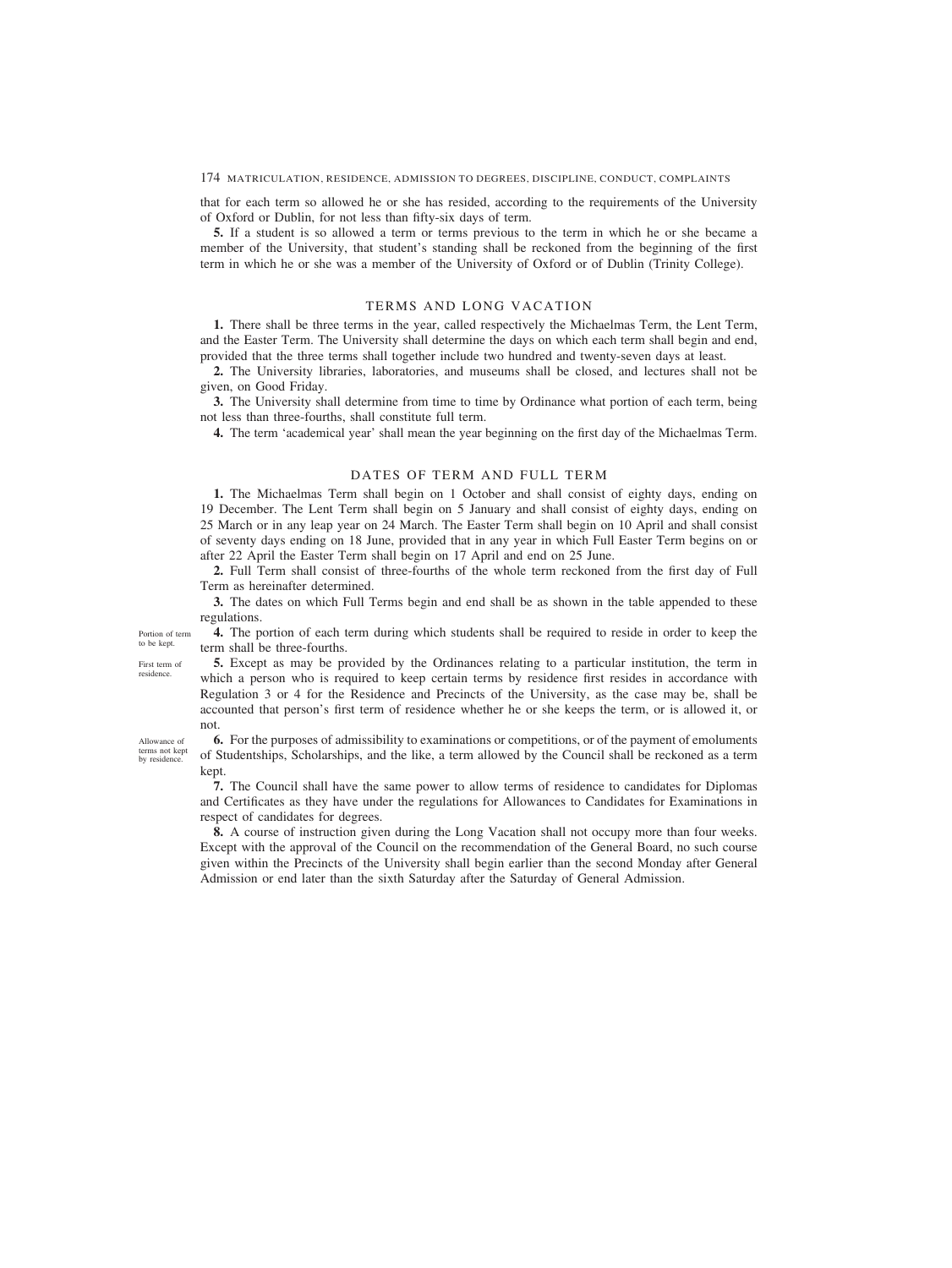that for each term so allowed he or she has resided, according to the requirements of the University of Oxford or Dublin, for not less than fifty-six days of term.

**5.** If a student is so allowed a term or terms previous to the term in which he or she became a member of the University, that student's standing shall be reckoned from the beginning of the first term in which he or she was a member of the University of Oxford or of Dublin (Trinity College).

## TERMS AND LONG VACATION

**1.** There shall be three terms in the year, called respectively the Michaelmas Term, the Lent Term, and the Easter Term. The University shall determine the days on which each term shall begin and end, provided that the three terms shall together include two hundred and twenty-seven days at least.

**2.** The University libraries, laboratories, and museums shall be closed, and lectures shall not be given, on Good Friday.

**3.** The University shall determine from time to time by Ordinance what portion of each term, being not less than three-fourths, shall constitute full term.

**4.** The term 'academical year' shall mean the year beginning on the first day of the Michaelmas Term.

## DATES OF TERM AND FULL TERM

**1.** The Michaelmas Term shall begin on 1 October and shall consist of eighty days, ending on 19 December. The Lent Term shall begin on 5 January and shall consist of eighty days, ending on 25 March or in any leap year on 24 March. The Easter Term shall begin on 10 April and shall consist of seventy days ending on 18 June, provided that in any year in which Full Easter Term begins on or after 22 April the Easter Term shall begin on 17 April and end on 25 June.

**2.** Full Term shall consist of three-fourths of the whole term reckoned from the first day of Full Term as hereinafter determined.

**3.** The dates on which Full Terms begin and end shall be as shown in the table appended to these regulations.

*Portion of term to be kept.*

**4.** The portion of each term during which students shall be required to reside in order to keep the term shall be three-fourths.

*First term of residence.*

**5.** Except as may be provided by the Ordinances relating to a particular institution, the term in which a person who is required to keep certain terms by residence first resides in accordance with Regulation 3 or 4 for the Residence and Precincts of the University, as the case may be, shall be accounted that person's first term of residence whether he or she keeps the term, or is allowed it, or not.

*Allowance of terms not kept by residence.*

**6.** For the purposes of admissibility to examinations or competitions, or of the payment of emoluments of Studentships, Scholarships, and the like, a term allowed by the Council shall be reckoned as a term kept.

**7.** The Council shall have the same power to allow terms of residence to candidates for Diplomas and Certificates as they have under the regulations for Allowances to Candidates for Examinations in respect of candidates for degrees.

**8.** A course of instruction given during the Long Vacation shall not occupy more than four weeks. Except with the approval of the Council on the recommendation of the General Board, no such course given within the Precincts of the University shall begin earlier than the second Monday after General Admission or end later than the sixth Saturday after the Saturday of General Admission.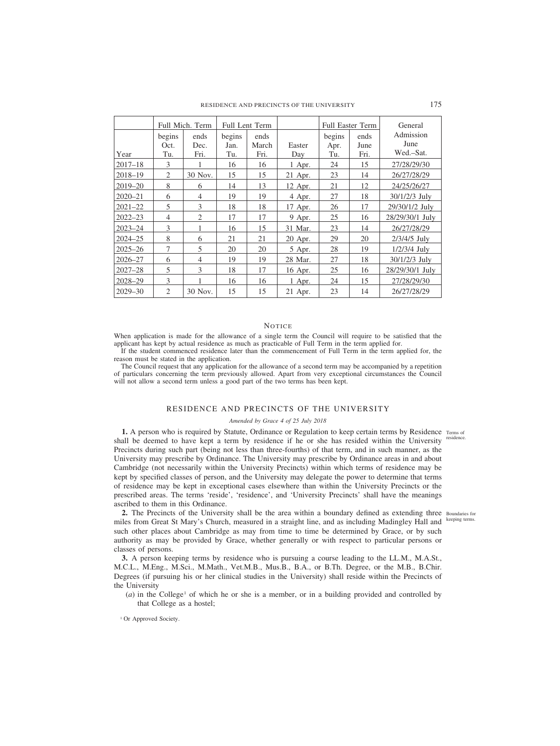| Year | Full Mich. Term | | Full Lent Term | | Easter Day | Full Easter Term | | General Admission June Wed.–Sat. |
|---|---|---|---|---|---|---|---|---|
| | begins Oct. Tu. | ends Dec. Fri. | begins Jan. Tu. | ends March Fri. | | begins Apr. Tu. | ends June Fri. | |
| 2017–18 | 3 | 1 | 16 | 16 | 1 Apr. | 24 | 15 | 27/28/29/30 |
| 2018–19 | 2 | 30 Nov. | 15 | 15 | 21 Apr. | 23 | 14 | 26/27/28/29 |
| 2019–20 | 8 | 6 | 14 | 13 | 12 Apr. | 21 | 12 | 24/25/26/27 |
| 2020–21 | 6 | 4 | 19 | 19 | 4 Apr. | 27 | 18 | 30/1/2/3 July |
| 2021–22 | 5 | 3 | 18 | 18 | 17 Apr. | 26 | 17 | 29/30/1/2 July |
| 2022–23 | 4 | 2 | 17 | 17 | 9 Apr. | 25 | 16 | 28/29/30/1 July |
| 2023–24 | 3 | 1 | 16 | 15 | 31 Mar. | 23 | 14 | 26/27/28/29 |
| 2024–25 | 8 | 6 | 21 | 21 | 20 Apr. | 29 | 20 | 2/3/4/5 July |
| 2025–26 | 7 | 5 | 20 | 20 | 5 Apr. | 28 | 19 | 1/2/3/4 July |
| 2026–27 | 6 | 4 | 19 | 19 | 28 Mar. | 27 | 18 | 30/1/2/3 July |
| 2027–28 | 5 | 3 | 18 | 17 | 16 Apr. | 25 | 16 | 28/29/30/1 July |
| 2028–29 | 3 | 1 | 16 | 16 | 1 Apr. | 24 | 15 | 27/28/29/30 |
| 2029–30 | 2 | 30 Nov. | 15 | 15 | 21 Apr. | 23 | 14 | 26/27/28/29 |

### Notice

When application is made for the allowance of a single term the Council will require to be satisfied that the applicant has kept by actual residence as much as practicable of Full Term in the term applied for.

If the student commenced residence later than the commencement of Full Term in the term applied for, the reason must be stated in the application.

The Council request that any application for the allowance of a second term may be accompanied by a repetition of particulars concerning the term previously allowed. Apart from very exceptional circumstances the Council will not allow a second term unless a good part of the two terms has been kept.

## RESIDENCE AND PRECINCTS OF THE UNIVERSITY

*Amended by Grace 4 of 25 July 2018*

*Terms of residence.*

**1.** A person who is required by Statute, Ordinance or Regulation to keep certain terms by Residence shall be deemed to have kept a term by residence if he or she has resided within the University Precincts during such part (being not less than three-fourths) of that term, and in such manner, as the University may prescribe by Ordinance. The University may prescribe by Ordinance areas in and about Cambridge (not necessarily within the University Precincts) within which terms of residence may be kept by specified classes of person, and the University may delegate the power to determine that terms of residence may be kept in exceptional cases elsewhere than within the University Precincts or the prescribed areas. The terms 'reside', 'residence', and 'University Precincts' shall have the meanings ascribed to them in this Ordinance.

*Boundaries for keeping terms.*

**2.** The Precincts of the University shall be the area within a boundary defined as extending three miles from Great St Mary's Church, measured in a straight line, and as including Madingley Hall and such other places about Cambridge as may from time to time be determined by Grace, or by such authority as may be provided by Grace, whether generally or with respect to particular persons or classes of persons.

**3.** A person keeping terms by residence who is pursuing a course leading to the LL.M., M.A.St., M.C.L., M.Eng., M.Sci., M.Math., Vet.M.B., Mus.B., B.A., or B.Th. Degree, or the M.B., B.Chir. Degrees (if pursuing his or her clinical studies in the University) shall reside within the Precincts of the University

(*a*) in the College[1] of which he or she is a member, or in a building provided and controlled by that College as a hostel;

[1] Or Approved Society.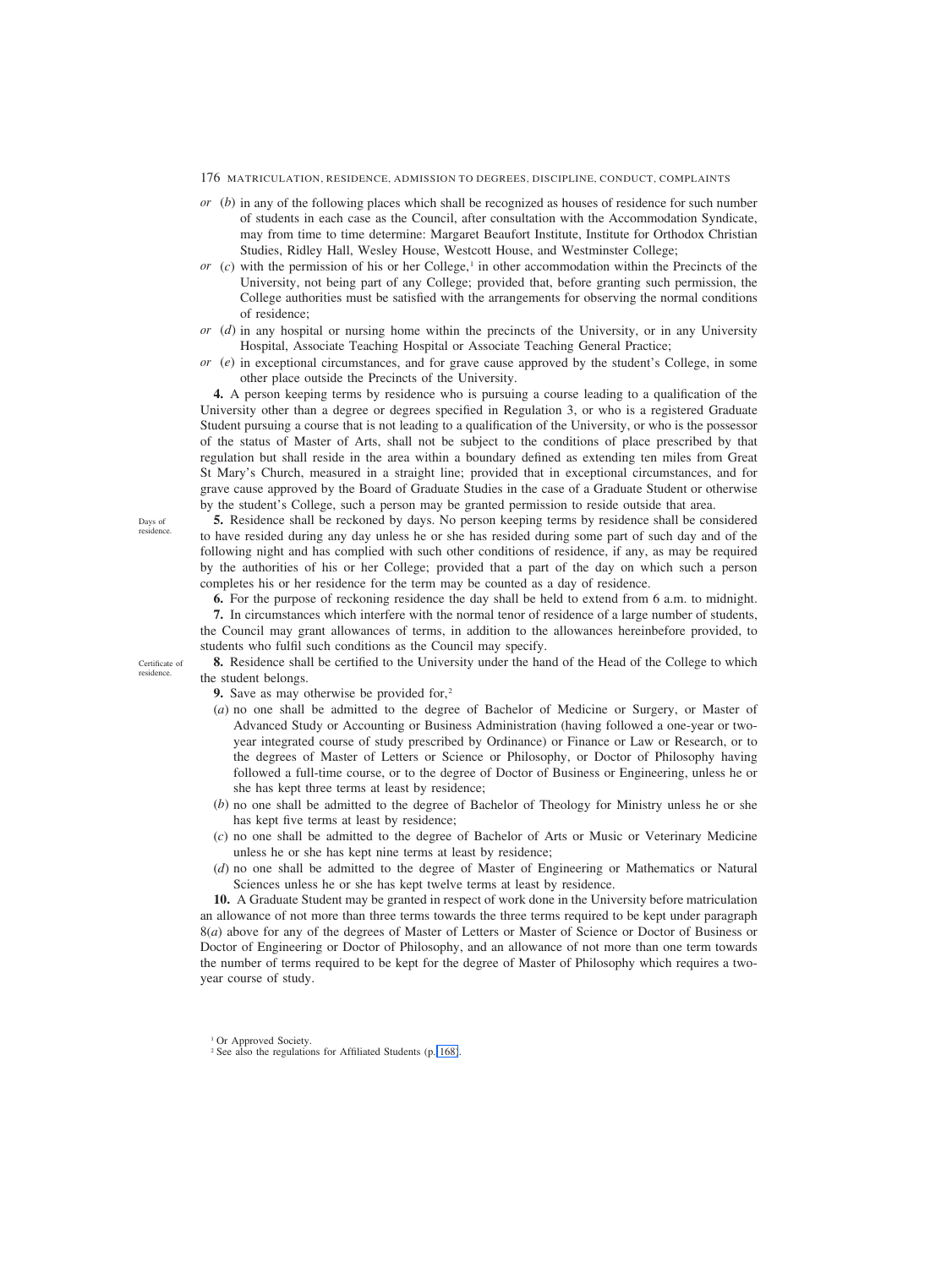*or* (*b*) in any of the following places which shall be recognized as houses of residence for such number of students in each case as the Council, after consultation with the Accommodation Syndicate, may from time to time determine: Margaret Beaufort Institute, Institute for Orthodox Christian Studies, Ridley Hall, Wesley House, Westcott House, and Westminster College;

*or* (*c*) with the permission of his or her College,[1] in other accommodation within the Precincts of the University, not being part of any College; provided that, before granting such permission, the College authorities must be satisfied with the arrangements for observing the normal conditions of residence;

*or* (*d*) in any hospital or nursing home within the precincts of the University, or in any University Hospital, Associate Teaching Hospital or Associate Teaching General Practice;

*or* (*e*) in exceptional circumstances, and for grave cause approved by the student's College, in some other place outside the Precincts of the University.

**4.** A person keeping terms by residence who is pursuing a course leading to a qualification of the University other than a degree or degrees specified in Regulation 3, or who is a registered Graduate Student pursuing a course that is not leading to a qualification of the University, or who is the possessor of the status of Master of Arts, shall not be subject to the conditions of place prescribed by that regulation but shall reside in the area within a boundary defined as extending ten miles from Great St Mary's Church, measured in a straight line; provided that in exceptional circumstances, and for grave cause approved by the Board of Graduate Studies in the case of a Graduate Student or otherwise by the student's College, such a person may be granted permission to reside outside that area.

Days of residence.

**5.** Residence shall be reckoned by days. No person keeping terms by residence shall be considered to have resided during any day unless he or she has resided during some part of such day and of the following night and has complied with such other conditions of residence, if any, as may be required by the authorities of his or her College; provided that a part of the day on which such a person completes his or her residence for the term may be counted as a day of residence.

**6.** For the purpose of reckoning residence the day shall be held to extend from 6 a.m. to midnight.

**7.** In circumstances which interfere with the normal tenor of residence of a large number of students, the Council may grant allowances of terms, in addition to the allowances hereinbefore provided, to students who fulfil such conditions as the Council may specify.

Certificate of residence.

**8.** Residence shall be certified to the University under the hand of the Head of the College to which the student belongs.

**9.** Save as may otherwise be provided for,[2]

(*a*) no one shall be admitted to the degree of Bachelor of Medicine or Surgery, or Master of Advanced Study or Accounting or Business Administration (having followed a one-year or two-year integrated course of study prescribed by Ordinance) or Finance or Law or Research, or to the degrees of Master of Letters or Science or Philosophy, or Doctor of Philosophy having followed a full-time course, or to the degree of Doctor of Business or Engineering, unless he or she has kept three terms at least by residence;

(*b*) no one shall be admitted to the degree of Bachelor of Theology for Ministry unless he or she has kept five terms at least by residence;

(*c*) no one shall be admitted to the degree of Bachelor of Arts or Music or Veterinary Medicine unless he or she has kept nine terms at least by residence;

(*d*) no one shall be admitted to the degree of Master of Engineering or Mathematics or Natural Sciences unless he or she has kept twelve terms at least by residence.

**10.** A Graduate Student may be granted in respect of work done in the University before matriculation an allowance of not more than three terms towards the three terms required to be kept under paragraph 8(*a*) above for any of the degrees of Master of Letters or Master of Science or Doctor of Business or Doctor of Engineering or Doctor of Philosophy, and an allowance of not more than one term towards the number of terms required to be kept for the degree of Master of Philosophy which requires a two-year course of study.

---

[1] Or Approved Society.

[2] See also the regulations for Affiliated Students (p. 168).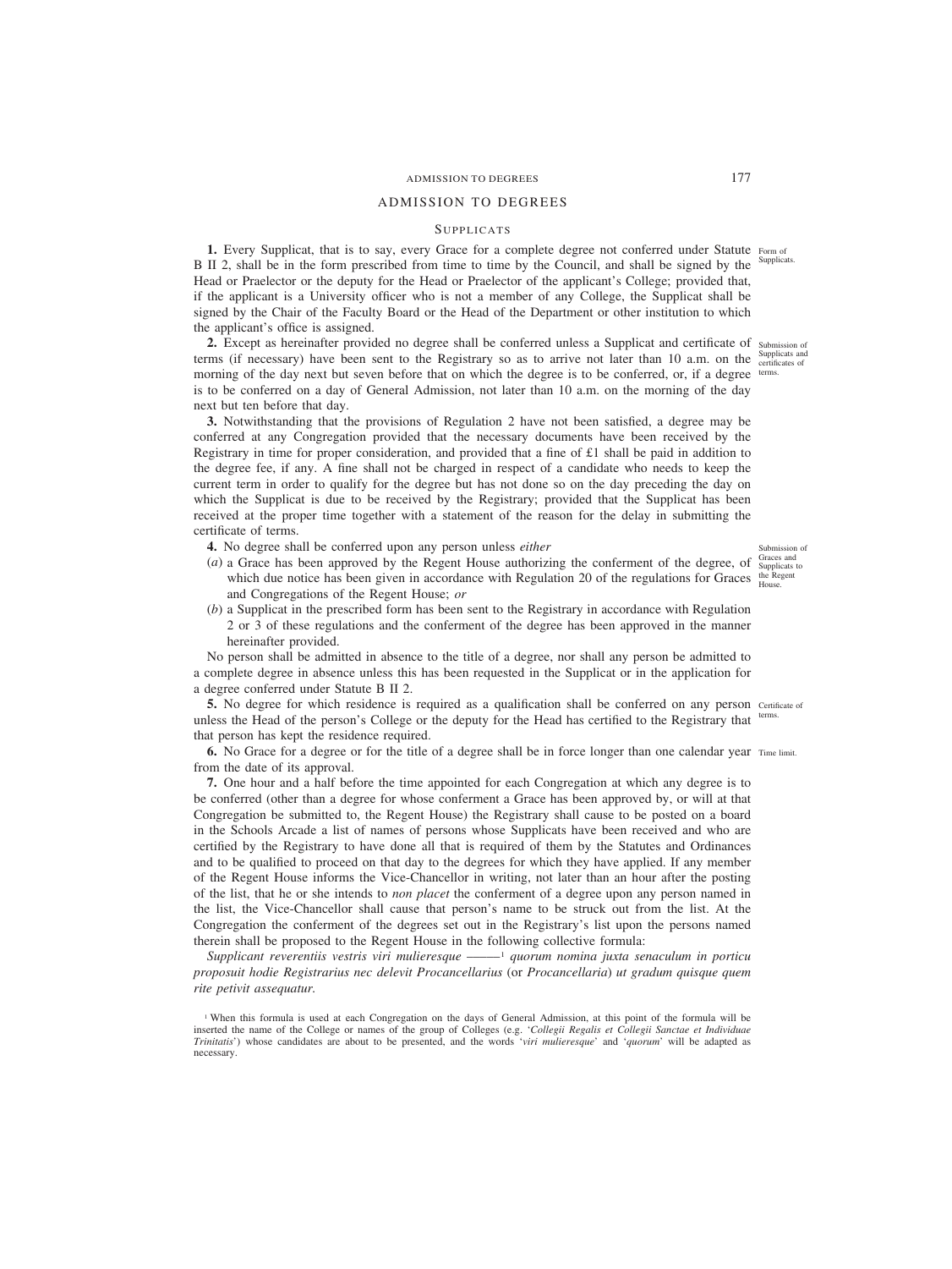# ADMISSION TO DEGREES

## SUPPLICATS

**1.** Every Supplicat, that is to say, every Grace for a complete degree not conferred under Statute B II 2, shall be in the form prescribed from time to time by the Council, and shall be signed by the Head or Praelector or the deputy for the Head or Praelector of the applicant's College; provided that, if the applicant is a University officer who is not a member of any College, the Supplicat shall be signed by the Chair of the Faculty Board or the Head of the Department or other institution to which the applicant's office is assigned.

Form of Supplicats.

**2.** Except as hereinafter provided no degree shall be conferred unless a Supplicat and certificate of terms (if necessary) have been sent to the Registrary so as to arrive not later than 10 a.m. on the morning of the day next but seven before that on which the degree is to be conferred, or, if a degree is to be conferred on a day of General Admission, not later than 10 a.m. on the morning of the day next but ten before that day.

Submission of Supplicats and certificates of terms.

**3.** Notwithstanding that the provisions of Regulation 2 have not been satisfied, a degree may be conferred at any Congregation provided that the necessary documents have been received by the Registrary in time for proper consideration, and provided that a fine of £1 shall be paid in addition to the degree fee, if any. A fine shall not be charged in respect of a candidate who needs to keep the current term in order to qualify for the degree but has not done so on the day preceding the day on which the Supplicat is due to be received by the Registrary; provided that the Supplicat has been received at the proper time together with a statement of the reason for the delay in submitting the certificate of terms.

**4.** No degree shall be conferred upon any person unless *either*

Submission of Graces and Supplicats to the Regent House.

(*a*) a Grace has been approved by the Regent House authorizing the conferment of the degree, of which due notice has been given in accordance with Regulation 20 of the regulations for Graces and Congregations of the Regent House; *or*

(*b*) a Supplicat in the prescribed form has been sent to the Registrary in accordance with Regulation 2 or 3 of these regulations and the conferment of the degree has been approved in the manner hereinafter provided.

No person shall be admitted in absence to the title of a degree, nor shall any person be admitted to a complete degree in absence unless this has been requested in the Supplicat or in the application for a degree conferred under Statute B II 2.

**5.** No degree for which residence is required as a qualification shall be conferred on any person unless the Head of the person's College or the deputy for the Head has certified to the Registrary that that person has kept the residence required.

Certificate of terms.

**6.** No Grace for a degree or for the title of a degree shall be in force longer than one calendar year from the date of its approval.

Time limit.

**7.** One hour and a half before the time appointed for each Congregation at which any degree is to be conferred (other than a degree for whose conferment a Grace has been approved by, or will at that Congregation be submitted to, the Regent House) the Registrary shall cause to be posted on a board in the Schools Arcade a list of names of persons whose Supplicats have been received and who are certified by the Registrary to have done all that is required of them by the Statutes and Ordinances and to be qualified to proceed on that day to the degrees for which they have applied. If any member of the Regent House informs the Vice-Chancellor in writing, not later than an hour after the posting of the list, that he or she intends to *non placet* the conferment of a degree upon any person named in the list, the Vice-Chancellor shall cause that person's name to be struck out from the list. At the Congregation the conferment of the degrees set out in the Registrary's list upon the persons named therein shall be proposed to the Regent House in the following collective formula:

*Supplicant reverentiis vestris viri mulieresque* ——[1] *quorum nomina juxta senaculum in porticu proposuit hodie Registrarius nec delevit Procancellarius* (or *Procancellaria*) *ut gradum quisque quem rite petivit assequatur.*

[1] When this formula is used at each Congregation on the days of General Admission, at this point of the formula will be inserted the name of the College or names of the group of Colleges (e.g. '*Collegii Regalis et Collegii Sanctae et Individuae Trinitatis*') whose candidates are about to be presented, and the words '*viri mulieresque*' and '*quorum*' will be adapted as necessary.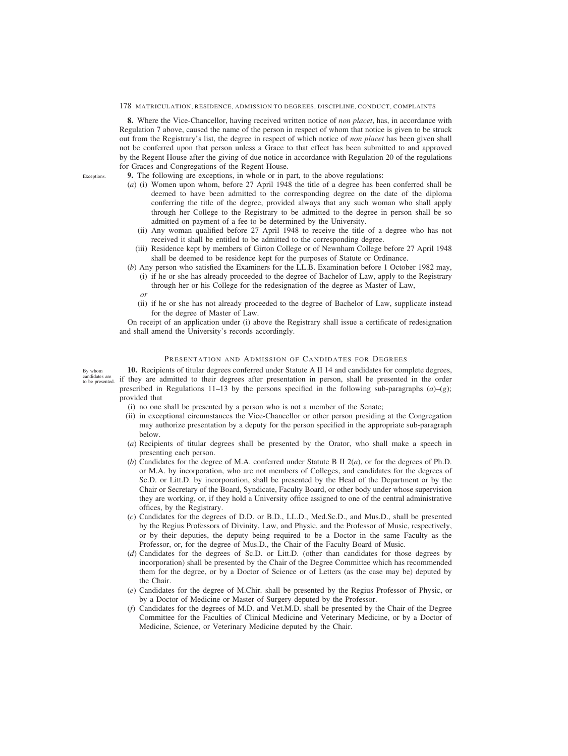**8.** Where the Vice-Chancellor, having received written notice of *non placet*, has, in accordance with Regulation 7 above, caused the name of the person in respect of whom that notice is given to be struck out from the Registrary's list, the degree in respect of which notice of *non placet* has been given shall not be conferred upon that person unless a Grace to that effect has been submitted to and approved by the Regent House after the giving of due notice in accordance with Regulation 20 of the regulations for Graces and Congregations of the Regent House.

Exceptions.

**9.** The following are exceptions, in whole or in part, to the above regulations:

(*a*) (i) Women upon whom, before 27 April 1948 the title of a degree has been conferred shall be deemed to have been admitted to the corresponding degree on the date of the diploma conferring the title of the degree, provided always that any such woman who shall apply through her College to the Registrary to be admitted to the degree in person shall be so admitted on payment of a fee to be determined by the University.

(ii) Any woman qualified before 27 April 1948 to receive the title of a degree who has not received it shall be entitled to be admitted to the corresponding degree.

(iii) Residence kept by members of Girton College or of Newnham College before 27 April 1948 shall be deemed to be residence kept for the purposes of Statute or Ordinance.

(*b*) Any person who satisfied the Examiners for the LL.B. Examination before 1 October 1982 may,

(i) if he or she has already proceeded to the degree of Bachelor of Law, apply to the Registrary through her or his College for the redesignation of the degree as Master of Law,

*or*

(ii) if he or she has not already proceeded to the degree of Bachelor of Law, supplicate instead for the degree of Master of Law.

On receipt of an application under (i) above the Registrary shall issue a certificate of redesignation and shall amend the University's records accordingly.

## Presentation and Admission of Candidates for Degrees

By whom candidates are to be presented.

**10.** Recipients of titular degrees conferred under Statute A II 14 and candidates for complete degrees, if they are admitted to their degrees after presentation in person, shall be presented in the order prescribed in Regulations 11–13 by the persons specified in the following sub-paragraphs (*a*)–(*g*); provided that

(i) no one shall be presented by a person who is not a member of the Senate;

(ii) in exceptional circumstances the Vice-Chancellor or other person presiding at the Congregation may authorize presentation by a deputy for the person specified in the appropriate sub-paragraph below.

(*a*) Recipients of titular degrees shall be presented by the Orator, who shall make a speech in presenting each person.

(*b*) Candidates for the degree of M.A. conferred under Statute B II 2(*a*), or for the degrees of Ph.D. or M.A. by incorporation, who are not members of Colleges, and candidates for the degrees of Sc.D. or Litt.D. by incorporation, shall be presented by the Head of the Department or by the Chair or Secretary of the Board, Syndicate, Faculty Board, or other body under whose supervision they are working, or, if they hold a University office assigned to one of the central administrative offices, by the Registrary.

(*c*) Candidates for the degrees of D.D. or B.D., LL.D., Med.Sc.D., and Mus.D., shall be presented by the Regius Professors of Divinity, Law, and Physic, and the Professor of Music, respectively, or by their deputies, the deputy being required to be a Doctor in the same Faculty as the Professor, or, for the degree of Mus.D., the Chair of the Faculty Board of Music.

(*d*) Candidates for the degrees of Sc.D. or Litt.D. (other than candidates for those degrees by incorporation) shall be presented by the Chair of the Degree Committee which has recommended them for the degree, or by a Doctor of Science or of Letters (as the case may be) deputed by the Chair.

(*e*) Candidates for the degree of M.Chir. shall be presented by the Regius Professor of Physic, or by a Doctor of Medicine or Master of Surgery deputed by the Professor.

(*f*) Candidates for the degrees of M.D. and Vet.M.D. shall be presented by the Chair of the Degree Committee for the Faculties of Clinical Medicine and Veterinary Medicine, or by a Doctor of Medicine, Science, or Veterinary Medicine deputed by the Chair.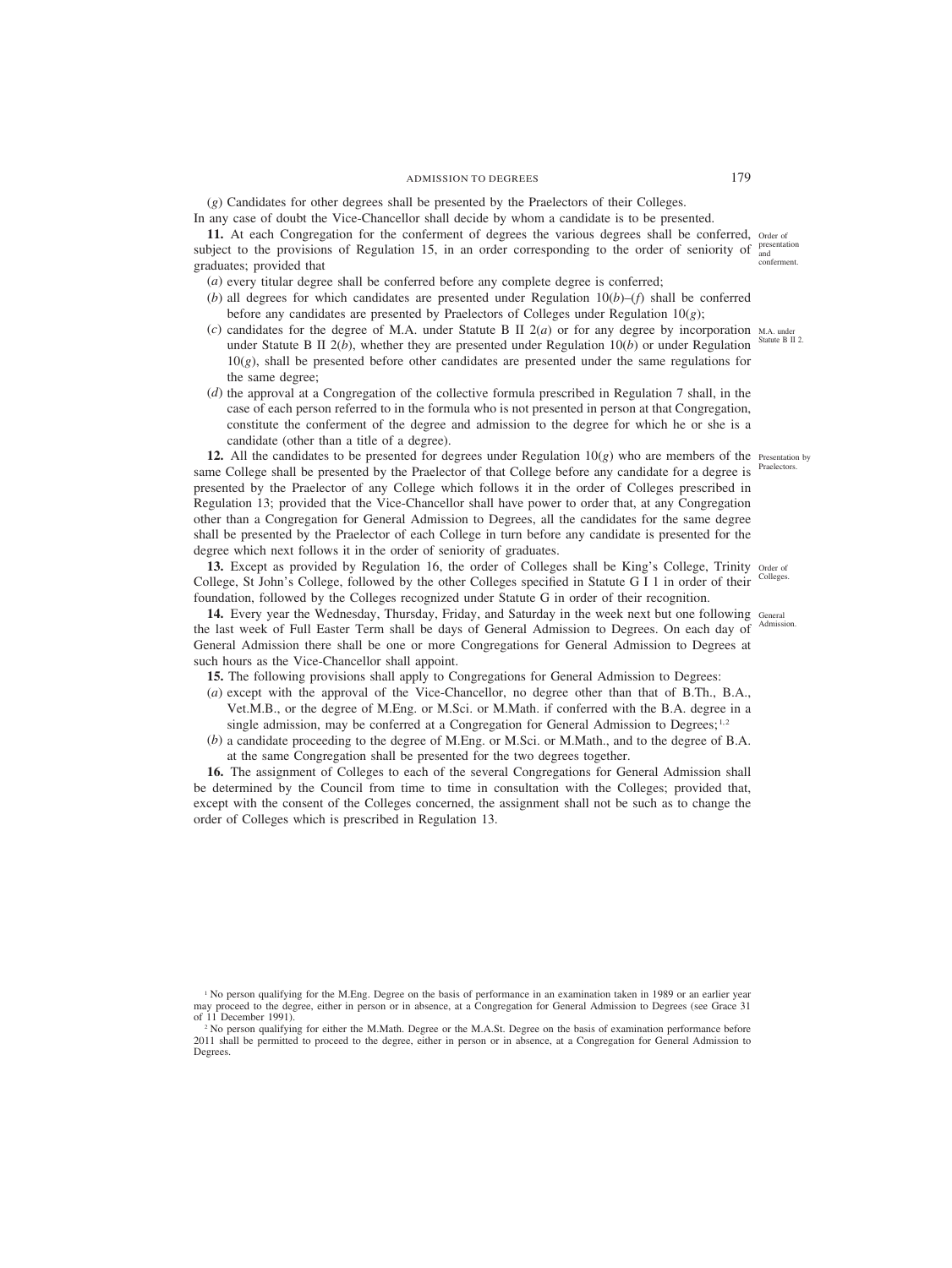(*g*) Candidates for other degrees shall be presented by the Praelectors of their Colleges.

In any case of doubt the Vice-Chancellor shall decide by whom a candidate is to be presented.

**11.** At each Congregation for the conferment of degrees the various degrees shall be conferred, subject to the provisions of Regulation 15, in an order corresponding to the order of seniority of graduates; provided that

Order of presentation and conferment.

(*a*) every titular degree shall be conferred before any complete degree is conferred;

(*b*) all degrees for which candidates are presented under Regulation 10(*b*)–(*f*) shall be conferred before any candidates are presented by Praelectors of Colleges under Regulation 10(*g*);

(*c*) candidates for the degree of M.A. under Statute B II 2(*a*) or for any degree by incorporation under Statute B II 2(*b*), whether they are presented under Regulation 10(*b*) or under Regulation 10(*g*), shall be presented before other candidates are presented under the same regulations for the same degree;

M.A. under Statute B II 2.

(*d*) the approval at a Congregation of the collective formula prescribed in Regulation 7 shall, in the case of each person referred to in the formula who is not presented in person at that Congregation, constitute the conferment of the degree and admission to the degree for which he or she is a candidate (other than a title of a degree).

**12.** All the candidates to be presented for degrees under Regulation 10(*g*) who are members of the same College shall be presented by the Praelector of that College before any candidate for a degree is presented by the Praelector of any College which follows it in the order of Colleges prescribed in Regulation 13; provided that the Vice-Chancellor shall have power to order that, at any Congregation other than a Congregation for General Admission to Degrees, all the candidates for the same degree shall be presented by the Praelector of each College in turn before any candidate is presented for the degree which next follows it in the order of seniority of graduates.

Presentation by Praelectors.

**13.** Except as provided by Regulation 16, the order of Colleges shall be King's College, Trinity College, St John's College, followed by the other Colleges specified in Statute G I 1 in order of their foundation, followed by the Colleges recognized under Statute G in order of their recognition.

Order of Colleges.

**14.** Every year the Wednesday, Thursday, Friday, and Saturday in the week next but one following the last week of Full Easter Term shall be days of General Admission to Degrees. On each day of General Admission there shall be one or more Congregations for General Admission to Degrees at such hours as the Vice-Chancellor shall appoint.

General Admission.

**15.** The following provisions shall apply to Congregations for General Admission to Degrees:

(*a*) except with the approval of the Vice-Chancellor, no degree other than that of B.Th., B.A., Vet.M.B., or the degree of M.Eng. or M.Sci. or M.Math. if conferred with the B.A. degree in a single admission, may be conferred at a Congregation for General Admission to Degrees;[1,2]

(*b*) a candidate proceeding to the degree of M.Eng. or M.Sci. or M.Math., and to the degree of B.A. at the same Congregation shall be presented for the two degrees together.

**16.** The assignment of Colleges to each of the several Congregations for General Admission shall be determined by the Council from time to time in consultation with the Colleges; provided that, except with the consent of the Colleges concerned, the assignment shall not be such as to change the order of Colleges which is prescribed in Regulation 13.

[1] No person qualifying for the M.Eng. Degree on the basis of performance in an examination taken in 1989 or an earlier year may proceed to the degree, either in person or in absence, at a Congregation for General Admission to Degrees (see Grace 31 of 11 December 1991).

[2] No person qualifying for either the M.Math. Degree or the M.A.St. Degree on the basis of examination performance before 2011 shall be permitted to proceed to the degree, either in person or in absence, at a Congregation for General Admission to Degrees.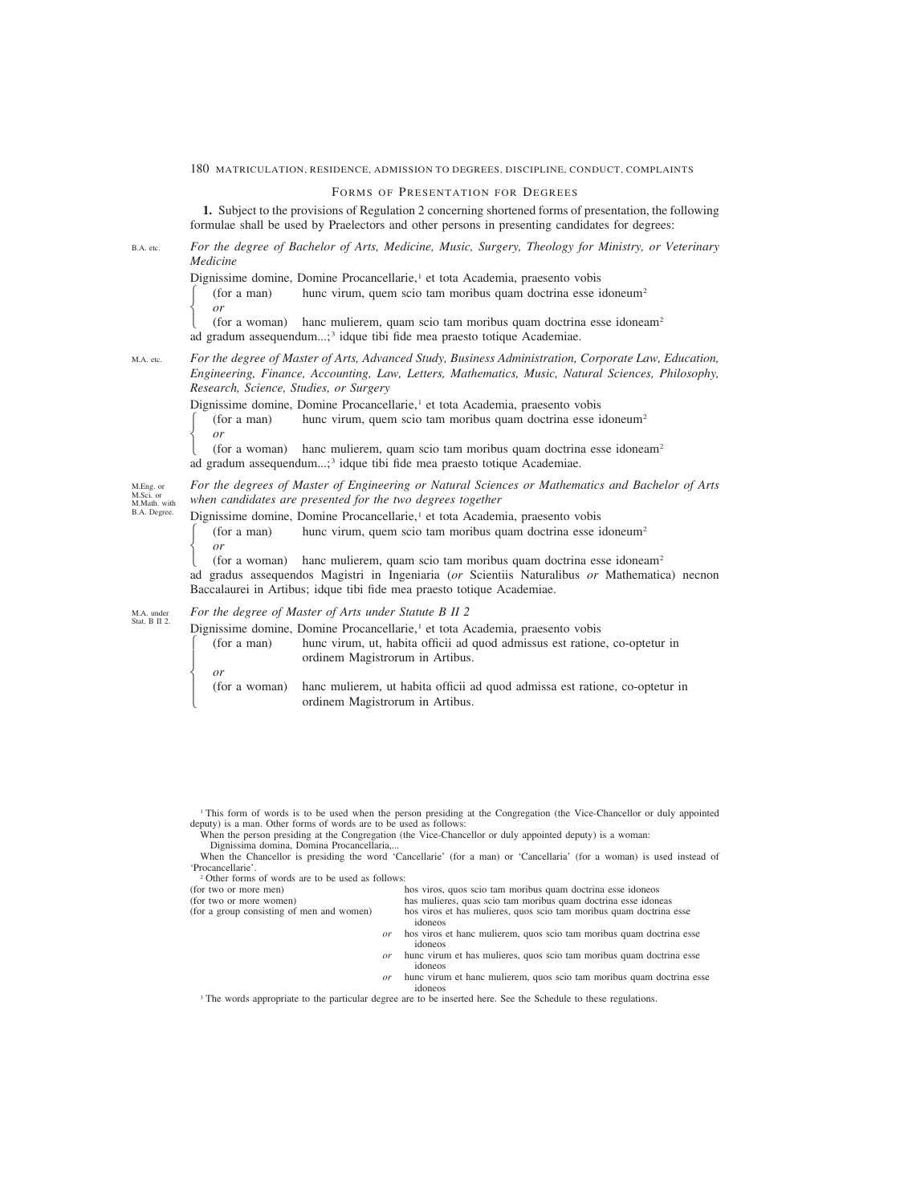## Forms of Presentation for Degrees

**1.** Subject to the provisions of Regulation 2 concerning shortened forms of presentation, the following formulae shall be used by Praelectors and other persons in presenting candidates for degrees:

B.A. etc.

*For the degree of Bachelor of Arts, Medicine, Music, Surgery, Theology for Ministry, or Veterinary Medicine*

Dignissime domine, Domine Procancellarie,[1] et tota Academia, praesento vobis

- (for a man) hunc virum, quem scio tam moribus quam doctrina esse idoneum[2]
- *or*
- (for a woman) hanc mulierem, quam scio tam moribus quam doctrina esse idoneam[2]

ad gradum assequendum...;[3] idque tibi fide mea praesto totique Academiae.

M.A. etc.

*For the degree of Master of Arts, Advanced Study, Business Administration, Corporate Law, Education, Engineering, Finance, Accounting, Law, Letters, Mathematics, Music, Natural Sciences, Philosophy, Research, Science, Studies, or Surgery*

Dignissime domine, Domine Procancellarie,[1] et tota Academia, praesento vobis

- (for a man) hunc virum, quem scio tam moribus quam doctrina esse idoneum[2]
- *or*
- (for a woman) hanc mulierem, quam scio tam moribus quam doctrina esse idoneam[2]

ad gradum assequendum...;[3] idque tibi fide mea praesto totique Academiae.

M.Eng. or M.Sci. or M.Math. with B.A. Degree.

*For the degrees of Master of Engineering or Natural Sciences or Mathematics and Bachelor of Arts when candidates are presented for the two degrees together*

Dignissime domine, Domine Procancellarie,[1] et tota Academia, praesento vobis

- (for a man) hunc virum, quem scio tam moribus quam doctrina esse idoneum[2]
- *or*
- (for a woman) hanc mulierem, quam scio tam moribus quam doctrina esse idoneam[2]

ad gradus assequendos Magistri in Ingeniaria (*or* Scientiis Naturalibus *or* Mathematica) necnon Baccalaurei in Artibus; idque tibi fide mea praesto totique Academiae.

M.A. under Stat. B II 2.

*For the degree of Master of Arts under Statute B II 2*

Dignissime domine, Domine Procancellarie,[1] et tota Academia, praesento vobis

- (for a man) hunc virum, ut, habita officii ad quod admissus est ratione, co-optetur in ordinem Magistrorum in Artibus.
- *or*
- (for a woman) hanc mulierem, ut habita officii ad quod admissa est ratione, co-optetur in ordinem Magistrorum in Artibus.

---

[1] This form of words is to be used when the person presiding at the Congregation (the Vice-Chancellor or duly appointed deputy) is a man. Other forms of words are to be used as follows:
When the person presiding at the Congregation (the Vice-Chancellor or duly appointed deputy) is a woman:
Dignissima domina, Domina Procancellaria,...
When the Chancellor is presiding the word 'Cancellarie' (for a man) or 'Cancellaria' (for a woman) is used instead of 'Procancellarie'.

[2] Other forms of words are to be used as follows:

| | |
|---|---|
| (for two or more men) | hos viros, quos scio tam moribus quam doctrina esse idoneos |
| (for two or more women) | has mulieres, quas scio tam moribus quam doctrina esse idoneas |
| (for a group consisting of men and women) | hos viros et has mulieres, quos scio tam moribus quam doctrina esse idoneos |
| | *or* hos viros et hanc mulierem, quos scio tam moribus quam doctrina esse idoneos |
| | *or* hunc virum et has mulieres, quos scio tam moribus quam doctrina esse idoneos |
| | *or* hunc virum et hanc mulierem, quos scio tam moribus quam doctrina esse idoneos |

[3] The words appropriate to the particular degree are to be inserted here. See the Schedule to these regulations.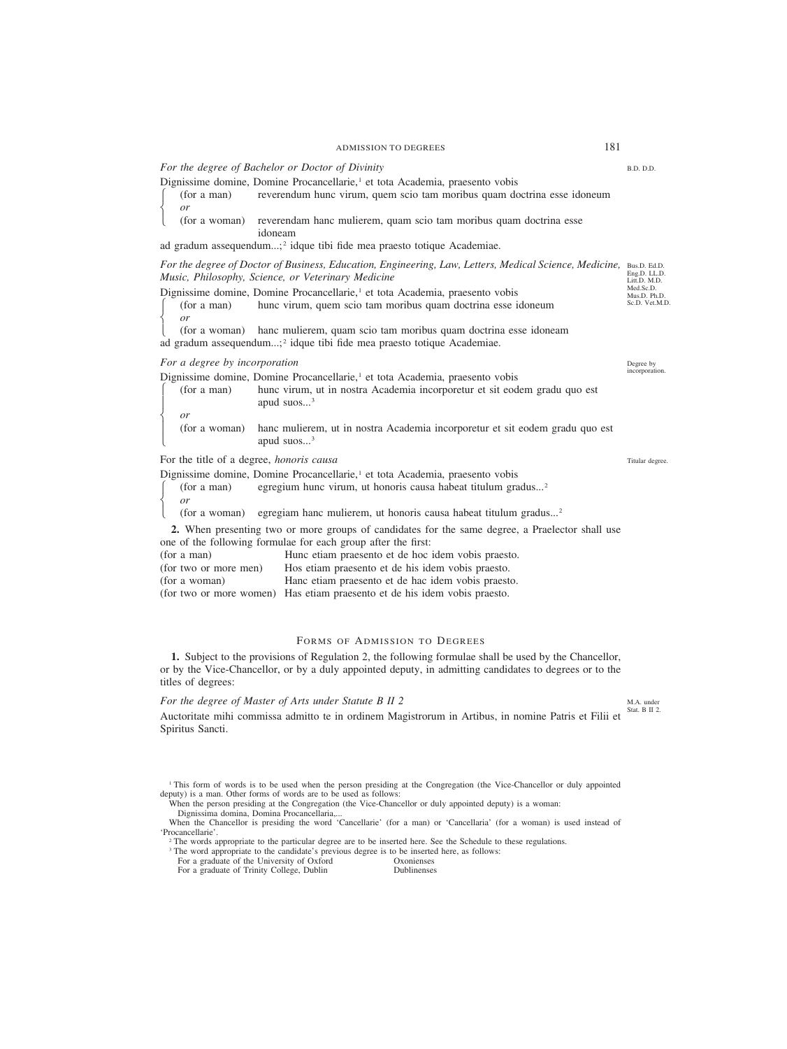*For the degree of Bachelor or Doctor of Divinity*

B.D. D.D.

Dignissime domine, Domine Procancellarie,[1] et tota Academia, praesento vobis

(for a man) reverendum hunc virum, quem scio tam moribus quam doctrina esse idoneum

*or*

(for a woman) reverendam hanc mulierem, quam scio tam moribus quam doctrina esse idoneam

ad gradum assequendum...;[2] idque tibi fide mea praesto totique Academiae.

*For the degree of Doctor of Business, Education, Engineering, Law, Letters, Medical Science, Medicine, Music, Philosophy, Science, or Veterinary Medicine*

Bus.D. Ed.D. Eng.D. LL.D. Litt.D. M.D. Med.Sc.D. Mus.D. Ph.D. Sc.D. Vet.M.D.

Dignissime domine, Domine Procancellarie,[1] et tota Academia, praesento vobis

(for a man) hunc virum, quem scio tam moribus quam doctrina esse idoneum

*or*

(for a woman) hanc mulierem, quam scio tam moribus quam doctrina esse idoneam

ad gradum assequendum...;[2] idque tibi fide mea praesto totique Academiae.

*For a degree by incorporation*

Degree by incorporation.

Dignissime domine, Domine Procancellarie,[1] et tota Academia, praesento vobis

(for a man) hunc virum, ut in nostra Academia incorporetur et sit eodem gradu quo est apud suos...[3]

*or*

(for a woman) hanc mulierem, ut in nostra Academia incorporetur et sit eodem gradu quo est apud suos...[3]

For the title of a degree, *honoris causa*

Titular degree.

Dignissime domine, Domine Procancellarie,[1] et tota Academia, praesento vobis

(for a man) egregium hunc virum, ut honoris causa habeat titulum gradus...[2]

*or*

(for a woman) egregiam hanc mulierem, ut honoris causa habeat titulum gradus...[2]

**2.** When presenting two or more groups of candidates for the same degree, a Praelector shall use one of the following formulae for each group after the first:

(for a man) Hunc etiam praesento et de hoc idem vobis praesto.
(for two or more men) Hos etiam praesento et de his idem vobis praesto.
(for a woman) Hanc etiam praesento et de hac idem vobis praesto.
(for two or more women) Has etiam praesento et de his idem vobis praesto.

## Forms of Admission to Degrees

**1.** Subject to the provisions of Regulation 2, the following formulae shall be used by the Chancellor, or by the Vice-Chancellor, or by a duly appointed deputy, in admitting candidates to degrees or to the titles of degrees:

*For the degree of Master of Arts under Statute B II 2*

M.A. under Stat. B II 2.

Auctoritate mihi commissa admitto te in ordinem Magistrorum in Artibus, in nomine Patris et Filii et Spiritus Sancti.

---

[1] This form of words is to be used when the person presiding at the Congregation (the Vice-Chancellor or duly appointed deputy) is a man. Other forms of words are to be used as follows:

When the person presiding at the Congregation (the Vice-Chancellor or duly appointed deputy) is a woman:

Dignissima domina, Domina Procancellaria,...

When the Chancellor is presiding the word 'Cancellarie' (for a man) or 'Cancellaria' (for a woman) is used instead of 'Procancellarie'.

[2] The words appropriate to the particular degree are to be inserted here. See the Schedule to these regulations.

[3] The word appropriate to the candidate's previous degree is to be inserted here, as follows:

For a graduate of the University of Oxford — Oxonienses
For a graduate of Trinity College, Dublin — Dublinenses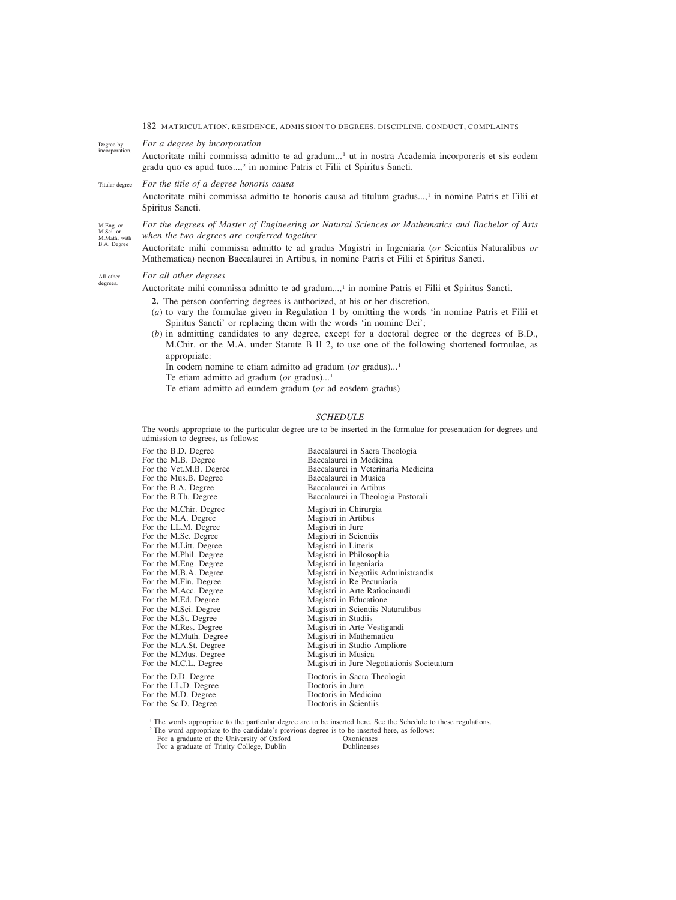Degree by incorporation.

*For a degree by incorporation*

Auctoritate mihi commissa admitto te ad gradum...[1] ut in nostra Academia incorporeris et sis eodem gradu quo es apud tuos...,[2] in nomine Patris et Filii et Spiritus Sancti.

Titular degree.

*For the title of a degree honoris causa*

Auctoritate mihi commissa admitto te honoris causa ad titulum gradus...,[1] in nomine Patris et Filii et Spiritus Sancti.

M.Eng. or M.Sci. or M.Math. with B.A. Degree

*For the degrees of Master of Engineering or Natural Sciences or Mathematics and Bachelor of Arts when the two degrees are conferred together*

Auctoritate mihi commissa admitto te ad gradus Magistri in Ingeniaria (*or* Scientiis Naturalibus *or* Mathematica) necnon Baccalaurei in Artibus, in nomine Patris et Filii et Spiritus Sancti.

All other degrees.

*For all other degrees*

Auctoritate mihi commissa admitto te ad gradum...,[1] in nomine Patris et Filii et Spiritus Sancti.

**2.** The person conferring degrees is authorized, at his or her discretion,

(*a*) to vary the formulae given in Regulation 1 by omitting the words 'in nomine Patris et Filii et Spiritus Sancti' or replacing them with the words 'in nomine Dei';

(*b*) in admitting candidates to any degree, except for a doctoral degree or the degrees of B.D., M.Chir. or the M.A. under Statute B II 2, to use one of the following shortened formulae, as appropriate:

In eodem nomine te etiam admitto ad gradum (*or* gradus)...[1]

Te etiam admitto ad gradum (*or* gradus)...[1]

Te etiam admitto ad eundem gradum (*or* ad eosdem gradus)

*SCHEDULE*

The words appropriate to the particular degree are to be inserted in the formulae for presentation for degrees and admission to degrees, as follows:

| | |
|---|---|
| For the B.D. Degree | Baccalaurei in Sacra Theologia |
| For the M.B. Degree | Baccalaurei in Medicina |
| For the Vet.M.B. Degree | Baccalaurei in Veterinaria Medicina |
| For the Mus.B. Degree | Baccalaurei in Musica |
| For the B.A. Degree | Baccalaurei in Artibus |
| For the B.Th. Degree | Baccalaurei in Theologia Pastorali |
| For the M.Chir. Degree | Magistri in Chirurgia |
| For the M.A. Degree | Magistri in Artibus |
| For the LL.M. Degree | Magistri in Jure |
| For the M.Sc. Degree | Magistri in Scientiis |
| For the M.Litt. Degree | Magistri in Litteris |
| For the M.Phil. Degree | Magistri in Philosophia |
| For the M.Eng. Degree | Magistri in Ingeniaria |
| For the M.B.A. Degree | Magistri in Negotiis Administrandis |
| For the M.Fin. Degree | Magistri in Re Pecuniaria |
| For the M.Acc. Degree | Magistri in Arte Ratiocinandi |
| For the M.Ed. Degree | Magistri in Educatione |
| For the M.Sci. Degree | Magistri in Scientiis Naturalibus |
| For the M.St. Degree | Magistri in Studiis |
| For the M.Res. Degree | Magistri in Arte Vestigandi |
| For the M.Math. Degree | Magistri in Mathematica |
| For the M.A.St. Degree | Magistri in Studio Ampliore |
| For the M.Mus. Degree | Magistri in Musica |
| For the M.C.L. Degree | Magistri in Jure Negotiationis Societatum |
| For the D.D. Degree | Doctoris in Sacra Theologia |
| For the LL.D. Degree | Doctoris in Jure |
| For the M.D. Degree | Doctoris in Medicina |
| For the Sc.D. Degree | Doctoris in Scientiis |

[1] The words appropriate to the particular degree are to be inserted here. See the Schedule to these regulations.

[2] The word appropriate to the candidate's previous degree is to be inserted here, as follows:

| | |
|---|---|
| For a graduate of the University of Oxford | Oxonienses |
| For a graduate of Trinity College, Dublin | Dublinenses |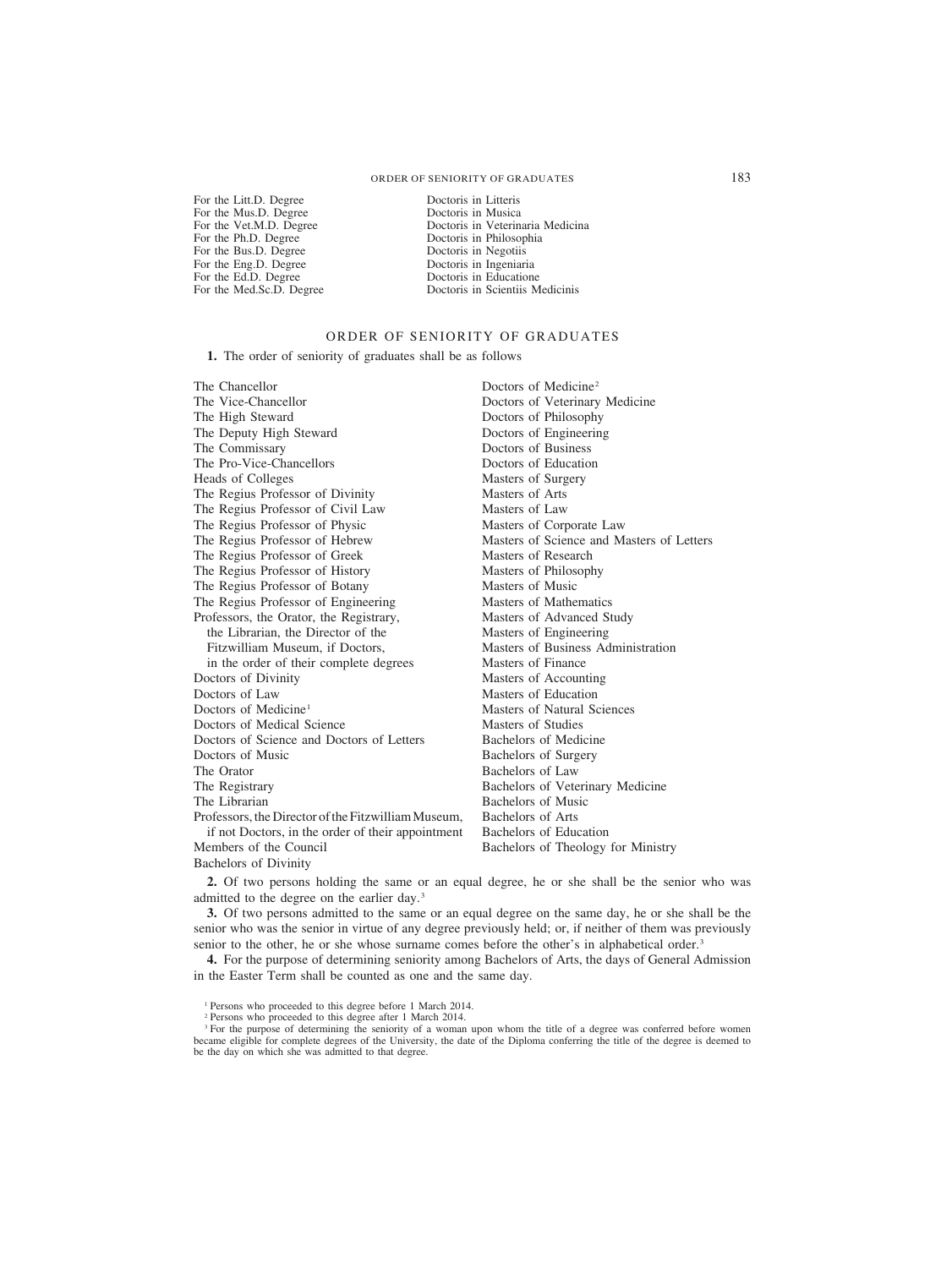| | |
|---|---|
| For the Litt.D. Degree | Doctoris in Litteris |
| For the Mus.D. Degree | Doctoris in Musica |
| For the Vet.M.D. Degree | Doctoris in Veterinaria Medicina |
| For the Ph.D. Degree | Doctoris in Philosophia |
| For the Bus.D. Degree | Doctoris in Negotiis |
| For the Eng.D. Degree | Doctoris in Ingeniaria |
| For the Ed.D. Degree | Doctoris in Educatione |
| For the Med.Sc.D. Degree | Doctoris in Scientiis Medicinis |

## ORDER OF SENIORITY OF GRADUATES

**1.** The order of seniority of graduates shall be as follows

The Chancellor
The Vice-Chancellor
The High Steward
The Deputy High Steward
The Commissary
The Pro-Vice-Chancellors
Heads of Colleges
The Regius Professor of Divinity
The Regius Professor of Civil Law
The Regius Professor of Physic
The Regius Professor of Hebrew
The Regius Professor of Greek
The Regius Professor of History
The Regius Professor of Botany
The Regius Professor of Engineering
Professors, the Orator, the Registrary, the Librarian, the Director of the Fitzwilliam Museum, if Doctors, in the order of their complete degrees
Doctors of Divinity
Doctors of Law
Doctors of Medicine[1]
Doctors of Medical Science
Doctors of Science and Doctors of Letters
Doctors of Music
The Orator
The Registrary
The Librarian
Professors, the Director of the Fitzwilliam Museum, if not Doctors, in the order of their appointment
Members of the Council
Bachelors of Divinity
Doctors of Medicine[2]
Doctors of Veterinary Medicine
Doctors of Philosophy
Doctors of Engineering
Doctors of Business
Doctors of Education
Masters of Surgery
Masters of Arts
Masters of Law
Masters of Corporate Law
Masters of Science and Masters of Letters
Masters of Research
Masters of Philosophy
Masters of Music
Masters of Mathematics
Masters of Advanced Study
Masters of Engineering
Masters of Business Administration
Masters of Finance
Masters of Accounting
Masters of Education
Masters of Natural Sciences
Masters of Studies
Bachelors of Medicine
Bachelors of Surgery
Bachelors of Law
Bachelors of Veterinary Medicine
Bachelors of Music
Bachelors of Arts
Bachelors of Education
Bachelors of Theology for Ministry

**2.** Of two persons holding the same or an equal degree, he or she shall be the senior who was admitted to the degree on the earlier day.[3]

**3.** Of two persons admitted to the same or an equal degree on the same day, he or she shall be the senior who was the senior in virtue of any degree previously held; or, if neither of them was previously senior to the other, he or she whose surname comes before the other's in alphabetical order.[3]

**4.** For the purpose of determining seniority among Bachelors of Arts, the days of General Admission in the Easter Term shall be counted as one and the same day.

[1] Persons who proceeded to this degree before 1 March 2014.
[2] Persons who proceeded to this degree after 1 March 2014.
[3] For the purpose of determining the seniority of a woman upon whom the title of a degree was conferred before women became eligible for complete degrees of the University, the date of the Diploma conferring the title of the degree is deemed to be the day on which she was admitted to that degree.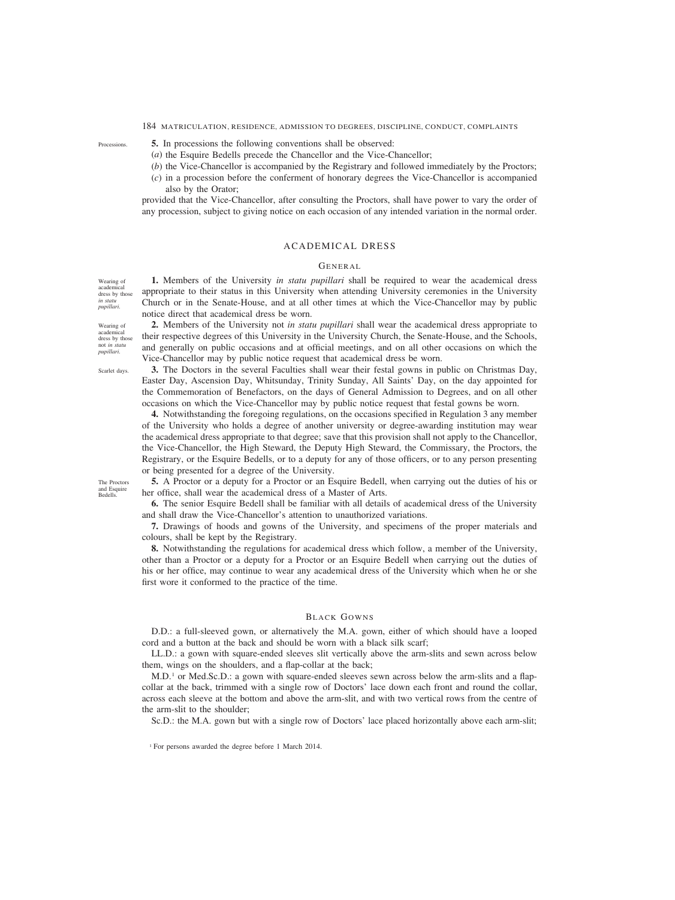Processions.

**5.** In processions the following conventions shall be observed:

(*a*) the Esquire Bedells precede the Chancellor and the Vice-Chancellor;

(*b*) the Vice-Chancellor is accompanied by the Registrary and followed immediately by the Proctors;

(*c*) in a procession before the conferment of honorary degrees the Vice-Chancellor is accompanied also by the Orator;

provided that the Vice-Chancellor, after consulting the Proctors, shall have power to vary the order of any procession, subject to giving notice on each occasion of any intended variation in the normal order.

## ACADEMICAL DRESS

### GENERAL

Wearing of academical dress by those *in statu pupillari*.

**1.** Members of the University *in statu pupillari* shall be required to wear the academical dress appropriate to their status in this University when attending University ceremonies in the University Church or in the Senate-House, and at all other times at which the Vice-Chancellor may by public notice direct that academical dress be worn.

Wearing of academical dress by those not *in statu pupillari*.

**2.** Members of the University not *in statu pupillari* shall wear the academical dress appropriate to their respective degrees of this University in the University Church, the Senate-House, and the Schools, and generally on public occasions and at official meetings, and on all other occasions on which the Vice-Chancellor may by public notice request that academical dress be worn.

Scarlet days.

**3.** The Doctors in the several Faculties shall wear their festal gowns in public on Christmas Day, Easter Day, Ascension Day, Whitsunday, Trinity Sunday, All Saints' Day, on the day appointed for the Commemoration of Benefactors, on the days of General Admission to Degrees, and on all other occasions on which the Vice-Chancellor may by public notice request that festal gowns be worn.

**4.** Notwithstanding the foregoing regulations, on the occasions specified in Regulation 3 any member of the University who holds a degree of another university or degree-awarding institution may wear the academical dress appropriate to that degree; save that this provision shall not apply to the Chancellor, the Vice-Chancellor, the High Steward, the Deputy High Steward, the Commissary, the Proctors, the Registrary, or the Esquire Bedells, or to a deputy for any of those officers, or to any person presenting or being presented for a degree of the University.

The Proctors and Esquire Bedells.

**5.** A Proctor or a deputy for a Proctor or an Esquire Bedell, when carrying out the duties of his or her office, shall wear the academical dress of a Master of Arts.

**6.** The senior Esquire Bedell shall be familiar with all details of academical dress of the University and shall draw the Vice-Chancellor's attention to unauthorized variations.

**7.** Drawings of hoods and gowns of the University, and specimens of the proper materials and colours, shall be kept by the Registrary.

**8.** Notwithstanding the regulations for academical dress which follow, a member of the University, other than a Proctor or a deputy for a Proctor or an Esquire Bedell when carrying out the duties of his or her office, may continue to wear any academical dress of the University which when he or she first wore it conformed to the practice of the time.

### BLACK GOWNS

D.D.: a full-sleeved gown, or alternatively the M.A. gown, either of which should have a looped cord and a button at the back and should be worn with a black silk scarf;

LL.D.: a gown with square-ended sleeves slit vertically above the arm-slits and sewn across below them, wings on the shoulders, and a flap-collar at the back;

M.D.[1] or Med.Sc.D.: a gown with square-ended sleeves sewn across below the arm-slits and a flap-collar at the back, trimmed with a single row of Doctors' lace down each front and round the collar, across each sleeve at the bottom and above the arm-slit, and with two vertical rows from the centre of the arm-slit to the shoulder;

Sc.D.: the M.A. gown but with a single row of Doctors' lace placed horizontally above each arm-slit;

[1] For persons awarded the degree before 1 March 2014.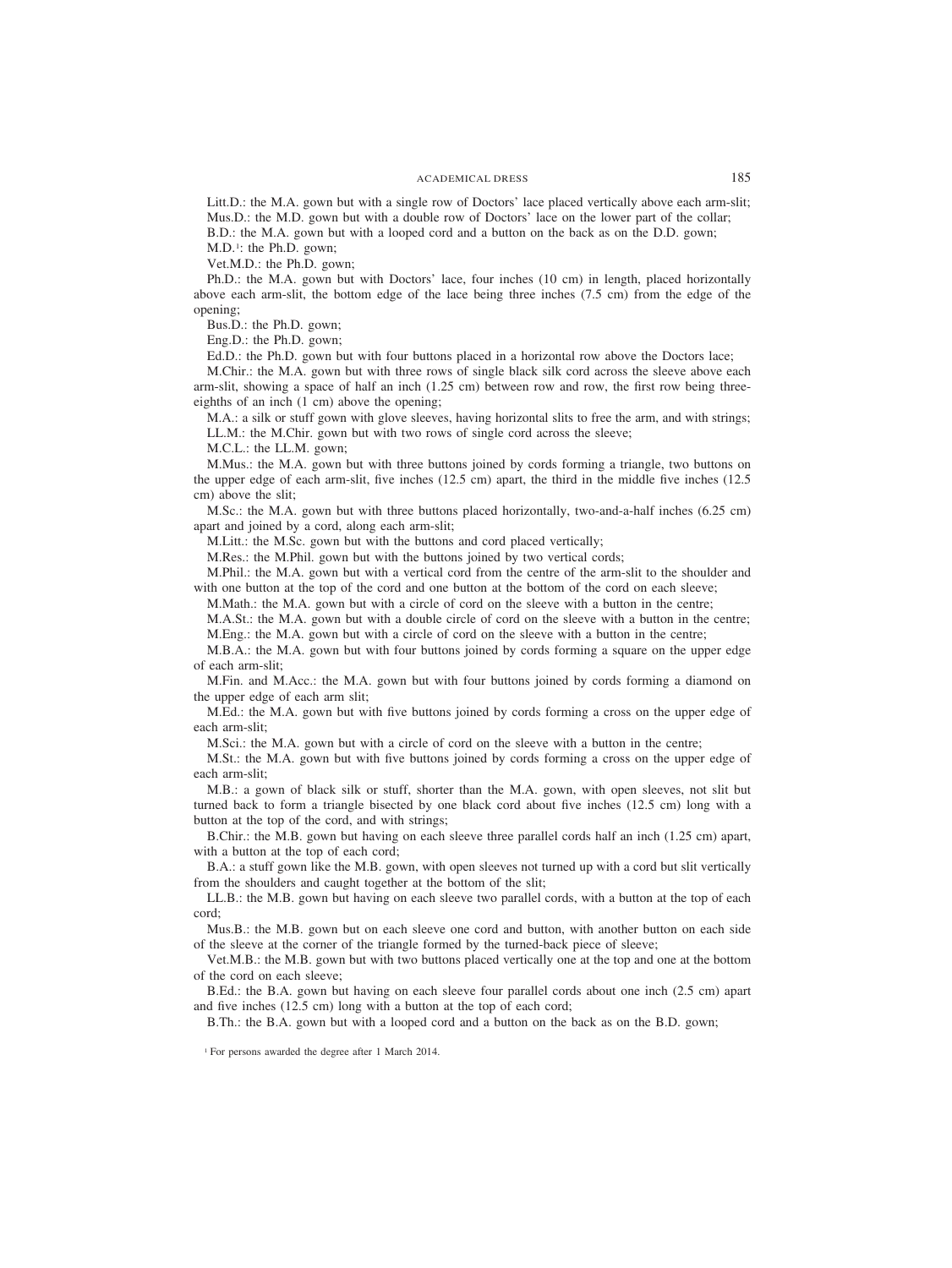Litt.D.: the M.A. gown but with a single row of Doctors' lace placed vertically above each arm-slit;

Mus.D.: the M.D. gown but with a double row of Doctors' lace on the lower part of the collar;

B.D.: the M.A. gown but with a looped cord and a button on the back as on the D.D. gown;

M.D.[1]: the Ph.D. gown;

Vet.M.D.: the Ph.D. gown;

Ph.D.: the M.A. gown but with Doctors' lace, four inches (10 cm) in length, placed horizontally above each arm-slit, the bottom edge of the lace being three inches (7.5 cm) from the edge of the opening;

Bus.D.: the Ph.D. gown;

Eng.D.: the Ph.D. gown;

Ed.D.: the Ph.D. gown but with four buttons placed in a horizontal row above the Doctors lace;

M.Chir.: the M.A. gown but with three rows of single black silk cord across the sleeve above each arm-slit, showing a space of half an inch (1.25 cm) between row and row, the first row being three-eighths of an inch (1 cm) above the opening;

M.A.: a silk or stuff gown with glove sleeves, having horizontal slits to free the arm, and with strings;

LL.M.: the M.Chir. gown but with two rows of single cord across the sleeve;

M.C.L.: the LL.M. gown;

M.Mus.: the M.A. gown but with three buttons joined by cords forming a triangle, two buttons on the upper edge of each arm-slit, five inches (12.5 cm) apart, the third in the middle five inches (12.5 cm) above the slit;

M.Sc.: the M.A. gown but with three buttons placed horizontally, two-and-a-half inches (6.25 cm) apart and joined by a cord, along each arm-slit;

M.Litt.: the M.Sc. gown but with the buttons and cord placed vertically;

M.Res.: the M.Phil. gown but with the buttons joined by two vertical cords;

M.Phil.: the M.A. gown but with a vertical cord from the centre of the arm-slit to the shoulder and with one button at the top of the cord and one button at the bottom of the cord on each sleeve;

M.Math.: the M.A. gown but with a circle of cord on the sleeve with a button in the centre;

M.A.St.: the M.A. gown but with a double circle of cord on the sleeve with a button in the centre;

M.Eng.: the M.A. gown but with a circle of cord on the sleeve with a button in the centre;

M.B.A.: the M.A. gown but with four buttons joined by cords forming a square on the upper edge of each arm-slit;

M.Fin. and M.Acc.: the M.A. gown but with four buttons joined by cords forming a diamond on the upper edge of each arm slit;

M.Ed.: the M.A. gown but with five buttons joined by cords forming a cross on the upper edge of each arm-slit;

M.Sci.: the M.A. gown but with a circle of cord on the sleeve with a button in the centre;

M.St.: the M.A. gown but with five buttons joined by cords forming a cross on the upper edge of each arm-slit;

M.B.: a gown of black silk or stuff, shorter than the M.A. gown, with open sleeves, not slit but turned back to form a triangle bisected by one black cord about five inches (12.5 cm) long with a button at the top of the cord, and with strings;

B.Chir.: the M.B. gown but having on each sleeve three parallel cords half an inch (1.25 cm) apart, with a button at the top of each cord;

B.A.: a stuff gown like the M.B. gown, with open sleeves not turned up with a cord but slit vertically from the shoulders and caught together at the bottom of the slit;

LL.B.: the M.B. gown but having on each sleeve two parallel cords, with a button at the top of each cord;

Mus.B.: the M.B. gown but on each sleeve one cord and button, with another button on each side of the sleeve at the corner of the triangle formed by the turned-back piece of sleeve;

Vet.M.B.: the M.B. gown but with two buttons placed vertically one at the top and one at the bottom of the cord on each sleeve;

B.Ed.: the B.A. gown but having on each sleeve four parallel cords about one inch (2.5 cm) apart and five inches (12.5 cm) long with a button at the top of each cord;

B.Th.: the B.A. gown but with a looped cord and a button on the back as on the B.D. gown;

[1] For persons awarded the degree after 1 March 2014.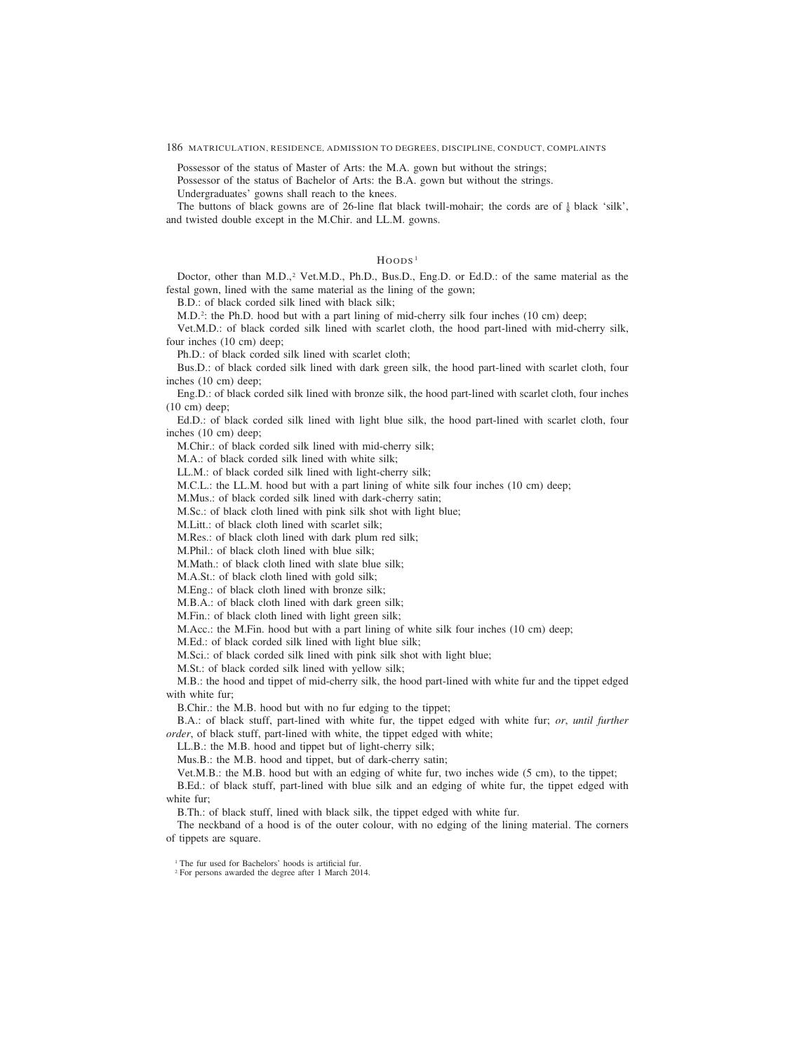Possessor of the status of Master of Arts: the M.A. gown but without the strings;

Possessor of the status of Bachelor of Arts: the B.A. gown but without the strings.

Undergraduates' gowns shall reach to the knees.

The buttons of black gowns are of 26-line flat black twill-mohair; the cords are of $\frac{1}{8}$ black 'silk', and twisted double except in the M.Chir. and LL.M. gowns.

## Hoods [1]

Doctor, other than M.D.,[2] Vet.M.D., Ph.D., Bus.D., Eng.D. or Ed.D.: of the same material as the festal gown, lined with the same material as the lining of the gown;

B.D.: of black corded silk lined with black silk;

M.D.[2]: the Ph.D. hood but with a part lining of mid-cherry silk four inches (10 cm) deep;

Vet.M.D.: of black corded silk lined with scarlet cloth, the hood part-lined with mid-cherry silk, four inches (10 cm) deep;

Ph.D.: of black corded silk lined with scarlet cloth;

Bus.D.: of black corded silk lined with dark green silk, the hood part-lined with scarlet cloth, four inches (10 cm) deep;

Eng.D.: of black corded silk lined with bronze silk, the hood part-lined with scarlet cloth, four inches (10 cm) deep;

Ed.D.: of black corded silk lined with light blue silk, the hood part-lined with scarlet cloth, four inches (10 cm) deep;

M.Chir.: of black corded silk lined with mid-cherry silk;

M.A.: of black corded silk lined with white silk;

LL.M.: of black corded silk lined with light-cherry silk;

M.C.L.: the LL.M. hood but with a part lining of white silk four inches (10 cm) deep;

M.Mus.: of black corded silk lined with dark-cherry satin;

M.Sc.: of black cloth lined with pink silk shot with light blue;

M.Litt.: of black cloth lined with scarlet silk;

M.Res.: of black cloth lined with dark plum red silk;

M.Phil.: of black cloth lined with blue silk;

M.Math.: of black cloth lined with slate blue silk;

M.A.St.: of black cloth lined with gold silk;

M.Eng.: of black cloth lined with bronze silk;

M.B.A.: of black cloth lined with dark green silk;

M.Fin.: of black cloth lined with light green silk;

M.Acc.: the M.Fin. hood but with a part lining of white silk four inches (10 cm) deep;

M.Ed.: of black corded silk lined with light blue silk;

M.Sci.: of black corded silk lined with pink silk shot with light blue;

M.St.: of black corded silk lined with yellow silk;

M.B.: the hood and tippet of mid-cherry silk, the hood part-lined with white fur and the tippet edged with white fur;

B.Chir.: the M.B. hood but with no fur edging to the tippet;

B.A.: of black stuff, part-lined with white fur, the tippet edged with white fur; *or*, *until further order*, of black stuff, part-lined with white, the tippet edged with white;

LL.B.: the M.B. hood and tippet but of light-cherry silk;

Mus.B.: the M.B. hood and tippet, but of dark-cherry satin;

Vet.M.B.: the M.B. hood but with an edging of white fur, two inches wide (5 cm), to the tippet;

B.Ed.: of black stuff, part-lined with blue silk and an edging of white fur, the tippet edged with white fur;

B.Th.: of black stuff, lined with black silk, the tippet edged with white fur.

The neckband of a hood is of the outer colour, with no edging of the lining material. The corners of tippets are square.

[1] The fur used for Bachelors' hoods is artificial fur.

[2] For persons awarded the degree after 1 March 2014.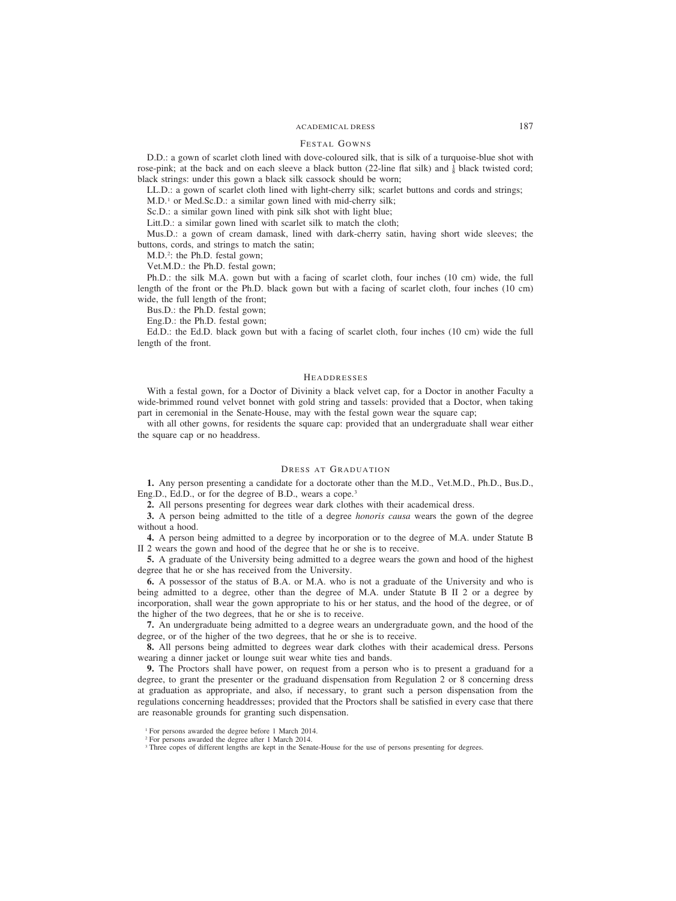## Festal Gowns

D.D.: a gown of scarlet cloth lined with dove-coloured silk, that is silk of a turquoise-blue shot with rose-pink; at the back and on each sleeve a black button (22-line flat silk) and ⅛ black twisted cord; black strings: under this gown a black silk cassock should be worn;

LL.D.: a gown of scarlet cloth lined with light-cherry silk; scarlet buttons and cords and strings;

M.D.[1] or Med.Sc.D.: a similar gown lined with mid-cherry silk;

Sc.D.: a similar gown lined with pink silk shot with light blue;

Litt.D.: a similar gown lined with scarlet silk to match the cloth;

Mus.D.: a gown of cream damask, lined with dark-cherry satin, having short wide sleeves; the buttons, cords, and strings to match the satin;

M.D.[2]: the Ph.D. festal gown;

Vet.M.D.: the Ph.D. festal gown;

Ph.D.: the silk M.A. gown but with a facing of scarlet cloth, four inches (10 cm) wide, the full length of the front or the Ph.D. black gown but with a facing of scarlet cloth, four inches (10 cm) wide, the full length of the front;

Bus.D.: the Ph.D. festal gown;

Eng.D.: the Ph.D. festal gown;

Ed.D.: the Ed.D. black gown but with a facing of scarlet cloth, four inches (10 cm) wide the full length of the front.

## Headdresses

With a festal gown, for a Doctor of Divinity a black velvet cap, for a Doctor in another Faculty a wide-brimmed round velvet bonnet with gold string and tassels: provided that a Doctor, when taking part in ceremonial in the Senate-House, may with the festal gown wear the square cap;

with all other gowns, for residents the square cap: provided that an undergraduate shall wear either the square cap or no headdress.

## Dress at Graduation

**1.** Any person presenting a candidate for a doctorate other than the M.D., Vet.M.D., Ph.D., Bus.D., Eng.D., Ed.D., or for the degree of B.D., wears a cope.[3]

**2.** All persons presenting for degrees wear dark clothes with their academical dress.

**3.** A person being admitted to the title of a degree *honoris causa* wears the gown of the degree without a hood.

**4.** A person being admitted to a degree by incorporation or to the degree of M.A. under Statute B II 2 wears the gown and hood of the degree that he or she is to receive.

**5.** A graduate of the University being admitted to a degree wears the gown and hood of the highest degree that he or she has received from the University.

**6.** A possessor of the status of B.A. or M.A. who is not a graduate of the University and who is being admitted to a degree, other than the degree of M.A. under Statute B II 2 or a degree by incorporation, shall wear the gown appropriate to his or her status, and the hood of the degree, or of the higher of the two degrees, that he or she is to receive.

**7.** An undergraduate being admitted to a degree wears an undergraduate gown, and the hood of the degree, or of the higher of the two degrees, that he or she is to receive.

**8.** All persons being admitted to degrees wear dark clothes with their academical dress. Persons wearing a dinner jacket or lounge suit wear white ties and bands.

**9.** The Proctors shall have power, on request from a person who is to present a graduand for a degree, to grant the presenter or the graduand dispensation from Regulation 2 or 8 concerning dress at graduation as appropriate, and also, if necessary, to grant such a person dispensation from the regulations concerning headdresses; provided that the Proctors shall be satisfied in every case that there are reasonable grounds for granting such dispensation.

[1] For persons awarded the degree before 1 March 2014.

[2] For persons awarded the degree after 1 March 2014.

[3] Three copes of different lengths are kept in the Senate-House for the use of persons presenting for degrees.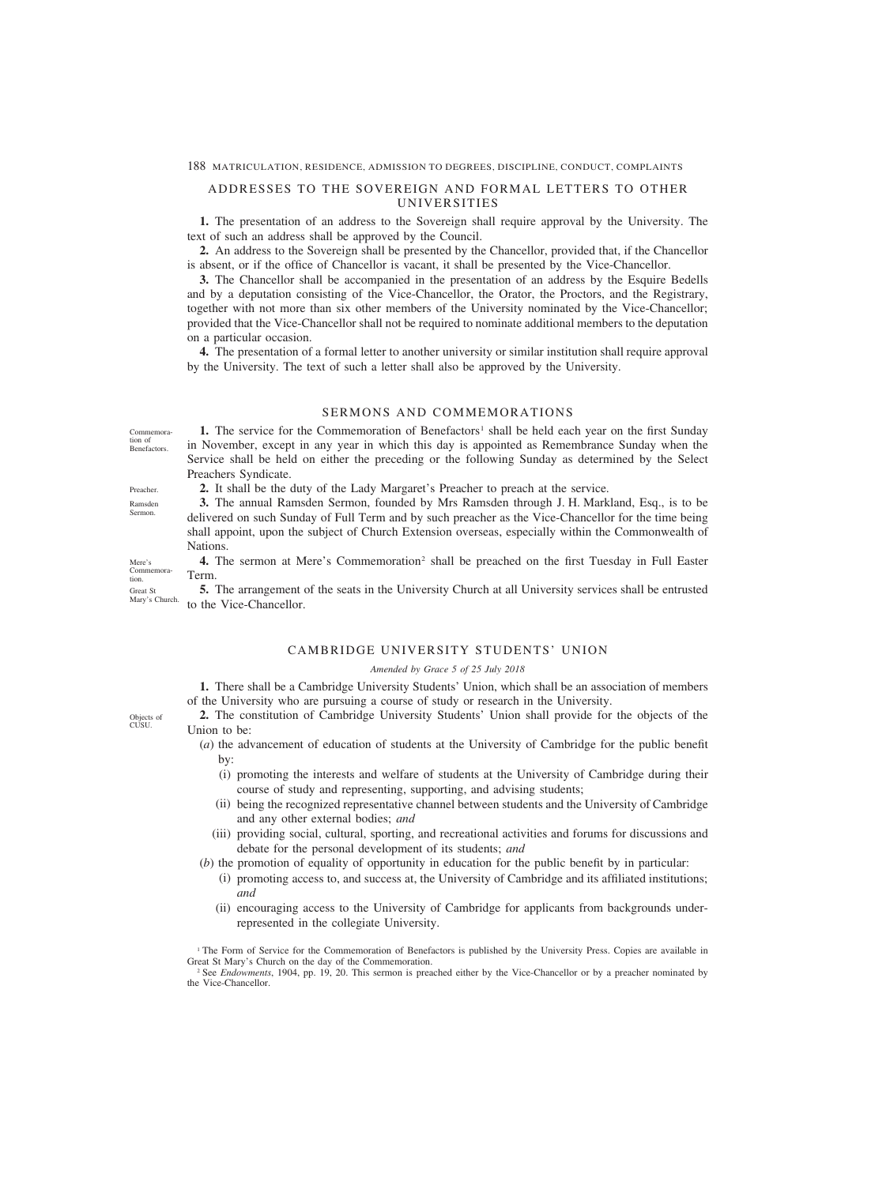## ADDRESSES TO THE SOVEREIGN AND FORMAL LETTERS TO OTHER UNIVERSITIES

**1.** The presentation of an address to the Sovereign shall require approval by the University. The text of such an address shall be approved by the Council.

**2.** An address to the Sovereign shall be presented by the Chancellor, provided that, if the Chancellor is absent, or if the office of Chancellor is vacant, it shall be presented by the Vice-Chancellor.

**3.** The Chancellor shall be accompanied in the presentation of an address by the Esquire Bedells and by a deputation consisting of the Vice-Chancellor, the Orator, the Proctors, and the Registrary, together with not more than six other members of the University nominated by the Vice-Chancellor; provided that the Vice-Chancellor shall not be required to nominate additional members to the deputation on a particular occasion.

**4.** The presentation of a formal letter to another university or similar institution shall require approval by the University. The text of such a letter shall also be approved by the University.

## SERMONS AND COMMEMORATIONS

Commemoration of Benefactors.

**1.** The service for the Commemoration of Benefactors[1] shall be held each year on the first Sunday in November, except in any year in which this day is appointed as Remembrance Sunday when the Service shall be held on either the preceding or the following Sunday as determined by the Select Preachers Syndicate.

Preacher.

**2.** It shall be the duty of the Lady Margaret's Preacher to preach at the service.

Ramsden Sermon.

**3.** The annual Ramsden Sermon, founded by Mrs Ramsden through J. H. Markland, Esq., is to be delivered on such Sunday of Full Term and by such preacher as the Vice-Chancellor for the time being shall appoint, upon the subject of Church Extension overseas, especially within the Commonwealth of Nations.

Mere's Commemoration.

**4.** The sermon at Mere's Commemoration[2] shall be preached on the first Tuesday in Full Easter Term.

Great St Mary's Church.

**5.** The arrangement of the seats in the University Church at all University services shall be entrusted to the Vice-Chancellor.

## CAMBRIDGE UNIVERSITY STUDENTS' UNION

*Amended by Grace 5 of 25 July 2018*

**1.** There shall be a Cambridge University Students' Union, which shall be an association of members of the University who are pursuing a course of study or research in the University.

Objects of CUSU.

**2.** The constitution of Cambridge University Students' Union shall provide for the objects of the Union to be:

- (*a*) the advancement of education of students at the University of Cambridge for the public benefit by:
  - (i) promoting the interests and welfare of students at the University of Cambridge during their course of study and representing, supporting, and advising students;
  - (ii) being the recognized representative channel between students and the University of Cambridge and any other external bodies; *and*
  - (iii) providing social, cultural, sporting, and recreational activities and forums for discussions and debate for the personal development of its students; *and*
- (*b*) the promotion of equality of opportunity in education for the public benefit by in particular:
  - (i) promoting access to, and success at, the University of Cambridge and its affiliated institutions; *and*
  - (ii) encouraging access to the University of Cambridge for applicants from backgrounds under-represented in the collegiate University.

---

[1] The Form of Service for the Commemoration of Benefactors is published by the University Press. Copies are available in Great St Mary's Church on the day of the Commemoration.

[2] See *Endowments*, 1904, pp. 19, 20. This sermon is preached either by the Vice-Chancellor or by a preacher nominated by the Vice-Chancellor.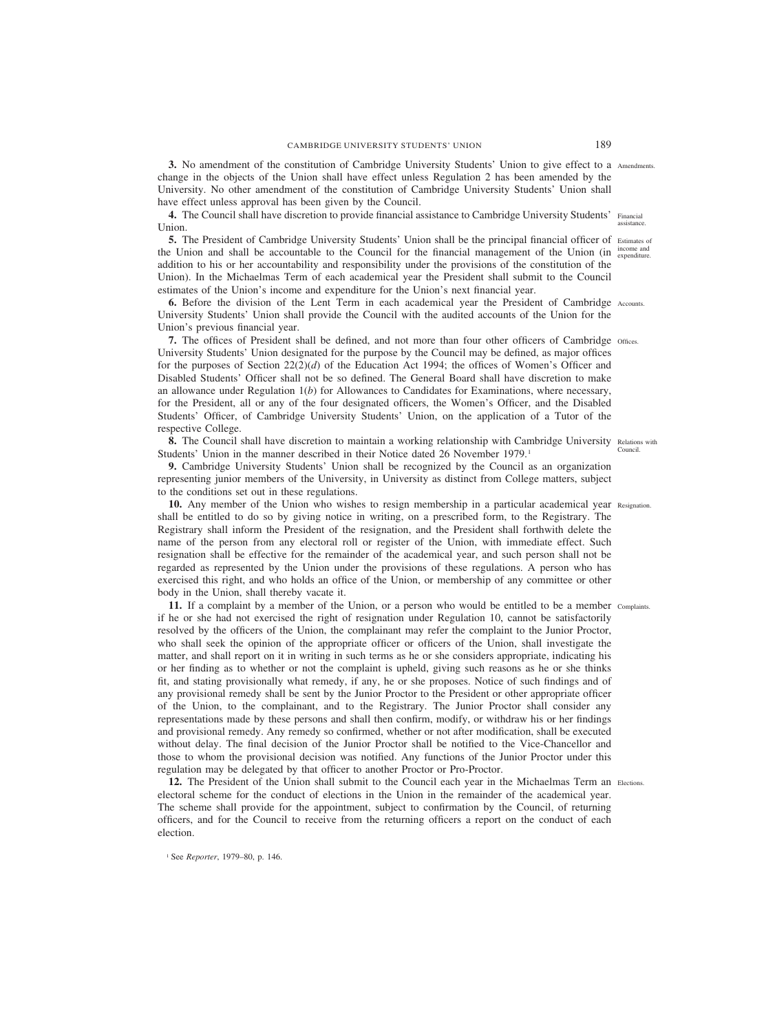**3.** No amendment of the constitution of Cambridge University Students' Union to give effect to a change in the objects of the Union shall have effect unless Regulation 2 has been amended by the University. No other amendment of the constitution of Cambridge University Students' Union shall have effect unless approval has been given by the Council.

Amendments.

**4.** The Council shall have discretion to provide financial assistance to Cambridge University Students' Union.

Financial assistance.

**5.** The President of Cambridge University Students' Union shall be the principal financial officer of the Union and shall be accountable to the Council for the financial management of the Union (in addition to his or her accountability and responsibility under the provisions of the constitution of the Union). In the Michaelmas Term of each academical year the President shall submit to the Council estimates of the Union's income and expenditure for the Union's next financial year.

Estimates of income and expenditure.

**6.** Before the division of the Lent Term in each academical year the President of Cambridge University Students' Union shall provide the Council with the audited accounts of the Union for the Union's previous financial year.

Accounts.

**7.** The offices of President shall be defined, and not more than four other officers of Cambridge University Students' Union designated for the purpose by the Council may be defined, as major offices for the purposes of Section 22(2)(*d*) of the Education Act 1994; the offices of Women's Officer and Disabled Students' Officer shall not be so defined. The General Board shall have discretion to make an allowance under Regulation 1(*b*) for Allowances to Candidates for Examinations, where necessary, for the President, all or any of the four designated officers, the Women's Officer, and the Disabled Students' Officer, of Cambridge University Students' Union, on the application of a Tutor of the respective College.

Offices.

**8.** The Council shall have discretion to maintain a working relationship with Cambridge University Students' Union in the manner described in their Notice dated 26 November 1979.[1]

Relations with Council.

**9.** Cambridge University Students' Union shall be recognized by the Council as an organization representing junior members of the University, in University as distinct from College matters, subject to the conditions set out in these regulations.

**10.** Any member of the Union who wishes to resign membership in a particular academical year shall be entitled to do so by giving notice in writing, on a prescribed form, to the Registrary. The Registrary shall inform the President of the resignation, and the President shall forthwith delete the name of the person from any electoral roll or register of the Union, with immediate effect. Such resignation shall be effective for the remainder of the academical year, and such person shall not be regarded as represented by the Union under the provisions of these regulations. A person who has exercised this right, and who holds an office of the Union, or membership of any committee or other body in the Union, shall thereby vacate it.

Resignation.

**11.** If a complaint by a member of the Union, or a person who would be entitled to be a member if he or she had not exercised the right of resignation under Regulation 10, cannot be satisfactorily resolved by the officers of the Union, the complainant may refer the complaint to the Junior Proctor, who shall seek the opinion of the appropriate officer or officers of the Union, shall investigate the matter, and shall report on it in writing in such terms as he or she considers appropriate, indicating his or her finding as to whether or not the complaint is upheld, giving such reasons as he or she thinks fit, and stating provisionally what remedy, if any, he or she proposes. Notice of such findings and of any provisional remedy shall be sent by the Junior Proctor to the President or other appropriate officer of the Union, to the complainant, and to the Registrary. The Junior Proctor shall consider any representations made by these persons and shall then confirm, modify, or withdraw his or her findings and provisional remedy. Any remedy so confirmed, whether or not after modification, shall be executed without delay. The final decision of the Junior Proctor shall be notified to the Vice-Chancellor and those to whom the provisional decision was notified. Any functions of the Junior Proctor under this regulation may be delegated by that officer to another Proctor or Pro-Proctor.

Complaints.

**12.** The President of the Union shall submit to the Council each year in the Michaelmas Term an electoral scheme for the conduct of elections in the Union in the remainder of the academical year. The scheme shall provide for the appointment, subject to confirmation by the Council, of returning officers, and for the Council to receive from the returning officers a report on the conduct of each election.

Elections.

[1] See *Reporter*, 1979–80, p. 146.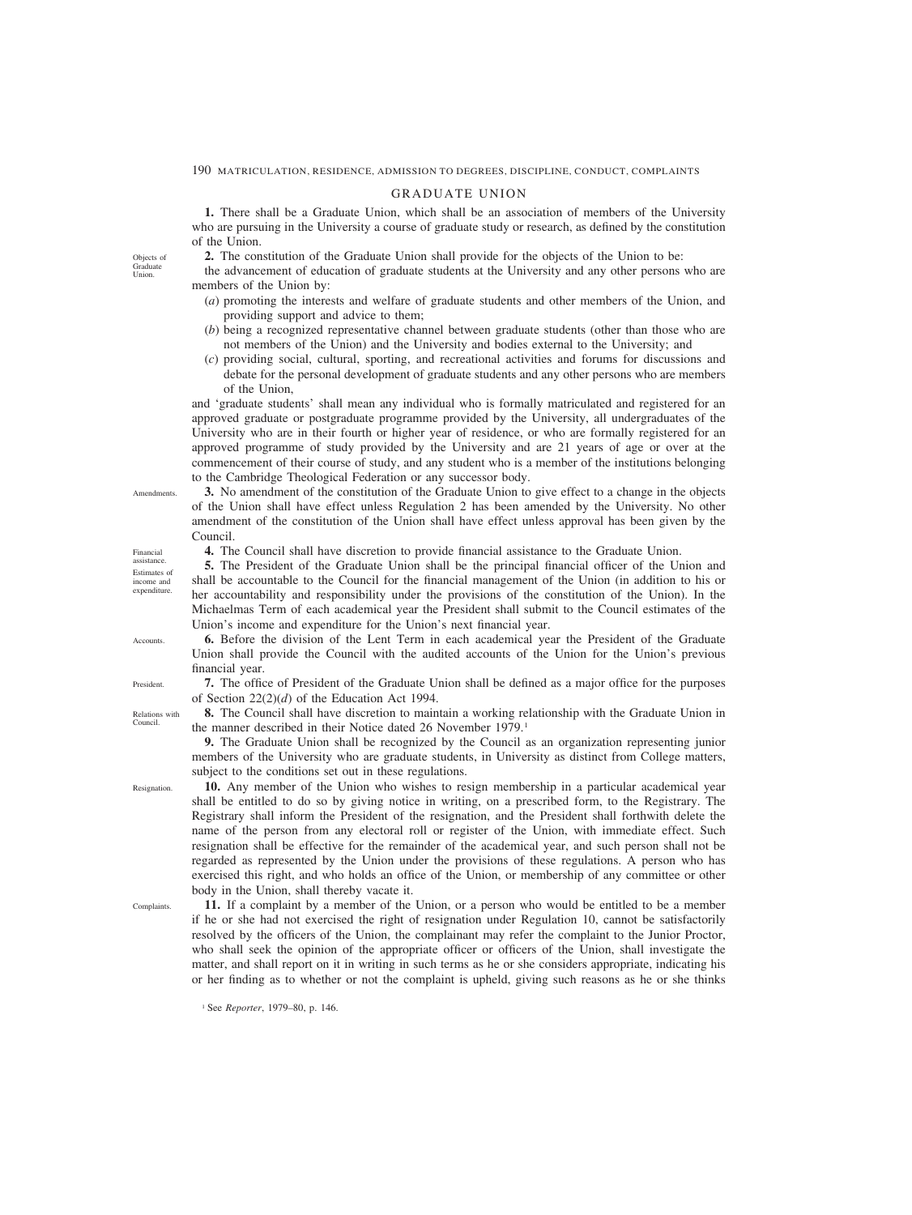## GRADUATE UNION

**1.** There shall be a Graduate Union, which shall be an association of members of the University who are pursuing in the University a course of graduate study or research, as defined by the constitution of the Union.

Objects of Graduate Union.

**2.** The constitution of the Graduate Union shall provide for the objects of the Union to be:

the advancement of education of graduate students at the University and any other persons who are members of the Union by:

(*a*) promoting the interests and welfare of graduate students and other members of the Union, and providing support and advice to them;

(*b*) being a recognized representative channel between graduate students (other than those who are not members of the Union) and the University and bodies external to the University; and

(*c*) providing social, cultural, sporting, and recreational activities and forums for discussions and debate for the personal development of graduate students and any other persons who are members of the Union,

and 'graduate students' shall mean any individual who is formally matriculated and registered for an approved graduate or postgraduate programme provided by the University, all undergraduates of the University who are in their fourth or higher year of residence, or who are formally registered for an approved programme of study provided by the University and are 21 years of age or over at the commencement of their course of study, and any student who is a member of the institutions belonging to the Cambridge Theological Federation or any successor body.

Amendments.

**3.** No amendment of the constitution of the Graduate Union to give effect to a change in the objects of the Union shall have effect unless Regulation 2 has been amended by the University. No other amendment of the constitution of the Union shall have effect unless approval has been given by the Council.

Financial assistance.

**4.** The Council shall have discretion to provide financial assistance to the Graduate Union.

Estimates of income and expenditure.

**5.** The President of the Graduate Union shall be the principal financial officer of the Union and shall be accountable to the Council for the financial management of the Union (in addition to his or her accountability and responsibility under the provisions of the constitution of the Union). In the Michaelmas Term of each academical year the President shall submit to the Council estimates of the Union's income and expenditure for the Union's next financial year.

Accounts.

**6.** Before the division of the Lent Term in each academical year the President of the Graduate Union shall provide the Council with the audited accounts of the Union for the Union's previous financial year.

President.

**7.** The office of President of the Graduate Union shall be defined as a major office for the purposes of Section 22(2)(*d*) of the Education Act 1994.

Relations with Council.

**8.** The Council shall have discretion to maintain a working relationship with the Graduate Union in the manner described in their Notice dated 26 November 1979.[1]

**9.** The Graduate Union shall be recognized by the Council as an organization representing junior members of the University who are graduate students, in University as distinct from College matters, subject to the conditions set out in these regulations.

Resignation.

**10.** Any member of the Union who wishes to resign membership in a particular academical year shall be entitled to do so by giving notice in writing, on a prescribed form, to the Registrary. The Registrary shall inform the President of the resignation, and the President shall forthwith delete the name of the person from any electoral roll or register of the Union, with immediate effect. Such resignation shall be effective for the remainder of the academical year, and such person shall not be regarded as represented by the Union under the provisions of these regulations. A person who has exercised this right, and who holds an office of the Union, or membership of any committee or other body in the Union, shall thereby vacate it.

Complaints.

**11.** If a complaint by a member of the Union, or a person who would be entitled to be a member if he or she had not exercised the right of resignation under Regulation 10, cannot be satisfactorily resolved by the officers of the Union, the complainant may refer the complaint to the Junior Proctor, who shall seek the opinion of the appropriate officer or officers of the Union, shall investigate the matter, and shall report on it in writing in such terms as he or she considers appropriate, indicating his or her finding as to whether or not the complaint is upheld, giving such reasons as he or she thinks

[1] See *Reporter*, 1979–80, p. 146.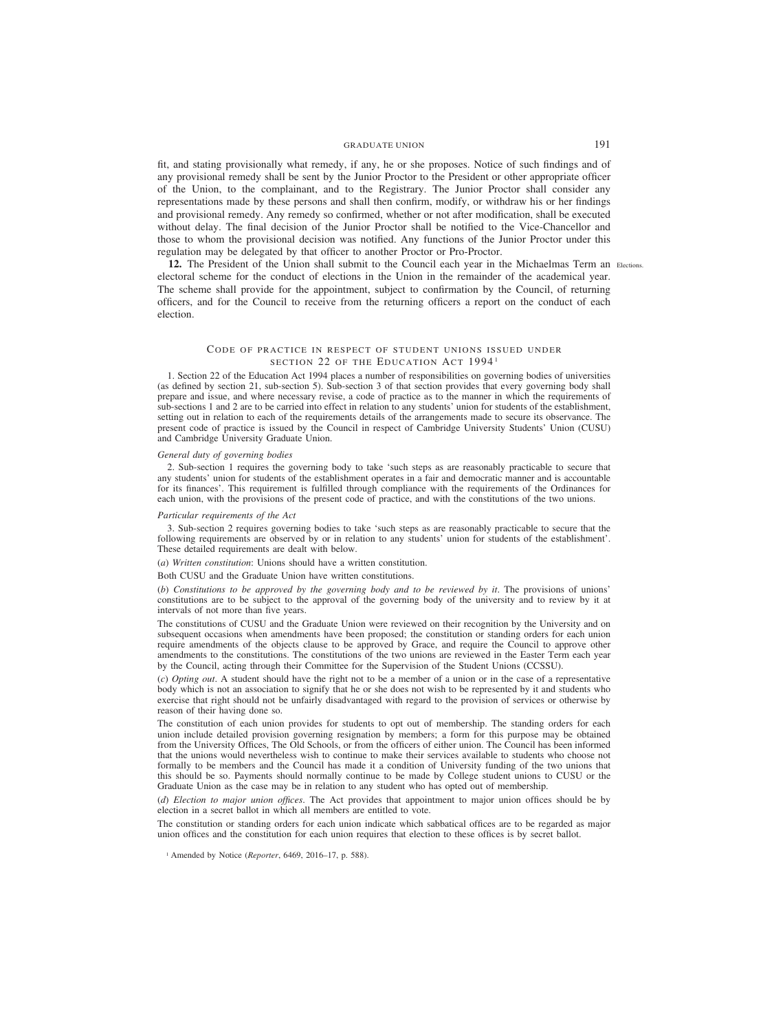fit, and stating provisionally what remedy, if any, he or she proposes. Notice of such findings and of any provisional remedy shall be sent by the Junior Proctor to the President or other appropriate officer of the Union, to the complainant, and to the Registrary. The Junior Proctor shall consider any representations made by these persons and shall then confirm, modify, or withdraw his or her findings and provisional remedy. Any remedy so confirmed, whether or not after modification, shall be executed without delay. The final decision of the Junior Proctor shall be notified to the Vice-Chancellor and those to whom the provisional decision was notified. Any functions of the Junior Proctor under this regulation may be delegated by that officer to another Proctor or Pro-Proctor.

**12.** The President of the Union shall submit to the Council each year in the Michaelmas Term an electoral scheme for the conduct of elections in the Union in the remainder of the academical year. The scheme shall provide for the appointment, subject to confirmation by the Council, of returning officers, and for the Council to receive from the returning officers a report on the conduct of each election. Elections.

## Code of practice in respect of student unions issued under section 22 of the Education Act 1994[1]

1. Section 22 of the Education Act 1994 places a number of responsibilities on governing bodies of universities (as defined by section 21, sub-section 5). Sub-section 3 of that section provides that every governing body shall prepare and issue, and where necessary revise, a code of practice as to the manner in which the requirements of sub-sections 1 and 2 are to be carried into effect in relation to any students' union for students of the establishment, setting out in relation to each of the requirements details of the arrangements made to secure its observance. The present code of practice is issued by the Council in respect of Cambridge University Students' Union (CUSU) and Cambridge University Graduate Union.

*General duty of governing bodies*

2. Sub-section 1 requires the governing body to take 'such steps as are reasonably practicable to secure that any students' union for students of the establishment operates in a fair and democratic manner and is accountable for its finances'. This requirement is fulfilled through compliance with the requirements of the Ordinances for each union, with the provisions of the present code of practice, and with the constitutions of the two unions.

*Particular requirements of the Act*

3. Sub-section 2 requires governing bodies to take 'such steps as are reasonably practicable to secure that the following requirements are observed by or in relation to any students' union for students of the establishment'. These detailed requirements are dealt with below.

(*a*) *Written constitution*: Unions should have a written constitution.

Both CUSU and the Graduate Union have written constitutions.

(*b*) *Constitutions to be approved by the governing body and to be reviewed by it*. The provisions of unions' constitutions are to be subject to the approval of the governing body of the university and to review by it at intervals of not more than five years.

The constitutions of CUSU and the Graduate Union were reviewed on their recognition by the University and on subsequent occasions when amendments have been proposed; the constitution or standing orders for each union require amendments of the objects clause to be approved by Grace, and require the Council to approve other amendments to the constitutions. The constitutions of the two unions are reviewed in the Easter Term each year by the Council, acting through their Committee for the Supervision of the Student Unions (CCSSU).

(*c*) *Opting out*. A student should have the right not to be a member of a union or in the case of a representative body which is not an association to signify that he or she does not wish to be represented by it and students who exercise that right should not be unfairly disadvantaged with regard to the provision of services or otherwise by reason of their having done so.

The constitution of each union provides for students to opt out of membership. The standing orders for each union include detailed provision governing resignation by members; a form for this purpose may be obtained from the University Offices, The Old Schools, or from the officers of either union. The Council has been informed that the unions would nevertheless wish to continue to make their services available to students who choose not formally to be members and the Council has made it a condition of University funding of the two unions that this should be so. Payments should normally continue to be made by College student unions to CUSU or the Graduate Union as the case may be in relation to any student who has opted out of membership.

(*d*) *Election to major union offices*. The Act provides that appointment to major union offices should be by election in a secret ballot in which all members are entitled to vote.

The constitution or standing orders for each union indicate which sabbatical offices are to be regarded as major union offices and the constitution for each union requires that election to these offices is by secret ballot.

[1] Amended by Notice (*Reporter*, 6469, 2016–17, p. 588).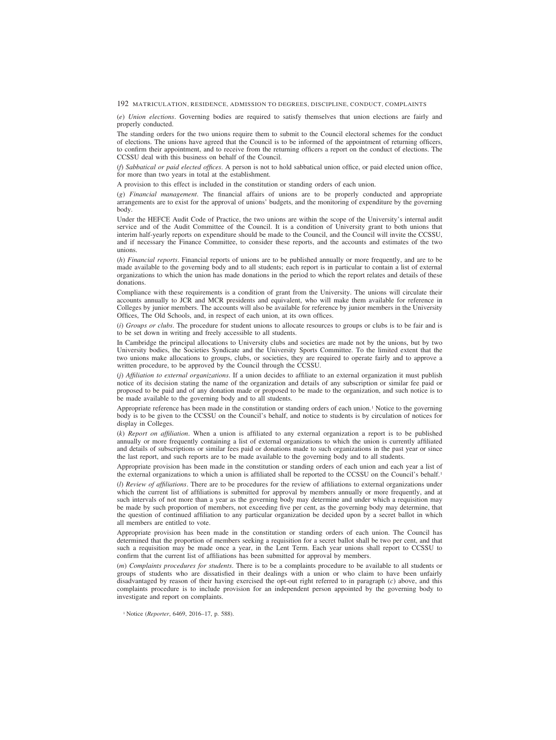(*e*) *Union elections*. Governing bodies are required to satisfy themselves that union elections are fairly and properly conducted.

The standing orders for the two unions require them to submit to the Council electoral schemes for the conduct of elections. The unions have agreed that the Council is to be informed of the appointment of returning officers, to confirm their appointment, and to receive from the returning officers a report on the conduct of elections. The CCSSU deal with this business on behalf of the Council.

(*f*) *Sabbatical or paid elected offices*. A person is not to hold sabbatical union office, or paid elected union office, for more than two years in total at the establishment.

A provision to this effect is included in the constitution or standing orders of each union.

(*g*) *Financial management*. The financial affairs of unions are to be properly conducted and appropriate arrangements are to exist for the approval of unions' budgets, and the monitoring of expenditure by the governing body.

Under the HEFCE Audit Code of Practice, the two unions are within the scope of the University's internal audit service and of the Audit Committee of the Council. It is a condition of University grant to both unions that interim half-yearly reports on expenditure should be made to the Council, and the Council will invite the CCSSU, and if necessary the Finance Committee, to consider these reports, and the accounts and estimates of the two unions.

(*h*) *Financial reports*. Financial reports of unions are to be published annually or more frequently, and are to be made available to the governing body and to all students; each report is in particular to contain a list of external organizations to which the union has made donations in the period to which the report relates and details of these donations.

Compliance with these requirements is a condition of grant from the University. The unions will circulate their accounts annually to JCR and MCR presidents and equivalent, who will make them available for reference in Colleges by junior members. The accounts will also be available for reference by junior members in the University Offices, The Old Schools, and, in respect of each union, at its own offices.

(*i*) *Groups or clubs*. The procedure for student unions to allocate resources to groups or clubs is to be fair and is to be set down in writing and freely accessible to all students.

In Cambridge the principal allocations to University clubs and societies are made not by the unions, but by two University bodies, the Societies Syndicate and the University Sports Committee. To the limited extent that the two unions make allocations to groups, clubs, or societies, they are required to operate fairly and to approve a written procedure, to be approved by the Council through the CCSSU.

(*j*) *Affiliation to external organizations*. If a union decides to affiliate to an external organization it must publish notice of its decision stating the name of the organization and details of any subscription or similar fee paid or proposed to be paid and of any donation made or proposed to be made to the organization, and such notice is to be made available to the governing body and to all students.

Appropriate reference has been made in the constitution or standing orders of each union.[1] Notice to the governing body is to be given to the CCSSU on the Council's behalf, and notice to students is by circulation of notices for display in Colleges.

(*k*) *Report on affiliation*. When a union is affiliated to any external organization a report is to be published annually or more frequently containing a list of external organizations to which the union is currently affiliated and details of subscriptions or similar fees paid or donations made to such organizations in the past year or since the last report, and such reports are to be made available to the governing body and to all students.

Appropriate provision has been made in the constitution or standing orders of each union and each year a list of the external organizations to which a union is affiliated shall be reported to the CCSSU on the Council's behalf.[1]

(*l*) *Review of affiliations*. There are to be procedures for the review of affiliations to external organizations under which the current list of affiliations is submitted for approval by members annually or more frequently, and at such intervals of not more than a year as the governing body may determine and under which a requisition may be made by such proportion of members, not exceeding five per cent, as the governing body may determine, that the question of continued affiliation to any particular organization be decided upon by a secret ballot in which all members are entitled to vote.

Appropriate provision has been made in the constitution or standing orders of each union. The Council has determined that the proportion of members seeking a requisition for a secret ballot shall be two per cent, and that such a requisition may be made once a year, in the Lent Term. Each year unions shall report to CCSSU to confirm that the current list of affiliations has been submitted for approval by members.

(*m*) *Complaints procedures for students*. There is to be a complaints procedure to be available to all students or groups of students who are dissatisfied in their dealings with a union or who claim to have been unfairly disadvantaged by reason of their having exercised the opt-out right referred to in paragraph (*c*) above, and this complaints procedure is to include provision for an independent person appointed by the governing body to investigate and report on complaints.

[1] Notice (*Reporter*, 6469, 2016–17, p. 588).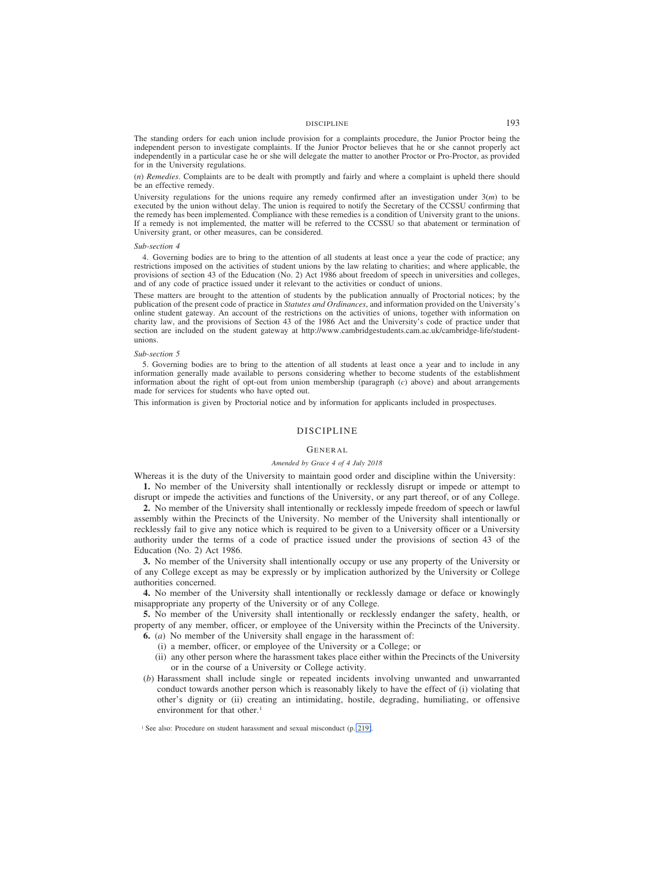The standing orders for each union include provision for a complaints procedure, the Junior Proctor being the independent person to investigate complaints. If the Junior Proctor believes that he or she cannot properly act independently in a particular case he or she will delegate the matter to another Proctor or Pro-Proctor, as provided for in the University regulations.

(*n*) *Remedies*. Complaints are to be dealt with promptly and fairly and where a complaint is upheld there should be an effective remedy.

University regulations for the unions require any remedy confirmed after an investigation under 3(*m*) to be executed by the union without delay. The union is required to notify the Secretary of the CCSSU confirming that the remedy has been implemented. Compliance with these remedies is a condition of University grant to the unions. If a remedy is not implemented, the matter will be referred to the CCSSU so that abatement or termination of University grant, or other measures, can be considered.

*Sub-section 4*

4. Governing bodies are to bring to the attention of all students at least once a year the code of practice; any restrictions imposed on the activities of student unions by the law relating to charities; and where applicable, the provisions of section 43 of the Education (No. 2) Act 1986 about freedom of speech in universities and colleges, and of any code of practice issued under it relevant to the activities or conduct of unions.

These matters are brought to the attention of students by the publication annually of Proctorial notices; by the publication of the present code of practice in *Statutes and Ordinances*, and information provided on the University's online student gateway. An account of the restrictions on the activities of unions, together with information on charity law, and the provisions of Section 43 of the 1986 Act and the University's code of practice under that section are included on the student gateway at http://www.cambridgestudents.cam.ac.uk/cambridge-life/student-unions.

*Sub-section 5*

5. Governing bodies are to bring to the attention of all students at least once a year and to include in any information generally made available to persons considering whether to become students of the establishment information about the right of opt-out from union membership (paragraph (*c*) above) and about arrangements made for services for students who have opted out.

This information is given by Proctorial notice and by information for applicants included in prospectuses.

## DISCIPLINE

### General

*Amended by Grace 4 of 4 July 2018*

Whereas it is the duty of the University to maintain good order and discipline within the University:

**1.** No member of the University shall intentionally or recklessly disrupt or impede or attempt to disrupt or impede the activities and functions of the University, or any part thereof, or of any College.

**2.** No member of the University shall intentionally or recklessly impede freedom of speech or lawful assembly within the Precincts of the University. No member of the University shall intentionally or recklessly fail to give any notice which is required to be given to a University officer or a University authority under the terms of a code of practice issued under the provisions of section 43 of the Education (No. 2) Act 1986.

**3.** No member of the University shall intentionally occupy or use any property of the University or of any College except as may be expressly or by implication authorized by the University or College authorities concerned.

**4.** No member of the University shall intentionally or recklessly damage or deface or knowingly misappropriate any property of the University or of any College.

**5.** No member of the University shall intentionally or recklessly endanger the safety, health, or property of any member, officer, or employee of the University within the Precincts of the University.

**6.** (*a*) No member of the University shall engage in the harassment of:

- (i) a member, officer, or employee of the University or a College; or
- (ii) any other person where the harassment takes place either within the Precincts of the University or in the course of a University or College activity.

(*b*) Harassment shall include single or repeated incidents involving unwanted and unwarranted conduct towards another person which is reasonably likely to have the effect of (i) violating that other's dignity or (ii) creating an intimidating, hostile, degrading, humiliating, or offensive environment for that other.[1]

[1] See also: Procedure on student harassment and sexual misconduct (p. 219).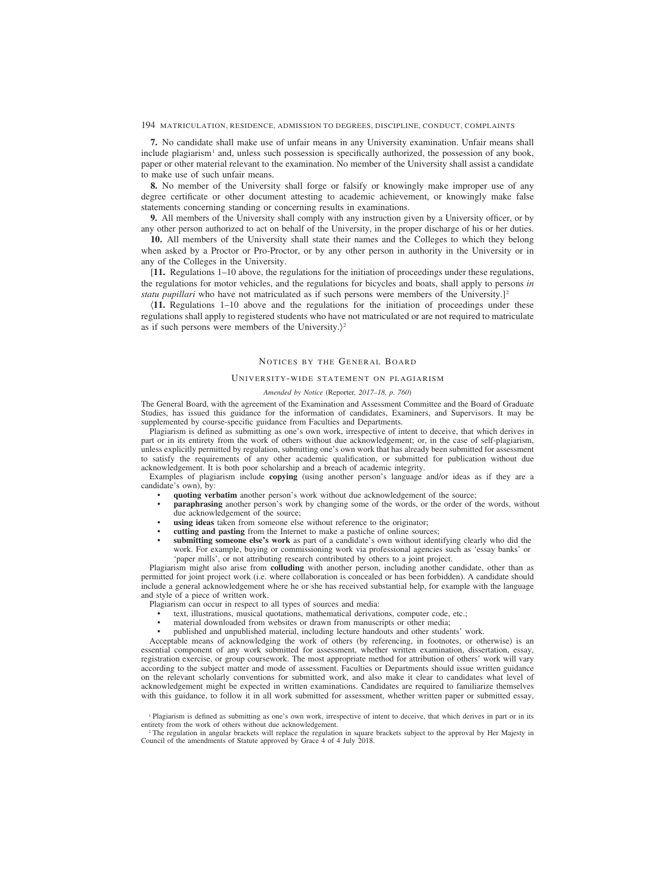**7.** No candidate shall make use of unfair means in any University examination. Unfair means shall include plagiarism[1] and, unless such possession is specifically authorized, the possession of any book, paper or other material relevant to the examination. No member of the University shall assist a candidate to make use of such unfair means.

**8.** No member of the University shall forge or falsify or knowingly make improper use of any degree certificate or other document attesting to academic achievement, or knowingly make false statements concerning standing or concerning results in examinations.

**9.** All members of the University shall comply with any instruction given by a University officer, or by any other person authorized to act on behalf of the University, in the proper discharge of his or her duties.

**10.** All members of the University shall state their names and the Colleges to which they belong when asked by a Proctor or Pro-Proctor, or by any other person in authority in the University or in any of the Colleges in the University.

[**11.** Regulations 1–10 above, the regulations for the initiation of proceedings under these regulations, the regulations for motor vehicles, and the regulations for bicycles and boats, shall apply to persons *in statu pupillari* who have not matriculated as if such persons were members of the University.][2]

⟨**11.** Regulations 1–10 above and the regulations for the initiation of proceedings under these regulations shall apply to registered students who have not matriculated or are not required to matriculate as if such persons were members of the University.⟩[2]

## Notices by the General Board

### University-wide statement on plagiarism

*Amended by Notice* (Reporter*, 2017–18, p. 760*)

The General Board, with the agreement of the Examination and Assessment Committee and the Board of Graduate Studies, has issued this guidance for the information of candidates, Examiners, and Supervisors. It may be supplemented by course-specific guidance from Faculties and Departments.

Plagiarism is defined as submitting as one's own work, irrespective of intent to deceive, that which derives in part or in its entirety from the work of others without due acknowledgement; or, in the case of self-plagiarism, unless explicitly permitted by regulation, submitting one's own work that has already been submitted for assessment to satisfy the requirements of any other academic qualification, or submitted for publication without due acknowledgement. It is both poor scholarship and a breach of academic integrity.

Examples of plagiarism include **copying** (using another person's language and/or ideas as if they are a candidate's own), by:

- **quoting verbatim** another person's work without due acknowledgement of the source;
- **paraphrasing** another person's work by changing some of the words, or the order of the words, without due acknowledgement of the source;
- **using ideas** taken from someone else without reference to the originator;
- **cutting and pasting** from the Internet to make a pastiche of online sources;
- **submitting someone else's work** as part of a candidate's own without identifying clearly who did the work. For example, buying or commissioning work via professional agencies such as 'essay banks' or 'paper mills', or not attributing research contributed by others to a joint project.

Plagiarism might also arise from **colluding** with another person, including another candidate, other than as permitted for joint project work (i.e. where collaboration is concealed or has been forbidden). A candidate should include a general acknowledgement where he or she has received substantial help, for example with the language and style of a piece of written work.

Plagiarism can occur in respect to all types of sources and media:

- text, illustrations, musical quotations, mathematical derivations, computer code, etc.;
- material downloaded from websites or drawn from manuscripts or other media;
- published and unpublished material, including lecture handouts and other students' work.

Acceptable means of acknowledging the work of others (by referencing, in footnotes, or otherwise) is an essential component of any work submitted for assessment, whether written examination, dissertation, essay, registration exercise, or group coursework. The most appropriate method for attribution of others' work will vary according to the subject matter and mode of assessment. Faculties or Departments should issue written guidance on the relevant scholarly conventions for submitted work, and also make it clear to candidates what level of acknowledgement might be expected in written examinations. Candidates are required to familiarize themselves with this guidance, to follow it in all work submitted for assessment, whether written paper or submitted essay,

[1] Plagiarism is defined as submitting as one's own work, irrespective of intent to deceive, that which derives in part or in its entirety from the work of others without due acknowledgement.

[2] The regulation in angular brackets will replace the regulation in square brackets subject to the approval by Her Majesty in Council of the amendments of Statute approved by Grace 4 of 4 July 2018.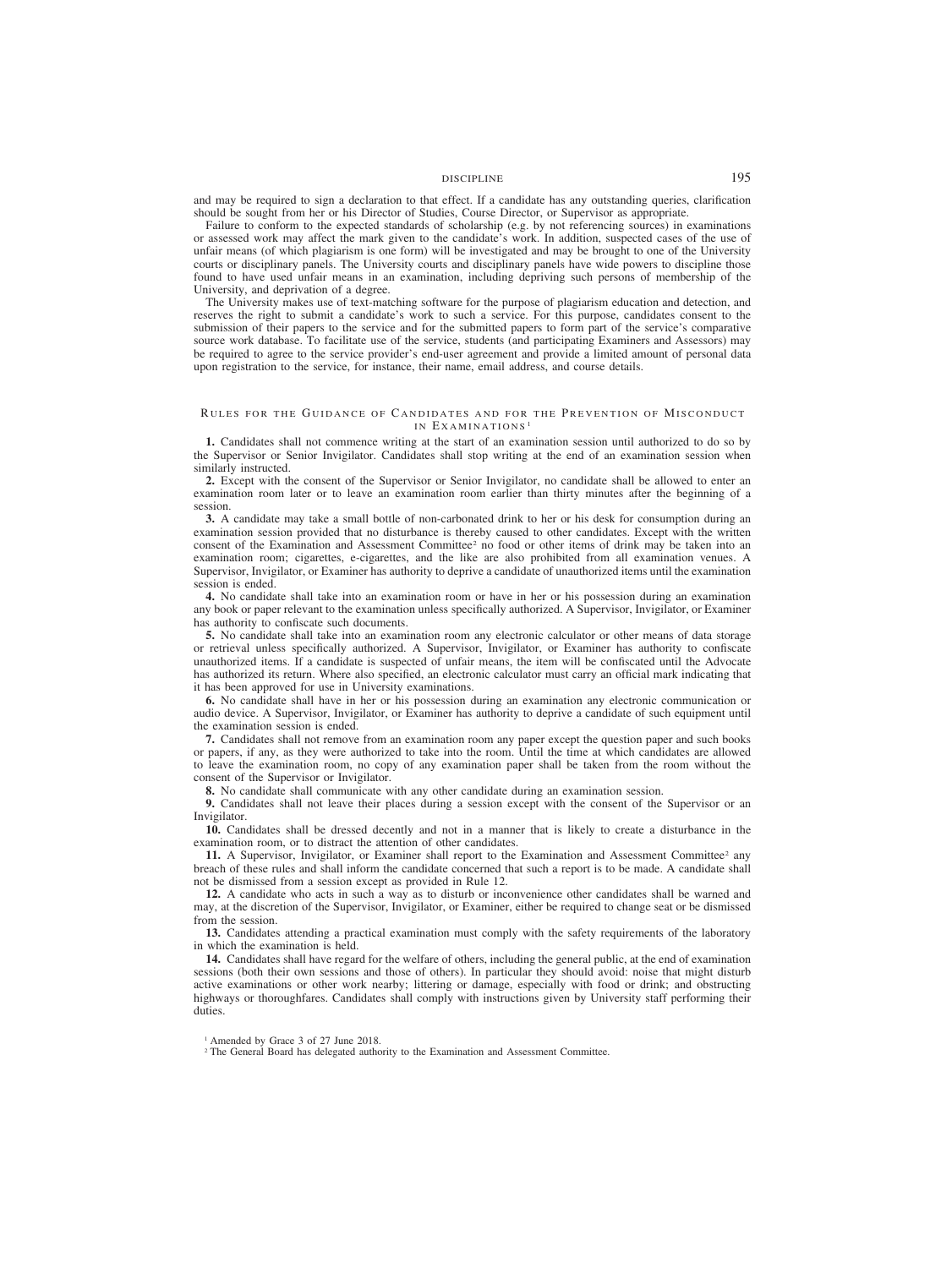and may be required to sign a declaration to that effect. If a candidate has any outstanding queries, clarification should be sought from her or his Director of Studies, Course Director, or Supervisor as appropriate.

Failure to conform to the expected standards of scholarship (e.g. by not referencing sources) in examinations or assessed work may affect the mark given to the candidate's work. In addition, suspected cases of the use of unfair means (of which plagiarism is one form) will be investigated and may be brought to one of the University courts or disciplinary panels. The University courts and disciplinary panels have wide powers to discipline those found to have used unfair means in an examination, including depriving such persons of membership of the University, and deprivation of a degree.

The University makes use of text-matching software for the purpose of plagiarism education and detection, and reserves the right to submit a candidate's work to such a service. For this purpose, candidates consent to the submission of their papers to the service and for the submitted papers to form part of the service's comparative source work database. To facilitate use of the service, students (and participating Examiners and Assessors) may be required to agree to the service provider's end-user agreement and provide a limited amount of personal data upon registration to the service, for instance, their name, email address, and course details.

## Rules for the Guidance of Candidates and for the Prevention of Misconduct in Examinations[1]

**1.** Candidates shall not commence writing at the start of an examination session until authorized to do so by the Supervisor or Senior Invigilator. Candidates shall stop writing at the end of an examination session when similarly instructed.

**2.** Except with the consent of the Supervisor or Senior Invigilator, no candidate shall be allowed to enter an examination room later or to leave an examination room earlier than thirty minutes after the beginning of a session.

**3.** A candidate may take a small bottle of non-carbonated drink to her or his desk for consumption during an examination session provided that no disturbance is thereby caused to other candidates. Except with the written consent of the Examination and Assessment Committee[2] no food or other items of drink may be taken into an examination room; cigarettes, e-cigarettes, and the like are also prohibited from all examination venues. A Supervisor, Invigilator, or Examiner has authority to deprive a candidate of unauthorized items until the examination session is ended.

**4.** No candidate shall take into an examination room or have in her or his possession during an examination any book or paper relevant to the examination unless specifically authorized. A Supervisor, Invigilator, or Examiner has authority to confiscate such documents.

**5.** No candidate shall take into an examination room any electronic calculator or other means of data storage or retrieval unless specifically authorized. A Supervisor, Invigilator, or Examiner has authority to confiscate unauthorized items. If a candidate is suspected of unfair means, the item will be confiscated until the Advocate has authorized its return. Where also specified, an electronic calculator must carry an official mark indicating that it has been approved for use in University examinations.

**6.** No candidate shall have in her or his possession during an examination any electronic communication or audio device. A Supervisor, Invigilator, or Examiner has authority to deprive a candidate of such equipment until the examination session is ended.

**7.** Candidates shall not remove from an examination room any paper except the question paper and such books or papers, if any, as they were authorized to take into the room. Until the time at which candidates are allowed to leave the examination room, no copy of any examination paper shall be taken from the room without the consent of the Supervisor or Invigilator.

**8.** No candidate shall communicate with any other candidate during an examination session.

**9.** Candidates shall not leave their places during a session except with the consent of the Supervisor or an Invigilator.

**10.** Candidates shall be dressed decently and not in a manner that is likely to create a disturbance in the examination room, or to distract the attention of other candidates.

**11.** A Supervisor, Invigilator, or Examiner shall report to the Examination and Assessment Committee[2] any breach of these rules and shall inform the candidate concerned that such a report is to be made. A candidate shall not be dismissed from a session except as provided in Rule 12.

**12.** A candidate who acts in such a way as to disturb or inconvenience other candidates shall be warned and may, at the discretion of the Supervisor, Invigilator, or Examiner, either be required to change seat or be dismissed from the session.

**13.** Candidates attending a practical examination must comply with the safety requirements of the laboratory in which the examination is held.

**14.** Candidates shall have regard for the welfare of others, including the general public, at the end of examination sessions (both their own sessions and those of others). In particular they should avoid: noise that might disturb active examinations or other work nearby; littering or damage, especially with food or drink; and obstructing highways or thoroughfares. Candidates shall comply with instructions given by University staff performing their duties.

[1] Amended by Grace 3 of 27 June 2018.

[2] The General Board has delegated authority to the Examination and Assessment Committee.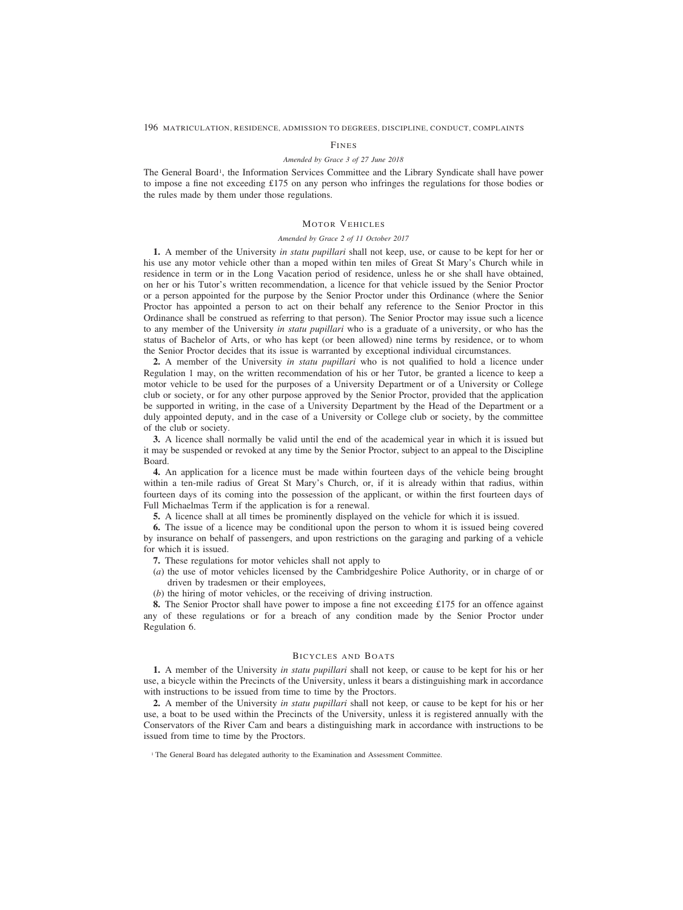## Fines

*Amended by Grace 3 of 27 June 2018*

The General Board[1], the Information Services Committee and the Library Syndicate shall have power to impose a fine not exceeding £175 on any person who infringes the regulations for those bodies or the rules made by them under those regulations.

## Motor Vehicles

*Amended by Grace 2 of 11 October 2017*

**1.** A member of the University *in statu pupillari* shall not keep, use, or cause to be kept for her or his use any motor vehicle other than a moped within ten miles of Great St Mary's Church while in residence in term or in the Long Vacation period of residence, unless he or she shall have obtained, on her or his Tutor's written recommendation, a licence for that vehicle issued by the Senior Proctor or a person appointed for the purpose by the Senior Proctor under this Ordinance (where the Senior Proctor has appointed a person to act on their behalf any reference to the Senior Proctor in this Ordinance shall be construed as referring to that person). The Senior Proctor may issue such a licence to any member of the University *in statu pupillari* who is a graduate of a university, or who has the status of Bachelor of Arts, or who has kept (or been allowed) nine terms by residence, or to whom the Senior Proctor decides that its issue is warranted by exceptional individual circumstances.

**2.** A member of the University *in statu pupillari* who is not qualified to hold a licence under Regulation 1 may, on the written recommendation of his or her Tutor, be granted a licence to keep a motor vehicle to be used for the purposes of a University Department or of a University or College club or society, or for any other purpose approved by the Senior Proctor, provided that the application be supported in writing, in the case of a University Department by the Head of the Department or a duly appointed deputy, and in the case of a University or College club or society, by the committee of the club or society.

**3.** A licence shall normally be valid until the end of the academical year in which it is issued but it may be suspended or revoked at any time by the Senior Proctor, subject to an appeal to the Discipline Board.

**4.** An application for a licence must be made within fourteen days of the vehicle being brought within a ten-mile radius of Great St Mary's Church, or, if it is already within that radius, within fourteen days of its coming into the possession of the applicant, or within the first fourteen days of Full Michaelmas Term if the application is for a renewal.

**5.** A licence shall at all times be prominently displayed on the vehicle for which it is issued.

**6.** The issue of a licence may be conditional upon the person to whom it is issued being covered by insurance on behalf of passengers, and upon restrictions on the garaging and parking of a vehicle for which it is issued.

**7.** These regulations for motor vehicles shall not apply to

(*a*) the use of motor vehicles licensed by the Cambridgeshire Police Authority, or in charge of or driven by tradesmen or their employees,

(*b*) the hiring of motor vehicles, or the receiving of driving instruction.

**8.** The Senior Proctor shall have power to impose a fine not exceeding £175 for an offence against any of these regulations or for a breach of any condition made by the Senior Proctor under Regulation 6.

## Bicycles and Boats

**1.** A member of the University *in statu pupillari* shall not keep, or cause to be kept for his or her use, a bicycle within the Precincts of the University, unless it bears a distinguishing mark in accordance with instructions to be issued from time to time by the Proctors.

**2.** A member of the University *in statu pupillari* shall not keep, or cause to be kept for his or her use, a boat to be used within the Precincts of the University, unless it is registered annually with the Conservators of the River Cam and bears a distinguishing mark in accordance with instructions to be issued from time to time by the Proctors.

[1] The General Board has delegated authority to the Examination and Assessment Committee.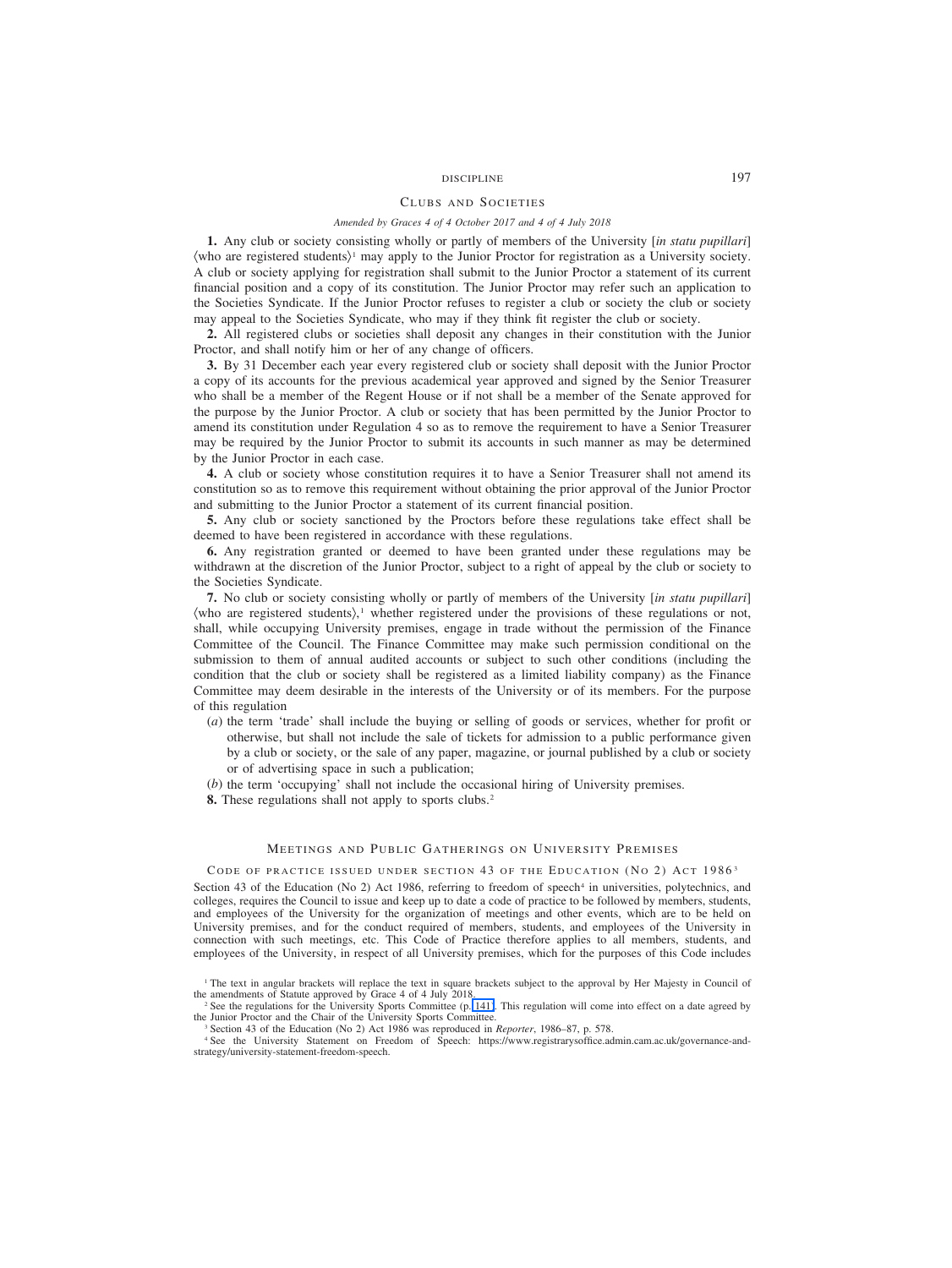## Clubs and Societies

*Amended by Graces 4 of 4 October 2017 and 4 of 4 July 2018*

**1.** Any club or society consisting wholly or partly of members of the University [*in statu pupillari*] ⟨who are registered students⟩[1] may apply to the Junior Proctor for registration as a University society. A club or society applying for registration shall submit to the Junior Proctor a statement of its current financial position and a copy of its constitution. The Junior Proctor may refer such an application to the Societies Syndicate. If the Junior Proctor refuses to register a club or society the club or society may appeal to the Societies Syndicate, who may if they think fit register the club or society.

**2.** All registered clubs or societies shall deposit any changes in their constitution with the Junior Proctor, and shall notify him or her of any change of officers.

**3.** By 31 December each year every registered club or society shall deposit with the Junior Proctor a copy of its accounts for the previous academical year approved and signed by the Senior Treasurer who shall be a member of the Regent House or if not shall be a member of the Senate approved for the purpose by the Junior Proctor. A club or society that has been permitted by the Junior Proctor to amend its constitution under Regulation 4 so as to remove the requirement to have a Senior Treasurer may be required by the Junior Proctor to submit its accounts in such manner as may be determined by the Junior Proctor in each case.

**4.** A club or society whose constitution requires it to have a Senior Treasurer shall not amend its constitution so as to remove this requirement without obtaining the prior approval of the Junior Proctor and submitting to the Junior Proctor a statement of its current financial position.

**5.** Any club or society sanctioned by the Proctors before these regulations take effect shall be deemed to have been registered in accordance with these regulations.

**6.** Any registration granted or deemed to have been granted under these regulations may be withdrawn at the discretion of the Junior Proctor, subject to a right of appeal by the club or society to the Societies Syndicate.

**7.** No club or society consisting wholly or partly of members of the University [*in statu pupillari*] ⟨who are registered students⟩,[1] whether registered under the provisions of these regulations or not, shall, while occupying University premises, engage in trade without the permission of the Finance Committee of the Council. The Finance Committee may make such permission conditional on the submission to them of annual audited accounts or subject to such other conditions (including the condition that the club or society shall be registered as a limited liability company) as the Finance Committee may deem desirable in the interests of the University or of its members. For the purpose of this regulation

(*a*) the term 'trade' shall include the buying or selling of goods or services, whether for profit or otherwise, but shall not include the sale of tickets for admission to a public performance given by a club or society, or the sale of any paper, magazine, or journal published by a club or society or of advertising space in such a publication;

(*b*) the term 'occupying' shall not include the occasional hiring of University premises.

**8.** These regulations shall not apply to sports clubs.[2]

## Meetings and Public Gatherings on University Premises

### Code of practice issued under section 43 of the Education (No 2) Act 1986[3]

Section 43 of the Education (No 2) Act 1986, referring to freedom of speech[4] in universities, polytechnics, and colleges, requires the Council to issue and keep up to date a code of practice to be followed by members, students, and employees of the University for the organization of meetings and other events, which are to be held on University premises, and for the conduct required of members, students, and employees of the University in connection with such meetings, etc. This Code of Practice therefore applies to all members, students, and employees of the University, in respect of all University premises, which for the purposes of this Code includes

---

[1] The text in angular brackets will replace the text in square brackets subject to the approval by Her Majesty in Council of the amendments of Statute approved by Grace 4 of 4 July 2018.

[2] See the regulations for the University Sports Committee (p. 141). This regulation will come into effect on a date agreed by the Junior Proctor and the Chair of the University Sports Committee.

[3] Section 43 of the Education (No 2) Act 1986 was reproduced in *Reporter*, 1986–87, p. 578.

[4] See the University Statement on Freedom of Speech: https://www.registrarysoffice.admin.cam.ac.uk/governance-and-strategy/university-statement-freedom-speech.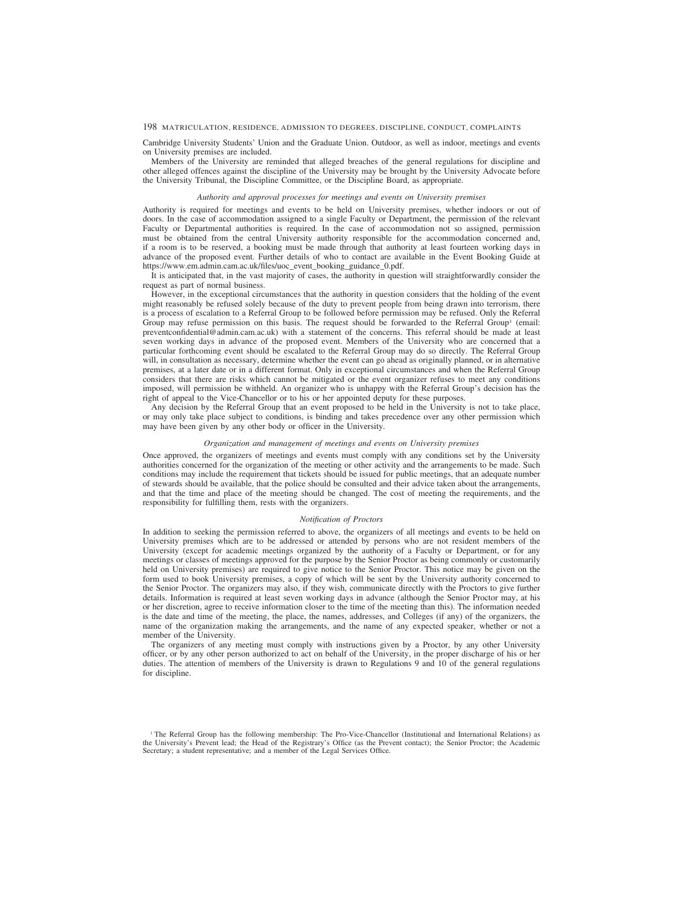Cambridge University Students' Union and the Graduate Union. Outdoor, as well as indoor, meetings and events on University premises are included.

Members of the University are reminded that alleged breaches of the general regulations for discipline and other alleged offences against the discipline of the University may be brought by the University Advocate before the University Tribunal, the Discipline Committee, or the Discipline Board, as appropriate.

### *Authority and approval processes for meetings and events on University premises*

Authority is required for meetings and events to be held on University premises, whether indoors or out of doors. In the case of accommodation assigned to a single Faculty or Department, the permission of the relevant Faculty or Departmental authorities is required. In the case of accommodation not so assigned, permission must be obtained from the central University authority responsible for the accommodation concerned and, if a room is to be reserved, a booking must be made through that authority at least fourteen working days in advance of the proposed event. Further details of who to contact are available in the Event Booking Guide at https://www.em.admin.cam.ac.uk/files/uoc_event_booking_guidance_0.pdf.

It is anticipated that, in the vast majority of cases, the authority in question will straightforwardly consider the request as part of normal business.

However, in the exceptional circumstances that the authority in question considers that the holding of the event might reasonably be refused solely because of the duty to prevent people from being drawn into terrorism, there is a process of escalation to a Referral Group to be followed before permission may be refused. Only the Referral Group may refuse permission on this basis. The request should be forwarded to the Referral Group[1] (email: preventconfidential@admin.cam.ac.uk) with a statement of the concerns. This referral should be made at least seven working days in advance of the proposed event. Members of the University who are concerned that a particular forthcoming event should be escalated to the Referral Group may do so directly. The Referral Group will, in consultation as necessary, determine whether the event can go ahead as originally planned, or in alternative premises, at a later date or in a different format. Only in exceptional circumstances and when the Referral Group considers that there are risks which cannot be mitigated or the event organizer refuses to meet any conditions imposed, will permission be withheld. An organizer who is unhappy with the Referral Group's decision has the right of appeal to the Vice-Chancellor or to his or her appointed deputy for these purposes.

Any decision by the Referral Group that an event proposed to be held in the University is not to take place, or may only take place subject to conditions, is binding and takes precedence over any other permission which may have been given by any other body or officer in the University.

### *Organization and management of meetings and events on University premises*

Once approved, the organizers of meetings and events must comply with any conditions set by the University authorities concerned for the organization of the meeting or other activity and the arrangements to be made. Such conditions may include the requirement that tickets should be issued for public meetings, that an adequate number of stewards should be available, that the police should be consulted and their advice taken about the arrangements, and that the time and place of the meeting should be changed. The cost of meeting the requirements, and the responsibility for fulfilling them, rests with the organizers.

### *Notification of Proctors*

In addition to seeking the permission referred to above, the organizers of all meetings and events to be held on University premises which are to be addressed or attended by persons who are not resident members of the University (except for academic meetings organized by the authority of a Faculty or Department, or for any meetings or classes of meetings approved for the purpose by the Senior Proctor as being commonly or customarily held on University premises) are required to give notice to the Senior Proctor. This notice may be given on the form used to book University premises, a copy of which will be sent by the University authority concerned to the Senior Proctor. The organizers may also, if they wish, communicate directly with the Proctors to give further details. Information is required at least seven working days in advance (although the Senior Proctor may, at his or her discretion, agree to receive information closer to the time of the meeting than this). The information needed is the date and time of the meeting, the place, the names, addresses, and Colleges (if any) of the organizers, the name of the organization making the arrangements, and the name of any expected speaker, whether or not a member of the University.

The organizers of any meeting must comply with instructions given by a Proctor, by any other University officer, or by any other person authorized to act on behalf of the University, in the proper discharge of his or her duties. The attention of members of the University is drawn to Regulations 9 and 10 of the general regulations for discipline.

[1] The Referral Group has the following membership: The Pro-Vice-Chancellor (Institutional and International Relations) as the University's Prevent lead; the Head of the Registrary's Office (as the Prevent contact); the Senior Proctor; the Academic Secretary; a student representative; and a member of the Legal Services Office.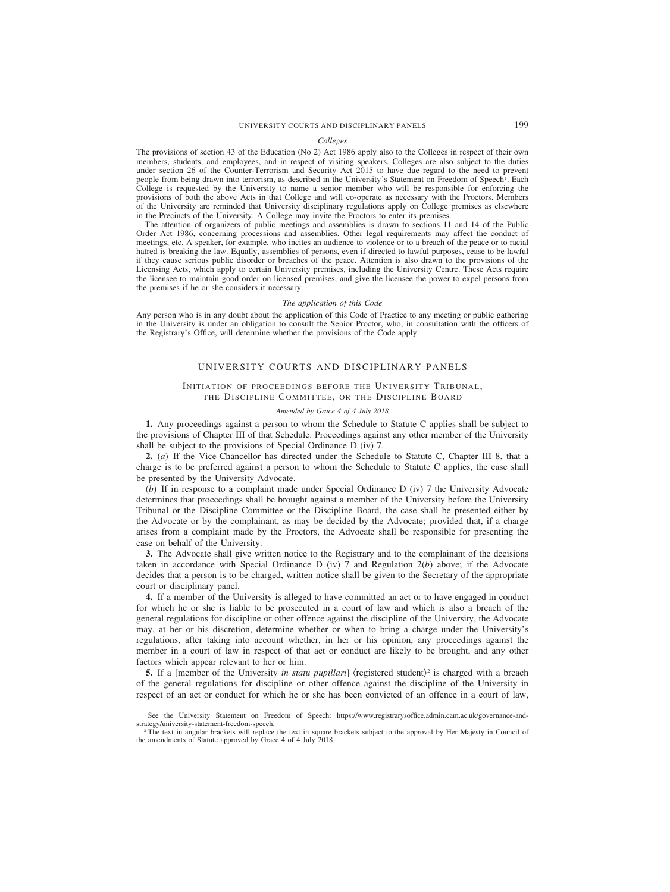*Colleges*

The provisions of section 43 of the Education (No 2) Act 1986 apply also to the Colleges in respect of their own members, students, and employees, and in respect of visiting speakers. Colleges are also subject to the duties under section 26 of the Counter-Terrorism and Security Act 2015 to have due regard to the need to prevent people from being drawn into terrorism, as described in the University's Statement on Freedom of Speech[1]. Each College is requested by the University to name a senior member who will be responsible for enforcing the provisions of both the above Acts in that College and will co-operate as necessary with the Proctors. Members of the University are reminded that University disciplinary regulations apply on College premises as elsewhere in the Precincts of the University. A College may invite the Proctors to enter its premises.

The attention of organizers of public meetings and assemblies is drawn to sections 11 and 14 of the Public Order Act 1986, concerning processions and assemblies. Other legal requirements may affect the conduct of meetings, etc. A speaker, for example, who incites an audience to violence or to a breach of the peace or to racial hatred is breaking the law. Equally, assemblies of persons, even if directed to lawful purposes, cease to be lawful if they cause serious public disorder or breaches of the peace. Attention is also drawn to the provisions of the Licensing Acts, which apply to certain University premises, including the University Centre. These Acts require the licensee to maintain good order on licensed premises, and give the licensee the power to expel persons from the premises if he or she considers it necessary.

*The application of this Code*

Any person who is in any doubt about the application of this Code of Practice to any meeting or public gathering in the University is under an obligation to consult the Senior Proctor, who, in consultation with the officers of the Registrary's Office, will determine whether the provisions of the Code apply.

## UNIVERSITY COURTS AND DISCIPLINARY PANELS

### Initiation of proceedings before the University Tribunal, the Discipline Committee, or the Discipline Board

*Amended by Grace 4 of 4 July 2018*

**1.** Any proceedings against a person to whom the Schedule to Statute C applies shall be subject to the provisions of Chapter III of that Schedule. Proceedings against any other member of the University shall be subject to the provisions of Special Ordinance D (iv) 7.

**2.** (*a*) If the Vice-Chancellor has directed under the Schedule to Statute C, Chapter III 8, that a charge is to be preferred against a person to whom the Schedule to Statute C applies, the case shall be presented by the University Advocate.

(*b*) If in response to a complaint made under Special Ordinance D (iv) 7 the University Advocate determines that proceedings shall be brought against a member of the University before the University Tribunal or the Discipline Committee or the Discipline Board, the case shall be presented either by the Advocate or by the complainant, as may be decided by the Advocate; provided that, if a charge arises from a complaint made by the Proctors, the Advocate shall be responsible for presenting the case on behalf of the University.

**3.** The Advocate shall give written notice to the Registrary and to the complainant of the decisions taken in accordance with Special Ordinance D (iv) 7 and Regulation 2(*b*) above; if the Advocate decides that a person is to be charged, written notice shall be given to the Secretary of the appropriate court or disciplinary panel.

**4.** If a member of the University is alleged to have committed an act or to have engaged in conduct for which he or she is liable to be prosecuted in a court of law and which is also a breach of the general regulations for discipline or other offence against the discipline of the University, the Advocate may, at her or his discretion, determine whether or when to bring a charge under the University's regulations, after taking into account whether, in her or his opinion, any proceedings against the member in a court of law in respect of that act or conduct are likely to be brought, and any other factors which appear relevant to her or him.

**5.** If a [member of the University *in statu pupillari*] ⟨registered student⟩[2] is charged with a breach of the general regulations for discipline or other offence against the discipline of the University in respect of an act or conduct for which he or she has been convicted of an offence in a court of law,

[1] See the University Statement on Freedom of Speech: https://www.registrarysoffice.admin.cam.ac.uk/governance-and-strategy/university-statement-freedom-speech.

[2] The text in angular brackets will replace the text in square brackets subject to the approval by Her Majesty in Council of the amendments of Statute approved by Grace 4 of 4 July 2018.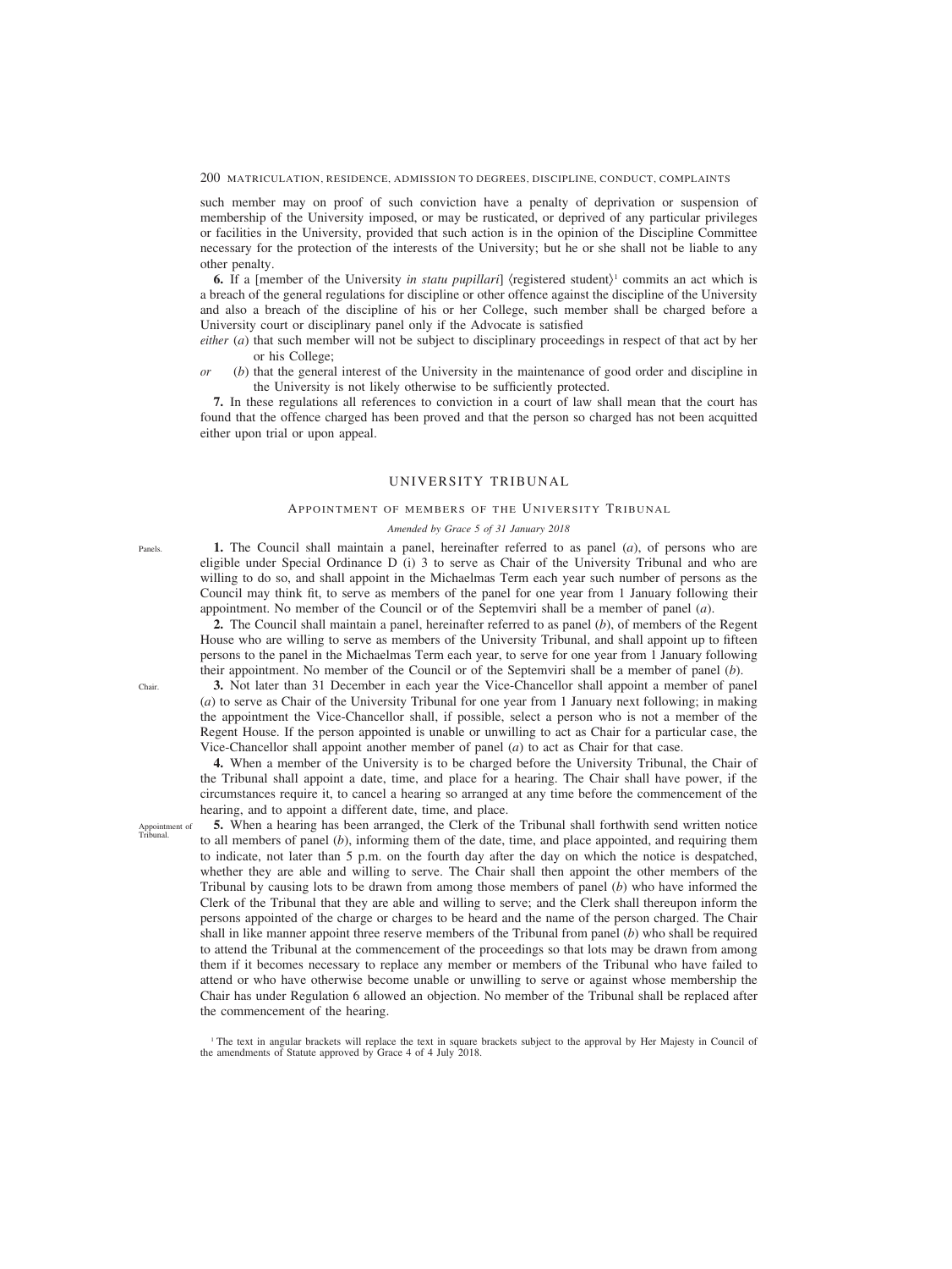such member may on proof of such conviction have a penalty of deprivation or suspension of membership of the University imposed, or may be rusticated, or deprived of any particular privileges or facilities in the University, provided that such action is in the opinion of the Discipline Committee necessary for the protection of the interests of the University; but he or she shall not be liable to any other penalty.

**6.** If a [member of the University *in statu pupillari*] ⟨registered student⟩[1] commits an act which is a breach of the general regulations for discipline or other offence against the discipline of the University and also a breach of the discipline of his or her College, such member shall be charged before a University court or disciplinary panel only if the Advocate is satisfied

*either* (*a*) that such member will not be subject to disciplinary proceedings in respect of that act by her or his College;

*or* (*b*) that the general interest of the University in the maintenance of good order and discipline in the University is not likely otherwise to be sufficiently protected.

**7.** In these regulations all references to conviction in a court of law shall mean that the court has found that the offence charged has been proved and that the person so charged has not been acquitted either upon trial or upon appeal.

## UNIVERSITY TRIBUNAL

### Appointment of members of the University Tribunal

*Amended by Grace 5 of 31 January 2018*

Panels.

**1.** The Council shall maintain a panel, hereinafter referred to as panel (*a*), of persons who are eligible under Special Ordinance D (i) 3 to serve as Chair of the University Tribunal and who are willing to do so, and shall appoint in the Michaelmas Term each year such number of persons as the Council may think fit, to serve as members of the panel for one year from 1 January following their appointment. No member of the Council or of the Septemviri shall be a member of panel (*a*).

**2.** The Council shall maintain a panel, hereinafter referred to as panel (*b*), of members of the Regent House who are willing to serve as members of the University Tribunal, and shall appoint up to fifteen persons to the panel in the Michaelmas Term each year, to serve for one year from 1 January following their appointment. No member of the Council or of the Septemviri shall be a member of panel (*b*).

Chair.

**3.** Not later than 31 December in each year the Vice-Chancellor shall appoint a member of panel (*a*) to serve as Chair of the University Tribunal for one year from 1 January next following; in making the appointment the Vice-Chancellor shall, if possible, select a person who is not a member of the Regent House. If the person appointed is unable or unwilling to act as Chair for a particular case, the Vice-Chancellor shall appoint another member of panel (*a*) to act as Chair for that case.

**4.** When a member of the University is to be charged before the University Tribunal, the Chair of the Tribunal shall appoint a date, time, and place for a hearing. The Chair shall have power, if the circumstances require it, to cancel a hearing so arranged at any time before the commencement of the hearing, and to appoint a different date, time, and place.

Appointment of Tribunal.

**5.** When a hearing has been arranged, the Clerk of the Tribunal shall forthwith send written notice to all members of panel (*b*), informing them of the date, time, and place appointed, and requiring them to indicate, not later than 5 p.m. on the fourth day after the day on which the notice is despatched, whether they are able and willing to serve. The Chair shall then appoint the other members of the Tribunal by causing lots to be drawn from among those members of panel (*b*) who have informed the Clerk of the Tribunal that they are able and willing to serve; and the Clerk shall thereupon inform the persons appointed of the charge or charges to be heard and the name of the person charged. The Chair shall in like manner appoint three reserve members of the Tribunal from panel (*b*) who shall be required to attend the Tribunal at the commencement of the proceedings so that lots may be drawn from among them if it becomes necessary to replace any member or members of the Tribunal who have failed to attend or who have otherwise become unable or unwilling to serve or against whose membership the Chair has under Regulation 6 allowed an objection. No member of the Tribunal shall be replaced after the commencement of the hearing.

[1] The text in angular brackets will replace the text in square brackets subject to the approval by Her Majesty in Council of the amendments of Statute approved by Grace 4 of 4 July 2018.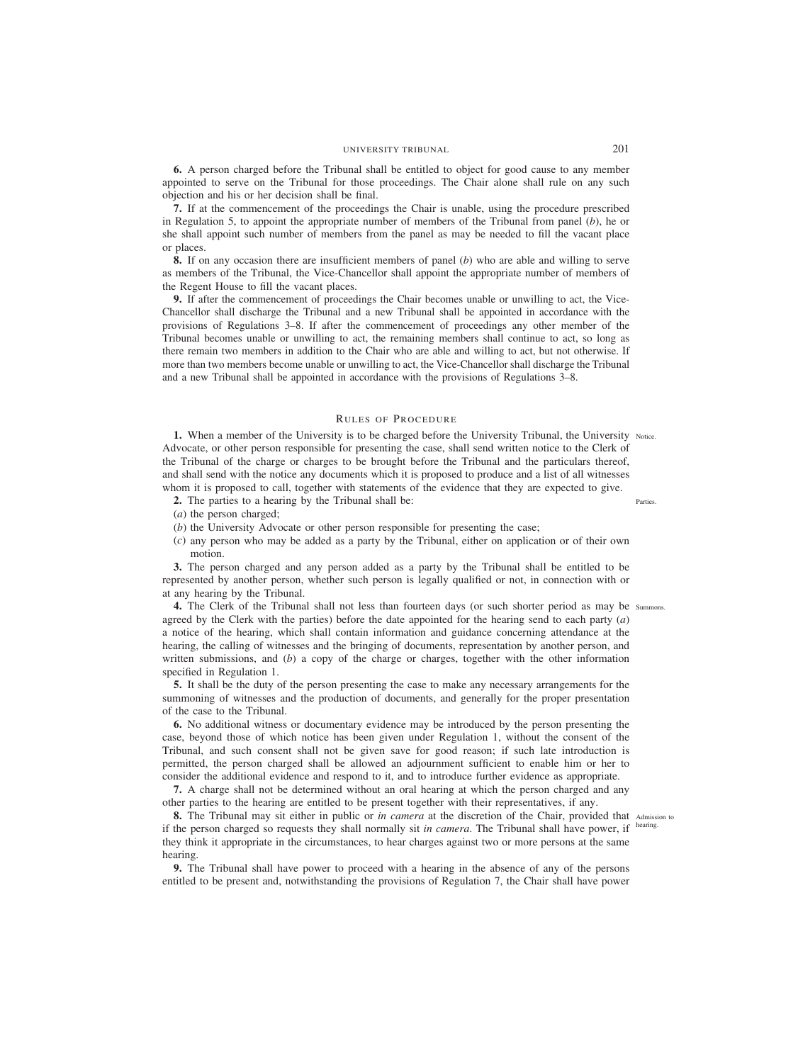**6.** A person charged before the Tribunal shall be entitled to object for good cause to any member appointed to serve on the Tribunal for those proceedings. The Chair alone shall rule on any such objection and his or her decision shall be final.

**7.** If at the commencement of the proceedings the Chair is unable, using the procedure prescribed in Regulation 5, to appoint the appropriate number of members of the Tribunal from panel (*b*), he or she shall appoint such number of members from the panel as may be needed to fill the vacant place or places.

**8.** If on any occasion there are insufficient members of panel (*b*) who are able and willing to serve as members of the Tribunal, the Vice-Chancellor shall appoint the appropriate number of members of the Regent House to fill the vacant places.

**9.** If after the commencement of proceedings the Chair becomes unable or unwilling to act, the Vice-Chancellor shall discharge the Tribunal and a new Tribunal shall be appointed in accordance with the provisions of Regulations 3–8. If after the commencement of proceedings any other member of the Tribunal becomes unable or unwilling to act, the remaining members shall continue to act, so long as there remain two members in addition to the Chair who are able and willing to act, but not otherwise. If more than two members become unable or unwilling to act, the Vice-Chancellor shall discharge the Tribunal and a new Tribunal shall be appointed in accordance with the provisions of Regulations 3–8.

## Rules of Procedure

*Notice.*

**1.** When a member of the University is to be charged before the University Tribunal, the University Advocate, or other person responsible for presenting the case, shall send written notice to the Clerk of the Tribunal of the charge or charges to be brought before the Tribunal and the particulars thereof, and shall send with the notice any documents which it is proposed to produce and a list of all witnesses whom it is proposed to call, together with statements of the evidence that they are expected to give.

*Parties.*

**2.** The parties to a hearing by the Tribunal shall be:

(*a*) the person charged;

(*b*) the University Advocate or other person responsible for presenting the case;

(*c*) any person who may be added as a party by the Tribunal, either on application or of their own motion.

**3.** The person charged and any person added as a party by the Tribunal shall be entitled to be represented by another person, whether such person is legally qualified or not, in connection with or at any hearing by the Tribunal.

*Summons.*

**4.** The Clerk of the Tribunal shall not less than fourteen days (or such shorter period as may be agreed by the Clerk with the parties) before the date appointed for the hearing send to each party (*a*) a notice of the hearing, which shall contain information and guidance concerning attendance at the hearing, the calling of witnesses and the bringing of documents, representation by another person, and written submissions, and (*b*) a copy of the charge or charges, together with the other information specified in Regulation 1.

**5.** It shall be the duty of the person presenting the case to make any necessary arrangements for the summoning of witnesses and the production of documents, and generally for the proper presentation of the case to the Tribunal.

**6.** No additional witness or documentary evidence may be introduced by the person presenting the case, beyond those of which notice has been given under Regulation 1, without the consent of the Tribunal, and such consent shall not be given save for good reason; if such late introduction is permitted, the person charged shall be allowed an adjournment sufficient to enable him or her to consider the additional evidence and respond to it, and to introduce further evidence as appropriate.

**7.** A charge shall not be determined without an oral hearing at which the person charged and any other parties to the hearing are entitled to be present together with their representatives, if any.

*Admission to hearing.*

**8.** The Tribunal may sit either in public or *in camera* at the discretion of the Chair, provided that if the person charged so requests they shall normally sit *in camera*. The Tribunal shall have power, if they think it appropriate in the circumstances, to hear charges against two or more persons at the same hearing.

**9.** The Tribunal shall have power to proceed with a hearing in the absence of any of the persons entitled to be present and, notwithstanding the provisions of Regulation 7, the Chair shall have power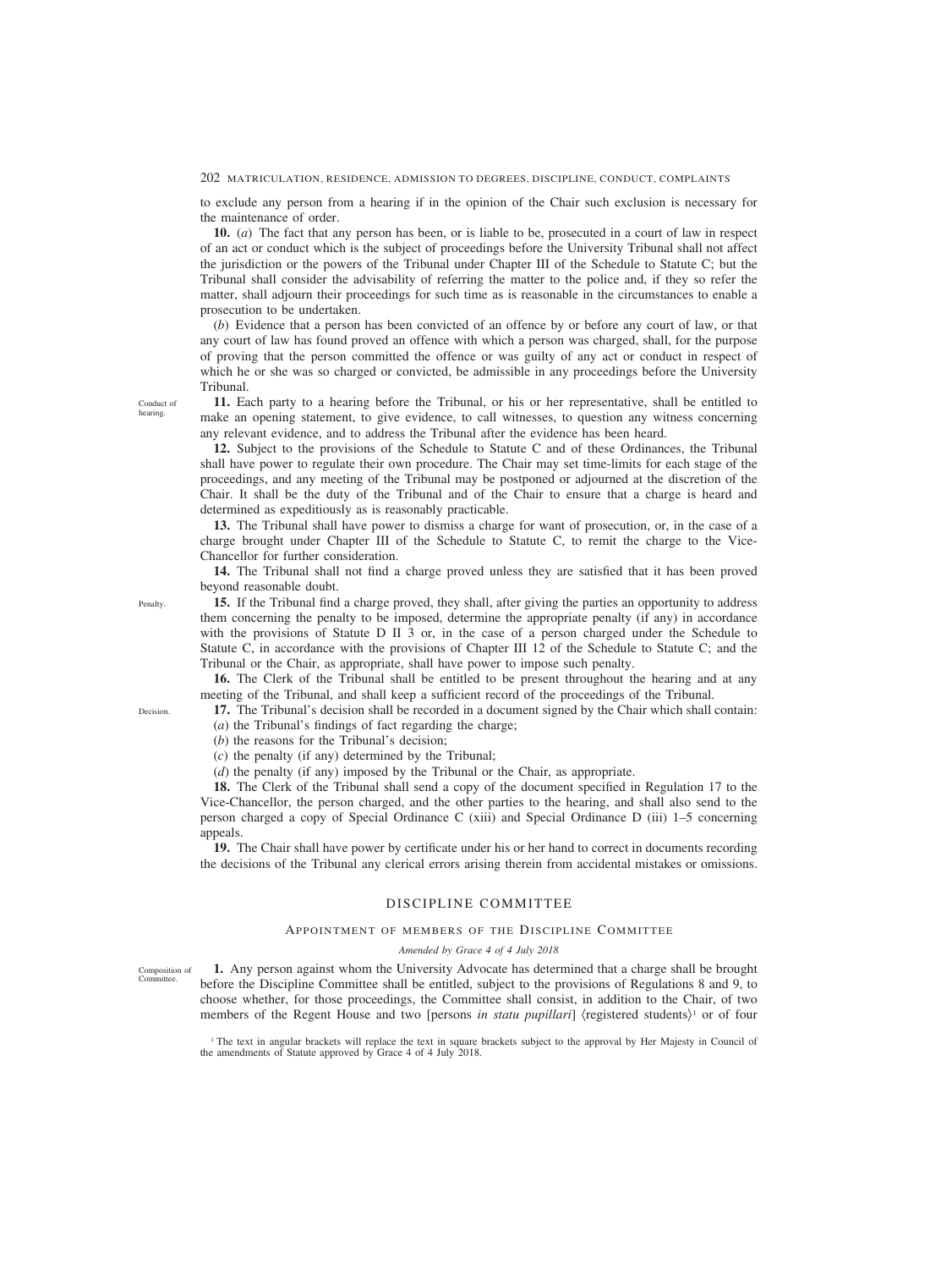to exclude any person from a hearing if in the opinion of the Chair such exclusion is necessary for the maintenance of order.

**10.** (*a*) The fact that any person has been, or is liable to be, prosecuted in a court of law in respect of an act or conduct which is the subject of proceedings before the University Tribunal shall not affect the jurisdiction or the powers of the Tribunal under Chapter III of the Schedule to Statute C; but the Tribunal shall consider the advisability of referring the matter to the police and, if they so refer the matter, shall adjourn their proceedings for such time as is reasonable in the circumstances to enable a prosecution to be undertaken.

(*b*) Evidence that a person has been convicted of an offence by or before any court of law, or that any court of law has found proved an offence with which a person was charged, shall, for the purpose of proving that the person committed the offence or was guilty of any act or conduct in respect of which he or she was so charged or convicted, be admissible in any proceedings before the University Tribunal.

Conduct of hearing.

**11.** Each party to a hearing before the Tribunal, or his or her representative, shall be entitled to make an opening statement, to give evidence, to call witnesses, to question any witness concerning any relevant evidence, and to address the Tribunal after the evidence has been heard.

**12.** Subject to the provisions of the Schedule to Statute C and of these Ordinances, the Tribunal shall have power to regulate their own procedure. The Chair may set time-limits for each stage of the proceedings, and any meeting of the Tribunal may be postponed or adjourned at the discretion of the Chair. It shall be the duty of the Tribunal and of the Chair to ensure that a charge is heard and determined as expeditiously as is reasonably practicable.

**13.** The Tribunal shall have power to dismiss a charge for want of prosecution, or, in the case of a charge brought under Chapter III of the Schedule to Statute C, to remit the charge to the Vice-Chancellor for further consideration.

**14.** The Tribunal shall not find a charge proved unless they are satisfied that it has been proved beyond reasonable doubt.

Penalty.

**15.** If the Tribunal find a charge proved, they shall, after giving the parties an opportunity to address them concerning the penalty to be imposed, determine the appropriate penalty (if any) in accordance with the provisions of Statute D II 3 or, in the case of a person charged under the Schedule to Statute C, in accordance with the provisions of Chapter III 12 of the Schedule to Statute C; and the Tribunal or the Chair, as appropriate, shall have power to impose such penalty.

**16.** The Clerk of the Tribunal shall be entitled to be present throughout the hearing and at any meeting of the Tribunal, and shall keep a sufficient record of the proceedings of the Tribunal.

Decision.

**17.** The Tribunal's decision shall be recorded in a document signed by the Chair which shall contain:

(*a*) the Tribunal's findings of fact regarding the charge;

(*b*) the reasons for the Tribunal's decision;

(*c*) the penalty (if any) determined by the Tribunal;

(*d*) the penalty (if any) imposed by the Tribunal or the Chair, as appropriate.

**18.** The Clerk of the Tribunal shall send a copy of the document specified in Regulation 17 to the Vice-Chancellor, the person charged, and the other parties to the hearing, and shall also send to the person charged a copy of Special Ordinance C (xiii) and Special Ordinance D (iii) 1–5 concerning appeals.

**19.** The Chair shall have power by certificate under his or her hand to correct in documents recording the decisions of the Tribunal any clerical errors arising therein from accidental mistakes or omissions.

## DISCIPLINE COMMITTEE

### Appointment of members of the Discipline Committee

*Amended by Grace 4 of 4 July 2018*

Composition of Committee.

**1.** Any person against whom the University Advocate has determined that a charge shall be brought before the Discipline Committee shall be entitled, subject to the provisions of Regulations 8 and 9, to choose whether, for those proceedings, the Committee shall consist, in addition to the Chair, of two members of the Regent House and two [persons *in statu pupillari*] ⟨registered students⟩[1] or of four

[1] The text in angular brackets will replace the text in square brackets subject to the approval by Her Majesty in Council of the amendments of Statute approved by Grace 4 of 4 July 2018.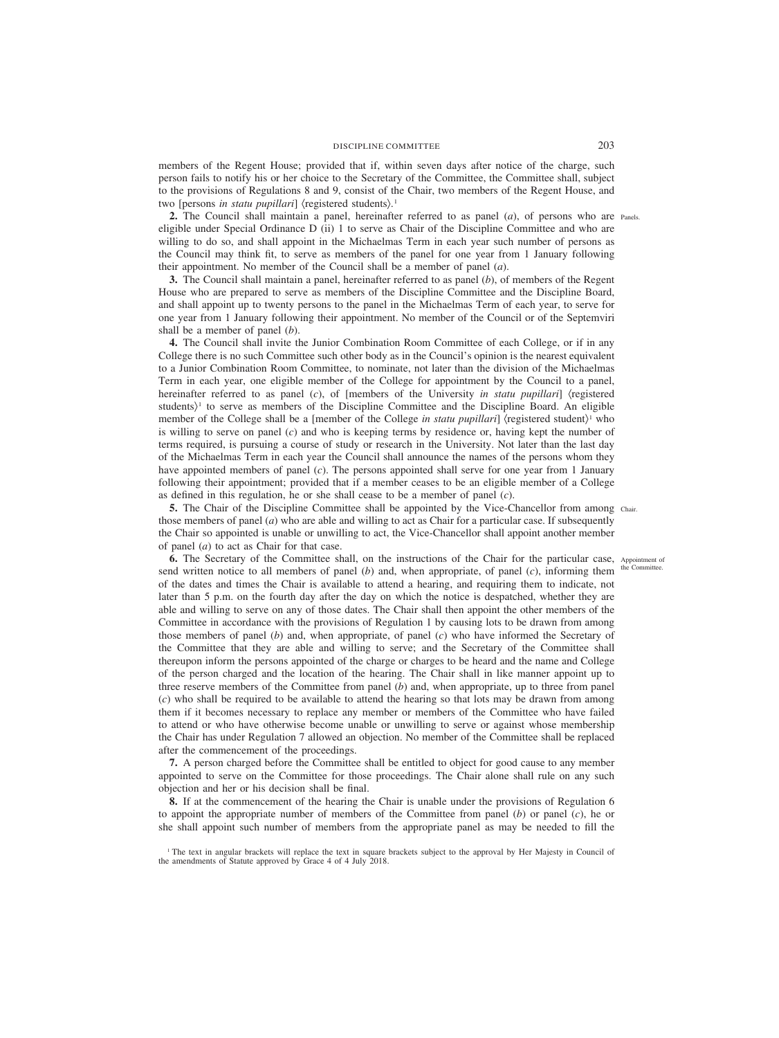members of the Regent House; provided that if, within seven days after notice of the charge, such person fails to notify his or her choice to the Secretary of the Committee, the Committee shall, subject to the provisions of Regulations 8 and 9, consist of the Chair, two members of the Regent House, and two [persons *in statu pupillari*] ⟨registered students⟩.[1]

**2.** The Council shall maintain a panel, hereinafter referred to as panel (*a*), of persons who are eligible under Special Ordinance D (ii) 1 to serve as Chair of the Discipline Committee and who are willing to do so, and shall appoint in the Michaelmas Term in each year such number of persons as the Council may think fit, to serve as members of the panel for one year from 1 January following their appointment. No member of the Council shall be a member of panel (*a*).

**3.** The Council shall maintain a panel, hereinafter referred to as panel (*b*), of members of the Regent House who are prepared to serve as members of the Discipline Committee and the Discipline Board, and shall appoint up to twenty persons to the panel in the Michaelmas Term of each year, to serve for one year from 1 January following their appointment. No member of the Council or of the Septemviri shall be a member of panel (*b*).

**4.** The Council shall invite the Junior Combination Room Committee of each College, or if in any College there is no such Committee such other body as in the Council's opinion is the nearest equivalent to a Junior Combination Room Committee, to nominate, not later than the division of the Michaelmas Term in each year, one eligible member of the College for appointment by the Council to a panel, hereinafter referred to as panel (*c*), of [members of the University *in statu pupillari*] ⟨registered students⟩[1] to serve as members of the Discipline Committee and the Discipline Board. An eligible member of the College shall be a [member of the College *in statu pupillari*] ⟨registered student⟩[1] who is willing to serve on panel (*c*) and who is keeping terms by residence or, having kept the number of terms required, is pursuing a course of study or research in the University. Not later than the last day of the Michaelmas Term in each year the Council shall announce the names of the persons whom they have appointed members of panel (*c*). The persons appointed shall serve for one year from 1 January following their appointment; provided that if a member ceases to be an eligible member of a College as defined in this regulation, he or she shall cease to be a member of panel (*c*).

**5.** The Chair of the Discipline Committee shall be appointed by the Vice-Chancellor from among those members of panel (*a*) who are able and willing to act as Chair for a particular case. If subsequently the Chair so appointed is unable or unwilling to act, the Vice-Chancellor shall appoint another member of panel (*a*) to act as Chair for that case.

**6.** The Secretary of the Committee shall, on the instructions of the Chair for the particular case, send written notice to all members of panel (*b*) and, when appropriate, of panel (*c*), informing them of the dates and times the Chair is available to attend a hearing, and requiring them to indicate, not later than 5 p.m. on the fourth day after the day on which the notice is despatched, whether they are able and willing to serve on any of those dates. The Chair shall then appoint the other members of the Committee in accordance with the provisions of Regulation 1 by causing lots to be drawn from among those members of panel (*b*) and, when appropriate, of panel (*c*) who have informed the Secretary of the Committee that they are able and willing to serve; and the Secretary of the Committee shall thereupon inform the persons appointed of the charge or charges to be heard and the name and College of the person charged and the location of the hearing. The Chair shall in like manner appoint up to three reserve members of the Committee from panel (*b*) and, when appropriate, up to three from panel (*c*) who shall be required to be available to attend the hearing so that lots may be drawn from among them if it becomes necessary to replace any member or members of the Committee who have failed to attend or who have otherwise become unable or unwilling to serve or against whose membership the Chair has under Regulation 7 allowed an objection. No member of the Committee shall be replaced after the commencement of the proceedings.

**7.** A person charged before the Committee shall be entitled to object for good cause to any member appointed to serve on the Committee for those proceedings. The Chair alone shall rule on any such objection and her or his decision shall be final.

**8.** If at the commencement of the hearing the Chair is unable under the provisions of Regulation 6 to appoint the appropriate number of members of the Committee from panel (*b*) or panel (*c*), he or she shall appoint such number of members from the appropriate panel as may be needed to fill the

[1] The text in angular brackets will replace the text in square brackets subject to the approval by Her Majesty in Council of the amendments of Statute approved by Grace 4 of 4 July 2018.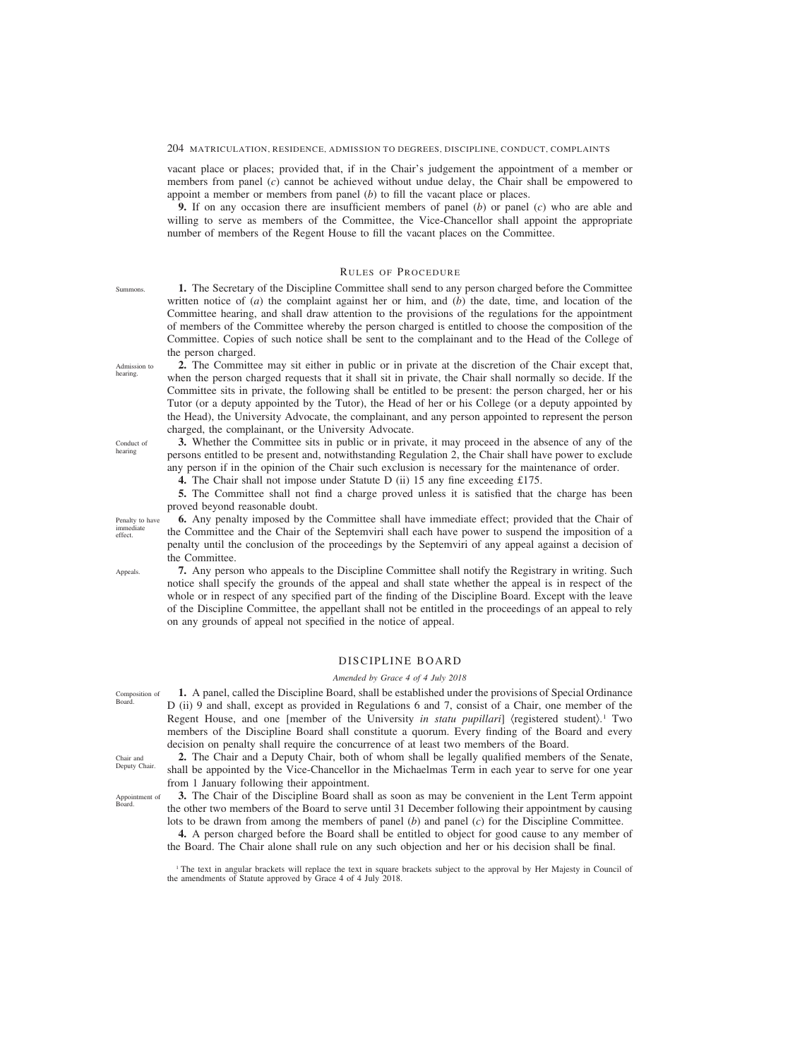vacant place or places; provided that, if in the Chair's judgement the appointment of a member or members from panel (*c*) cannot be achieved without undue delay, the Chair shall be empowered to appoint a member or members from panel (*b*) to fill the vacant place or places.

**9.** If on any occasion there are insufficient members of panel (*b*) or panel (*c*) who are able and willing to serve as members of the Committee, the Vice-Chancellor shall appoint the appropriate number of members of the Regent House to fill the vacant places on the Committee.

## Rules of Procedure

Summons.

**1.** The Secretary of the Discipline Committee shall send to any person charged before the Committee written notice of (*a*) the complaint against her or him, and (*b*) the date, time, and location of the Committee hearing, and shall draw attention to the provisions of the regulations for the appointment of members of the Committee whereby the person charged is entitled to choose the composition of the Committee. Copies of such notice shall be sent to the complainant and to the Head of the College of the person charged.

Admission to hearing.

**2.** The Committee may sit either in public or in private at the discretion of the Chair except that, when the person charged requests that it shall sit in private, the Chair shall normally so decide. If the Committee sits in private, the following shall be entitled to be present: the person charged, her or his Tutor (or a deputy appointed by the Tutor), the Head of her or his College (or a deputy appointed by the Head), the University Advocate, the complainant, and any person appointed to represent the person charged, the complainant, or the University Advocate.

Conduct of hearing

**3.** Whether the Committee sits in public or in private, it may proceed in the absence of any of the persons entitled to be present and, notwithstanding Regulation 2, the Chair shall have power to exclude any person if in the opinion of the Chair such exclusion is necessary for the maintenance of order.

**4.** The Chair shall not impose under Statute D (ii) 15 any fine exceeding £175.

**5.** The Committee shall not find a charge proved unless it is satisfied that the charge has been proved beyond reasonable doubt.

Penalty to have immediate effect.

**6.** Any penalty imposed by the Committee shall have immediate effect; provided that the Chair of the Committee and the Chair of the Septemviri shall each have power to suspend the imposition of a penalty until the conclusion of the proceedings by the Septemviri of any appeal against a decision of the Committee.

Appeals.

**7.** Any person who appeals to the Discipline Committee shall notify the Registrary in writing. Such notice shall specify the grounds of the appeal and shall state whether the appeal is in respect of the whole or in respect of any specified part of the finding of the Discipline Board. Except with the leave of the Discipline Committee, the appellant shall not be entitled in the proceedings of an appeal to rely on any grounds of appeal not specified in the notice of appeal.

## DISCIPLINE BOARD

*Amended by Grace 4 of 4 July 2018*

Composition of Board.

**1.** A panel, called the Discipline Board, shall be established under the provisions of Special Ordinance D (ii) 9 and shall, except as provided in Regulations 6 and 7, consist of a Chair, one member of the Regent House, and one [member of the University *in statu pupillari*] ⟨registered student⟩.[1] Two members of the Discipline Board shall constitute a quorum. Every finding of the Board and every decision on penalty shall require the concurrence of at least two members of the Board.

Chair and Deputy Chair.

**2.** The Chair and a Deputy Chair, both of whom shall be legally qualified members of the Senate, shall be appointed by the Vice-Chancellor in the Michaelmas Term in each year to serve for one year from 1 January following their appointment.

Appointment of Board.

**3.** The Chair of the Discipline Board shall as soon as may be convenient in the Lent Term appoint the other two members of the Board to serve until 31 December following their appointment by causing lots to be drawn from among the members of panel (*b*) and panel (*c*) for the Discipline Committee.

**4.** A person charged before the Board shall be entitled to object for good cause to any member of the Board. The Chair alone shall rule on any such objection and her or his decision shall be final.

[1] The text in angular brackets will replace the text in square brackets subject to the approval by Her Majesty in Council of the amendments of Statute approved by Grace 4 of 4 July 2018.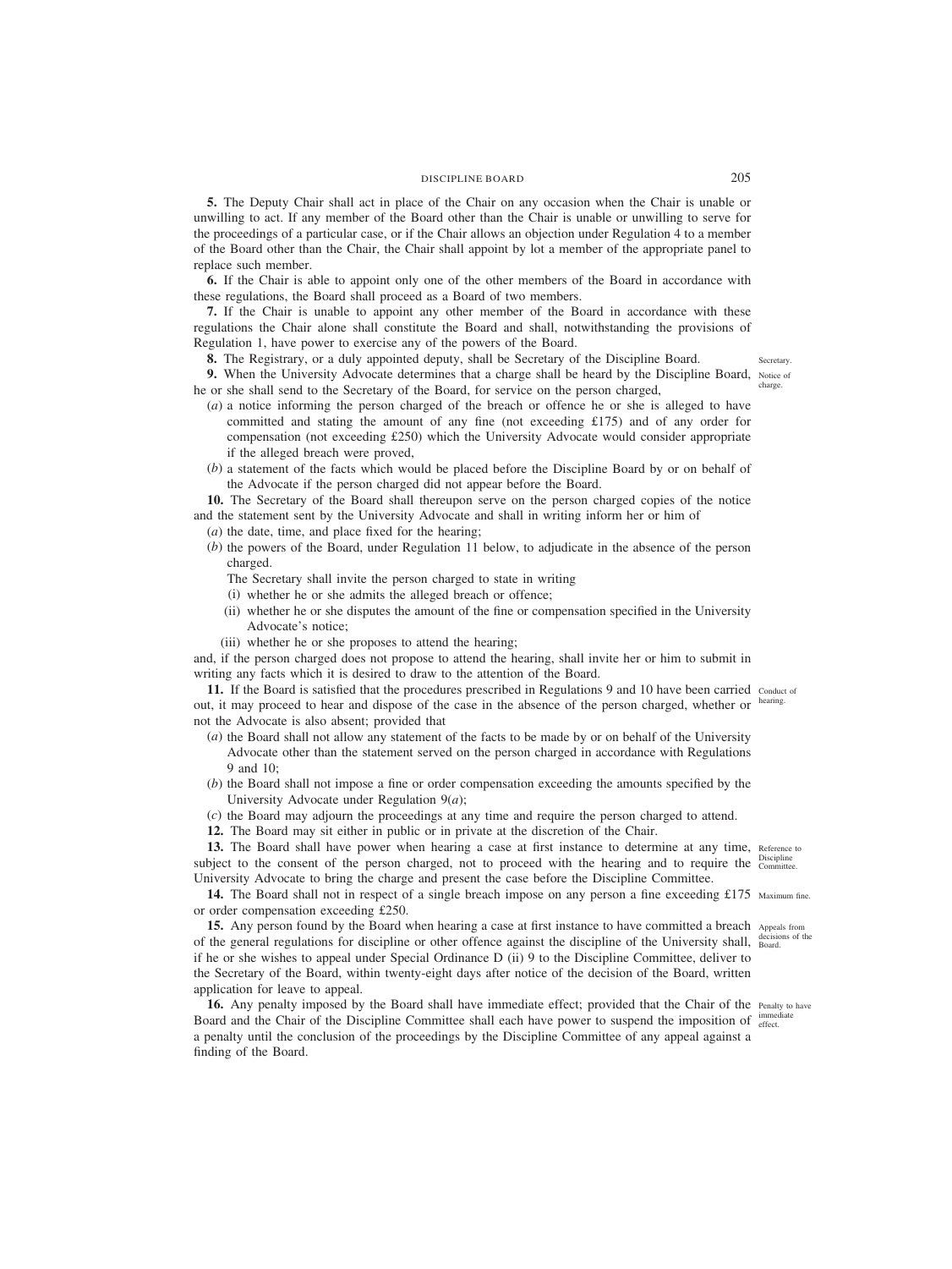**5.** The Deputy Chair shall act in place of the Chair on any occasion when the Chair is unable or unwilling to act. If any member of the Board other than the Chair is unable or unwilling to serve for the proceedings of a particular case, or if the Chair allows an objection under Regulation 4 to a member of the Board other than the Chair, the Chair shall appoint by lot a member of the appropriate panel to replace such member.

**6.** If the Chair is able to appoint only one of the other members of the Board in accordance with these regulations, the Board shall proceed as a Board of two members.

**7.** If the Chair is unable to appoint any other member of the Board in accordance with these regulations the Chair alone shall constitute the Board and shall, notwithstanding the provisions of Regulation 1, have power to exercise any of the powers of the Board.

*Secretary.*

**8.** The Registrary, or a duly appointed deputy, shall be Secretary of the Discipline Board.

*Notice of charge.*

**9.** When the University Advocate determines that a charge shall be heard by the Discipline Board, he or she shall send to the Secretary of the Board, for service on the person charged,

(*a*) a notice informing the person charged of the breach or offence he or she is alleged to have committed and stating the amount of any fine (not exceeding £175) and of any order for compensation (not exceeding £250) which the University Advocate would consider appropriate if the alleged breach were proved,

(*b*) a statement of the facts which would be placed before the Discipline Board by or on behalf of the Advocate if the person charged did not appear before the Board.

**10.** The Secretary of the Board shall thereupon serve on the person charged copies of the notice and the statement sent by the University Advocate and shall in writing inform her or him of

(*a*) the date, time, and place fixed for the hearing;

(*b*) the powers of the Board, under Regulation 11 below, to adjudicate in the absence of the person charged.

The Secretary shall invite the person charged to state in writing

(i) whether he or she admits the alleged breach or offence;

(ii) whether he or she disputes the amount of the fine or compensation specified in the University Advocate's notice;

(iii) whether he or she proposes to attend the hearing;

and, if the person charged does not propose to attend the hearing, shall invite her or him to submit in writing any facts which it is desired to draw to the attention of the Board.

*Conduct of hearing.*

**11.** If the Board is satisfied that the procedures prescribed in Regulations 9 and 10 have been carried out, it may proceed to hear and dispose of the case in the absence of the person charged, whether or not the Advocate is also absent; provided that

(*a*) the Board shall not allow any statement of the facts to be made by or on behalf of the University Advocate other than the statement served on the person charged in accordance with Regulations 9 and 10;

(*b*) the Board shall not impose a fine or order compensation exceeding the amounts specified by the University Advocate under Regulation 9(*a*);

(*c*) the Board may adjourn the proceedings at any time and require the person charged to attend.

**12.** The Board may sit either in public or in private at the discretion of the Chair.

*Reference to Discipline Committee.*

**13.** The Board shall have power when hearing a case at first instance to determine at any time, subject to the consent of the person charged, not to proceed with the hearing and to require the University Advocate to bring the charge and present the case before the Discipline Committee.

*Maximum fine.*

**14.** The Board shall not in respect of a single breach impose on any person a fine exceeding £175 or order compensation exceeding £250.

*Appeals from decisions of the Board.*

**15.** Any person found by the Board when hearing a case at first instance to have committed a breach of the general regulations for discipline or other offence against the discipline of the University shall, if he or she wishes to appeal under Special Ordinance D (ii) 9 to the Discipline Committee, deliver to the Secretary of the Board, within twenty-eight days after notice of the decision of the Board, written application for leave to appeal.

*Penalty to have immediate effect.*

**16.** Any penalty imposed by the Board shall have immediate effect; provided that the Chair of the Board and the Chair of the Discipline Committee shall each have power to suspend the imposition of a penalty until the conclusion of the proceedings by the Discipline Committee of any appeal against a finding of the Board.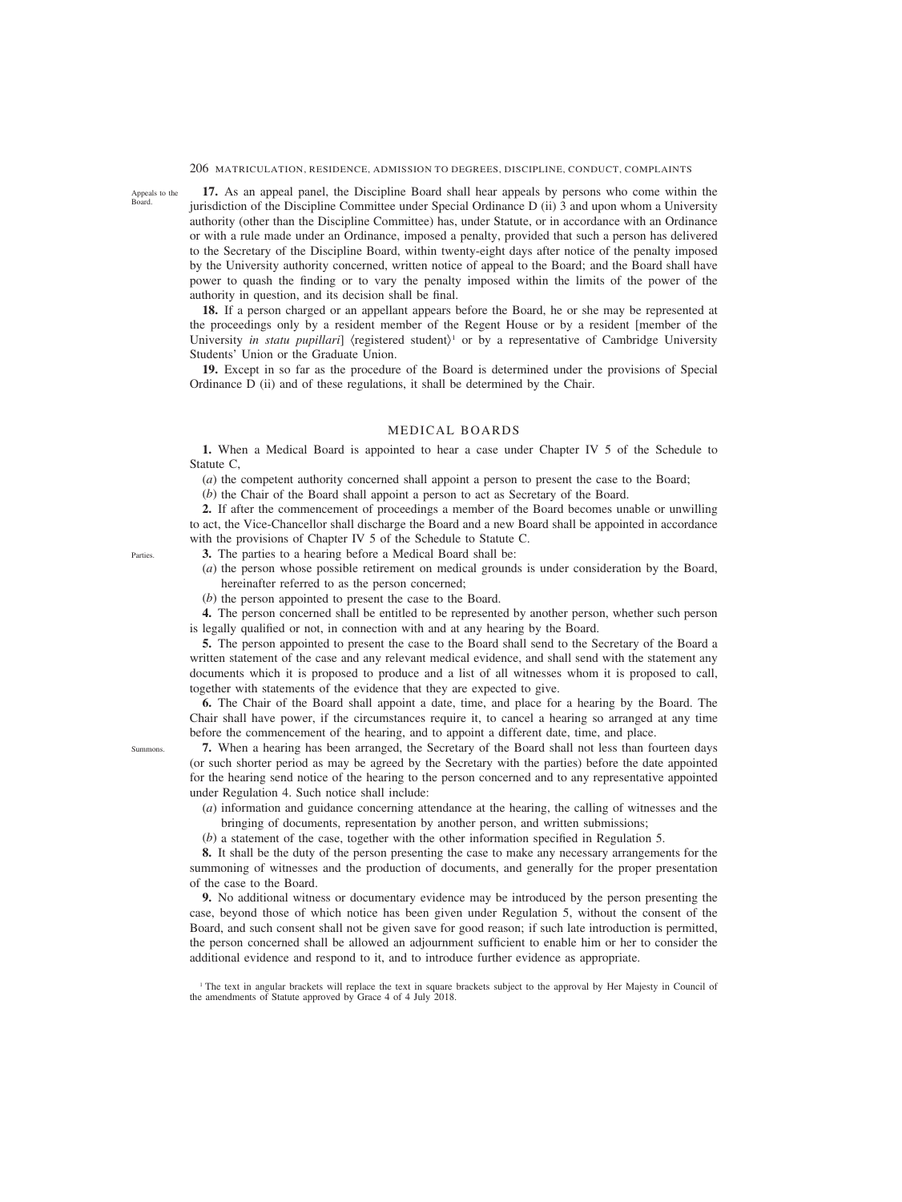Appeals to the Board.

**17.** As an appeal panel, the Discipline Board shall hear appeals by persons who come within the jurisdiction of the Discipline Committee under Special Ordinance D (ii) 3 and upon whom a University authority (other than the Discipline Committee) has, under Statute, or in accordance with an Ordinance or with a rule made under an Ordinance, imposed a penalty, provided that such a person has delivered to the Secretary of the Discipline Board, within twenty-eight days after notice of the penalty imposed by the University authority concerned, written notice of appeal to the Board; and the Board shall have power to quash the finding or to vary the penalty imposed within the limits of the power of the authority in question, and its decision shall be final.

**18.** If a person charged or an appellant appears before the Board, he or she may be represented at the proceedings only by a resident member of the Regent House or by a resident [member of the University *in statu pupillari*] ⟨registered student⟩[1] or by a representative of Cambridge University Students' Union or the Graduate Union.

**19.** Except in so far as the procedure of the Board is determined under the provisions of Special Ordinance D (ii) and of these regulations, it shall be determined by the Chair.

## MEDICAL BOARDS

**1.** When a Medical Board is appointed to hear a case under Chapter IV 5 of the Schedule to Statute C,

(*a*) the competent authority concerned shall appoint a person to present the case to the Board;

(*b*) the Chair of the Board shall appoint a person to act as Secretary of the Board.

**2.** If after the commencement of proceedings a member of the Board becomes unable or unwilling to act, the Vice-Chancellor shall discharge the Board and a new Board shall be appointed in accordance with the provisions of Chapter IV 5 of the Schedule to Statute C.

Parties.

**3.** The parties to a hearing before a Medical Board shall be:

(*a*) the person whose possible retirement on medical grounds is under consideration by the Board, hereinafter referred to as the person concerned;

(*b*) the person appointed to present the case to the Board.

**4.** The person concerned shall be entitled to be represented by another person, whether such person is legally qualified or not, in connection with and at any hearing by the Board.

**5.** The person appointed to present the case to the Board shall send to the Secretary of the Board a written statement of the case and any relevant medical evidence, and shall send with the statement any documents which it is proposed to produce and a list of all witnesses whom it is proposed to call, together with statements of the evidence that they are expected to give.

**6.** The Chair of the Board shall appoint a date, time, and place for a hearing by the Board. The Chair shall have power, if the circumstances require it, to cancel a hearing so arranged at any time before the commencement of the hearing, and to appoint a different date, time, and place.

Summons.

**7.** When a hearing has been arranged, the Secretary of the Board shall not less than fourteen days (or such shorter period as may be agreed by the Secretary with the parties) before the date appointed for the hearing send notice of the hearing to the person concerned and to any representative appointed under Regulation 4. Such notice shall include:

(*a*) information and guidance concerning attendance at the hearing, the calling of witnesses and the bringing of documents, representation by another person, and written submissions;

(*b*) a statement of the case, together with the other information specified in Regulation 5.

**8.** It shall be the duty of the person presenting the case to make any necessary arrangements for the summoning of witnesses and the production of documents, and generally for the proper presentation of the case to the Board.

**9.** No additional witness or documentary evidence may be introduced by the person presenting the case, beyond those of which notice has been given under Regulation 5, without the consent of the Board, and such consent shall not be given save for good reason; if such late introduction is permitted, the person concerned shall be allowed an adjournment sufficient to enable him or her to consider the additional evidence and respond to it, and to introduce further evidence as appropriate.

[1] The text in angular brackets will replace the text in square brackets subject to the approval by Her Majesty in Council of the amendments of Statute approved by Grace 4 of 4 July 2018.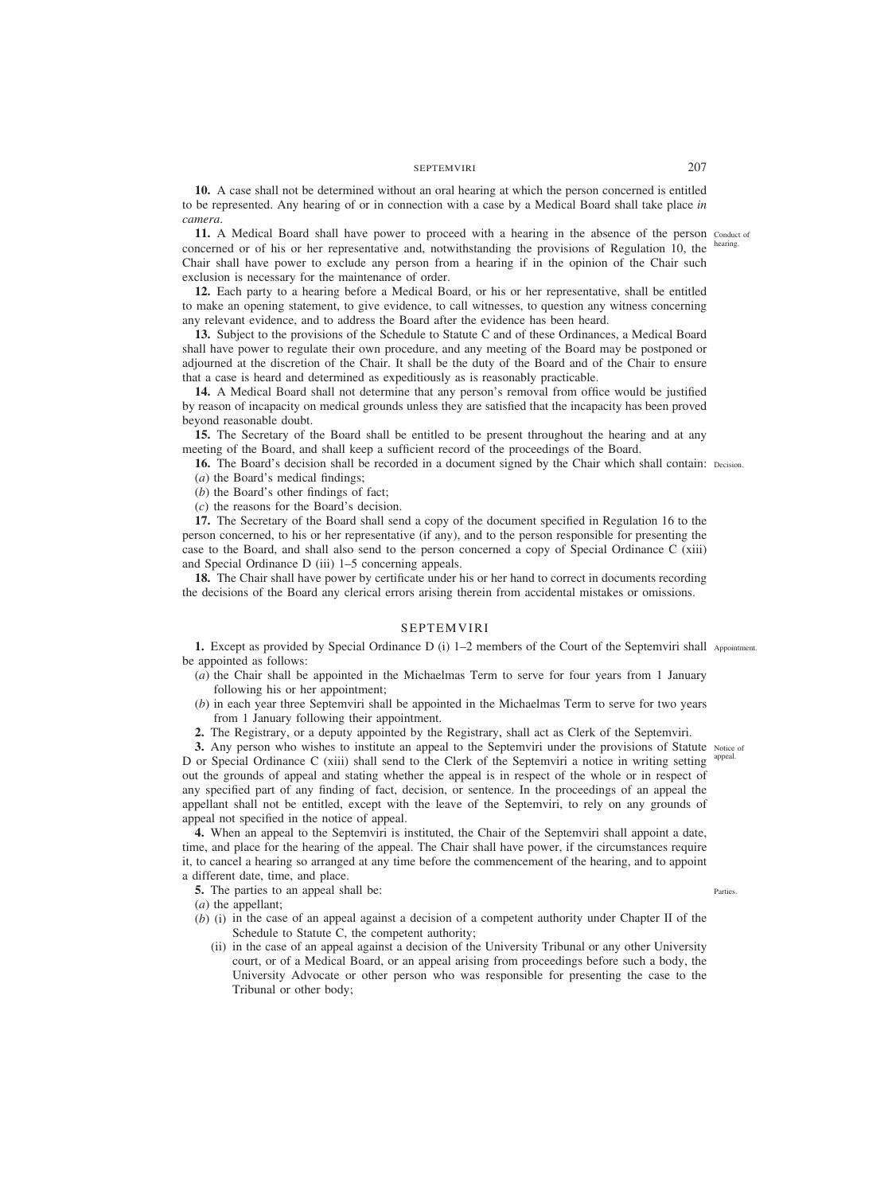**10.** A case shall not be determined without an oral hearing at which the person concerned is entitled to be represented. Any hearing of or in connection with a case by a Medical Board shall take place *in camera*.

**11.** A Medical Board shall have power to proceed with a hearing in the absence of the person concerned or of his or her representative and, notwithstanding the provisions of Regulation 10, the Chair shall have power to exclude any person from a hearing if in the opinion of the Chair such exclusion is necessary for the maintenance of order.

Conduct of hearing.

**12.** Each party to a hearing before a Medical Board, or his or her representative, shall be entitled to make an opening statement, to give evidence, to call witnesses, to question any witness concerning any relevant evidence, and to address the Board after the evidence has been heard.

**13.** Subject to the provisions of the Schedule to Statute C and of these Ordinances, a Medical Board shall have power to regulate their own procedure, and any meeting of the Board may be postponed or adjourned at the discretion of the Chair. It shall be the duty of the Board and of the Chair to ensure that a case is heard and determined as expeditiously as is reasonably practicable.

**14.** A Medical Board shall not determine that any person's removal from office would be justified by reason of incapacity on medical grounds unless they are satisfied that the incapacity has been proved beyond reasonable doubt.

**15.** The Secretary of the Board shall be entitled to be present throughout the hearing and at any meeting of the Board, and shall keep a sufficient record of the proceedings of the Board.

**16.** The Board's decision shall be recorded in a document signed by the Chair which shall contain:

Decision.

(*a*) the Board's medical findings;

(*b*) the Board's other findings of fact;

(*c*) the reasons for the Board's decision.

**17.** The Secretary of the Board shall send a copy of the document specified in Regulation 16 to the person concerned, to his or her representative (if any), and to the person responsible for presenting the case to the Board, and shall also send to the person concerned a copy of Special Ordinance C (xiii) and Special Ordinance D (iii) 1–5 concerning appeals.

**18.** The Chair shall have power by certificate under his or her hand to correct in documents recording the decisions of the Board any clerical errors arising therein from accidental mistakes or omissions.

## SEPTEMVIRI

**1.** Except as provided by Special Ordinance D (i) 1–2 members of the Court of the Septemviri shall be appointed as follows:

Appointment.

(*a*) the Chair shall be appointed in the Michaelmas Term to serve for four years from 1 January following his or her appointment;

(*b*) in each year three Septemviri shall be appointed in the Michaelmas Term to serve for two years from 1 January following their appointment.

**2.** The Registrary, or a deputy appointed by the Registrary, shall act as Clerk of the Septemviri.

**3.** Any person who wishes to institute an appeal to the Septemviri under the provisions of Statute D or Special Ordinance C (xiii) shall send to the Clerk of the Septemviri a notice in writing setting out the grounds of appeal and stating whether the appeal is in respect of the whole or in respect of any specified part of any finding of fact, decision, or sentence. In the proceedings of an appeal the appellant shall not be entitled, except with the leave of the Septemviri, to rely on any grounds of appeal not specified in the notice of appeal.

Notice of appeal.

**4.** When an appeal to the Septemviri is instituted, the Chair of the Septemviri shall appoint a date, time, and place for the hearing of the appeal. The Chair shall have power, if the circumstances require it, to cancel a hearing so arranged at any time before the commencement of the hearing, and to appoint a different date, time, and place.

**5.** The parties to an appeal shall be:

Parties.

(*a*) the appellant;

(*b*) (i) in the case of an appeal against a decision of a competent authority under Chapter II of the Schedule to Statute C, the competent authority;

(ii) in the case of an appeal against a decision of the University Tribunal or any other University court, or of a Medical Board, or an appeal arising from proceedings before such a body, the University Advocate or other person who was responsible for presenting the case to the Tribunal or other body;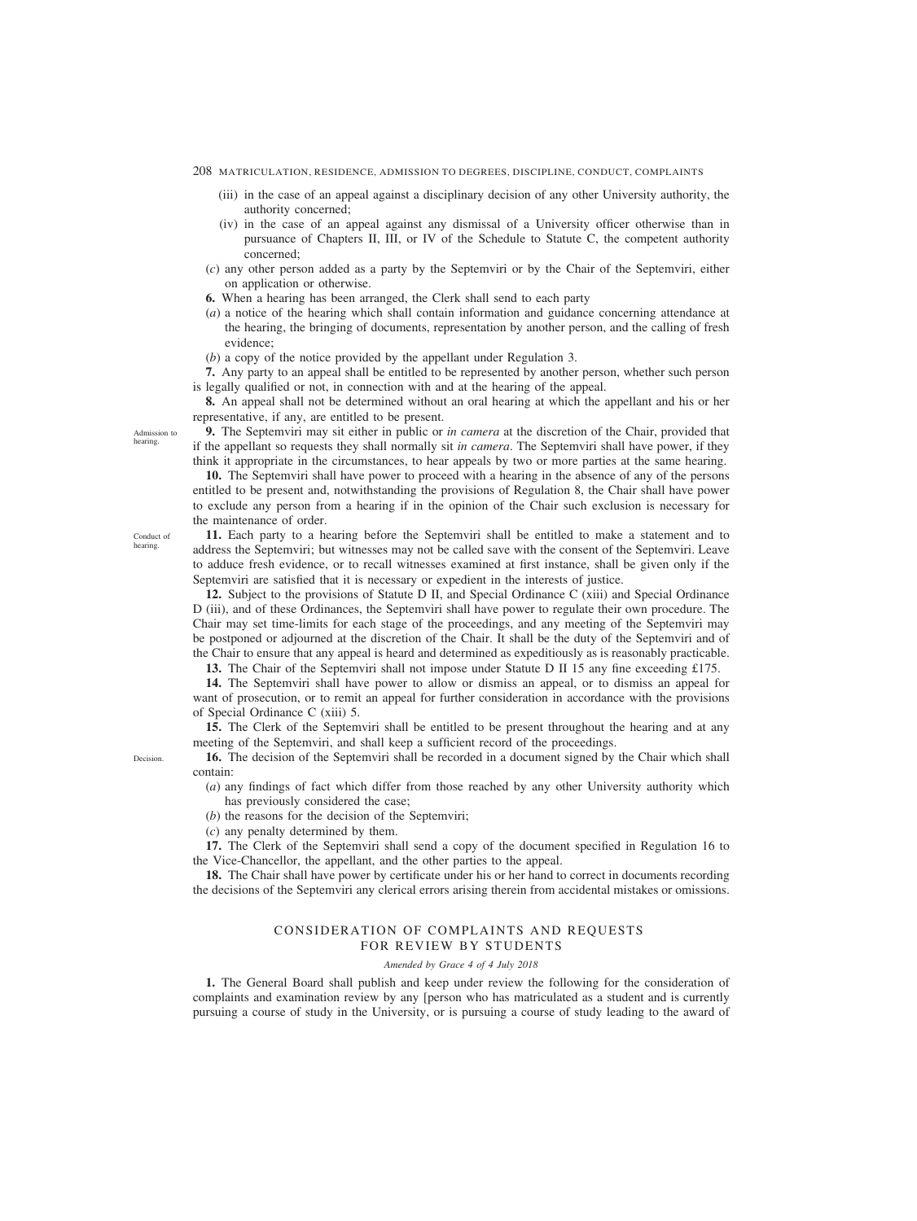(iii) in the case of an appeal against a disciplinary decision of any other University authority, the authority concerned;

(iv) in the case of an appeal against any dismissal of a University officer otherwise than in pursuance of Chapters II, III, or IV of the Schedule to Statute C, the competent authority concerned;

(*c*) any other person added as a party by the Septemviri or by the Chair of the Septemviri, either on application or otherwise.

**6.** When a hearing has been arranged, the Clerk shall send to each party

(*a*) a notice of the hearing which shall contain information and guidance concerning attendance at the hearing, the bringing of documents, representation by another person, and the calling of fresh evidence;

(*b*) a copy of the notice provided by the appellant under Regulation 3.

**7.** Any party to an appeal shall be entitled to be represented by another person, whether such person is legally qualified or not, in connection with and at the hearing of the appeal.

**8.** An appeal shall not be determined without an oral hearing at which the appellant and his or her representative, if any, are entitled to be present.

Admission to hearing.

**9.** The Septemviri may sit either in public or *in camera* at the discretion of the Chair, provided that if the appellant so requests they shall normally sit *in camera*. The Septemviri shall have power, if they think it appropriate in the circumstances, to hear appeals by two or more parties at the same hearing.

**10.** The Septemviri shall have power to proceed with a hearing in the absence of any of the persons entitled to be present and, notwithstanding the provisions of Regulation 8, the Chair shall have power to exclude any person from a hearing if in the opinion of the Chair such exclusion is necessary for the maintenance of order.

Conduct of hearing.

**11.** Each party to a hearing before the Septemviri shall be entitled to make a statement and to address the Septemviri; but witnesses may not be called save with the consent of the Septemviri. Leave to adduce fresh evidence, or to recall witnesses examined at first instance, shall be given only if the Septemviri are satisfied that it is necessary or expedient in the interests of justice.

**12.** Subject to the provisions of Statute D II, and Special Ordinance C (xiii) and Special Ordinance D (iii), and of these Ordinances, the Septemviri shall have power to regulate their own procedure. The Chair may set time-limits for each stage of the proceedings, and any meeting of the Septemviri may be postponed or adjourned at the discretion of the Chair. It shall be the duty of the Septemviri and of the Chair to ensure that any appeal is heard and determined as expeditiously as is reasonably practicable.

**13.** The Chair of the Septemviri shall not impose under Statute D II 15 any fine exceeding £175.

**14.** The Septemviri shall have power to allow or dismiss an appeal, or to dismiss an appeal for want of prosecution, or to remit an appeal for further consideration in accordance with the provisions of Special Ordinance C (xiii) 5.

**15.** The Clerk of the Septemviri shall be entitled to be present throughout the hearing and at any meeting of the Septemviri, and shall keep a sufficient record of the proceedings.

Decision.

**16.** The decision of the Septemviri shall be recorded in a document signed by the Chair which shall contain:

(*a*) any findings of fact which differ from those reached by any other University authority which has previously considered the case;

(*b*) the reasons for the decision of the Septemviri;

(*c*) any penalty determined by them.

**17.** The Clerk of the Septemviri shall send a copy of the document specified in Regulation 16 to the Vice-Chancellor, the appellant, and the other parties to the appeal.

**18.** The Chair shall have power by certificate under his or her hand to correct in documents recording the decisions of the Septemviri any clerical errors arising therein from accidental mistakes or omissions.

## CONSIDERATION OF COMPLAINTS AND REQUESTS FOR REVIEW BY STUDENTS

*Amended by Grace 4 of 4 July 2018*

**1.** The General Board shall publish and keep under review the following for the consideration of complaints and examination review by any [person who has matriculated as a student and is currently pursuing a course of study in the University, or is pursuing a course of study leading to the award of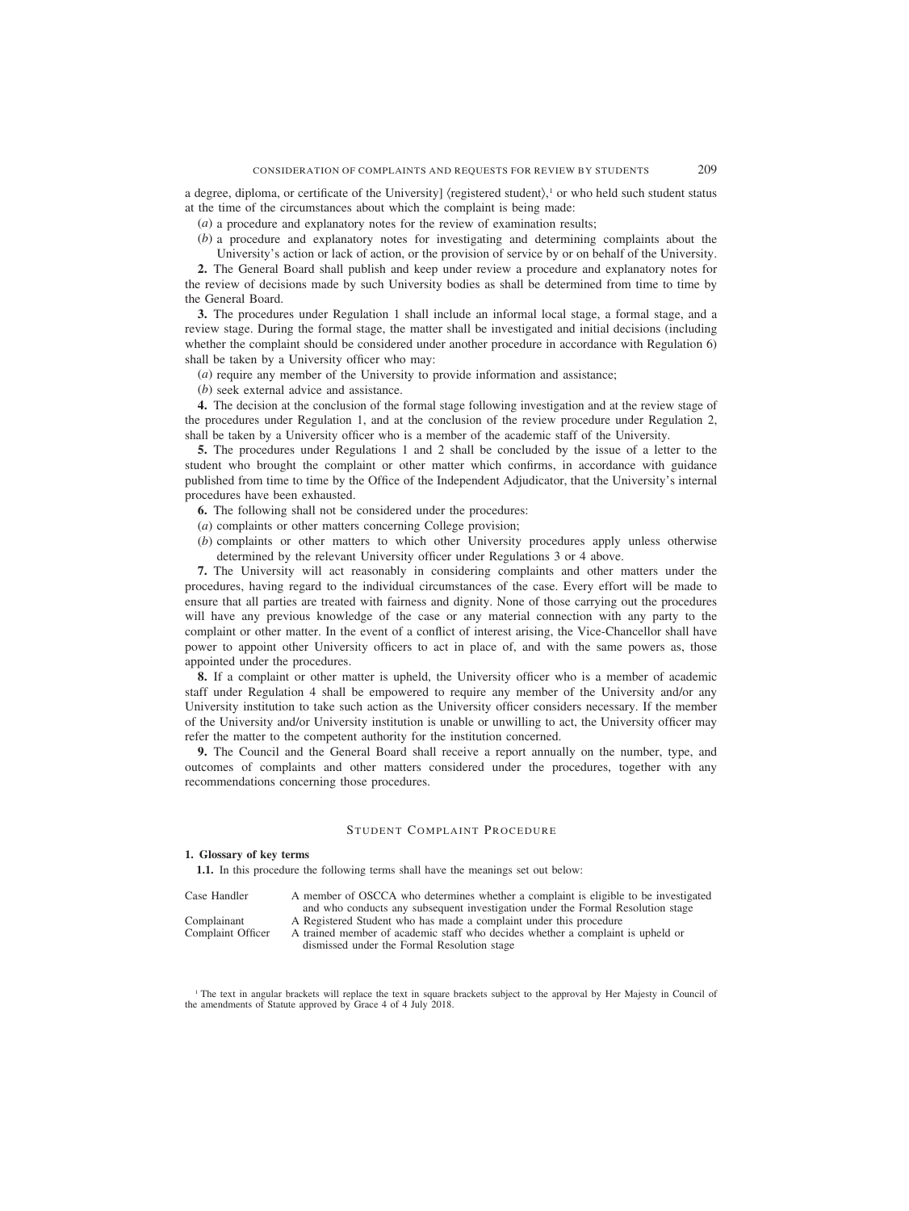a degree, diploma, or certificate of the University] ⟨registered student⟩,[1] or who held such student status at the time of the circumstances about which the complaint is being made:

(*a*) a procedure and explanatory notes for the review of examination results;

(*b*) a procedure and explanatory notes for investigating and determining complaints about the University's action or lack of action, or the provision of service by or on behalf of the University.

**2.** The General Board shall publish and keep under review a procedure and explanatory notes for the review of decisions made by such University bodies as shall be determined from time to time by the General Board.

**3.** The procedures under Regulation 1 shall include an informal local stage, a formal stage, and a review stage. During the formal stage, the matter shall be investigated and initial decisions (including whether the complaint should be considered under another procedure in accordance with Regulation 6) shall be taken by a University officer who may:

(*a*) require any member of the University to provide information and assistance;

(*b*) seek external advice and assistance.

**4.** The decision at the conclusion of the formal stage following investigation and at the review stage of the procedures under Regulation 1, and at the conclusion of the review procedure under Regulation 2, shall be taken by a University officer who is a member of the academic staff of the University.

**5.** The procedures under Regulations 1 and 2 shall be concluded by the issue of a letter to the student who brought the complaint or other matter which confirms, in accordance with guidance published from time to time by the Office of the Independent Adjudicator, that the University's internal procedures have been exhausted.

**6.** The following shall not be considered under the procedures:

(*a*) complaints or other matters concerning College provision;

(*b*) complaints or other matters to which other University procedures apply unless otherwise determined by the relevant University officer under Regulations 3 or 4 above.

**7.** The University will act reasonably in considering complaints and other matters under the procedures, having regard to the individual circumstances of the case. Every effort will be made to ensure that all parties are treated with fairness and dignity. None of those carrying out the procedures will have any previous knowledge of the case or any material connection with any party to the complaint or other matter. In the event of a conflict of interest arising, the Vice-Chancellor shall have power to appoint other University officers to act in place of, and with the same powers as, those appointed under the procedures.

**8.** If a complaint or other matter is upheld, the University officer who is a member of academic staff under Regulation 4 shall be empowered to require any member of the University and/or any University institution to take such action as the University officer considers necessary. If the member of the University and/or University institution is unable or unwilling to act, the University officer may refer the matter to the competent authority for the institution concerned.

**9.** The Council and the General Board shall receive a report annually on the number, type, and outcomes of complaints and other matters considered under the procedures, together with any recommendations concerning those procedures.

## Student Complaint Procedure

**1. Glossary of key terms**

**1.1.** In this procedure the following terms shall have the meanings set out below:

| | |
|---|---|
| Case Handler | A member of OSCCA who determines whether a complaint is eligible to be investigated and who conducts any subsequent investigation under the Formal Resolution stage |
| Complainant | A Registered Student who has made a complaint under this procedure |
| Complaint Officer | A trained member of academic staff who decides whether a complaint is upheld or dismissed under the Formal Resolution stage |

[1] The text in angular brackets will replace the text in square brackets subject to the approval by Her Majesty in Council of the amendments of Statute approved by Grace 4 of 4 July 2018.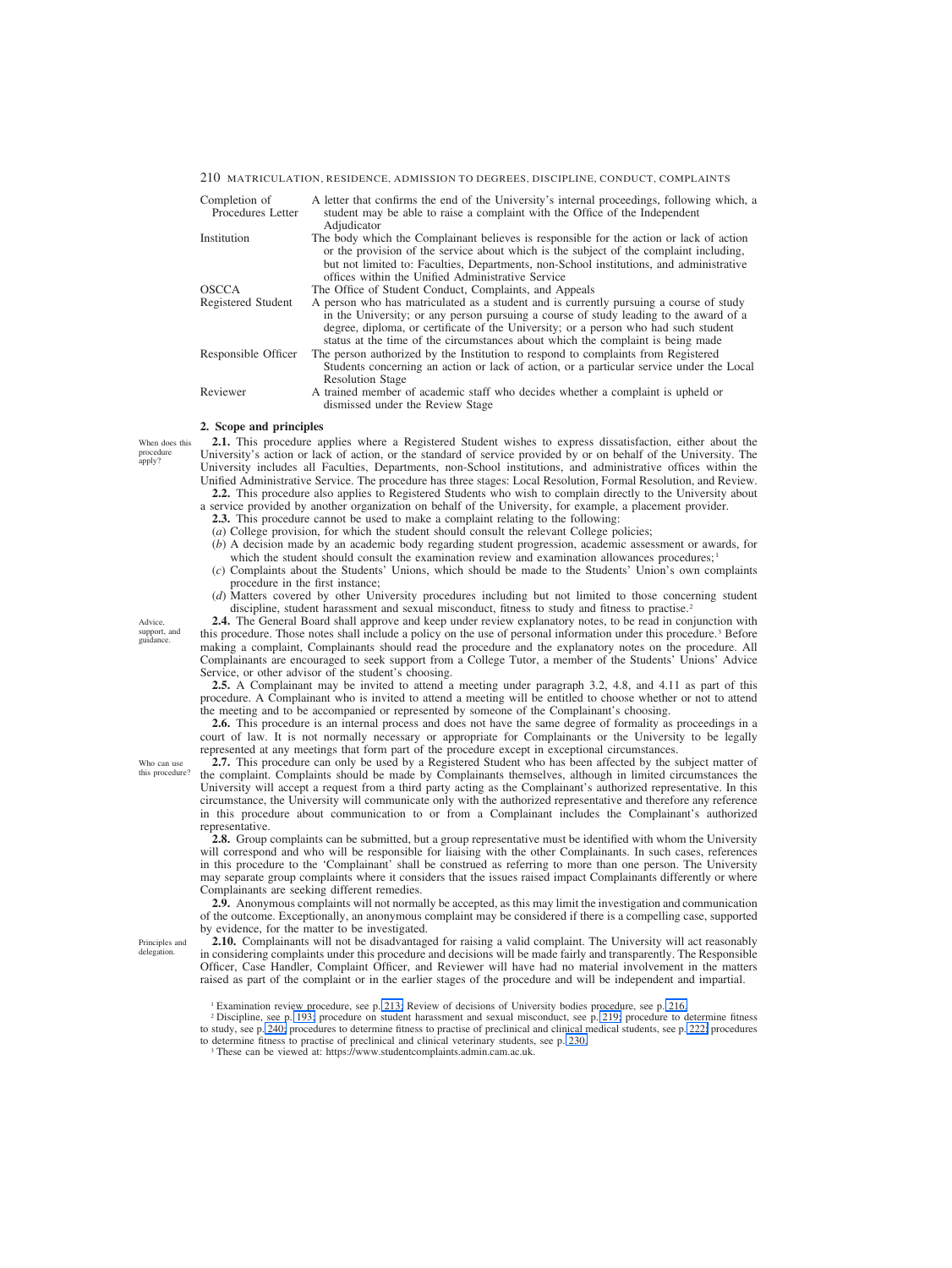| | |
|---|---|
| Completion of Procedures Letter | A letter that confirms the end of the University's internal proceedings, following which, a student may be able to raise a complaint with the Office of the Independent Adjudicator |
| Institution | The body which the Complainant believes is responsible for the action or lack of action or the provision of the service about which is the subject of the complaint including, but not limited to: Faculties, Departments, non-School institutions, and administrative offices within the Unified Administrative Service |
| OSCCA | The Office of Student Conduct, Complaints, and Appeals |
| Registered Student | A person who has matriculated as a student and is currently pursuing a course of study in the University; or any person pursuing a course of study leading to the award of a degree, diploma, or certificate of the University; or a person who had such student status at the time of the circumstances about which the complaint is being made |
| Responsible Officer | The person authorized by the Institution to respond to complaints from Registered Students concerning an action or lack of action, or a particular service under the Local Resolution Stage |
| Reviewer | A trained member of academic staff who decides whether a complaint is upheld or dismissed under the Review Stage |

## 2. Scope and principles

*When does this procedure apply?*

**2.1.** This procedure applies where a Registered Student wishes to express dissatisfaction, either about the University's action or lack of action, or the standard of service provided by or on behalf of the University. The University includes all Faculties, Departments, non-School institutions, and administrative offices within the Unified Administrative Service. The procedure has three stages: Local Resolution, Formal Resolution, and Review.

**2.2.** This procedure also applies to Registered Students who wish to complain directly to the University about a service provided by another organization on behalf of the University, for example, a placement provider.

**2.3.** This procedure cannot be used to make a complaint relating to the following:

(*a*) College provision, for which the student should consult the relevant College policies;

(*b*) A decision made by an academic body regarding student progression, academic assessment or awards, for which the student should consult the examination review and examination allowances procedures;[1]

(*c*) Complaints about the Students' Unions, which should be made to the Students' Union's own complaints procedure in the first instance;

(*d*) Matters covered by other University procedures including but not limited to those concerning student discipline, student harassment and sexual misconduct, fitness to study and fitness to practise.[2]

*Advice, support, and guidance.*

**2.4.** The General Board shall approve and keep under review explanatory notes, to be read in conjunction with this procedure. Those notes shall include a policy on the use of personal information under this procedure.[3] Before making a complaint, Complainants should read the procedure and the explanatory notes on the procedure. All Complainants are encouraged to seek support from a College Tutor, a member of the Students' Unions' Advice Service, or other advisor of the student's choosing.

**2.5.** A Complainant may be invited to attend a meeting under paragraph 3.2, 4.8, and 4.11 as part of this procedure. A Complainant who is invited to attend a meeting will be entitled to choose whether or not to attend the meeting and to be accompanied or represented by someone of the Complainant's choosing.

**2.6.** This procedure is an internal process and does not have the same degree of formality as proceedings in a court of law. It is not normally necessary or appropriate for Complainants or the University to be legally represented at any meetings that form part of the procedure except in exceptional circumstances.

*Who can use this procedure?*

**2.7.** This procedure can only be used by a Registered Student who has been affected by the subject matter of the complaint. Complaints should be made by Complainants themselves, although in limited circumstances the University will accept a request from a third party acting as the Complainant's authorized representative. In this circumstance, the University will communicate only with the authorized representative and therefore any reference in this procedure about communication to or from a Complainant includes the Complainant's authorized representative.

**2.8.** Group complaints can be submitted, but a group representative must be identified with whom the University will correspond and who will be responsible for liaising with the other Complainants. In such cases, references in this procedure to the 'Complainant' shall be construed as referring to more than one person. The University may separate group complaints where it considers that the issues raised impact Complainants differently or where Complainants are seeking different remedies.

**2.9.** Anonymous complaints will not normally be accepted, as this may limit the investigation and communication of the outcome. Exceptionally, an anonymous complaint may be considered if there is a compelling case, supported by evidence, for the matter to be investigated.

*Principles and delegation.*

**2.10.** Complainants will not be disadvantaged for raising a valid complaint. The University will act reasonably in considering complaints under this procedure and decisions will be made fairly and transparently. The Responsible Officer, Case Handler, Complaint Officer, and Reviewer will have had no material involvement in the matters raised as part of the complaint or in the earlier stages of the procedure and will be independent and impartial.

[1] Examination review procedure, see p. 213; Review of decisions of University bodies procedure, see p. 216.

[2] Discipline, see p. 193; procedure on student harassment and sexual misconduct, see p. 219; procedure to determine fitness to study, see p. 240; procedures to determine fitness to practise of preclinical and clinical medical students, see p. 222; procedures to determine fitness to practise of preclinical and clinical veterinary students, see p. 230.

[3] These can be viewed at: https://www.studentcomplaints.admin.cam.ac.uk.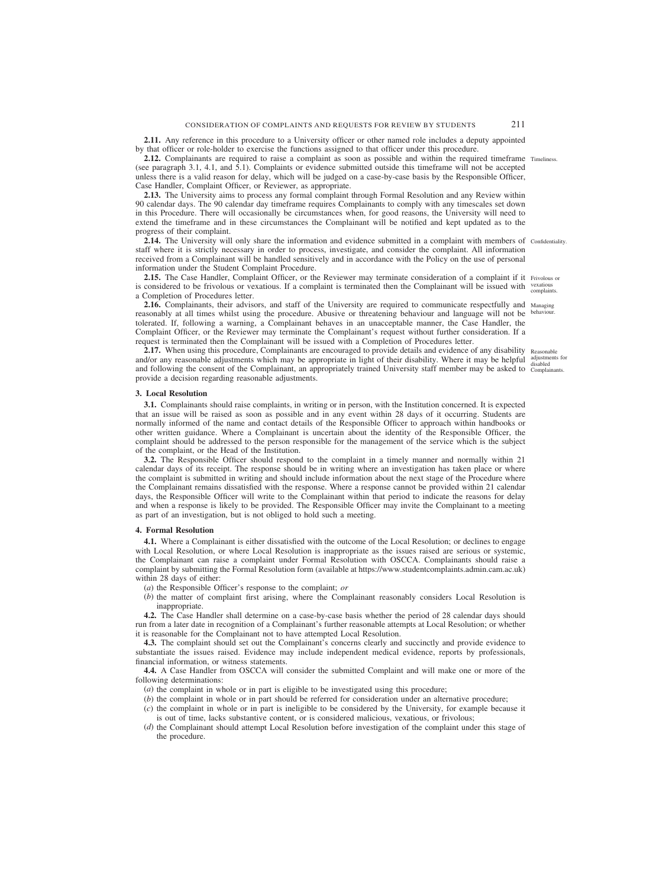**2.11.** Any reference in this procedure to a University officer or other named role includes a deputy appointed by that officer or role-holder to exercise the functions assigned to that officer under this procedure.

**2.12.** Complainants are required to raise a complaint as soon as possible and within the required timeframe (see paragraph 3.1, 4.1, and 5.1). Complaints or evidence submitted outside this timeframe will not be accepted unless there is a valid reason for delay, which will be judged on a case-by-case basis by the Responsible Officer, Case Handler, Complaint Officer, or Reviewer, as appropriate.

**2.13.** The University aims to process any formal complaint through Formal Resolution and any Review within 90 calendar days. The 90 calendar day timeframe requires Complainants to comply with any timescales set down in this Procedure. There will occasionally be circumstances when, for good reasons, the University will need to extend the timeframe and in these circumstances the Complainant will be notified and kept updated as to the progress of their complaint.

**2.14.** The University will only share the information and evidence submitted in a complaint with members of staff where it is strictly necessary in order to process, investigate, and consider the complaint. All information received from a Complainant will be handled sensitively and in accordance with the Policy on the use of personal information under the Student Complaint Procedure.

**2.15.** The Case Handler, Complaint Officer, or the Reviewer may terminate consideration of a complaint if it is considered to be frivolous or vexatious. If a complaint is terminated then the Complainant will be issued with a Completion of Procedures letter.

**2.16.** Complainants, their advisors, and staff of the University are required to communicate respectfully and reasonably at all times whilst using the procedure. Abusive or threatening behaviour and language will not be tolerated. If, following a warning, a Complainant behaves in an unacceptable manner, the Case Handler, the Complaint Officer, or the Reviewer may terminate the Complainant's request without further consideration. If a request is terminated then the Complainant will be issued with a Completion of Procedures letter.

**2.17.** When using this procedure, Complainants are encouraged to provide details and evidence of any disability and/or any reasonable adjustments which may be appropriate in light of their disability. Where it may be helpful and following the consent of the Complainant, an appropriately trained University staff member may be asked to provide a decision regarding reasonable adjustments.

### 3. Local Resolution

**3.1.** Complainants should raise complaints, in writing or in person, with the Institution concerned. It is expected that an issue will be raised as soon as possible and in any event within 28 days of it occurring. Students are normally informed of the name and contact details of the Responsible Officer to approach within handbooks or other written guidance. Where a Complainant is uncertain about the identity of the Responsible Officer, the complaint should be addressed to the person responsible for the management of the service which is the subject of the complaint, or the Head of the Institution.

**3.2.** The Responsible Officer should respond to the complaint in a timely manner and normally within 21 calendar days of its receipt. The response should be in writing where an investigation has taken place or where the complaint is submitted in writing and should include information about the next stage of the Procedure where the Complainant remains dissatisfied with the response. Where a response cannot be provided within 21 calendar days, the Responsible Officer will write to the Complainant within that period to indicate the reasons for delay and when a response is likely to be provided. The Responsible Officer may invite the Complainant to a meeting as part of an investigation, but is not obliged to hold such a meeting.

### 4. Formal Resolution

**4.1.** Where a Complainant is either dissatisfied with the outcome of the Local Resolution; or declines to engage with Local Resolution, or where Local Resolution is inappropriate as the issues raised are serious or systemic, the Complainant can raise a complaint under Formal Resolution with OSCCA. Complainants should raise a complaint by submitting the Formal Resolution form (available at https://www.studentcomplaints.admin.cam.ac.uk) within 28 days of either:

(*a*) the Responsible Officer's response to the complaint; *or*

(*b*) the matter of complaint first arising, where the Complainant reasonably considers Local Resolution is inappropriate.

**4.2.** The Case Handler shall determine on a case-by-case basis whether the period of 28 calendar days should run from a later date in recognition of a Complainant's further reasonable attempts at Local Resolution; or whether it is reasonable for the Complainant not to have attempted Local Resolution.

**4.3.** The complaint should set out the Complainant's concerns clearly and succinctly and provide evidence to substantiate the issues raised. Evidence may include independent medical evidence, reports by professionals, financial information, or witness statements.

**4.4.** A Case Handler from OSCCA will consider the submitted Complaint and will make one or more of the following determinations:

(*a*) the complaint in whole or in part is eligible to be investigated using this procedure;

(*b*) the complaint in whole or in part should be referred for consideration under an alternative procedure;

(*c*) the complaint in whole or in part is ineligible to be considered by the University, for example because it is out of time, lacks substantive content, or is considered malicious, vexatious, or frivolous;

(*d*) the Complainant should attempt Local Resolution before investigation of the complaint under this stage of the procedure.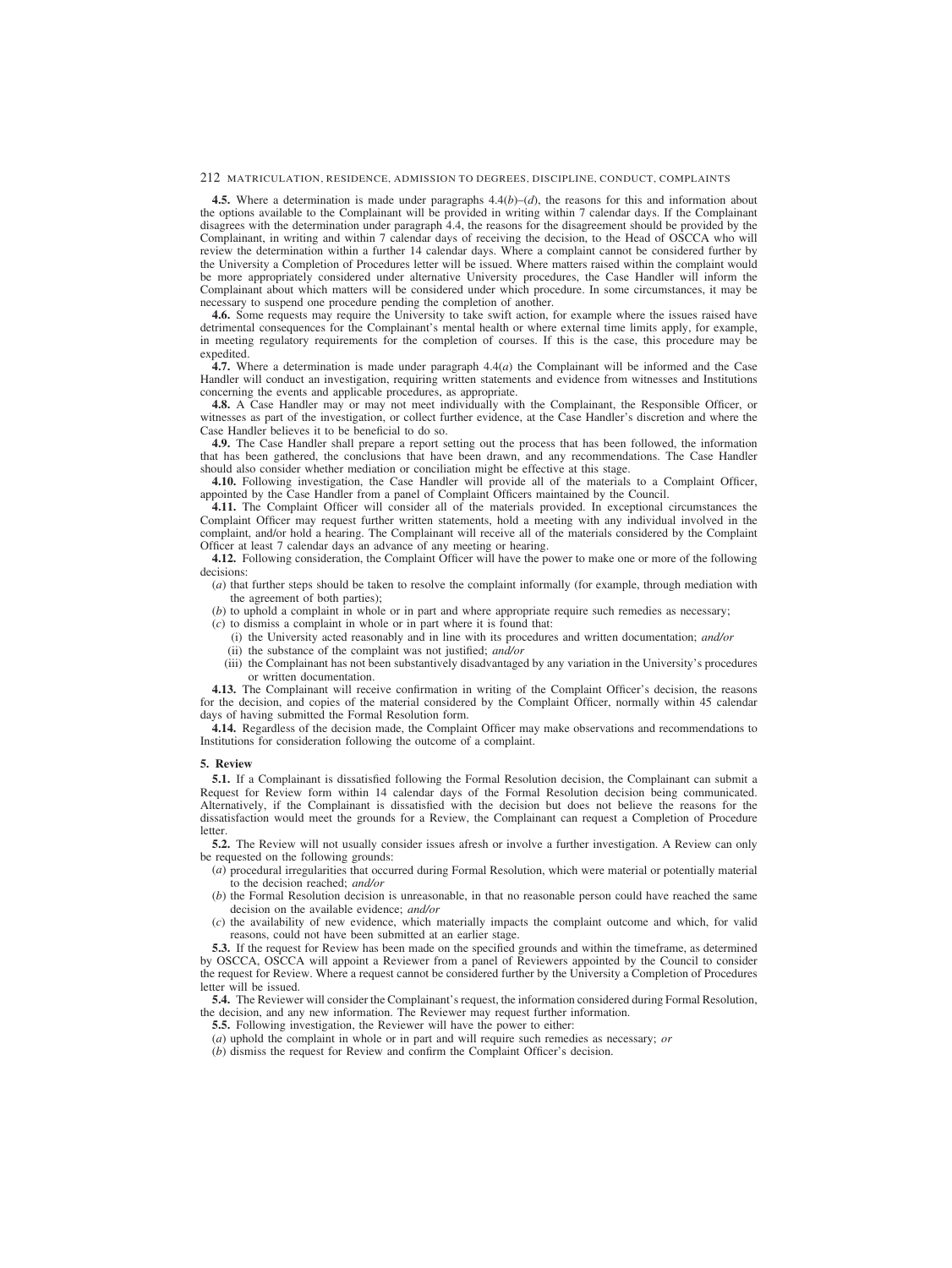**4.5.** Where a determination is made under paragraphs 4.4(*b*)–(*d*), the reasons for this and information about the options available to the Complainant will be provided in writing within 7 calendar days. If the Complainant disagrees with the determination under paragraph 4.4, the reasons for the disagreement should be provided by the Complainant, in writing and within 7 calendar days of receiving the decision, to the Head of OSCCA who will review the determination within a further 14 calendar days. Where a complaint cannot be considered further by the University a Completion of Procedures letter will be issued. Where matters raised within the complaint would be more appropriately considered under alternative University procedures, the Case Handler will inform the Complainant about which matters will be considered under which procedure. In some circumstances, it may be necessary to suspend one procedure pending the completion of another.

**4.6.** Some requests may require the University to take swift action, for example where the issues raised have detrimental consequences for the Complainant's mental health or where external time limits apply, for example, in meeting regulatory requirements for the completion of courses. If this is the case, this procedure may be expedited.

**4.7.** Where a determination is made under paragraph 4.4(*a*) the Complainant will be informed and the Case Handler will conduct an investigation, requiring written statements and evidence from witnesses and Institutions concerning the events and applicable procedures, as appropriate.

**4.8.** A Case Handler may or may not meet individually with the Complainant, the Responsible Officer, or witnesses as part of the investigation, or collect further evidence, at the Case Handler's discretion and where the Case Handler believes it to be beneficial to do so.

**4.9.** The Case Handler shall prepare a report setting out the process that has been followed, the information that has been gathered, the conclusions that have been drawn, and any recommendations. The Case Handler should also consider whether mediation or conciliation might be effective at this stage.

**4.10.** Following investigation, the Case Handler will provide all of the materials to a Complaint Officer, appointed by the Case Handler from a panel of Complaint Officers maintained by the Council.

**4.11.** The Complaint Officer will consider all of the materials provided. In exceptional circumstances the Complaint Officer may request further written statements, hold a meeting with any individual involved in the complaint, and/or hold a hearing. The Complainant will receive all of the materials considered by the Complaint Officer at least 7 calendar days an advance of any meeting or hearing.

**4.12.** Following consideration, the Complaint Officer will have the power to make one or more of the following decisions:

(*a*) that further steps should be taken to resolve the complaint informally (for example, through mediation with the agreement of both parties);

(*b*) to uphold a complaint in whole or in part and where appropriate require such remedies as necessary;

(*c*) to dismiss a complaint in whole or in part where it is found that:

 (i) the University acted reasonably and in line with its procedures and written documentation; *and/or*

 (ii) the substance of the complaint was not justified; *and/or*

 (iii) the Complainant has not been substantively disadvantaged by any variation in the University's procedures or written documentation.

**4.13.** The Complainant will receive confirmation in writing of the Complaint Officer's decision, the reasons for the decision, and copies of the material considered by the Complaint Officer, normally within 45 calendar days of having submitted the Formal Resolution form.

**4.14.** Regardless of the decision made, the Complaint Officer may make observations and recommendations to Institutions for consideration following the outcome of a complaint.

**5. Review**

**5.1.** If a Complainant is dissatisfied following the Formal Resolution decision, the Complainant can submit a Request for Review form within 14 calendar days of the Formal Resolution decision being communicated. Alternatively, if the Complainant is dissatisfied with the decision but does not believe the reasons for the dissatisfaction would meet the grounds for a Review, the Complainant can request a Completion of Procedure letter.

**5.2.** The Review will not usually consider issues afresh or involve a further investigation. A Review can only be requested on the following grounds:

(*a*) procedural irregularities that occurred during Formal Resolution, which were material or potentially material to the decision reached; *and/or*

(*b*) the Formal Resolution decision is unreasonable, in that no reasonable person could have reached the same decision on the available evidence; *and/or*

(*c*) the availability of new evidence, which materially impacts the complaint outcome and which, for valid reasons, could not have been submitted at an earlier stage.

**5.3.** If the request for Review has been made on the specified grounds and within the timeframe, as determined by OSCCA, OSCCA will appoint a Reviewer from a panel of Reviewers appointed by the Council to consider the request for Review. Where a request cannot be considered further by the University a Completion of Procedures letter will be issued.

**5.4.** The Reviewer will consider the Complainant's request, the information considered during Formal Resolution, the decision, and any new information. The Reviewer may request further information.

**5.5.** Following investigation, the Reviewer will have the power to either:

(*a*) uphold the complaint in whole or in part and will require such remedies as necessary; *or*

(*b*) dismiss the request for Review and confirm the Complaint Officer's decision.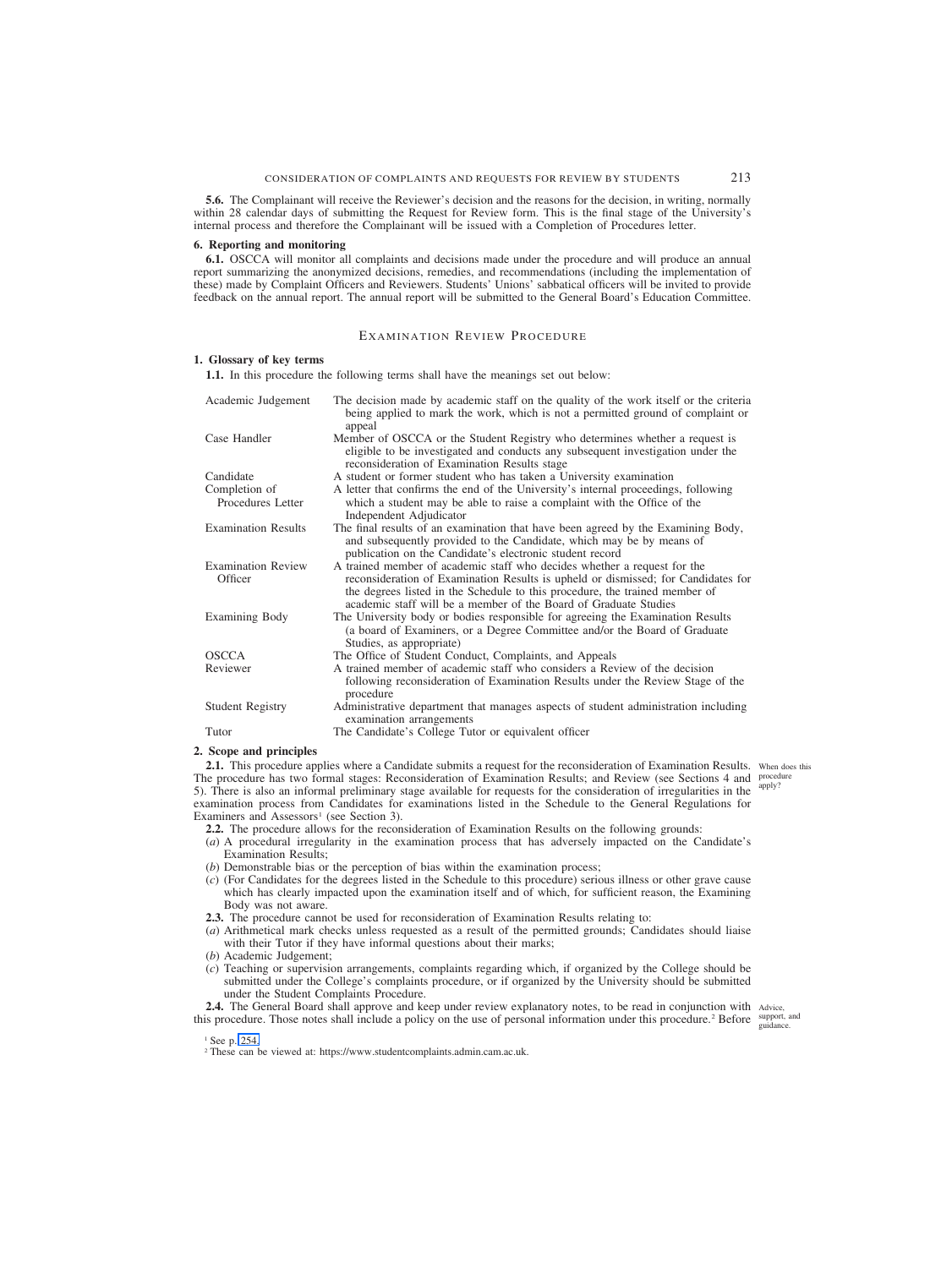**5.6.** The Complainant will receive the Reviewer's decision and the reasons for the decision, in writing, normally within 28 calendar days of submitting the Request for Review form. This is the final stage of the University's internal process and therefore the Complainant will be issued with a Completion of Procedures letter.

**6. Reporting and monitoring**

**6.1.** OSCCA will monitor all complaints and decisions made under the procedure and will produce an annual report summarizing the anonymized decisions, remedies, and recommendations (including the implementation of these) made by Complaint Officers and Reviewers. Students' Unions' sabbatical officers will be invited to provide feedback on the annual report. The annual report will be submitted to the General Board's Education Committee.

## Examination Review Procedure

**1. Glossary of key terms**

**1.1.** In this procedure the following terms shall have the meanings set out below:

| Term | Meaning |
|---|---|
| Academic Judgement | The decision made by academic staff on the quality of the work itself or the criteria being applied to mark the work, which is not a permitted ground of complaint or appeal |
| Case Handler | Member of OSCCA or the Student Registry who determines whether a request is eligible to be investigated and conducts any subsequent investigation under the reconsideration of Examination Results stage |
| Candidate | A student or former student who has taken a University examination |
| Completion of Procedures Letter | A letter that confirms the end of the University's internal proceedings, following which a student may be able to raise a complaint with the Office of the Independent Adjudicator |
| Examination Results | The final results of an examination that have been agreed by the Examining Body, and subsequently provided to the Candidate, which may be by means of publication on the Candidate's electronic student record |
| Examination Review Officer | A trained member of academic staff who decides whether a request for the reconsideration of Examination Results is upheld or dismissed; for Candidates for the degrees listed in the Schedule to this procedure, the trained member of academic staff will be a member of the Board of Graduate Studies |
| Examining Body | The University body or bodies responsible for agreeing the Examination Results (a board of Examiners, or a Degree Committee and/or the Board of Graduate Studies, as appropriate) |
| OSCCA | The Office of Student Conduct, Complaints, and Appeals |
| Reviewer | A trained member of academic staff who considers a Review of the decision following reconsideration of Examination Results under the Review Stage of the procedure |
| Student Registry | Administrative department that manages aspects of student administration including examination arrangements |
| Tutor | The Candidate's College Tutor or equivalent officer |

**2. Scope and principles**

*When does this procedure apply?*

**2.1.** This procedure applies where a Candidate submits a request for the reconsideration of Examination Results. The procedure has two formal stages: Reconsideration of Examination Results; and Review (see Sections 4 and 5). There is also an informal preliminary stage available for requests for the consideration of irregularities in the examination process from Candidates for examinations listed in the Schedule to the General Regulations for Examiners and Assessors[1] (see Section 3).

**2.2.** The procedure allows for the reconsideration of Examination Results on the following grounds:

(*a*) A procedural irregularity in the examination process that has adversely impacted on the Candidate's Examination Results;

(*b*) Demonstrable bias or the perception of bias within the examination process;

(*c*) (For Candidates for the degrees listed in the Schedule to this procedure) serious illness or other grave cause which has clearly impacted upon the examination itself and of which, for sufficient reason, the Examining Body was not aware.

**2.3.** The procedure cannot be used for reconsideration of Examination Results relating to:

(*a*) Arithmetical mark checks unless requested as a result of the permitted grounds; Candidates should liaise with their Tutor if they have informal questions about their marks;

(*b*) Academic Judgement;

(*c*) Teaching or supervision arrangements, complaints regarding which, if organized by the College should be submitted under the College's complaints procedure, or if organized by the University should be submitted under the Student Complaints Procedure.

*Advice, support, and guidance.*

**2.4.** The General Board shall approve and keep under review explanatory notes, to be read in conjunction with this procedure. Those notes shall include a policy on the use of personal information under this procedure.[2] Before

[1] See p. 254.

[2] These can be viewed at: https://www.studentcomplaints.admin.cam.ac.uk.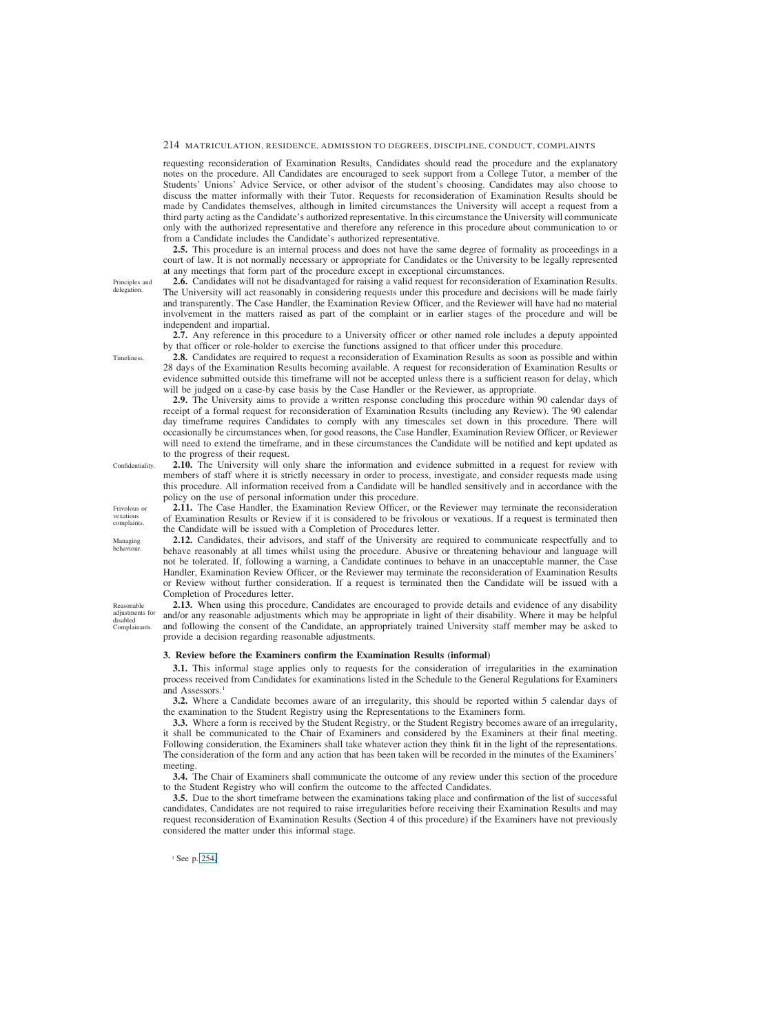requesting reconsideration of Examination Results, Candidates should read the procedure and the explanatory notes on the procedure. All Candidates are encouraged to seek support from a College Tutor, a member of the Students' Unions' Advice Service, or other advisor of the student's choosing. Candidates may also choose to discuss the matter informally with their Tutor. Requests for reconsideration of Examination Results should be made by Candidates themselves, although in limited circumstances the University will accept a request from a third party acting as the Candidate's authorized representative. In this circumstance the University will communicate only with the authorized representative and therefore any reference in this procedure about communication to or from a Candidate includes the Candidate's authorized representative.

**2.5.** This procedure is an internal process and does not have the same degree of formality as proceedings in a court of law. It is not normally necessary or appropriate for Candidates or the University to be legally represented at any meetings that form part of the procedure except in exceptional circumstances.

*Principles and delegation.*

**2.6.** Candidates will not be disadvantaged for raising a valid request for reconsideration of Examination Results. The University will act reasonably in considering requests under this procedure and decisions will be made fairly and transparently. The Case Handler, the Examination Review Officer, and the Reviewer will have had no material involvement in the matters raised as part of the complaint or in earlier stages of the procedure and will be independent and impartial.

**2.7.** Any reference in this procedure to a University officer or other named role includes a deputy appointed by that officer or role-holder to exercise the functions assigned to that officer under this procedure.

*Timeliness.*

**2.8.** Candidates are required to request a reconsideration of Examination Results as soon as possible and within 28 days of the Examination Results becoming available. A request for reconsideration of Examination Results or evidence submitted outside this timeframe will not be accepted unless there is a sufficient reason for delay, which will be judged on a case-by case basis by the Case Handler or the Reviewer, as appropriate.

**2.9.** The University aims to provide a written response concluding this procedure within 90 calendar days of receipt of a formal request for reconsideration of Examination Results (including any Review). The 90 calendar day timeframe requires Candidates to comply with any timescales set down in this procedure. There will occasionally be circumstances when, for good reasons, the Case Handler, Examination Review Officer, or Reviewer will need to extend the timeframe, and in these circumstances the Candidate will be notified and kept updated as to the progress of their request.

*Confidentiality.*

**2.10.** The University will only share the information and evidence submitted in a request for review with members of staff where it is strictly necessary in order to process, investigate, and consider requests made using this procedure. All information received from a Candidate will be handled sensitively and in accordance with the policy on the use of personal information under this procedure.

*Frivolous or vexatious complaints.*

**2.11.** The Case Handler, the Examination Review Officer, or the Reviewer may terminate the reconsideration of Examination Results or Review if it is considered to be frivolous or vexatious. If a request is terminated then the Candidate will be issued with a Completion of Procedures letter.

*Managing behaviour.*

**2.12.** Candidates, their advisors, and staff of the University are required to communicate respectfully and to behave reasonably at all times whilst using the procedure. Abusive or threatening behaviour and language will not be tolerated. If, following a warning, a Candidate continues to behave in an unacceptable manner, the Case Handler, Examination Review Officer, or the Reviewer may terminate the reconsideration of Examination Results or Review without further consideration. If a request is terminated then the Candidate will be issued with a Completion of Procedures letter.

*Reasonable adjustments for disabled Complainants.*

**2.13.** When using this procedure, Candidates are encouraged to provide details and evidence of any disability and/or any reasonable adjustments which may be appropriate in light of their disability. Where it may be helpful and following the consent of the Candidate, an appropriately trained University staff member may be asked to provide a decision regarding reasonable adjustments.

### 3. Review before the Examiners confirm the Examination Results (informal)

**3.1.** This informal stage applies only to requests for the consideration of irregularities in the examination process received from Candidates for examinations listed in the Schedule to the General Regulations for Examiners and Assessors.[1]

**3.2.** Where a Candidate becomes aware of an irregularity, this should be reported within 5 calendar days of the examination to the Student Registry using the Representations to the Examiners form.

**3.3.** Where a form is received by the Student Registry, or the Student Registry becomes aware of an irregularity, it shall be communicated to the Chair of Examiners and considered by the Examiners at their final meeting. Following consideration, the Examiners shall take whatever action they think fit in the light of the representations. The consideration of the form and any action that has been taken will be recorded in the minutes of the Examiners' meeting.

**3.4.** The Chair of Examiners shall communicate the outcome of any review under this section of the procedure to the Student Registry who will confirm the outcome to the affected Candidates.

**3.5.** Due to the short timeframe between the examinations taking place and confirmation of the list of successful candidates, Candidates are not required to raise irregularities before receiving their Examination Results and may request reconsideration of Examination Results (Section 4 of this procedure) if the Examiners have not previously considered the matter under this informal stage.

[1] See p. 254.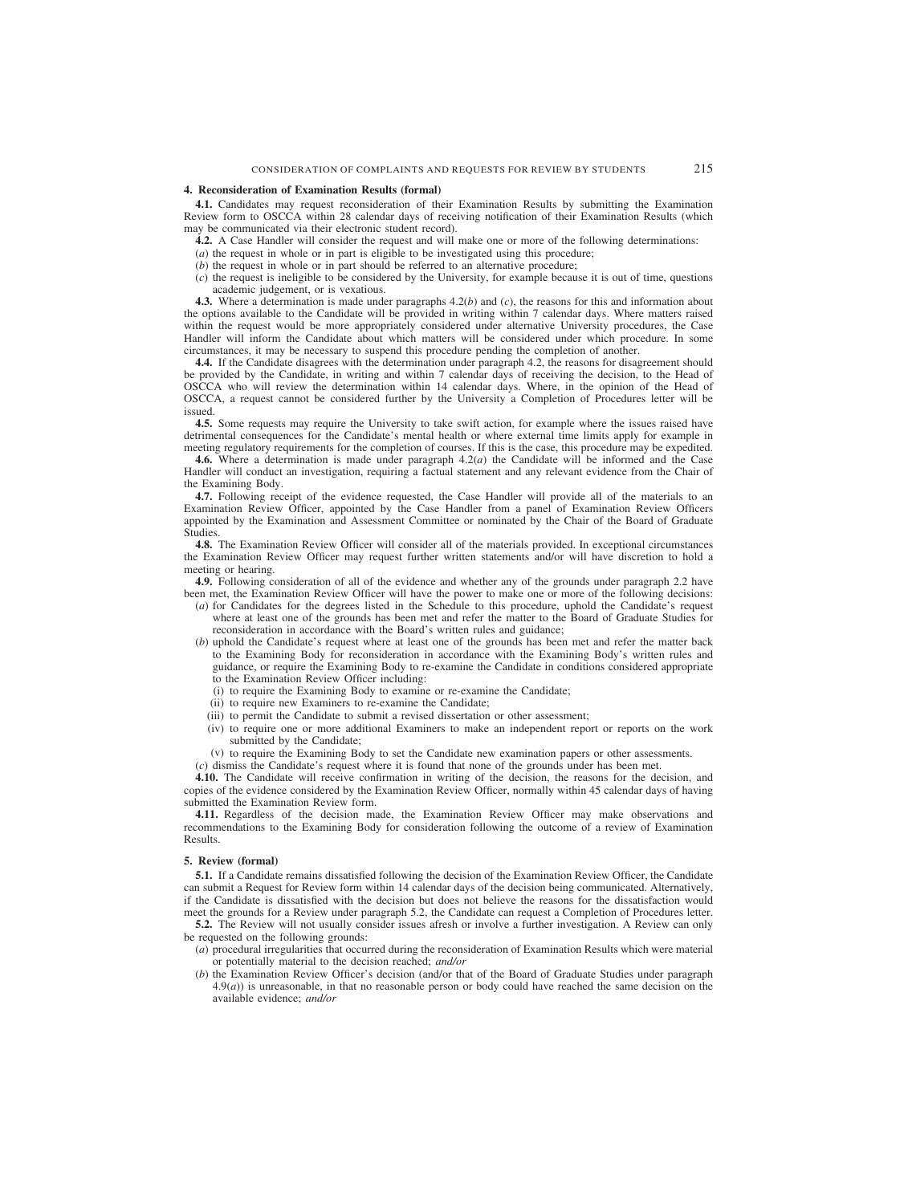**4. Reconsideration of Examination Results (formal)**

**4.1.** Candidates may request reconsideration of their Examination Results by submitting the Examination Review form to OSCCA within 28 calendar days of receiving notification of their Examination Results (which may be communicated via their electronic student record).

**4.2.** A Case Handler will consider the request and will make one or more of the following determinations:

(*a*) the request in whole or in part is eligible to be investigated using this procedure;

(*b*) the request in whole or in part should be referred to an alternative procedure;

(*c*) the request is ineligible to be considered by the University, for example because it is out of time, questions academic judgement, or is vexatious.

**4.3.** Where a determination is made under paragraphs 4.2(*b*) and (*c*), the reasons for this and information about the options available to the Candidate will be provided in writing within 7 calendar days. Where matters raised within the request would be more appropriately considered under alternative University procedures, the Case Handler will inform the Candidate about which matters will be considered under which procedure. In some circumstances, it may be necessary to suspend this procedure pending the completion of another.

**4.4.** If the Candidate disagrees with the determination under paragraph 4.2, the reasons for disagreement should be provided by the Candidate, in writing and within 7 calendar days of receiving the decision, to the Head of OSCCA who will review the determination within 14 calendar days. Where, in the opinion of the Head of OSCCA, a request cannot be considered further by the University a Completion of Procedures letter will be issued.

**4.5.** Some requests may require the University to take swift action, for example where the issues raised have detrimental consequences for the Candidate's mental health or where external time limits apply for example in meeting regulatory requirements for the completion of courses. If this is the case, this procedure may be expedited.

**4.6.** Where a determination is made under paragraph 4.2(*a*) the Candidate will be informed and the Case Handler will conduct an investigation, requiring a factual statement and any relevant evidence from the Chair of the Examining Body.

**4.7.** Following receipt of the evidence requested, the Case Handler will provide all of the materials to an Examination Review Officer, appointed by the Case Handler from a panel of Examination Review Officers appointed by the Examination and Assessment Committee or nominated by the Chair of the Board of Graduate Studies.

**4.8.** The Examination Review Officer will consider all of the materials provided. In exceptional circumstances the Examination Review Officer may request further written statements and/or will have discretion to hold a meeting or hearing.

**4.9.** Following consideration of all of the evidence and whether any of the grounds under paragraph 2.2 have been met, the Examination Review Officer will have the power to make one or more of the following decisions:

(*a*) for Candidates for the degrees listed in the Schedule to this procedure, uphold the Candidate's request where at least one of the grounds has been met and refer the matter to the Board of Graduate Studies for reconsideration in accordance with the Board's written rules and guidance;

(*b*) uphold the Candidate's request where at least one of the grounds has been met and refer the matter back to the Examining Body for reconsideration in accordance with the Examining Body's written rules and guidance, or require the Examining Body to re-examine the Candidate in conditions considered appropriate to the Examination Review Officer including:

- (i) to require the Examining Body to examine or re-examine the Candidate;
- (ii) to require new Examiners to re-examine the Candidate;
- (iii) to permit the Candidate to submit a revised dissertation or other assessment;
- (iv) to require one or more additional Examiners to make an independent report or reports on the work submitted by the Candidate;
- (v) to require the Examining Body to set the Candidate new examination papers or other assessments.

(*c*) dismiss the Candidate's request where it is found that none of the grounds under has been met.

**4.10.** The Candidate will receive confirmation in writing of the decision, the reasons for the decision, and copies of the evidence considered by the Examination Review Officer, normally within 45 calendar days of having submitted the Examination Review form.

**4.11.** Regardless of the decision made, the Examination Review Officer may make observations and recommendations to the Examining Body for consideration following the outcome of a review of Examination Results.

**5. Review (formal)**

**5.1.** If a Candidate remains dissatisfied following the decision of the Examination Review Officer, the Candidate can submit a Request for Review form within 14 calendar days of the decision being communicated. Alternatively, if the Candidate is dissatisfied with the decision but does not believe the reasons for the dissatisfaction would meet the grounds for a Review under paragraph 5.2, the Candidate can request a Completion of Procedures letter.

**5.2.** The Review will not usually consider issues afresh or involve a further investigation. A Review can only be requested on the following grounds:

(*a*) procedural irregularities that occurred during the reconsideration of Examination Results which were material or potentially material to the decision reached; *and/or*

(*b*) the Examination Review Officer's decision (and/or that of the Board of Graduate Studies under paragraph 4.9(*a*)) is unreasonable, in that no reasonable person or body could have reached the same decision on the available evidence; *and/or*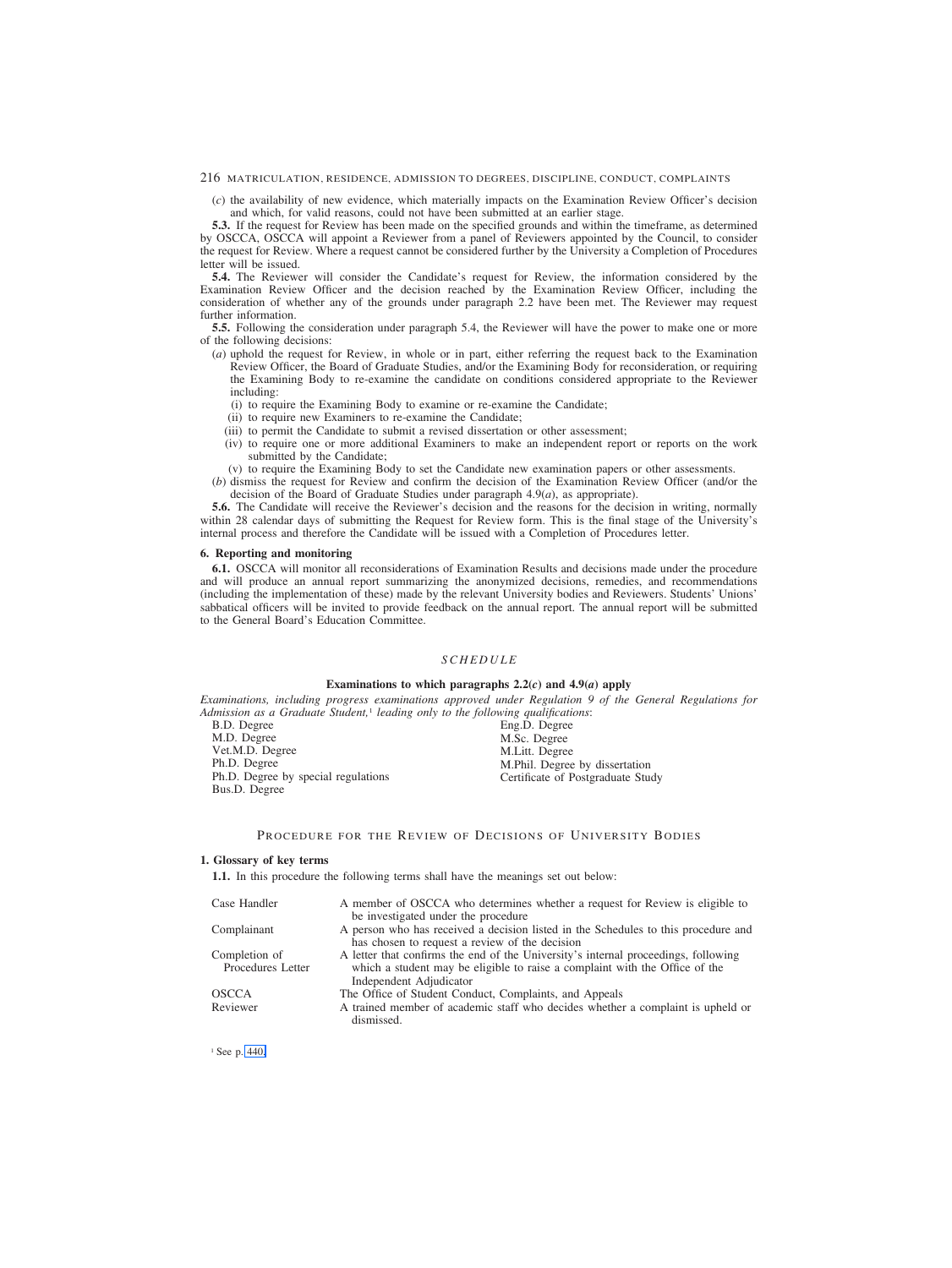(*c*) the availability of new evidence, which materially impacts on the Examination Review Officer's decision and which, for valid reasons, could not have been submitted at an earlier stage.

**5.3.** If the request for Review has been made on the specified grounds and within the timeframe, as determined by OSCCA, OSCCA will appoint a Reviewer from a panel of Reviewers appointed by the Council, to consider the request for Review. Where a request cannot be considered further by the University a Completion of Procedures letter will be issued.

**5.4.** The Reviewer will consider the Candidate's request for Review, the information considered by the Examination Review Officer and the decision reached by the Examination Review Officer, including the consideration of whether any of the grounds under paragraph 2.2 have been met. The Reviewer may request further information.

**5.5.** Following the consideration under paragraph 5.4, the Reviewer will have the power to make one or more of the following decisions:

(*a*) uphold the request for Review, in whole or in part, either referring the request back to the Examination Review Officer, the Board of Graduate Studies, and/or the Examining Body for reconsideration, or requiring the Examining Body to re-examine the candidate on conditions considered appropriate to the Reviewer including:

(i) to require the Examining Body to examine or re-examine the Candidate;

(ii) to require new Examiners to re-examine the Candidate;

(iii) to permit the Candidate to submit a revised dissertation or other assessment;

(iv) to require one or more additional Examiners to make an independent report or reports on the work submitted by the Candidate;

(v) to require the Examining Body to set the Candidate new examination papers or other assessments.

(*b*) dismiss the request for Review and confirm the decision of the Examination Review Officer (and/or the decision of the Board of Graduate Studies under paragraph 4.9(*a*), as appropriate).

**5.6.** The Candidate will receive the Reviewer's decision and the reasons for the decision in writing, normally within 28 calendar days of submitting the Request for Review form. This is the final stage of the University's internal process and therefore the Candidate will be issued with a Completion of Procedures letter.

**6. Reporting and monitoring**

**6.1.** OSCCA will monitor all reconsiderations of Examination Results and decisions made under the procedure and will produce an annual report summarizing the anonymized decisions, remedies, and recommendations (including the implementation of these) made by the relevant University bodies and Reviewers. Students' Unions' sabbatical officers will be invited to provide feedback on the annual report. The annual report will be submitted to the General Board's Education Committee.

## *SCHEDULE*

### Examinations to which paragraphs 2.2(*c*) and 4.9(*a*) apply

*Examinations, including progress examinations approved under Regulation 9 of the General Regulations for Admission as a Graduate Student,*[1] *leading only to the following qualifications*:

- B.D. Degree
- M.D. Degree
- Vet.M.D. Degree
- Ph.D. Degree
- Ph.D. Degree by special regulations
- Bus.D. Degree
- Eng.D. Degree
- M.Sc. Degree
- M.Litt. Degree
- M.Phil. Degree by dissertation
- Certificate of Postgraduate Study

## Procedure for the Review of Decisions of University Bodies

**1. Glossary of key terms**

**1.1.** In this procedure the following terms shall have the meanings set out below:

| | |
|---|---|
| Case Handler | A member of OSCCA who determines whether a request for Review is eligible to be investigated under the procedure |
| Complainant | A person who has received a decision listed in the Schedules to this procedure and has chosen to request a review of the decision |
| Completion of Procedures Letter | A letter that confirms the end of the University's internal proceedings, following which a student may be eligible to raise a complaint with the Office of the Independent Adjudicator |
| OSCCA | The Office of Student Conduct, Complaints, and Appeals |
| Reviewer | A trained member of academic staff who decides whether a complaint is upheld or dismissed. |

[1] See p. 440.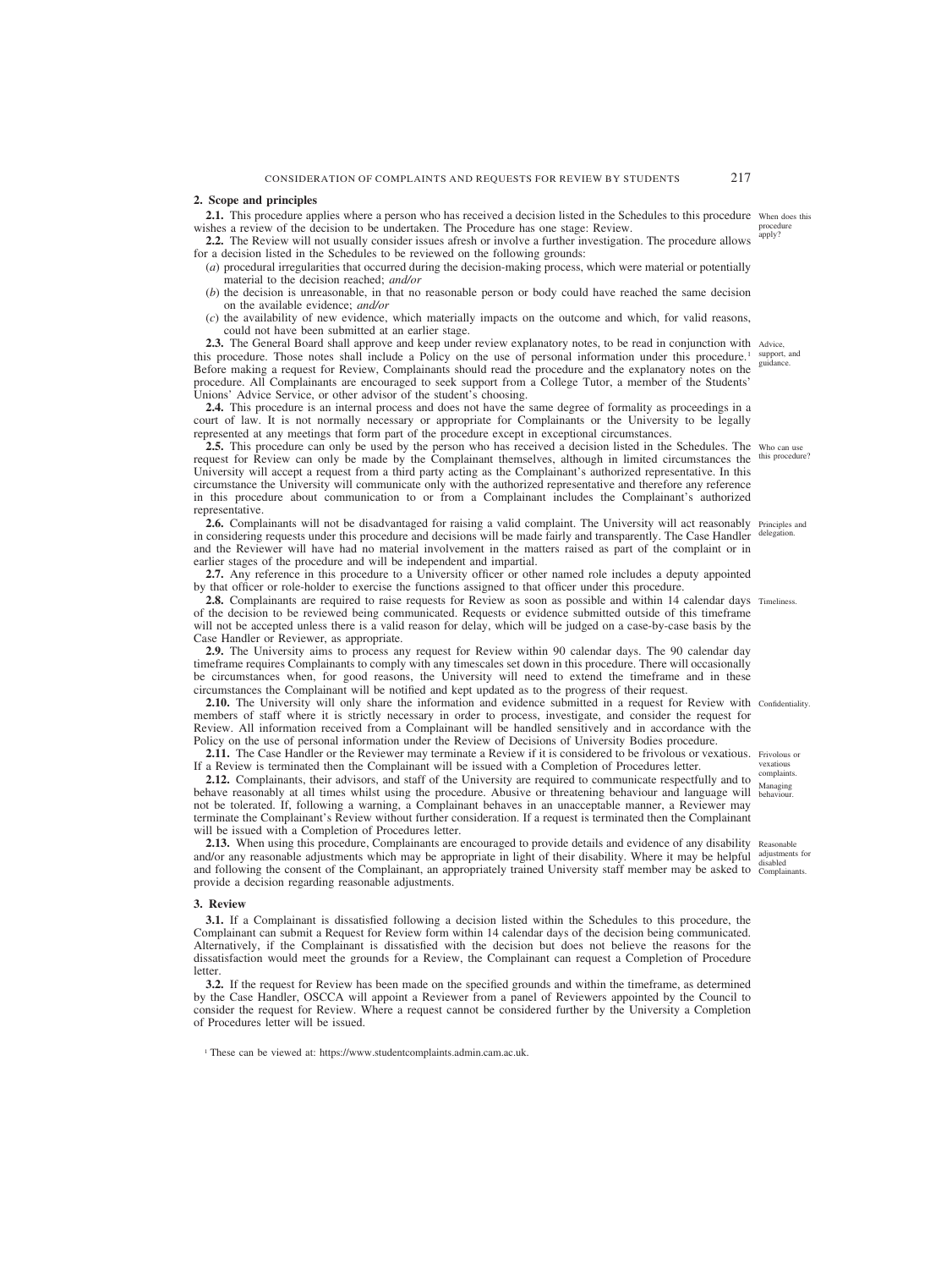## 2. Scope and principles

*When does this procedure apply?*

**2.1.** This procedure applies where a person who has received a decision listed in the Schedules to this procedure wishes a review of the decision to be undertaken. The Procedure has one stage: Review.

**2.2.** The Review will not usually consider issues afresh or involve a further investigation. The procedure allows for a decision listed in the Schedules to be reviewed on the following grounds:

(*a*) procedural irregularities that occurred during the decision-making process, which were material or potentially material to the decision reached; *and/or*

(*b*) the decision is unreasonable, in that no reasonable person or body could have reached the same decision on the available evidence; *and/or*

(*c*) the availability of new evidence, which materially impacts on the outcome and which, for valid reasons, could not have been submitted at an earlier stage.

*Advice, support, and guidance.*

**2.3.** The General Board shall approve and keep under review explanatory notes, to be read in conjunction with this procedure.[1] Those notes shall include a Policy on the use of personal information under this procedure. Before making a request for Review, Complainants should read the procedure and the explanatory notes on the procedure. All Complainants are encouraged to seek support from a College Tutor, a member of the Students' Unions' Advice Service, or other advisor of the student's choosing.

**2.4.** This procedure is an internal process and does not have the same degree of formality as proceedings in a court of law. It is not normally necessary or appropriate for Complainants or the University to be legally represented at any meetings that form part of the procedure except in exceptional circumstances.

*Who can use this procedure?*

**2.5.** This procedure can only be used by the person who has received a decision listed in the Schedules. The request for Review can only be made by the Complainant themselves, although in limited circumstances the University will accept a request from a third party acting as the Complainant's authorized representative. In this circumstance the University will communicate only with the authorized representative and therefore any reference in this procedure about communication to or from a Complainant includes the Complainant's authorized representative.

*Principles and delegation.*

**2.6.** Complainants will not be disadvantaged for raising a valid complaint. The University will act reasonably in considering requests under this procedure and decisions will be made fairly and transparently. The Case Handler and the Reviewer will have had no material involvement in the matters raised as part of the complaint or in earlier stages of the procedure and will be independent and impartial.

**2.7.** Any reference in this procedure to a University officer or other named role includes a deputy appointed by that officer or role-holder to exercise the functions assigned to that officer under this procedure.

*Timeliness.*

**2.8.** Complainants are required to raise requests for Review as soon as possible and within 14 calendar days of the decision to be reviewed being communicated. Requests or evidence submitted outside of this timeframe will not be accepted unless there is a valid reason for delay, which will be judged on a case-by-case basis by the Case Handler or Reviewer, as appropriate.

**2.9.** The University aims to process any request for Review within 90 calendar days. The 90 calendar day timeframe requires Complainants to comply with any timescales set down in this procedure. There will occasionally be circumstances when, for good reasons, the University will need to extend the timeframe and in these circumstances the Complainant will be notified and kept updated as to the progress of their request.

*Confidentiality.*

**2.10.** The University will only share the information and evidence submitted in a request for Review with members of staff where it is strictly necessary in order to process, investigate, and consider the request for Review. All information received from a Complainant will be handled sensitively and in accordance with the Policy on the use of personal information under the Review of Decisions of University Bodies procedure.

*Frivolous or vexatious complaints.*

**2.11.** The Case Handler or the Reviewer may terminate a Review if it is considered to be frivolous or vexatious. If a Review is terminated then the Complainant will be issued with a Completion of Procedures letter.

*Managing behaviour.*

**2.12.** Complainants, their advisors, and staff of the University are required to communicate respectfully and to behave reasonably at all times whilst using the procedure. Abusive or threatening behaviour and language will not be tolerated. If, following a warning, a Complainant behaves in an unacceptable manner, a Reviewer may terminate the Complainant's Review without further consideration. If a request is terminated then the Complainant will be issued with a Completion of Procedures letter.

*Reasonable adjustments for disabled Complainants.*

**2.13.** When using this procedure, Complainants are encouraged to provide details and evidence of any disability and/or any reasonable adjustments which may be appropriate in light of their disability. Where it may be helpful and following the consent of the Complainant, an appropriately trained University staff member may be asked to provide a decision regarding reasonable adjustments.

## 3. Review

**3.1.** If a Complainant is dissatisfied following a decision listed within the Schedules to this procedure, the Complainant can submit a Request for Review form within 14 calendar days of the decision being communicated. Alternatively, if the Complainant is dissatisfied with the decision but does not believe the reasons for the dissatisfaction would meet the grounds for a Review, the Complainant can request a Completion of Procedure letter.

**3.2.** If the request for Review has been made on the specified grounds and within the timeframe, as determined by the Case Handler, OSCCA will appoint a Reviewer from a panel of Reviewers appointed by the Council to consider the request for Review. Where a request cannot be considered further by the University a Completion of Procedures letter will be issued.

[1] These can be viewed at: https://www.studentcomplaints.admin.cam.ac.uk.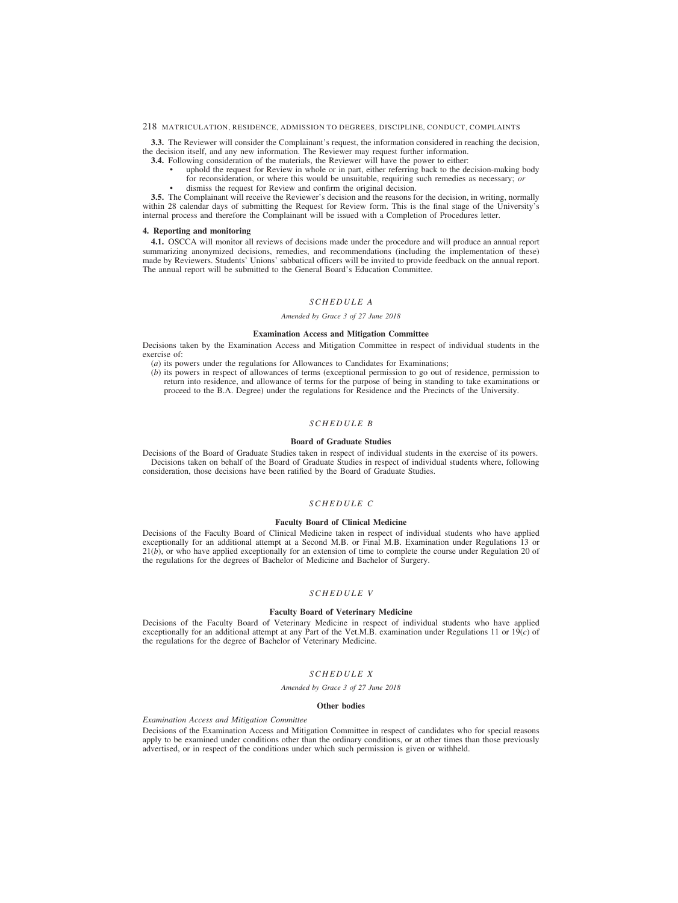**3.3.** The Reviewer will consider the Complainant's request, the information considered in reaching the decision, the decision itself, and any new information. The Reviewer may request further information.

**3.4.** Following consideration of the materials, the Reviewer will have the power to either:

- uphold the request for Review in whole or in part, either referring back to the decision-making body for reconsideration, or where this would be unsuitable, requiring such remedies as necessary; *or*
- dismiss the request for Review and confirm the original decision.

**3.5.** The Complainant will receive the Reviewer's decision and the reasons for the decision, in writing, normally within 28 calendar days of submitting the Request for Review form. This is the final stage of the University's internal process and therefore the Complainant will be issued with a Completion of Procedures letter.

**4. Reporting and monitoring**

**4.1.** OSCCA will monitor all reviews of decisions made under the procedure and will produce an annual report summarizing anonymized decisions, remedies, and recommendations (including the implementation of these) made by Reviewers. Students' Unions' sabbatical officers will be invited to provide feedback on the annual report. The annual report will be submitted to the General Board's Education Committee.

## *SCHEDULE A*

*Amended by Grace 3 of 27 June 2018*

### Examination Access and Mitigation Committee

Decisions taken by the Examination Access and Mitigation Committee in respect of individual students in the exercise of:

(*a*) its powers under the regulations for Allowances to Candidates for Examinations;

(*b*) its powers in respect of allowances of terms (exceptional permission to go out of residence, permission to return into residence, and allowance of terms for the purpose of being in standing to take examinations or proceed to the B.A. Degree) under the regulations for Residence and the Precincts of the University.

## *SCHEDULE B*

### Board of Graduate Studies

Decisions of the Board of Graduate Studies taken in respect of individual students in the exercise of its powers.

Decisions taken on behalf of the Board of Graduate Studies in respect of individual students where, following consideration, those decisions have been ratified by the Board of Graduate Studies.

## *SCHEDULE C*

### Faculty Board of Clinical Medicine

Decisions of the Faculty Board of Clinical Medicine taken in respect of individual students who have applied exceptionally for an additional attempt at a Second M.B. or Final M.B. Examination under Regulations 13 or 21(*b*), or who have applied exceptionally for an extension of time to complete the course under Regulation 20 of the regulations for the degrees of Bachelor of Medicine and Bachelor of Surgery.

## *SCHEDULE V*

### Faculty Board of Veterinary Medicine

Decisions of the Faculty Board of Veterinary Medicine in respect of individual students who have applied exceptionally for an additional attempt at any Part of the Vet.M.B. examination under Regulations 11 or 19(*c*) of the regulations for the degree of Bachelor of Veterinary Medicine.

## *SCHEDULE X*

*Amended by Grace 3 of 27 June 2018*

### Other bodies

*Examination Access and Mitigation Committee*

Decisions of the Examination Access and Mitigation Committee in respect of candidates who for special reasons apply to be examined under conditions other than the ordinary conditions, or at other times than those previously advertised, or in respect of the conditions under which such permission is given or withheld.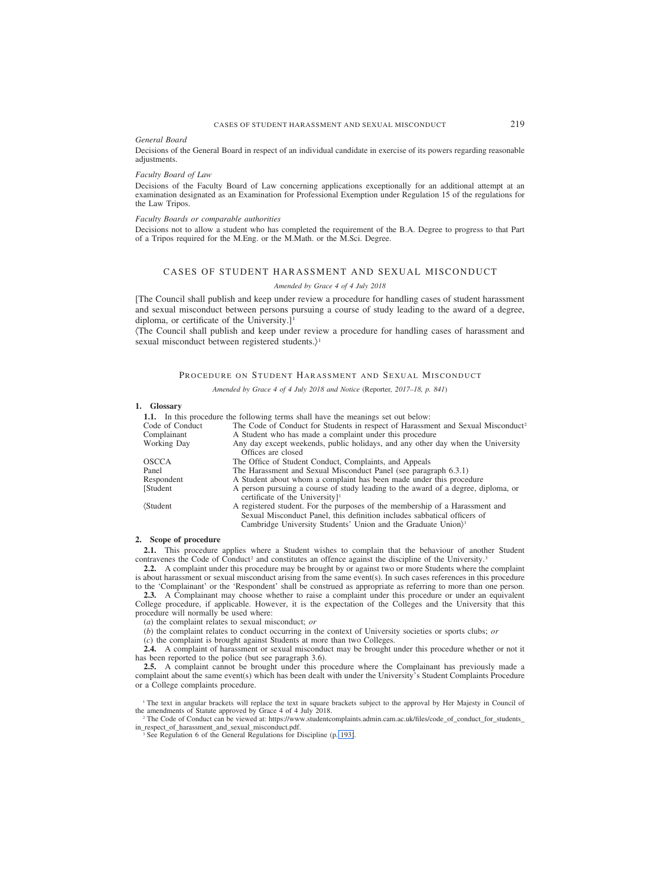*General Board*

Decisions of the General Board in respect of an individual candidate in exercise of its powers regarding reasonable adjustments.

*Faculty Board of Law*

Decisions of the Faculty Board of Law concerning applications exceptionally for an additional attempt at an examination designated as an Examination for Professional Exemption under Regulation 15 of the regulations for the Law Triposes.

*Faculty Boards or comparable authorities*

Decisions not to allow a student who has completed the requirement of the B.A. Degree to progress to that Part of a Tripos required for the M.Eng. or the M.Math. or the M.Sci. Degree.

## CASES OF STUDENT HARASSMENT AND SEXUAL MISCONDUCT

*Amended by Grace 4 of 4 July 2018*

[The Council shall publish and keep under review a procedure for handling cases of student harassment and sexual misconduct between persons pursuing a course of study leading to the award of a degree, diploma, or certificate of the University.][1]

⟨The Council shall publish and keep under review a procedure for handling cases of harassment and sexual misconduct between registered students.⟩[1]

## PROCEDURE ON STUDENT HARASSMENT AND SEXUAL MISCONDUCT

*Amended by Grace 4 of 4 July 2018 and Notice (Reporter, 2017–18, p. 841)*

### 1. Glossary

**1.1.** In this procedure the following terms shall have the meanings set out below:

| | |
|---|---|
| Code of Conduct | The Code of Conduct for Students in respect of Harassment and Sexual Misconduct[2] |
| Complainant | A Student who has made a complaint under this procedure |
| Working Day | Any day except weekends, public holidays, and any other day when the University Offices are closed |
| OSCCA | The Office of Student Conduct, Complaints, and Appeals |
| Panel | The Harassment and Sexual Misconduct Panel (see paragraph 6.3.1) |
| Respondent | A Student about whom a complaint has been made under this procedure |
| [Student | A person pursuing a course of study leading to the award of a degree, diploma, or certificate of the University][1] |
| ⟨Student | A registered student. For the purposes of the membership of a Harassment and Sexual Misconduct Panel, this definition includes sabbatical officers of Cambridge University Students' Union and the Graduate Union⟩[1] |

### 2. Scope of procedure

**2.1.** This procedure applies where a Student wishes to complain that the behaviour of another Student contravenes the Code of Conduct[2] and constitutes an offence against the discipline of the University.[3]

**2.2.** A complaint under this procedure may be brought by or against two or more Students where the complaint is about harassment or sexual misconduct arising from the same event(s). In such cases references in this procedure to the 'Complainant' or the 'Respondent' shall be construed as appropriate as referring to more than one person.

**2.3.** A Complainant may choose whether to raise a complaint under this procedure or under an equivalent College procedure, if applicable. However, it is the expectation of the Colleges and the University that this procedure will normally be used where:

(*a*) the complaint relates to sexual misconduct; *or*

(*b*) the complaint relates to conduct occurring in the context of University societies or sports clubs; *or*

(*c*) the complaint is brought against Students at more than two Colleges.

**2.4.** A complaint of harassment or sexual misconduct may be brought under this procedure whether or not it has been reported to the police (but see paragraph 3.6).

**2.5.** A complaint cannot be brought under this procedure where the Complainant has previously made a complaint about the same event(s) which has been dealt with under the University's Student Complaints Procedure or a College complaints procedure.

---

[1] The text in angular brackets will replace the text in square brackets subject to the approval by Her Majesty in Council of the amendments of Statute approved by Grace 4 of 4 July 2018.

[2] The Code of Conduct can be viewed at: https://www.studentcomplaints.admin.cam.ac.uk/files/code_of_conduct_for_students_in_respect_of_harassment_and_sexual_misconduct.pdf.

[3] See Regulation 6 of the General Regulations for Discipline (p. 193).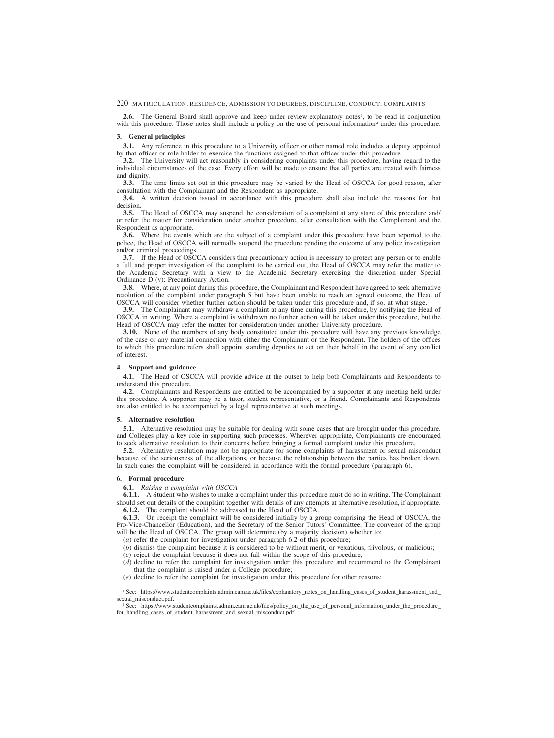**2.6.** The General Board shall approve and keep under review explanatory notes[1], to be read in conjunction with this procedure. Those notes shall include a policy on the use of personal information[2] under this procedure.

## 3. General principles

**3.1.** Any reference in this procedure to a University officer or other named role includes a deputy appointed by that officer or role-holder to exercise the functions assigned to that officer under this procedure.

**3.2.** The University will act reasonably in considering complaints under this procedure, having regard to the individual circumstances of the case. Every effort will be made to ensure that all parties are treated with fairness and dignity.

**3.3.** The time limits set out in this procedure may be varied by the Head of OSCCA for good reason, after consultation with the Complainant and the Respondent as appropriate.

**3.4.** A written decision issued in accordance with this procedure shall also include the reasons for that decision.

**3.5.** The Head of OSCCA may suspend the consideration of a complaint at any stage of this procedure and/or refer the matter for consideration under another procedure, after consultation with the Complainant and the Respondent as appropriate.

**3.6.** Where the events which are the subject of a complaint under this procedure have been reported to the police, the Head of OSCCA will normally suspend the procedure pending the outcome of any police investigation and/or criminal proceedings.

**3.7.** If the Head of OSCCA considers that precautionary action is necessary to protect any person or to enable a full and proper investigation of the complaint to be carried out, the Head of OSCCA may refer the matter to the Academic Secretary with a view to the Academic Secretary exercising the discretion under Special Ordinance D (v): Precautionary Action.

**3.8.** Where, at any point during this procedure, the Complainant and Respondent have agreed to seek alternative resolution of the complaint under paragraph 5 but have been unable to reach an agreed outcome, the Head of OSCCA will consider whether further action should be taken under this procedure and, if so, at what stage.

**3.9.** The Complainant may withdraw a complaint at any time during this procedure, by notifying the Head of OSCCA in writing. Where a complaint is withdrawn no further action will be taken under this procedure, but the Head of OSCCA may refer the matter for consideration under another University procedure.

**3.10.** None of the members of any body constituted under this procedure will have any previous knowledge of the case or any material connection with either the Complainant or the Respondent. The holders of the offices to which this procedure refers shall appoint standing deputies to act on their behalf in the event of any conflict of interest.

## 4. Support and guidance

**4.1.** The Head of OSCCA will provide advice at the outset to help both Complainants and Respondents to understand this procedure.

**4.2.** Complainants and Respondents are entitled to be accompanied by a supporter at any meeting held under this procedure. A supporter may be a tutor, student representative, or a friend. Complainants and Respondents are also entitled to be accompanied by a legal representative at such meetings.

## 5. Alternative resolution

**5.1.** Alternative resolution may be suitable for dealing with some cases that are brought under this procedure, and Colleges play a key role in supporting such processes. Wherever appropriate, Complainants are encouraged to seek alternative resolution to their concerns before bringing a formal complaint under this procedure.

**5.2.** Alternative resolution may not be appropriate for some complaints of harassment or sexual misconduct because of the seriousness of the allegations, or because the relationship between the parties has broken down. In such cases the complaint will be considered in accordance with the formal procedure (paragraph 6).

## 6. Formal procedure

**6.1.** *Raising a complaint with OSCCA*

**6.1.1.** A Student who wishes to make a complaint under this procedure must do so in writing. The Complainant should set out details of the complaint together with details of any attempts at alternative resolution, if appropriate.

**6.1.2.** The complaint should be addressed to the Head of OSCCA.

**6.1.3.** On receipt the complaint will be considered initially by a group comprising the Head of OSCCA, the Pro-Vice-Chancellor (Education), and the Secretary of the Senior Tutors' Committee. The convenor of the group will be the Head of OSCCA. The group will determine (by a majority decision) whether to:

(*a*) refer the complaint for investigation under paragraph 6.2 of this procedure;

(*b*) dismiss the complaint because it is considered to be without merit, or vexatious, frivolous, or malicious;

(*c*) reject the complaint because it does not fall within the scope of this procedure;

(*d*) decline to refer the complaint for investigation under this procedure and recommend to the Complainant that the complaint is raised under a College procedure;

(*e*) decline to refer the complaint for investigation under this procedure for other reasons;

[1] See: https://www.studentcomplaints.admin.cam.ac.uk/files/explanatory_notes_on_handling_cases_of_student_harassment_and_sexual_misconduct.pdf.

[2] See: https://www.studentcomplaints.admin.cam.ac.uk/files/policy_on_the_use_of_personal_information_under_the_procedure_for_handling_cases_of_student_harassment_and_sexual_misconduct.pdf.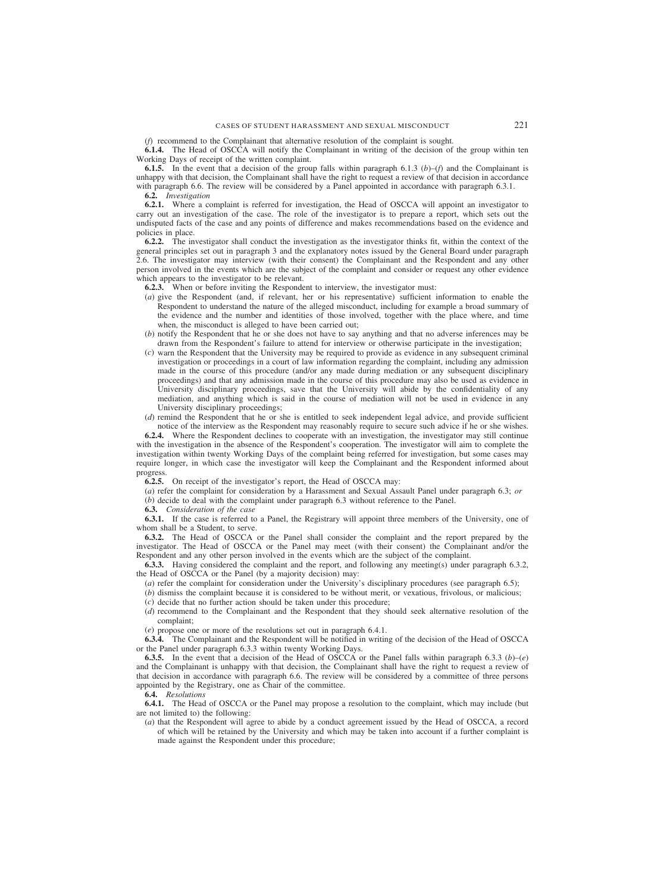(*f*) recommend to the Complainant that alternative resolution of the complaint is sought.

**6.1.4.** The Head of OSCCA will notify the Complainant in writing of the decision of the group within ten Working Days of receipt of the written complaint.

**6.1.5.** In the event that a decision of the group falls within paragraph 6.1.3 (*b*)–(*f*) and the Complainant is unhappy with that decision, the Complainant shall have the right to request a review of that decision in accordance with paragraph 6.6. The review will be considered by a Panel appointed in accordance with paragraph 6.3.1.

**6.2.** *Investigation*

**6.2.1.** Where a complaint is referred for investigation, the Head of OSCCA will appoint an investigator to carry out an investigation of the case. The role of the investigator is to prepare a report, which sets out the undisputed facts of the case and any points of difference and makes recommendations based on the evidence and policies in place.

**6.2.2.** The investigator shall conduct the investigation as the investigator thinks fit, within the context of the general principles set out in paragraph 3 and the explanatory notes issued by the General Board under paragraph 2.6. The investigator may interview (with their consent) the Complainant and the Respondent and any other person involved in the events which are the subject of the complaint and consider or request any other evidence which appears to the investigator to be relevant.

**6.2.3.** When or before inviting the Respondent to interview, the investigator must:

(*a*) give the Respondent (and, if relevant, her or his representative) sufficient information to enable the Respondent to understand the nature of the alleged misconduct, including for example a broad summary of the evidence and the number and identities of those involved, together with the place where, and time when, the misconduct is alleged to have been carried out;

(*b*) notify the Respondent that he or she does not have to say anything and that no adverse inferences may be drawn from the Respondent's failure to attend for interview or otherwise participate in the investigation;

(*c*) warn the Respondent that the University may be required to provide as evidence in any subsequent criminal investigation or proceedings in a court of law information regarding the complaint, including any admission made in the course of this procedure (and/or any made during mediation or any subsequent disciplinary proceedings) and that any admission made in the course of this procedure may also be used as evidence in University disciplinary proceedings, save that the University will abide by the confidentiality of any mediation, and anything which is said in the course of mediation will not be used in evidence in any University disciplinary proceedings;

(*d*) remind the Respondent that he or she is entitled to seek independent legal advice, and provide sufficient notice of the interview as the Respondent may reasonably require to secure such advice if he or she wishes.

**6.2.4.** Where the Respondent declines to cooperate with an investigation, the investigator may still continue with the investigation in the absence of the Respondent's cooperation. The investigator will aim to complete the investigation within twenty Working Days of the complaint being referred for investigation, but some cases may require longer, in which case the investigator will keep the Complainant and the Respondent informed about progress.

**6.2.5.** On receipt of the investigator's report, the Head of OSCCA may:

(*a*) refer the complaint for consideration by a Harassment and Sexual Assault Panel under paragraph 6.3; *or*

(*b*) decide to deal with the complaint under paragraph 6.3 without reference to the Panel.

**6.3.** *Consideration of the case*

**6.3.1.** If the case is referred to a Panel, the Registrary will appoint three members of the University, one of whom shall be a Student, to serve.

**6.3.2.** The Head of OSCCA or the Panel shall consider the complaint and the report prepared by the investigator. The Head of OSCCA or the Panel may meet (with their consent) the Complainant and/or the Respondent and any other person involved in the events which are the subject of the complaint.

**6.3.3.** Having considered the complaint and the report, and following any meeting(s) under paragraph 6.3.2, the Head of OSCCA or the Panel (by a majority decision) may:

(*a*) refer the complaint for consideration under the University's disciplinary procedures (see paragraph 6.5);

(*b*) dismiss the complaint because it is considered to be without merit, or vexatious, frivolous, or malicious;

(*c*) decide that no further action should be taken under this procedure;

(*d*) recommend to the Complainant and the Respondent that they should seek alternative resolution of the complaint;

(*e*) propose one or more of the resolutions set out in paragraph 6.4.1.

**6.3.4.** The Complainant and the Respondent will be notified in writing of the decision of the Head of OSCCA or the Panel under paragraph 6.3.3 within twenty Working Days.

**6.3.5.** In the event that a decision of the Head of OSCCA or the Panel falls within paragraph 6.3.3 (*b*)–(*e*) and the Complainant is unhappy with that decision, the Complainant shall have the right to request a review of that decision in accordance with paragraph 6.6. The review will be considered by a committee of three persons appointed by the Registrary, one as Chair of the committee.

**6.4.** *Resolutions*

**6.4.1.** The Head of OSCCA or the Panel may propose a resolution to the complaint, which may include (but are not limited to) the following:

(*a*) that the Respondent will agree to abide by a conduct agreement issued by the Head of OSCCA, a record of which will be retained by the University and which may be taken into account if a further complaint is made against the Respondent under this procedure;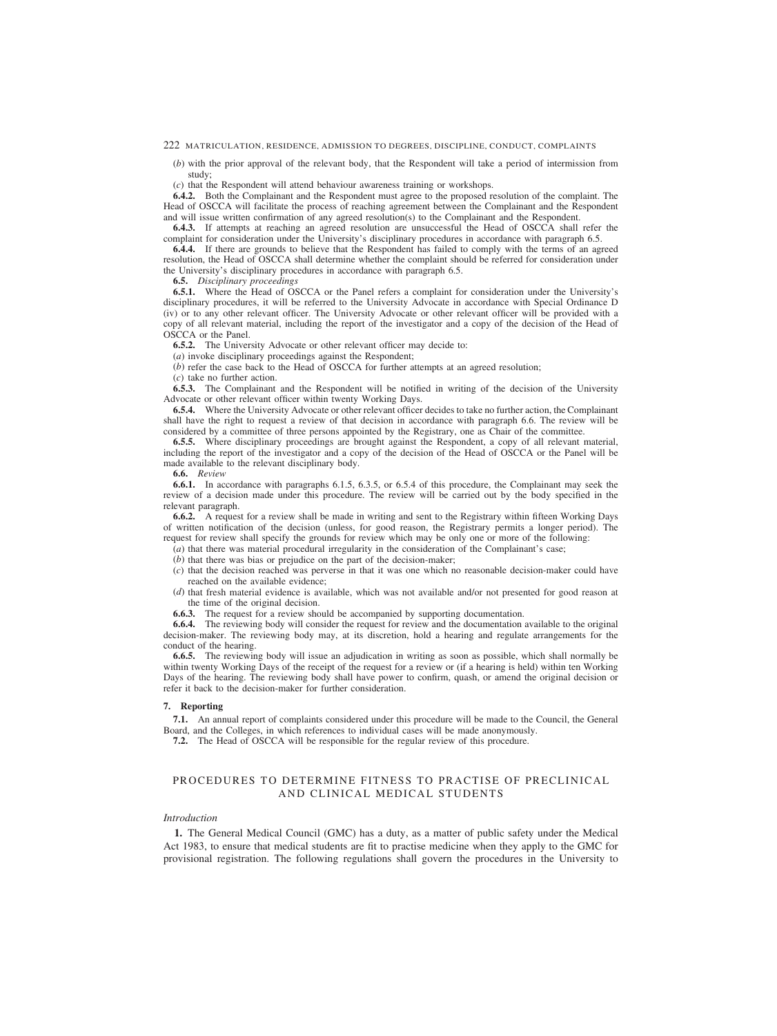(*b*) with the prior approval of the relevant body, that the Respondent will take a period of intermission from study;

(*c*) that the Respondent will attend behaviour awareness training or workshops.

**6.4.2.** Both the Complainant and the Respondent must agree to the proposed resolution of the complaint. The Head of OSCCA will facilitate the process of reaching agreement between the Complainant and the Respondent and will issue written confirmation of any agreed resolution(s) to the Complainant and the Respondent.

**6.4.3.** If attempts at reaching an agreed resolution are unsuccessful the Head of OSCCA shall refer the complaint for consideration under the University's disciplinary procedures in accordance with paragraph 6.5.

**6.4.4.** If there are grounds to believe that the Respondent has failed to comply with the terms of an agreed resolution, the Head of OSCCA shall determine whether the complaint should be referred for consideration under the University's disciplinary procedures in accordance with paragraph 6.5.

**6.5.** *Disciplinary proceedings*

**6.5.1.** Where the Head of OSCCA or the Panel refers a complaint for consideration under the University's disciplinary procedures, it will be referred to the University Advocate in accordance with Special Ordinance D (iv) or to any other relevant officer. The University Advocate or other relevant officer will be provided with a copy of all relevant material, including the report of the investigator and a copy of the decision of the Head of OSCCA or the Panel.

**6.5.2.** The University Advocate or other relevant officer may decide to:

(*a*) invoke disciplinary proceedings against the Respondent;

(*b*) refer the case back to the Head of OSCCA for further attempts at an agreed resolution;

(*c*) take no further action.

**6.5.3.** The Complainant and the Respondent will be notified in writing of the decision of the University Advocate or other relevant officer within twenty Working Days.

**6.5.4.** Where the University Advocate or other relevant officer decides to take no further action, the Complainant shall have the right to request a review of that decision in accordance with paragraph 6.6. The review will be considered by a committee of three persons appointed by the Registrary, one as Chair of the committee.

**6.5.5.** Where disciplinary proceedings are brought against the Respondent, a copy of all relevant material, including the report of the investigator and a copy of the decision of the Head of OSCCA or the Panel will be made available to the relevant disciplinary body.

**6.6.** *Review*

**6.6.1.** In accordance with paragraphs 6.1.5, 6.3.5, or 6.5.4 of this procedure, the Complainant may seek the review of a decision made under this procedure. The review will be carried out by the body specified in the relevant paragraph.

**6.6.2.** A request for a review shall be made in writing and sent to the Registrary within fifteen Working Days of written notification of the decision (unless, for good reason, the Registrary permits a longer period). The request for review shall specify the grounds for review which may be only one or more of the following:

(*a*) that there was material procedural irregularity in the consideration of the Complainant's case;

(*b*) that there was bias or prejudice on the part of the decision-maker;

(*c*) that the decision reached was perverse in that it was one which no reasonable decision-maker could have reached on the available evidence;

(*d*) that fresh material evidence is available, which was not available and/or not presented for good reason at the time of the original decision.

**6.6.3.** The request for a review should be accompanied by supporting documentation.

**6.6.4.** The reviewing body will consider the request for review and the documentation available to the original decision-maker. The reviewing body may, at its discretion, hold a hearing and regulate arrangements for the conduct of the hearing.

**6.6.5.** The reviewing body will issue an adjudication in writing as soon as possible, which shall normally be within twenty Working Days of the receipt of the request for a review or (if a hearing is held) within ten Working Days of the hearing. The reviewing body shall have power to confirm, quash, or amend the original decision or refer it back to the decision-maker for further consideration.

**7. Reporting**

**7.1.** An annual report of complaints considered under this procedure will be made to the Council, the General Board, and the Colleges, in which references to individual cases will be made anonymously.

**7.2.** The Head of OSCCA will be responsible for the regular review of this procedure.

## PROCEDURES TO DETERMINE FITNESS TO PRACTISE OF PRECLINICAL AND CLINICAL MEDICAL STUDENTS

*Introduction*

**1.** The General Medical Council (GMC) has a duty, as a matter of public safety under the Medical Act 1983, to ensure that medical students are fit to practise medicine when they apply to the GMC for provisional registration. The following regulations shall govern the procedures in the University to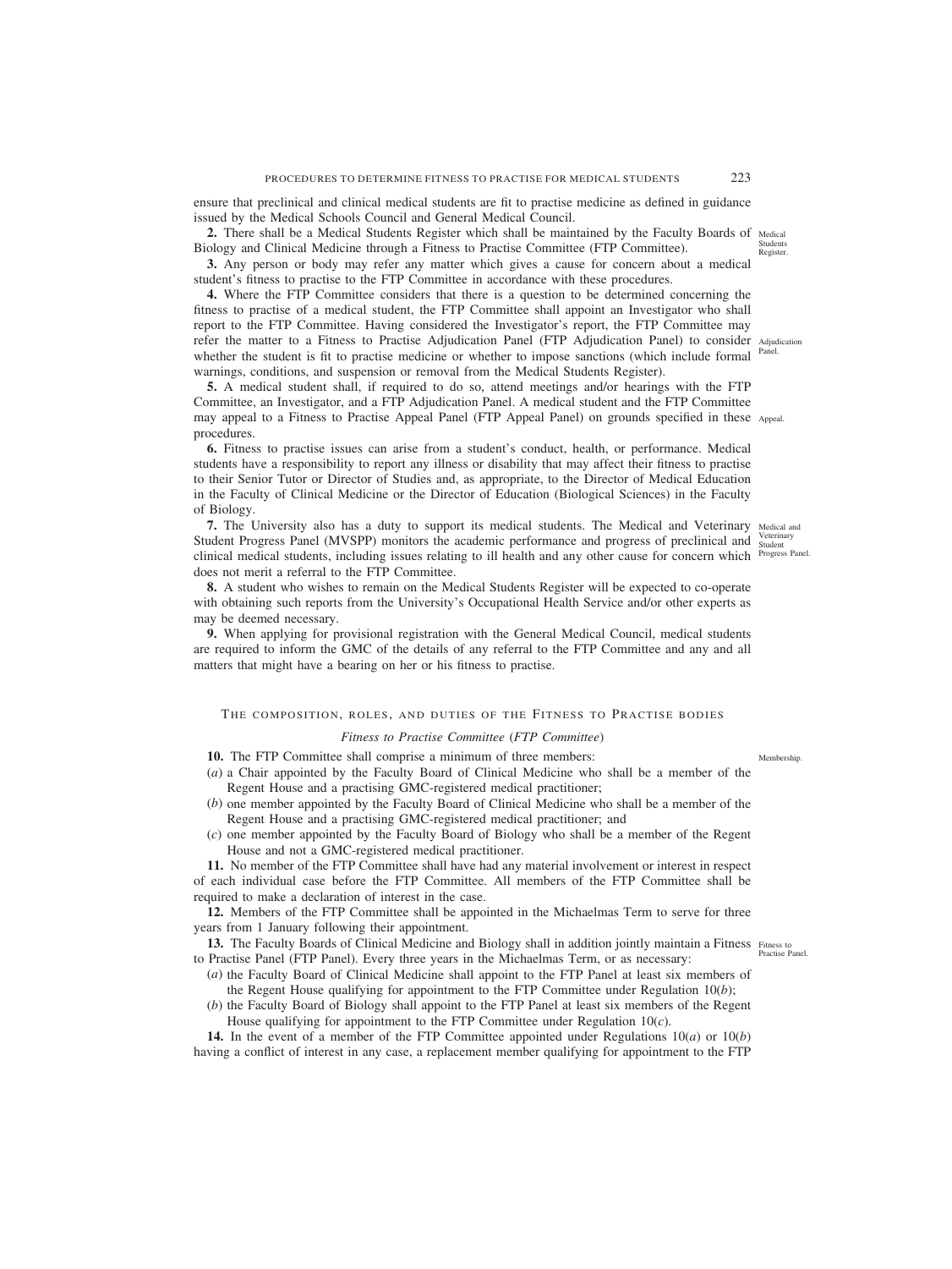ensure that preclinical and clinical medical students are fit to practise medicine as defined in guidance issued by the Medical Schools Council and General Medical Council.

**2.** There shall be a Medical Students Register which shall be maintained by the Faculty Boards of Biology and Clinical Medicine through a Fitness to Practise Committee (FTP Committee).

Medical Students Register.

**3.** Any person or body may refer any matter which gives a cause for concern about a medical student's fitness to practise to the FTP Committee in accordance with these procedures.

**4.** Where the FTP Committee considers that there is a question to be determined concerning the fitness to practise of a medical student, the FTP Committee shall appoint an Investigator who shall report to the FTP Committee. Having considered the Investigator's report, the FTP Committee may refer the matter to a Fitness to Practise Adjudication Panel (FTP Adjudication Panel) to consider whether the student is fit to practise medicine or whether to impose sanctions (which include formal warnings, conditions, and suspension or removal from the Medical Students Register).

Adjudication Panel.

**5.** A medical student shall, if required to do so, attend meetings and/or hearings with the FTP Committee, an Investigator, and a FTP Adjudication Panel. A medical student and the FTP Committee may appeal to a Fitness to Practise Appeal Panel (FTP Appeal Panel) on grounds specified in these procedures.

Appeal.

**6.** Fitness to practise issues can arise from a student's conduct, health, or performance. Medical students have a responsibility to report any illness or disability that may affect their fitness to practise to their Senior Tutor or Director of Studies and, as appropriate, to the Director of Medical Education in the Faculty of Clinical Medicine or the Director of Education (Biological Sciences) in the Faculty of Biology.

**7.** The University also has a duty to support its medical students. The Medical and Veterinary Student Progress Panel (MVSPP) monitors the academic performance and progress of preclinical and clinical medical students, including issues relating to ill health and any other cause for concern which does not merit a referral to the FTP Committee.

Medical and Veterinary Student Progress Panel.

**8.** A student who wishes to remain on the Medical Students Register will be expected to co-operate with obtaining such reports from the University's Occupational Health Service and/or other experts as may be deemed necessary.

**9.** When applying for provisional registration with the General Medical Council, medical students are required to inform the GMC of the details of any referral to the FTP Committee and any and all matters that might have a bearing on her or his fitness to practise.

## The composition, roles, and duties of the Fitness to Practise bodies

### *Fitness to Practise Committee (FTP Committee)*

**10.** The FTP Committee shall comprise a minimum of three members:

Membership.

(*a*) a Chair appointed by the Faculty Board of Clinical Medicine who shall be a member of the Regent House and a practising GMC-registered medical practitioner;

(*b*) one member appointed by the Faculty Board of Clinical Medicine who shall be a member of the Regent House and a practising GMC-registered medical practitioner; and

(*c*) one member appointed by the Faculty Board of Biology who shall be a member of the Regent House and not a GMC-registered medical practitioner.

**11.** No member of the FTP Committee shall have had any material involvement or interest in respect of each individual case before the FTP Committee. All members of the FTP Committee shall be required to make a declaration of interest in the case.

**12.** Members of the FTP Committee shall be appointed in the Michaelmas Term to serve for three years from 1 January following their appointment.

**13.** The Faculty Boards of Clinical Medicine and Biology shall in addition jointly maintain a Fitness to Practise Panel (FTP Panel). Every three years in the Michaelmas Term, or as necessary:

Fitness to Practise Panel.

(*a*) the Faculty Board of Clinical Medicine shall appoint to the FTP Panel at least six members of the Regent House qualifying for appointment to the FTP Committee under Regulation 10(*b*);

(*b*) the Faculty Board of Biology shall appoint to the FTP Panel at least six members of the Regent House qualifying for appointment to the FTP Committee under Regulation 10(*c*).

**14.** In the event of a member of the FTP Committee appointed under Regulations 10(*a*) or 10(*b*) having a conflict of interest in any case, a replacement member qualifying for appointment to the FTP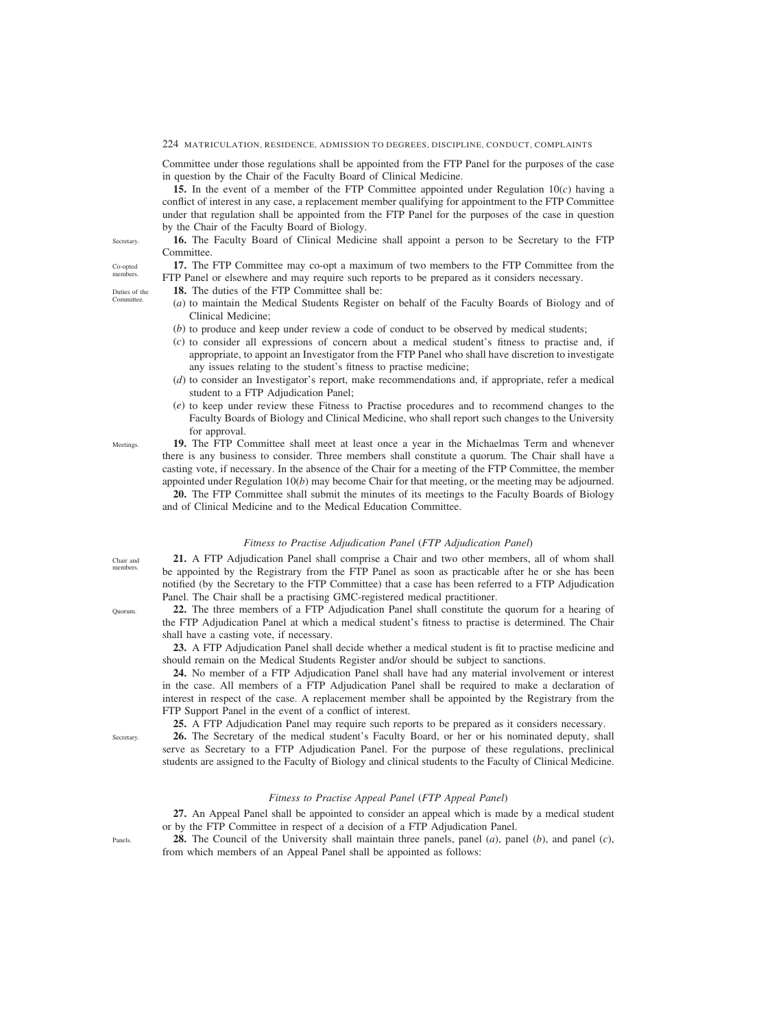Committee under those regulations shall be appointed from the FTP Panel for the purposes of the case in question by the Chair of the Faculty Board of Clinical Medicine.

**15.** In the event of a member of the FTP Committee appointed under Regulation 10(*c*) having a conflict of interest in any case, a replacement member qualifying for appointment to the FTP Committee under that regulation shall be appointed from the FTP Panel for the purposes of the case in question by the Chair of the Faculty Board of Biology.

Secretary.

**16.** The Faculty Board of Clinical Medicine shall appoint a person to be Secretary to the FTP Committee.

Co-opted members.

**17.** The FTP Committee may co-opt a maximum of two members to the FTP Committee from the FTP Panel or elsewhere and may require such reports to be prepared as it considers necessary.

Duties of the Committee.

**18.** The duties of the FTP Committee shall be:

(*a*) to maintain the Medical Students Register on behalf of the Faculty Boards of Biology and of Clinical Medicine;

(*b*) to produce and keep under review a code of conduct to be observed by medical students;

(*c*) to consider all expressions of concern about a medical student's fitness to practise and, if appropriate, to appoint an Investigator from the FTP Panel who shall have discretion to investigate any issues relating to the student's fitness to practise medicine;

(*d*) to consider an Investigator's report, make recommendations and, if appropriate, refer a medical student to a FTP Adjudication Panel;

(*e*) to keep under review these Fitness to Practise procedures and to recommend changes to the Faculty Boards of Biology and Clinical Medicine, who shall report such changes to the University for approval.

Meetings.

**19.** The FTP Committee shall meet at least once a year in the Michaelmas Term and whenever there is any business to consider. Three members shall constitute a quorum. The Chair shall have a casting vote, if necessary. In the absence of the Chair for a meeting of the FTP Committee, the member appointed under Regulation 10(*b*) may become Chair for that meeting, or the meeting may be adjourned.

**20.** The FTP Committee shall submit the minutes of its meetings to the Faculty Boards of Biology and of Clinical Medicine and to the Medical Education Committee.

### *Fitness to Practise Adjudication Panel (FTP Adjudication Panel)*

Chair and members.

**21.** A FTP Adjudication Panel shall comprise a Chair and two other members, all of whom shall be appointed by the Registrary from the FTP Panel as soon as practicable after he or she has been notified (by the Secretary to the FTP Committee) that a case has been referred to a FTP Adjudication Panel. The Chair shall be a practising GMC-registered medical practitioner.

Quorum.

**22.** The three members of a FTP Adjudication Panel shall constitute the quorum for a hearing of the FTP Adjudication Panel at which a medical student's fitness to practise is determined. The Chair shall have a casting vote, if necessary.

**23.** A FTP Adjudication Panel shall decide whether a medical student is fit to practise medicine and should remain on the Medical Students Register and/or should be subject to sanctions.

**24.** No member of a FTP Adjudication Panel shall have had any material involvement or interest in the case. All members of a FTP Adjudication Panel shall be required to make a declaration of interest in respect of the case. A replacement member shall be appointed by the Registrary from the FTP Support Panel in the event of a conflict of interest.

**25.** A FTP Adjudication Panel may require such reports to be prepared as it considers necessary.

Secretary.

**26.** The Secretary of the medical student's Faculty Board, or her or his nominated deputy, shall serve as Secretary to a FTP Adjudication Panel. For the purpose of these regulations, preclinical students are assigned to the Faculty of Biology and clinical students to the Faculty of Clinical Medicine.

### *Fitness to Practise Appeal Panel (FTP Appeal Panel)*

**27.** An Appeal Panel shall be appointed to consider an appeal which is made by a medical student or by the FTP Committee in respect of a decision of a FTP Adjudication Panel.

Panels.

**28.** The Council of the University shall maintain three panels, panel (*a*), panel (*b*), and panel (*c*), from which members of an Appeal Panel shall be appointed as follows: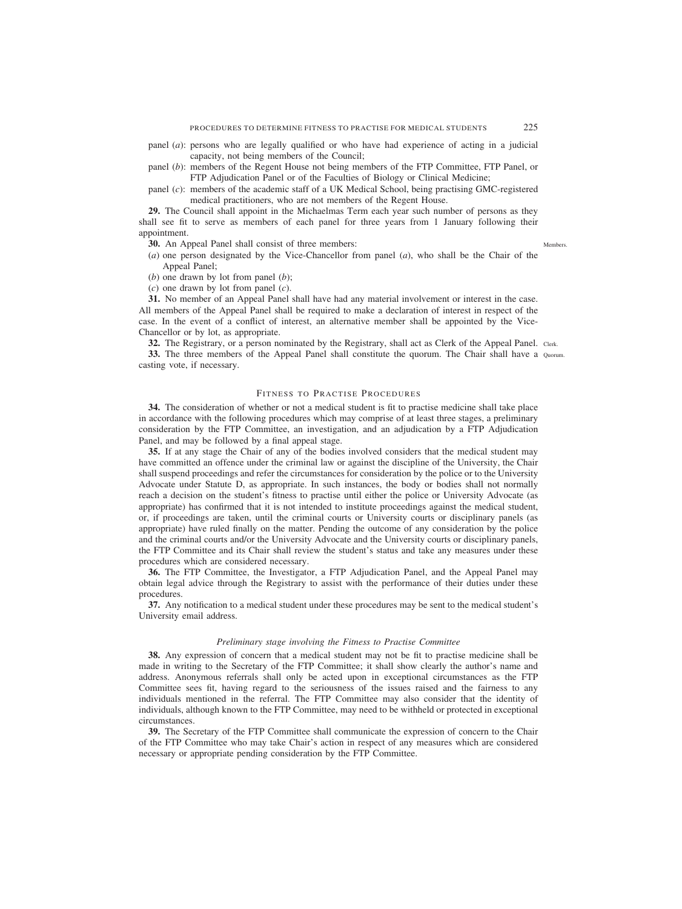panel (*a*): persons who are legally qualified or who have had experience of acting in a judicial capacity, not being members of the Council;

panel (*b*): members of the Regent House not being members of the FTP Committee, FTP Panel, or FTP Adjudication Panel or of the Faculties of Biology or Clinical Medicine;

panel (*c*): members of the academic staff of a UK Medical School, being practising GMC-registered medical practitioners, who are not members of the Regent House.

**29.** The Council shall appoint in the Michaelmas Term each year such number of persons as they shall see fit to serve as members of each panel for three years from 1 January following their appointment.

**30.** An Appeal Panel shall consist of three members: Members.

(*a*) one person designated by the Vice-Chancellor from panel (*a*), who shall be the Chair of the Appeal Panel;

(*b*) one drawn by lot from panel (*b*);

(*c*) one drawn by lot from panel (*c*).

**31.** No member of an Appeal Panel shall have had any material involvement or interest in the case. All members of the Appeal Panel shall be required to make a declaration of interest in respect of the case. In the event of a conflict of interest, an alternative member shall be appointed by the Vice-Chancellor or by lot, as appropriate.

**32.** The Registrary, or a person nominated by the Registrary, shall act as Clerk of the Appeal Panel. Clerk.

**33.** The three members of the Appeal Panel shall constitute the quorum. The Chair shall have a casting vote, if necessary. Quorum.

## Fitness to Practise Procedures

**34.** The consideration of whether or not a medical student is fit to practise medicine shall take place in accordance with the following procedures which may comprise of at least three stages, a preliminary consideration by the FTP Committee, an investigation, and an adjudication by a FTP Adjudication Panel, and may be followed by a final appeal stage.

**35.** If at any stage the Chair of any of the bodies involved considers that the medical student may have committed an offence under the criminal law or against the discipline of the University, the Chair shall suspend proceedings and refer the circumstances for consideration by the police or to the University Advocate under Statute D, as appropriate. In such instances, the body or bodies shall not normally reach a decision on the student's fitness to practise until either the police or University Advocate (as appropriate) has confirmed that it is not intended to institute proceedings against the medical student, or, if proceedings are taken, until the criminal courts or University courts or disciplinary panels (as appropriate) have ruled finally on the matter. Pending the outcome of any consideration by the police and the criminal courts and/or the University Advocate and the University courts or disciplinary panels, the FTP Committee and its Chair shall review the student's status and take any measures under these procedures which are considered necessary.

**36.** The FTP Committee, the Investigator, a FTP Adjudication Panel, and the Appeal Panel may obtain legal advice through the Registrary to assist with the performance of their duties under these procedures.

**37.** Any notification to a medical student under these procedures may be sent to the medical student's University email address.

### *Preliminary stage involving the Fitness to Practise Committee*

**38.** Any expression of concern that a medical student may not be fit to practise medicine shall be made in writing to the Secretary of the FTP Committee; it shall show clearly the author's name and address. Anonymous referrals shall only be acted upon in exceptional circumstances as the FTP Committee sees fit, having regard to the seriousness of the issues raised and the fairness to any individuals mentioned in the referral. The FTP Committee may also consider that the identity of individuals, although known to the FTP Committee, may need to be withheld or protected in exceptional circumstances.

**39.** The Secretary of the FTP Committee shall communicate the expression of concern to the Chair of the FTP Committee who may take Chair's action in respect of any measures which are considered necessary or appropriate pending consideration by the FTP Committee.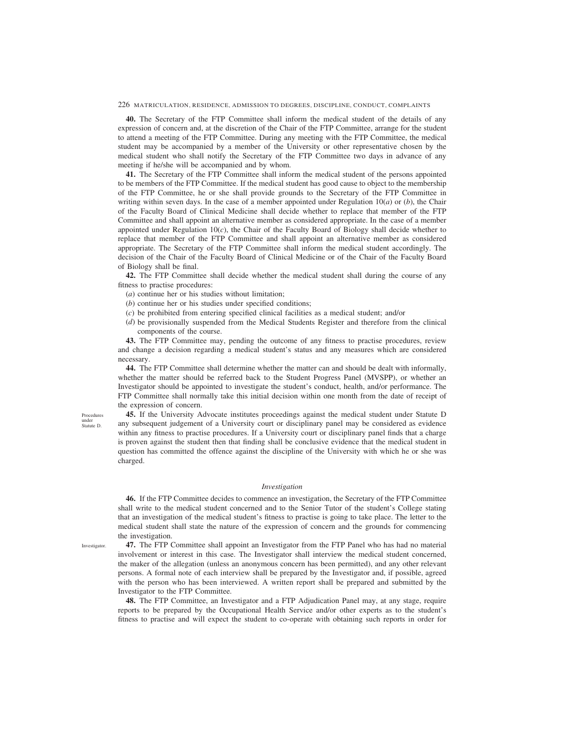**40.** The Secretary of the FTP Committee shall inform the medical student of the details of any expression of concern and, at the discretion of the Chair of the FTP Committee, arrange for the student to attend a meeting of the FTP Committee. During any meeting with the FTP Committee, the medical student may be accompanied by a member of the University or other representative chosen by the medical student who shall notify the Secretary of the FTP Committee two days in advance of any meeting if he/she will be accompanied and by whom.

**41.** The Secretary of the FTP Committee shall inform the medical student of the persons appointed to be members of the FTP Committee. If the medical student has good cause to object to the membership of the FTP Committee, he or she shall provide grounds to the Secretary of the FTP Committee in writing within seven days. In the case of a member appointed under Regulation 10(*a*) or (*b*), the Chair of the Faculty Board of Clinical Medicine shall decide whether to replace that member of the FTP Committee and shall appoint an alternative member as considered appropriate. In the case of a member appointed under Regulation 10(*c*), the Chair of the Faculty Board of Biology shall decide whether to replace that member of the FTP Committee and shall appoint an alternative member as considered appropriate. The Secretary of the FTP Committee shall inform the medical student accordingly. The decision of the Chair of the Faculty Board of Clinical Medicine or of the Chair of the Faculty Board of Biology shall be final.

**42.** The FTP Committee shall decide whether the medical student shall during the course of any fitness to practise procedures:

(*a*) continue her or his studies without limitation;

(*b*) continue her or his studies under specified conditions;

(*c*) be prohibited from entering specified clinical facilities as a medical student; and/or

(*d*) be provisionally suspended from the Medical Students Register and therefore from the clinical components of the course.

**43.** The FTP Committee may, pending the outcome of any fitness to practise procedures, review and change a decision regarding a medical student's status and any measures which are considered necessary.

**44.** The FTP Committee shall determine whether the matter can and should be dealt with informally, whether the matter should be referred back to the Student Progress Panel (MVSPP), or whether an Investigator should be appointed to investigate the student's conduct, health, and/or performance. The FTP Committee shall normally take this initial decision within one month from the date of receipt of the expression of concern.

Procedures under Statute D.

**45.** If the University Advocate institutes proceedings against the medical student under Statute D any subsequent judgement of a University court or disciplinary panel may be considered as evidence within any fitness to practise procedures. If a University court or disciplinary panel finds that a charge is proven against the student then that finding shall be conclusive evidence that the medical student in question has committed the offence against the discipline of the University with which he or she was charged.

### *Investigation*

**46.** If the FTP Committee decides to commence an investigation, the Secretary of the FTP Committee shall write to the medical student concerned and to the Senior Tutor of the student's College stating that an investigation of the medical student's fitness to practise is going to take place. The letter to the medical student shall state the nature of the expression of concern and the grounds for commencing the investigation.

Investigator.

**47.** The FTP Committee shall appoint an Investigator from the FTP Panel who has had no material involvement or interest in this case. The Investigator shall interview the medical student concerned, the maker of the allegation (unless an anonymous concern has been permitted), and any other relevant persons. A formal note of each interview shall be prepared by the Investigator and, if possible, agreed with the person who has been interviewed. A written report shall be prepared and submitted by the Investigator to the FTP Committee.

**48.** The FTP Committee, an Investigator and a FTP Adjudication Panel may, at any stage, require reports to be prepared by the Occupational Health Service and/or other experts as to the student's fitness to practise and will expect the student to co-operate with obtaining such reports in order for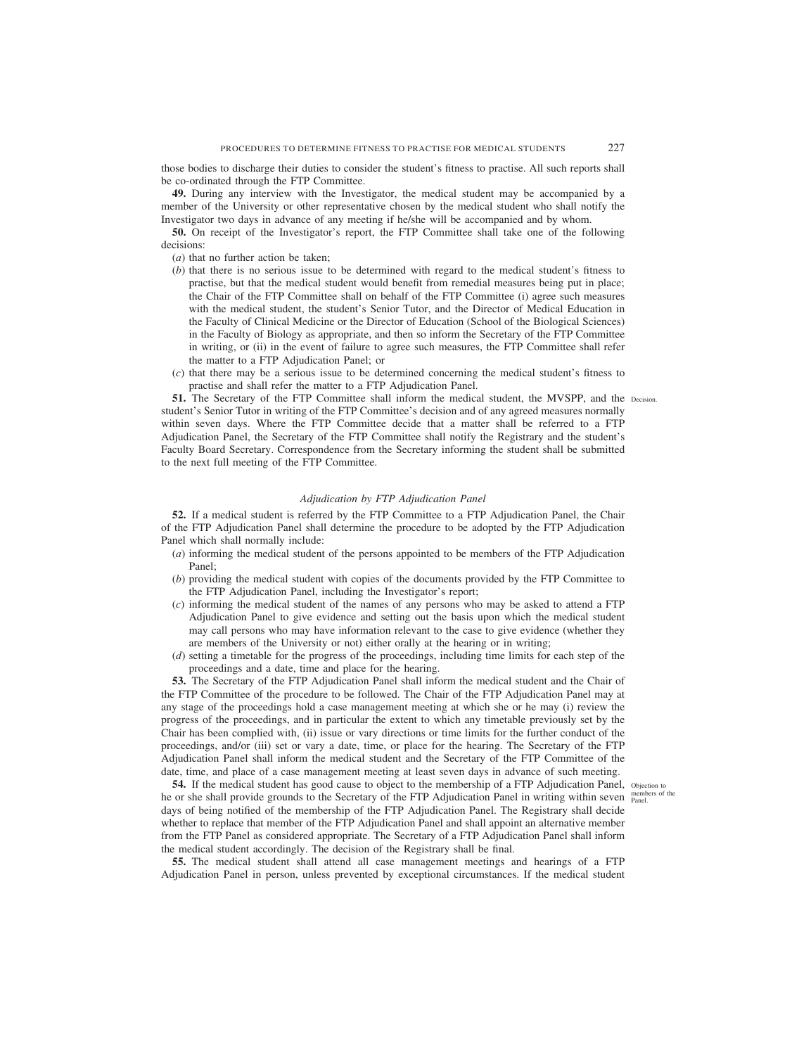those bodies to discharge their duties to consider the student's fitness to practise. All such reports shall be co-ordinated through the FTP Committee.

**49.** During any interview with the Investigator, the medical student may be accompanied by a member of the University or other representative chosen by the medical student who shall notify the Investigator two days in advance of any meeting if he/she will be accompanied and by whom.

**50.** On receipt of the Investigator's report, the FTP Committee shall take one of the following decisions:

(*a*) that no further action be taken;

(*b*) that there is no serious issue to be determined with regard to the medical student's fitness to practise, but that the medical student would benefit from remedial measures being put in place; the Chair of the FTP Committee shall on behalf of the FTP Committee (i) agree such measures with the medical student, the student's Senior Tutor, and the Director of Medical Education in the Faculty of Clinical Medicine or the Director of Education (School of the Biological Sciences) in the Faculty of Biology as appropriate, and then so inform the Secretary of the FTP Committee in writing, or (ii) in the event of failure to agree such measures, the FTP Committee shall refer the matter to a FTP Adjudication Panel; or

(*c*) that there may be a serious issue to be determined concerning the medical student's fitness to practise and shall refer the matter to a FTP Adjudication Panel.

**51.** The Secretary of the FTP Committee shall inform the medical student, the MVSPP, and the student's Senior Tutor in writing of the FTP Committee's decision and of any agreed measures normally within seven days. Where the FTP Committee decide that a matter shall be referred to a FTP Adjudication Panel, the Secretary of the FTP Committee shall notify the Registrary and the student's Faculty Board Secretary. Correspondence from the Secretary informing the student shall be submitted to the next full meeting of the FTP Committee.

Decision.

### *Adjudication by FTP Adjudication Panel*

**52.** If a medical student is referred by the FTP Committee to a FTP Adjudication Panel, the Chair of the FTP Adjudication Panel shall determine the procedure to be adopted by the FTP Adjudication Panel which shall normally include:

(*a*) informing the medical student of the persons appointed to be members of the FTP Adjudication Panel;

(*b*) providing the medical student with copies of the documents provided by the FTP Committee to the FTP Adjudication Panel, including the Investigator's report;

(*c*) informing the medical student of the names of any persons who may be asked to attend a FTP Adjudication Panel to give evidence and setting out the basis upon which the medical student may call persons who may have information relevant to the case to give evidence (whether they are members of the University or not) either orally at the hearing or in writing;

(*d*) setting a timetable for the progress of the proceedings, including time limits for each step of the proceedings and a date, time and place for the hearing.

**53.** The Secretary of the FTP Adjudication Panel shall inform the medical student and the Chair of the FTP Committee of the procedure to be followed. The Chair of the FTP Adjudication Panel may at any stage of the proceedings hold a case management meeting at which she or he may (i) review the progress of the proceedings, and in particular the extent to which any timetable previously set by the Chair has been complied with, (ii) issue or vary directions or time limits for the further conduct of the proceedings, and/or (iii) set or vary a date, time, or place for the hearing. The Secretary of the FTP Adjudication Panel shall inform the medical student and the Secretary of the FTP Committee of the date, time, and place of a case management meeting at least seven days in advance of such meeting.

**54.** If the medical student has good cause to object to the membership of a FTP Adjudication Panel, he or she shall provide grounds to the Secretary of the FTP Adjudication Panel in writing within seven days of being notified of the membership of the FTP Adjudication Panel. The Registrary shall decide whether to replace that member of the FTP Adjudication Panel and shall appoint an alternative member from the FTP Panel as considered appropriate. The Secretary of a FTP Adjudication Panel shall inform the medical student accordingly. The decision of the Registrary shall be final.

Objection to members of the Panel.

**55.** The medical student shall attend all case management meetings and hearings of a FTP Adjudication Panel in person, unless prevented by exceptional circumstances. If the medical student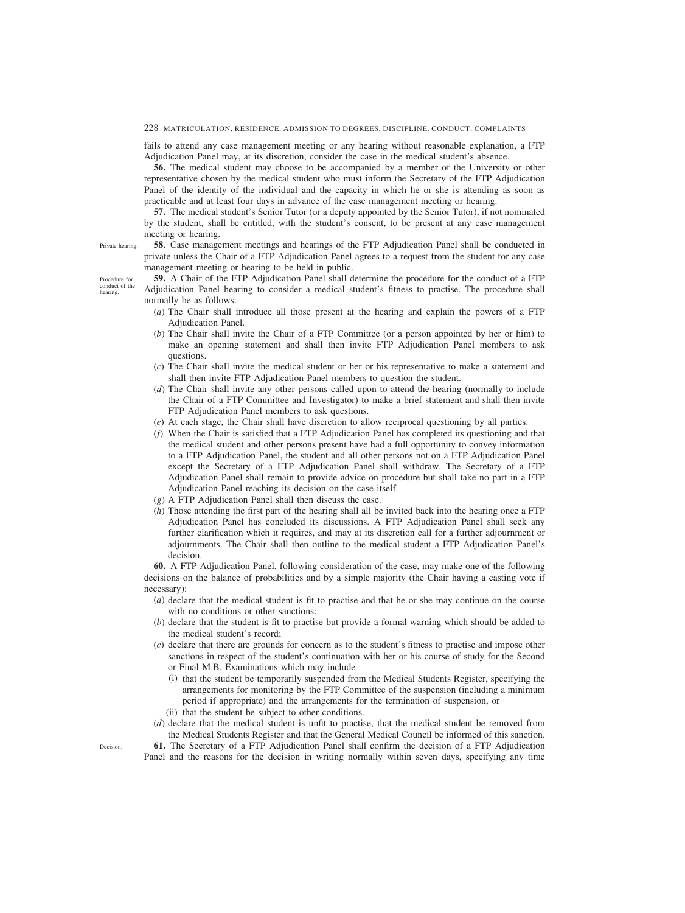fails to attend any case management meeting or any hearing without reasonable explanation, a FTP Adjudication Panel may, at its discretion, consider the case in the medical student's absence.

**56.** The medical student may choose to be accompanied by a member of the University or other representative chosen by the medical student who must inform the Secretary of the FTP Adjudication Panel of the identity of the individual and the capacity in which he or she is attending as soon as practicable and at least four days in advance of the case management meeting or hearing.

**57.** The medical student's Senior Tutor (or a deputy appointed by the Senior Tutor), if not nominated by the student, shall be entitled, with the student's consent, to be present at any case management meeting or hearing.

*Private hearing.*

**58.** Case management meetings and hearings of the FTP Adjudication Panel shall be conducted in private unless the Chair of a FTP Adjudication Panel agrees to a request from the student for any case management meeting or hearing to be held in public.

*Procedure for conduct of the hearing.*

**59.** A Chair of the FTP Adjudication Panel shall determine the procedure for the conduct of a FTP Adjudication Panel hearing to consider a medical student's fitness to practise. The procedure shall normally be as follows:

(*a*) The Chair shall introduce all those present at the hearing and explain the powers of a FTP Adjudication Panel.

(*b*) The Chair shall invite the Chair of a FTP Committee (or a person appointed by her or him) to make an opening statement and shall then invite FTP Adjudication Panel members to ask questions.

(*c*) The Chair shall invite the medical student or her or his representative to make a statement and shall then invite FTP Adjudication Panel members to question the student.

(*d*) The Chair shall invite any other persons called upon to attend the hearing (normally to include the Chair of a FTP Committee and Investigator) to make a brief statement and shall then invite FTP Adjudication Panel members to ask questions.

(*e*) At each stage, the Chair shall have discretion to allow reciprocal questioning by all parties.

(*f*) When the Chair is satisfied that a FTP Adjudication Panel has completed its questioning and that the medical student and other persons present have had a full opportunity to convey information to a FTP Adjudication Panel, the student and all other persons not on a FTP Adjudication Panel except the Secretary of a FTP Adjudication Panel shall withdraw. The Secretary of a FTP Adjudication Panel shall remain to provide advice on procedure but shall take no part in a FTP Adjudication Panel reaching its decision on the case itself.

(*g*) A FTP Adjudication Panel shall then discuss the case.

(*h*) Those attending the first part of the hearing shall all be invited back into the hearing once a FTP Adjudication Panel has concluded its discussions. A FTP Adjudication Panel shall seek any further clarification which it requires, and may at its discretion call for a further adjournment or adjournments. The Chair shall then outline to the medical student a FTP Adjudication Panel's decision.

**60.** A FTP Adjudication Panel, following consideration of the case, may make one of the following decisions on the balance of probabilities and by a simple majority (the Chair having a casting vote if necessary):

(*a*) declare that the medical student is fit to practise and that he or she may continue on the course with no conditions or other sanctions;

(*b*) declare that the student is fit to practise but provide a formal warning which should be added to the medical student's record;

(*c*) declare that there are grounds for concern as to the student's fitness to practise and impose other sanctions in respect of the student's continuation with her or his course of study for the Second or Final M.B. Examinations which may include

  (i) that the student be temporarily suspended from the Medical Students Register, specifying the arrangements for monitoring by the FTP Committee of the suspension (including a minimum period if appropriate) and the arrangements for the termination of suspension, or

  (ii) that the student be subject to other conditions.

(*d*) declare that the medical student is unfit to practise, that the medical student be removed from the Medical Students Register and that the General Medical Council be informed of this sanction.

*Decision.*

**61.** The Secretary of a FTP Adjudication Panel shall confirm the decision of a FTP Adjudication Panel and the reasons for the decision in writing normally within seven days, specifying any time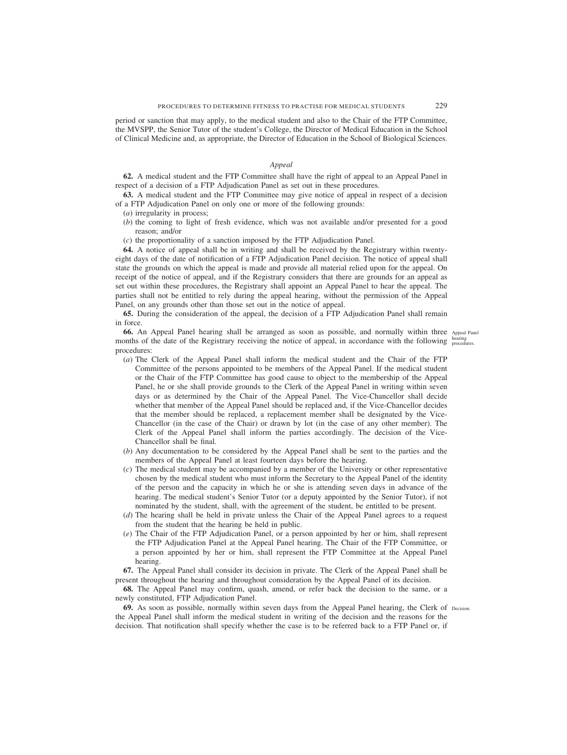period or sanction that may apply, to the medical student and also to the Chair of the FTP Committee, the MVSPP, the Senior Tutor of the student's College, the Director of Medical Education in the School of Clinical Medicine and, as appropriate, the Director of Education in the School of Biological Sciences.

### *Appeal*

**62.** A medical student and the FTP Committee shall have the right of appeal to an Appeal Panel in respect of a decision of a FTP Adjudication Panel as set out in these procedures.

**63.** A medical student and the FTP Committee may give notice of appeal in respect of a decision of a FTP Adjudication Panel on only one or more of the following grounds:

(*a*) irregularity in process;

(*b*) the coming to light of fresh evidence, which was not available and/or presented for a good reason; and/or

(*c*) the proportionality of a sanction imposed by the FTP Adjudication Panel.

**64.** A notice of appeal shall be in writing and shall be received by the Registrary within twenty-eight days of the date of notification of a FTP Adjudication Panel decision. The notice of appeal shall state the grounds on which the appeal is made and provide all material relied upon for the appeal. On receipt of the notice of appeal, and if the Registrary considers that there are grounds for an appeal as set out within these procedures, the Registrary shall appoint an Appeal Panel to hear the appeal. The parties shall not be entitled to rely during the appeal hearing, without the permission of the Appeal Panel, on any grounds other than those set out in the notice of appeal.

**65.** During the consideration of the appeal, the decision of a FTP Adjudication Panel shall remain in force.

*Appeal Panel hearing procedures.*

**66.** An Appeal Panel hearing shall be arranged as soon as possible, and normally within three months of the date of the Registrary receiving the notice of appeal, in accordance with the following procedures:

(*a*) The Clerk of the Appeal Panel shall inform the medical student and the Chair of the FTP Committee of the persons appointed to be members of the Appeal Panel. If the medical student or the Chair of the FTP Committee has good cause to object to the membership of the Appeal Panel, he or she shall provide grounds to the Clerk of the Appeal Panel in writing within seven days or as determined by the Chair of the Appeal Panel. The Vice-Chancellor shall decide whether that member of the Appeal Panel should be replaced and, if the Vice-Chancellor decides that the member should be replaced, a replacement member shall be designated by the Vice-Chancellor (in the case of the Chair) or drawn by lot (in the case of any other member). The Clerk of the Appeal Panel shall inform the parties accordingly. The decision of the Vice-Chancellor shall be final.

(*b*) Any documentation to be considered by the Appeal Panel shall be sent to the parties and the members of the Appeal Panel at least fourteen days before the hearing.

(*c*) The medical student may be accompanied by a member of the University or other representative chosen by the medical student who must inform the Secretary to the Appeal Panel of the identity of the person and the capacity in which he or she is attending seven days in advance of the hearing. The medical student's Senior Tutor (or a deputy appointed by the Senior Tutor), if not nominated by the student, shall, with the agreement of the student, be entitled to be present.

(*d*) The hearing shall be held in private unless the Chair of the Appeal Panel agrees to a request from the student that the hearing be held in public.

(*e*) The Chair of the FTP Adjudication Panel, or a person appointed by her or him, shall represent the FTP Adjudication Panel at the Appeal Panel hearing. The Chair of the FTP Committee, or a person appointed by her or him, shall represent the FTP Committee at the Appeal Panel hearing.

**67.** The Appeal Panel shall consider its decision in private. The Clerk of the Appeal Panel shall be present throughout the hearing and throughout consideration by the Appeal Panel of its decision.

**68.** The Appeal Panel may confirm, quash, amend, or refer back the decision to the same, or a newly constituted, FTP Adjudication Panel.

*Decision.*

**69.** As soon as possible, normally within seven days from the Appeal Panel hearing, the Clerk of the Appeal Panel shall inform the medical student in writing of the decision and the reasons for the decision. That notification shall specify whether the case is to be referred back to a FTP Panel or, if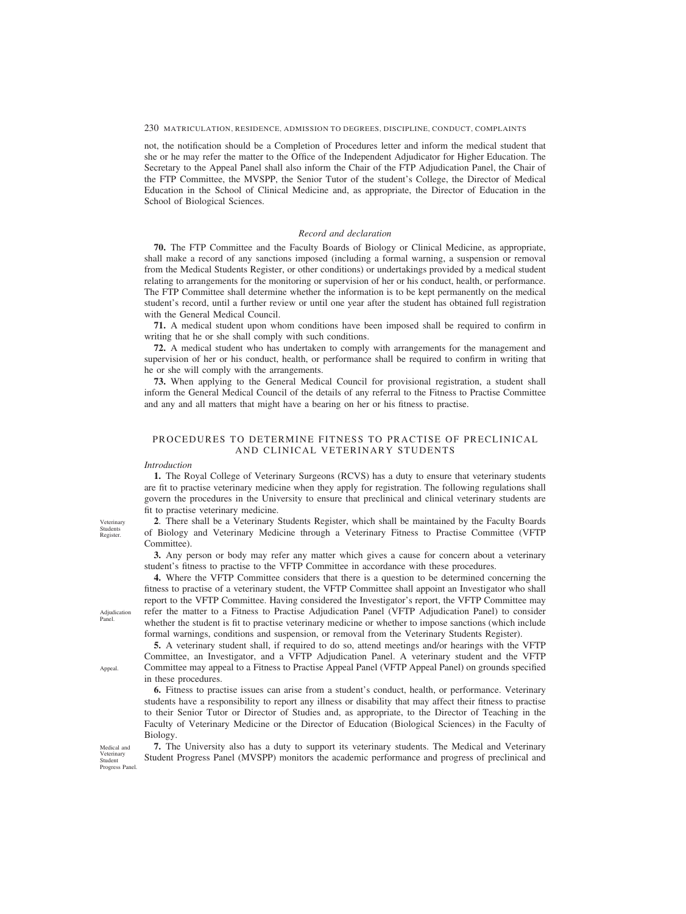not, the notification should be a Completion of Procedures letter and inform the medical student that she or he may refer the matter to the Office of the Independent Adjudicator for Higher Education. The Secretary to the Appeal Panel shall also inform the Chair of the FTP Adjudication Panel, the Chair of the FTP Committee, the MVSPP, the Senior Tutor of the student's College, the Director of Medical Education in the School of Clinical Medicine and, as appropriate, the Director of Education in the School of Biological Sciences.

*Record and declaration*

**70.** The FTP Committee and the Faculty Boards of Biology or Clinical Medicine, as appropriate, shall make a record of any sanctions imposed (including a formal warning, a suspension or removal from the Medical Students Register, or other conditions) or undertakings provided by a medical student relating to arrangements for the monitoring or supervision of her or his conduct, health, or performance. The FTP Committee shall determine whether the information is to be kept permanently on the medical student's record, until a further review or until one year after the student has obtained full registration with the General Medical Council.

**71.** A medical student upon whom conditions have been imposed shall be required to confirm in writing that he or she shall comply with such conditions.

**72.** A medical student who has undertaken to comply with arrangements for the management and supervision of her or his conduct, health, or performance shall be required to confirm in writing that he or she will comply with the arrangements.

**73.** When applying to the General Medical Council for provisional registration, a student shall inform the General Medical Council of the details of any referral to the Fitness to Practise Committee and any and all matters that might have a bearing on her or his fitness to practise.

## PROCEDURES TO DETERMINE FITNESS TO PRACTISE OF PRECLINICAL AND CLINICAL VETERINARY STUDENTS

*Introduction*

**1.** The Royal College of Veterinary Surgeons (RCVS) has a duty to ensure that veterinary students are fit to practise veterinary medicine when they apply for registration. The following regulations shall govern the procedures in the University to ensure that preclinical and clinical veterinary students are fit to practise veterinary medicine.

Veterinary Students Register.

**2**. There shall be a Veterinary Students Register, which shall be maintained by the Faculty Boards of Biology and Veterinary Medicine through a Veterinary Fitness to Practise Committee (VFTP Committee).

**3.** Any person or body may refer any matter which gives a cause for concern about a veterinary student's fitness to practise to the VFTP Committee in accordance with these procedures.

Adjudication Panel.

**4.** Where the VFTP Committee considers that there is a question to be determined concerning the fitness to practise of a veterinary student, the VFTP Committee shall appoint an Investigator who shall report to the VFTP Committee. Having considered the Investigator's report, the VFTP Committee may refer the matter to a Fitness to Practise Adjudication Panel (VFTP Adjudication Panel) to consider whether the student is fit to practise veterinary medicine or whether to impose sanctions (which include formal warnings, conditions and suspension, or removal from the Veterinary Students Register).

Appeal.

**5.** A veterinary student shall, if required to do so, attend meetings and/or hearings with the VFTP Committee, an Investigator, and a VFTP Adjudication Panel. A veterinary student and the VFTP Committee may appeal to a Fitness to Practise Appeal Panel (VFTP Appeal Panel) on grounds specified in these procedures.

**6.** Fitness to practise issues can arise from a student's conduct, health, or performance. Veterinary students have a responsibility to report any illness or disability that may affect their fitness to practise to their Senior Tutor or Director of Studies and, as appropriate, to the Director of Teaching in the Faculty of Veterinary Medicine or the Director of Education (Biological Sciences) in the Faculty of Biology.

Medical and Veterinary Student Progress Panel.

**7.** The University also has a duty to support its veterinary students. The Medical and Veterinary Student Progress Panel (MVSPP) monitors the academic performance and progress of preclinical and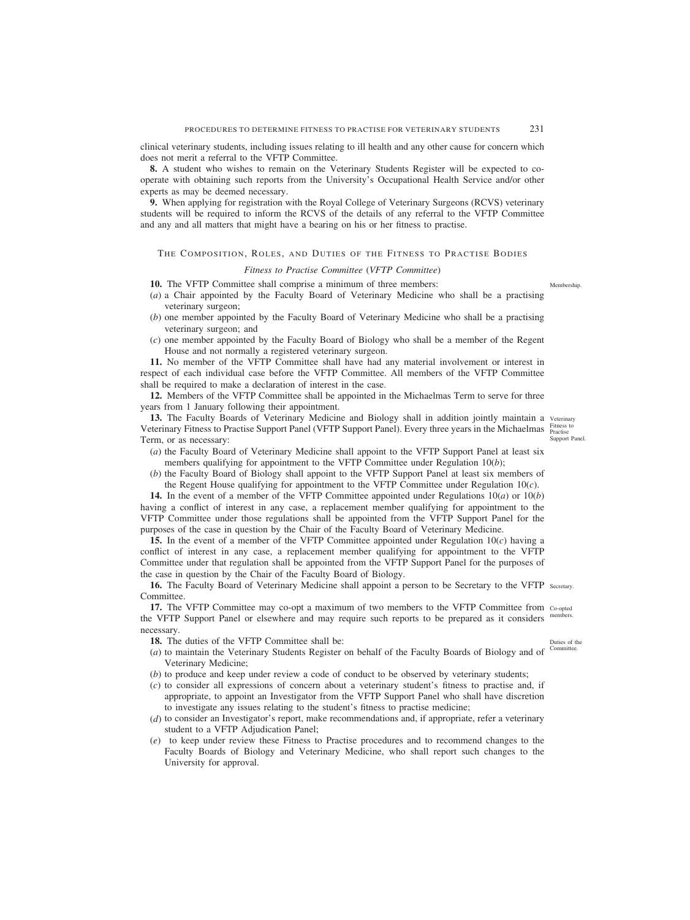clinical veterinary students, including issues relating to ill health and any other cause for concern which does not merit a referral to the VFTP Committee.

**8.** A student who wishes to remain on the Veterinary Students Register will be expected to co-operate with obtaining such reports from the University's Occupational Health Service and/or other experts as may be deemed necessary.

**9.** When applying for registration with the Royal College of Veterinary Surgeons (RCVS) veterinary students will be required to inform the RCVS of the details of any referral to the VFTP Committee and any and all matters that might have a bearing on his or her fitness to practise.

## The Composition, Roles, and Duties of the Fitness to Practise Bodies

### *Fitness to Practise Committee (VFTP Committee)*

Membership.

**10.** The VFTP Committee shall comprise a minimum of three members:

(*a*) a Chair appointed by the Faculty Board of Veterinary Medicine who shall be a practising veterinary surgeon;

(*b*) one member appointed by the Faculty Board of Veterinary Medicine who shall be a practising veterinary surgeon; and

(*c*) one member appointed by the Faculty Board of Biology who shall be a member of the Regent House and not normally a registered veterinary surgeon.

**11.** No member of the VFTP Committee shall have had any material involvement or interest in respect of each individual case before the VFTP Committee. All members of the VFTP Committee shall be required to make a declaration of interest in the case.

**12.** Members of the VFTP Committee shall be appointed in the Michaelmas Term to serve for three years from 1 January following their appointment.

Veterinary Fitness to Practise Support Panel.

**13.** The Faculty Boards of Veterinary Medicine and Biology shall in addition jointly maintain a Veterinary Fitness to Practise Support Panel (VFTP Support Panel). Every three years in the Michaelmas Term, or as necessary:

(*a*) the Faculty Board of Veterinary Medicine shall appoint to the VFTP Support Panel at least six members qualifying for appointment to the VFTP Committee under Regulation 10(*b*);

(*b*) the Faculty Board of Biology shall appoint to the VFTP Support Panel at least six members of the Regent House qualifying for appointment to the VFTP Committee under Regulation 10(*c*).

**14.** In the event of a member of the VFTP Committee appointed under Regulations 10(*a*) or 10(*b*) having a conflict of interest in any case, a replacement member qualifying for appointment to the VFTP Committee under those regulations shall be appointed from the VFTP Support Panel for the purposes of the case in question by the Chair of the Faculty Board of Veterinary Medicine.

**15.** In the event of a member of the VFTP Committee appointed under Regulation 10(*c*) having a conflict of interest in any case, a replacement member qualifying for appointment to the VFTP Committee under that regulation shall be appointed from the VFTP Support Panel for the purposes of the case in question by the Chair of the Faculty Board of Biology.

Secretary.

**16.** The Faculty Board of Veterinary Medicine shall appoint a person to be Secretary to the VFTP Committee.

Co-opted members.

**17.** The VFTP Committee may co-opt a maximum of two members to the VFTP Committee from the VFTP Support Panel or elsewhere and may require such reports to be prepared as it considers necessary.

Duties of the Committee.

**18.** The duties of the VFTP Committee shall be:

(*a*) to maintain the Veterinary Students Register on behalf of the Faculty Boards of Biology and of Veterinary Medicine;

(*b*) to produce and keep under review a code of conduct to be observed by veterinary students;

(*c*) to consider all expressions of concern about a veterinary student's fitness to practise and, if appropriate, to appoint an Investigator from the VFTP Support Panel who shall have discretion to investigate any issues relating to the student's fitness to practise medicine;

(*d*) to consider an Investigator's report, make recommendations and, if appropriate, refer a veterinary student to a VFTP Adjudication Panel;

(*e*) to keep under review these Fitness to Practise procedures and to recommend changes to the Faculty Boards of Biology and Veterinary Medicine, who shall report such changes to the University for approval.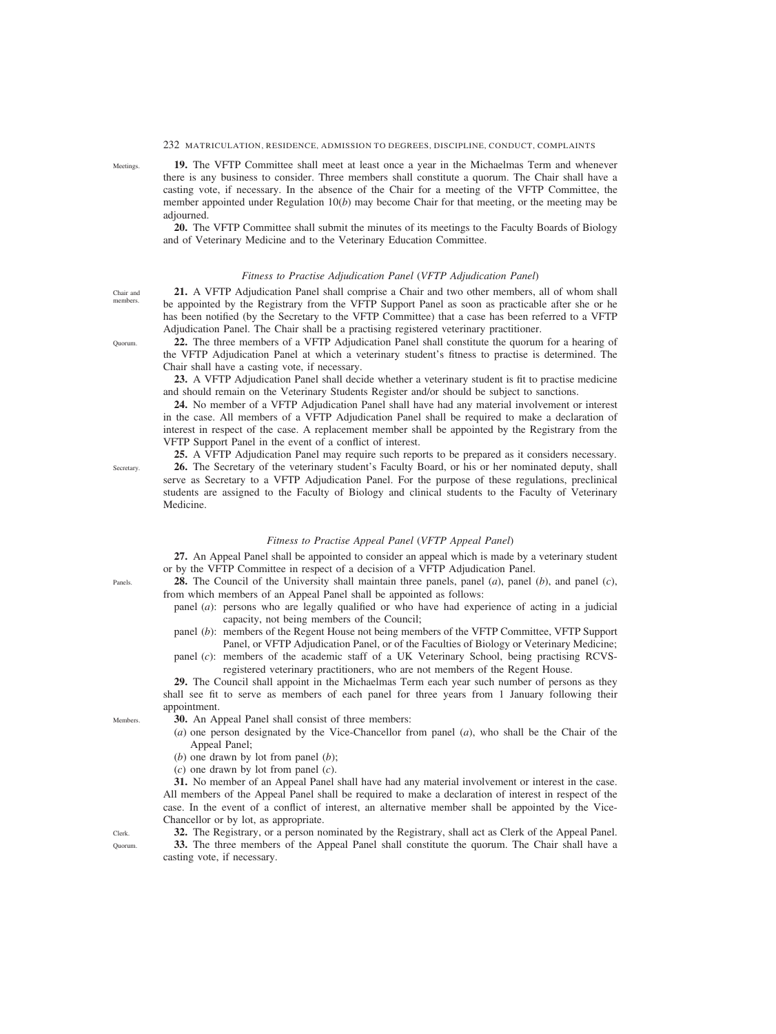Meetings.

**19.** The VFTP Committee shall meet at least once a year in the Michaelmas Term and whenever there is any business to consider. Three members shall constitute a quorum. The Chair shall have a casting vote, if necessary. In the absence of the Chair for a meeting of the VFTP Committee, the member appointed under Regulation 10(*b*) may become Chair for that meeting, or the meeting may be adjourned.

**20.** The VFTP Committee shall submit the minutes of its meetings to the Faculty Boards of Biology and of Veterinary Medicine and to the Veterinary Education Committee.

### *Fitness to Practise Adjudication Panel* (*VFTP Adjudication Panel*)

Chair and members.

**21.** A VFTP Adjudication Panel shall comprise a Chair and two other members, all of whom shall be appointed by the Registrary from the VFTP Support Panel as soon as practicable after she or he has been notified (by the Secretary to the VFTP Committee) that a case has been referred to a VFTP Adjudication Panel. The Chair shall be a practising registered veterinary practitioner.

Quorum.

**22.** The three members of a VFTP Adjudication Panel shall constitute the quorum for a hearing of the VFTP Adjudication Panel at which a veterinary student's fitness to practise is determined. The Chair shall have a casting vote, if necessary.

**23.** A VFTP Adjudication Panel shall decide whether a veterinary student is fit to practise medicine and should remain on the Veterinary Students Register and/or should be subject to sanctions.

**24.** No member of a VFTP Adjudication Panel shall have had any material involvement or interest in the case. All members of a VFTP Adjudication Panel shall be required to make a declaration of interest in respect of the case. A replacement member shall be appointed by the Registrary from the VFTP Support Panel in the event of a conflict of interest.

**25.** A VFTP Adjudication Panel may require such reports to be prepared as it considers necessary.

Secretary.

**26.** The Secretary of the veterinary student's Faculty Board, or his or her nominated deputy, shall serve as Secretary to a VFTP Adjudication Panel. For the purpose of these regulations, preclinical students are assigned to the Faculty of Biology and clinical students to the Faculty of Veterinary Medicine.

### *Fitness to Practise Appeal Panel* (*VFTP Appeal Panel*)

**27.** An Appeal Panel shall be appointed to consider an appeal which is made by a veterinary student or by the VFTP Committee in respect of a decision of a VFTP Adjudication Panel.

Panels.

**28.** The Council of the University shall maintain three panels, panel (*a*), panel (*b*), and panel (*c*), from which members of an Appeal Panel shall be appointed as follows:

- panel (*a*): persons who are legally qualified or who have had experience of acting in a judicial capacity, not being members of the Council;
- panel (*b*): members of the Regent House not being members of the VFTP Committee, VFTP Support Panel, or VFTP Adjudication Panel, or of the Faculties of Biology or Veterinary Medicine;
- panel (*c*): members of the academic staff of a UK Veterinary School, being practising RCVS-registered veterinary practitioners, who are not members of the Regent House.

**29.** The Council shall appoint in the Michaelmas Term each year such number of persons as they shall see fit to serve as members of each panel for three years from 1 January following their appointment.

Members.

**30.** An Appeal Panel shall consist of three members:

(*a*) one person designated by the Vice-Chancellor from panel (*a*), who shall be the Chair of the Appeal Panel;

(*b*) one drawn by lot from panel (*b*);

(*c*) one drawn by lot from panel (*c*).

**31.** No member of an Appeal Panel shall have had any material involvement or interest in the case. All members of the Appeal Panel shall be required to make a declaration of interest in respect of the case. In the event of a conflict of interest, an alternative member shall be appointed by the Vice-Chancellor or by lot, as appropriate.

Clerk.

**32.** The Registrary, or a person nominated by the Registrary, shall act as Clerk of the Appeal Panel.

Quorum.

**33.** The three members of the Appeal Panel shall constitute the quorum. The Chair shall have a casting vote, if necessary.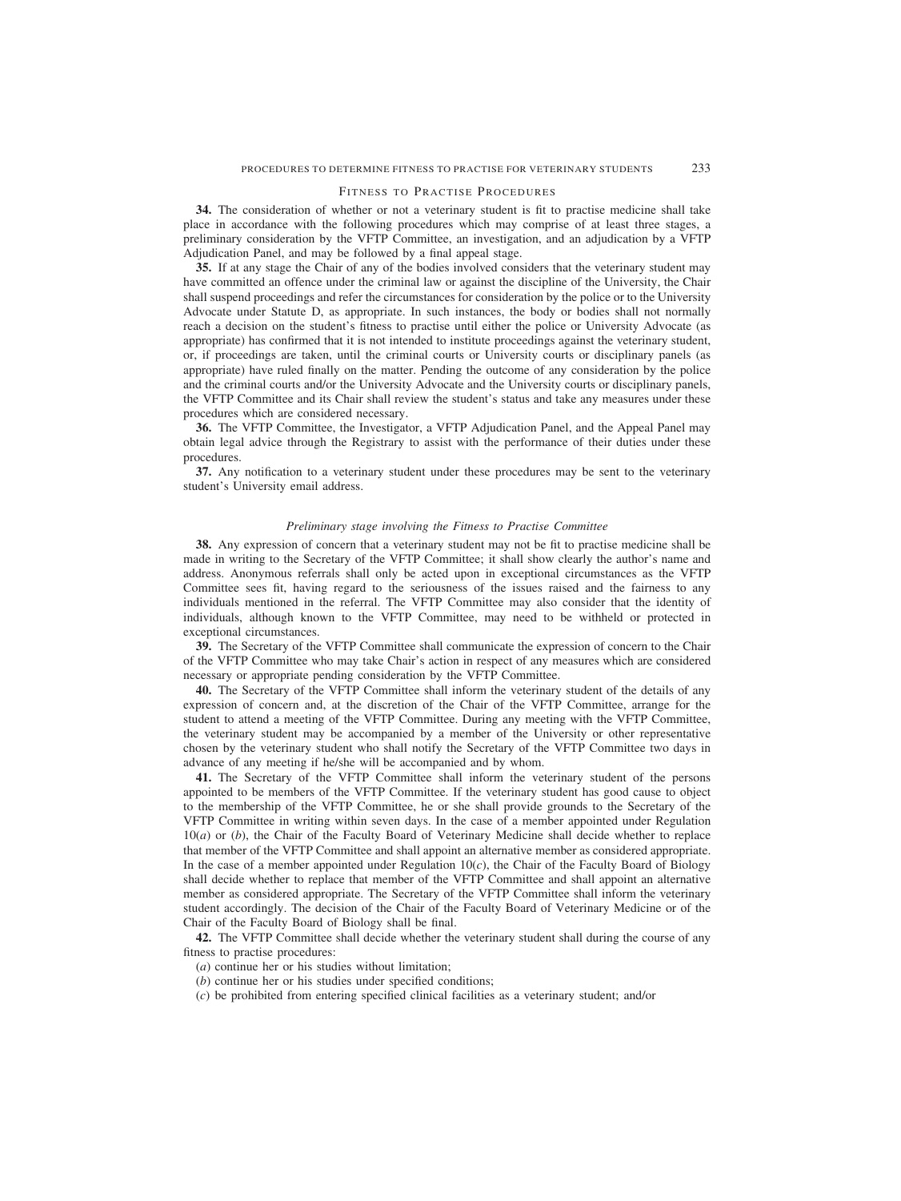## Fitness to Practise Procedures

**34.** The consideration of whether or not a veterinary student is fit to practise medicine shall take place in accordance with the following procedures which may comprise of at least three stages, a preliminary consideration by the VFTP Committee, an investigation, and an adjudication by a VFTP Adjudication Panel, and may be followed by a final appeal stage.

**35.** If at any stage the Chair of any of the bodies involved considers that the veterinary student may have committed an offence under the criminal law or against the discipline of the University, the Chair shall suspend proceedings and refer the circumstances for consideration by the police or to the University Advocate under Statute D, as appropriate. In such instances, the body or bodies shall not normally reach a decision on the student's fitness to practise until either the police or University Advocate (as appropriate) has confirmed that it is not intended to institute proceedings against the veterinary student, or, if proceedings are taken, until the criminal courts or University courts or disciplinary panels (as appropriate) have ruled finally on the matter. Pending the outcome of any consideration by the police and the criminal courts and/or the University Advocate and the University courts or disciplinary panels, the VFTP Committee and its Chair shall review the student's status and take any measures under these procedures which are considered necessary.

**36.** The VFTP Committee, the Investigator, a VFTP Adjudication Panel, and the Appeal Panel may obtain legal advice through the Registrary to assist with the performance of their duties under these procedures.

**37.** Any notification to a veterinary student under these procedures may be sent to the veterinary student's University email address.

### *Preliminary stage involving the Fitness to Practise Committee*

**38.** Any expression of concern that a veterinary student may not be fit to practise medicine shall be made in writing to the Secretary of the VFTP Committee; it shall show clearly the author's name and address. Anonymous referrals shall only be acted upon in exceptional circumstances as the VFTP Committee sees fit, having regard to the seriousness of the issues raised and the fairness to any individuals mentioned in the referral. The VFTP Committee may also consider that the identity of individuals, although known to the VFTP Committee, may need to be withheld or protected in exceptional circumstances.

**39.** The Secretary of the VFTP Committee shall communicate the expression of concern to the Chair of the VFTP Committee who may take Chair's action in respect of any measures which are considered necessary or appropriate pending consideration by the VFTP Committee.

**40.** The Secretary of the VFTP Committee shall inform the veterinary student of the details of any expression of concern and, at the discretion of the Chair of the VFTP Committee, arrange for the student to attend a meeting of the VFTP Committee. During any meeting with the VFTP Committee, the veterinary student may be accompanied by a member of the University or other representative chosen by the veterinary student who shall notify the Secretary of the VFTP Committee two days in advance of any meeting if he/she will be accompanied and by whom.

**41.** The Secretary of the VFTP Committee shall inform the veterinary student of the persons appointed to be members of the VFTP Committee. If the veterinary student has good cause to object to the membership of the VFTP Committee, he or she shall provide grounds to the Secretary of the VFTP Committee in writing within seven days. In the case of a member appointed under Regulation 10(*a*) or (*b*), the Chair of the Faculty Board of Veterinary Medicine shall decide whether to replace that member of the VFTP Committee and shall appoint an alternative member as considered appropriate. In the case of a member appointed under Regulation 10(*c*), the Chair of the Faculty Board of Biology shall decide whether to replace that member of the VFTP Committee and shall appoint an alternative member as considered appropriate. The Secretary of the VFTP Committee shall inform the veterinary student accordingly. The decision of the Chair of the Faculty Board of Veterinary Medicine or of the Chair of the Faculty Board of Biology shall be final.

**42.** The VFTP Committee shall decide whether the veterinary student shall during the course of any fitness to practise procedures:

(*a*) continue her or his studies without limitation;

(*b*) continue her or his studies under specified conditions;

(*c*) be prohibited from entering specified clinical facilities as a veterinary student; and/or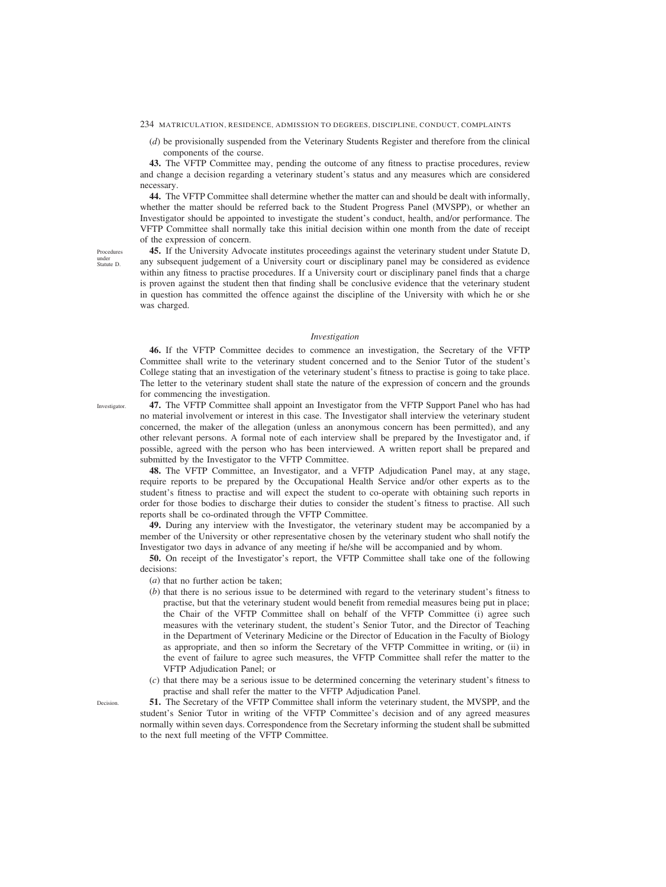(*d*) be provisionally suspended from the Veterinary Students Register and therefore from the clinical components of the course.

**43.** The VFTP Committee may, pending the outcome of any fitness to practise procedures, review and change a decision regarding a veterinary student's status and any measures which are considered necessary.

**44.** The VFTP Committee shall determine whether the matter can and should be dealt with informally, whether the matter should be referred back to the Student Progress Panel (MVSPP), or whether an Investigator should be appointed to investigate the student's conduct, health, and/or performance. The VFTP Committee shall normally take this initial decision within one month from the date of receipt of the expression of concern.

Procedures under Statute D.

**45.** If the University Advocate institutes proceedings against the veterinary student under Statute D, any subsequent judgement of a University court or disciplinary panel may be considered as evidence within any fitness to practise procedures. If a University court or disciplinary panel finds that a charge is proven against the student then that finding shall be conclusive evidence that the veterinary student in question has committed the offence against the discipline of the University with which he or she was charged.

*Investigation*

**46.** If the VFTP Committee decides to commence an investigation, the Secretary of the VFTP Committee shall write to the veterinary student concerned and to the Senior Tutor of the student's College stating that an investigation of the veterinary student's fitness to practise is going to take place. The letter to the veterinary student shall state the nature of the expression of concern and the grounds for commencing the investigation.

Investigator.

**47.** The VFTP Committee shall appoint an Investigator from the VFTP Support Panel who has had no material involvement or interest in this case. The Investigator shall interview the veterinary student concerned, the maker of the allegation (unless an anonymous concern has been permitted), and any other relevant persons. A formal note of each interview shall be prepared by the Investigator and, if possible, agreed with the person who has been interviewed. A written report shall be prepared and submitted by the Investigator to the VFTP Committee.

**48.** The VFTP Committee, an Investigator, and a VFTP Adjudication Panel may, at any stage, require reports to be prepared by the Occupational Health Service and/or other experts as to the student's fitness to practise and will expect the student to co-operate with obtaining such reports in order for those bodies to discharge their duties to consider the student's fitness to practise. All such reports shall be co-ordinated through the VFTP Committee.

**49.** During any interview with the Investigator, the veterinary student may be accompanied by a member of the University or other representative chosen by the veterinary student who shall notify the Investigator two days in advance of any meeting if he/she will be accompanied and by whom.

**50.** On receipt of the Investigator's report, the VFTP Committee shall take one of the following decisions:

(*a*) that no further action be taken;

(*b*) that there is no serious issue to be determined with regard to the veterinary student's fitness to practise, but that the veterinary student would benefit from remedial measures being put in place; the Chair of the VFTP Committee shall on behalf of the VFTP Committee (i) agree such measures with the veterinary student, the student's Senior Tutor, and the Director of Teaching in the Department of Veterinary Medicine or the Director of Education in the Faculty of Biology as appropriate, and then so inform the Secretary of the VFTP Committee in writing, or (ii) in the event of failure to agree such measures, the VFTP Committee shall refer the matter to the VFTP Adjudication Panel; or

(*c*) that there may be a serious issue to be determined concerning the veterinary student's fitness to practise and shall refer the matter to the VFTP Adjudication Panel.

Decision.

**51.** The Secretary of the VFTP Committee shall inform the veterinary student, the MVSPP, and the student's Senior Tutor in writing of the VFTP Committee's decision and of any agreed measures normally within seven days. Correspondence from the Secretary informing the student shall be submitted to the next full meeting of the VFTP Committee.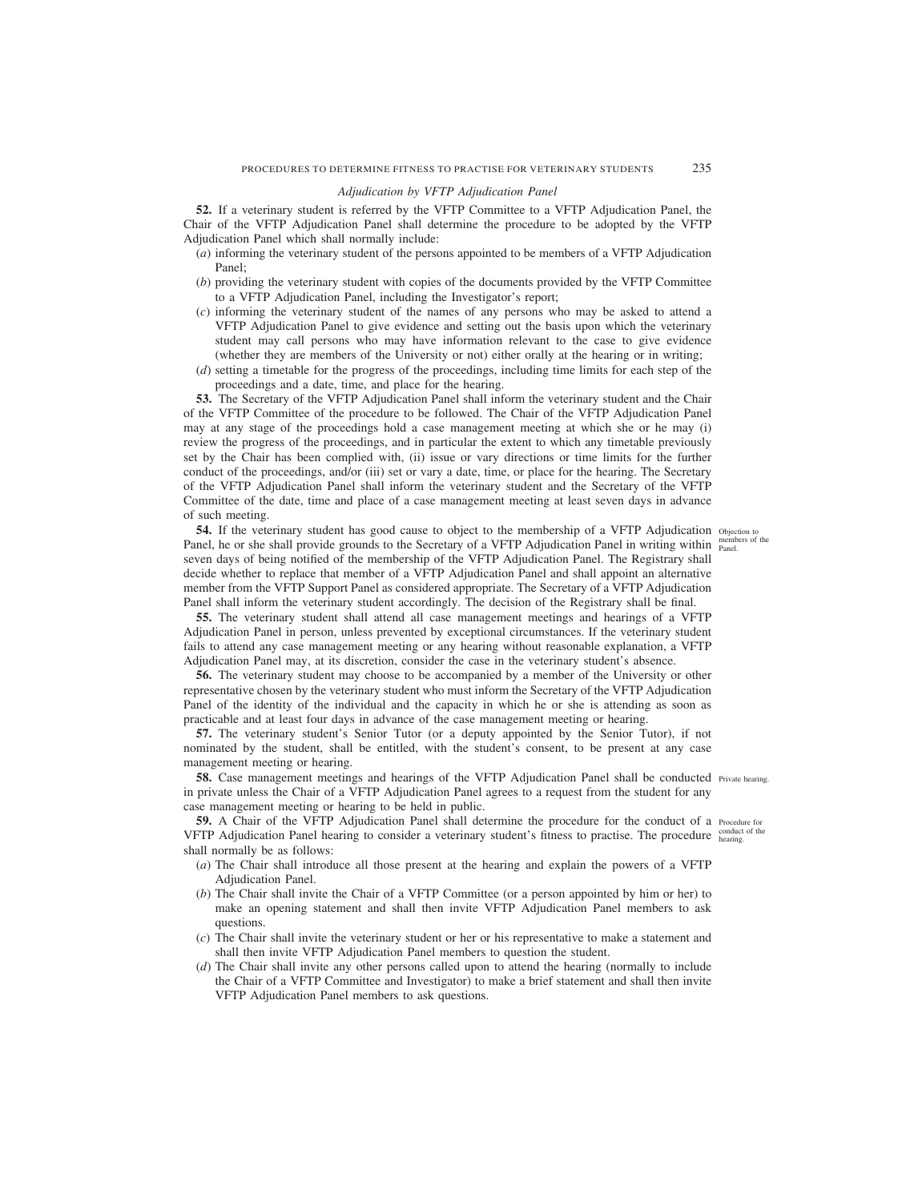### *Adjudication by VFTP Adjudication Panel*

**52.** If a veterinary student is referred by the VFTP Committee to a VFTP Adjudication Panel, the Chair of the VFTP Adjudication Panel shall determine the procedure to be adopted by the VFTP Adjudication Panel which shall normally include:

(*a*) informing the veterinary student of the persons appointed to be members of a VFTP Adjudication Panel;

(*b*) providing the veterinary student with copies of the documents provided by the VFTP Committee to a VFTP Adjudication Panel, including the Investigator's report;

(*c*) informing the veterinary student of the names of any persons who may be asked to attend a VFTP Adjudication Panel to give evidence and setting out the basis upon which the veterinary student may call persons who may have information relevant to the case to give evidence (whether they are members of the University or not) either orally at the hearing or in writing;

(*d*) setting a timetable for the progress of the proceedings, including time limits for each step of the proceedings and a date, time, and place for the hearing.

**53.** The Secretary of the VFTP Adjudication Panel shall inform the veterinary student and the Chair of the VFTP Committee of the procedure to be followed. The Chair of the VFTP Adjudication Panel may at any stage of the proceedings hold a case management meeting at which she or he may (i) review the progress of the proceedings, and in particular the extent to which any timetable previously set by the Chair has been complied with, (ii) issue or vary directions or time limits for the further conduct of the proceedings, and/or (iii) set or vary a date, time, or place for the hearing. The Secretary of the VFTP Adjudication Panel shall inform the veterinary student and the Secretary of the VFTP Committee of the date, time and place of a case management meeting at least seven days in advance of such meeting.

Objection to members of the Panel.

**54.** If the veterinary student has good cause to object to the membership of a VFTP Adjudication Panel, he or she shall provide grounds to the Secretary of a VFTP Adjudication Panel in writing within seven days of being notified of the membership of the VFTP Adjudication Panel. The Registrary shall decide whether to replace that member of a VFTP Adjudication Panel and shall appoint an alternative member from the VFTP Support Panel as considered appropriate. The Secretary of a VFTP Adjudication Panel shall inform the veterinary student accordingly. The decision of the Registrary shall be final.

**55.** The veterinary student shall attend all case management meetings and hearings of a VFTP Adjudication Panel in person, unless prevented by exceptional circumstances. If the veterinary student fails to attend any case management meeting or any hearing without reasonable explanation, a VFTP Adjudication Panel may, at its discretion, consider the case in the veterinary student's absence.

**56.** The veterinary student may choose to be accompanied by a member of the University or other representative chosen by the veterinary student who must inform the Secretary of the VFTP Adjudication Panel of the identity of the individual and the capacity in which he or she is attending as soon as practicable and at least four days in advance of the case management meeting or hearing.

**57.** The veterinary student's Senior Tutor (or a deputy appointed by the Senior Tutor), if not nominated by the student, shall be entitled, with the student's consent, to be present at any case management meeting or hearing.

Private hearing.

**58.** Case management meetings and hearings of the VFTP Adjudication Panel shall be conducted in private unless the Chair of a VFTP Adjudication Panel agrees to a request from the student for any case management meeting or hearing to be held in public.

Procedure for conduct of the hearing.

**59.** A Chair of the VFTP Adjudication Panel shall determine the procedure for the conduct of a VFTP Adjudication Panel hearing to consider a veterinary student's fitness to practise. The procedure shall normally be as follows:

(*a*) The Chair shall introduce all those present at the hearing and explain the powers of a VFTP Adjudication Panel.

(*b*) The Chair shall invite the Chair of a VFTP Committee (or a person appointed by him or her) to make an opening statement and shall then invite VFTP Adjudication Panel members to ask questions.

(*c*) The Chair shall invite the veterinary student or her or his representative to make a statement and shall then invite VFTP Adjudication Panel members to question the student.

(*d*) The Chair shall invite any other persons called upon to attend the hearing (normally to include the Chair of a VFTP Committee and Investigator) to make a brief statement and shall then invite VFTP Adjudication Panel members to ask questions.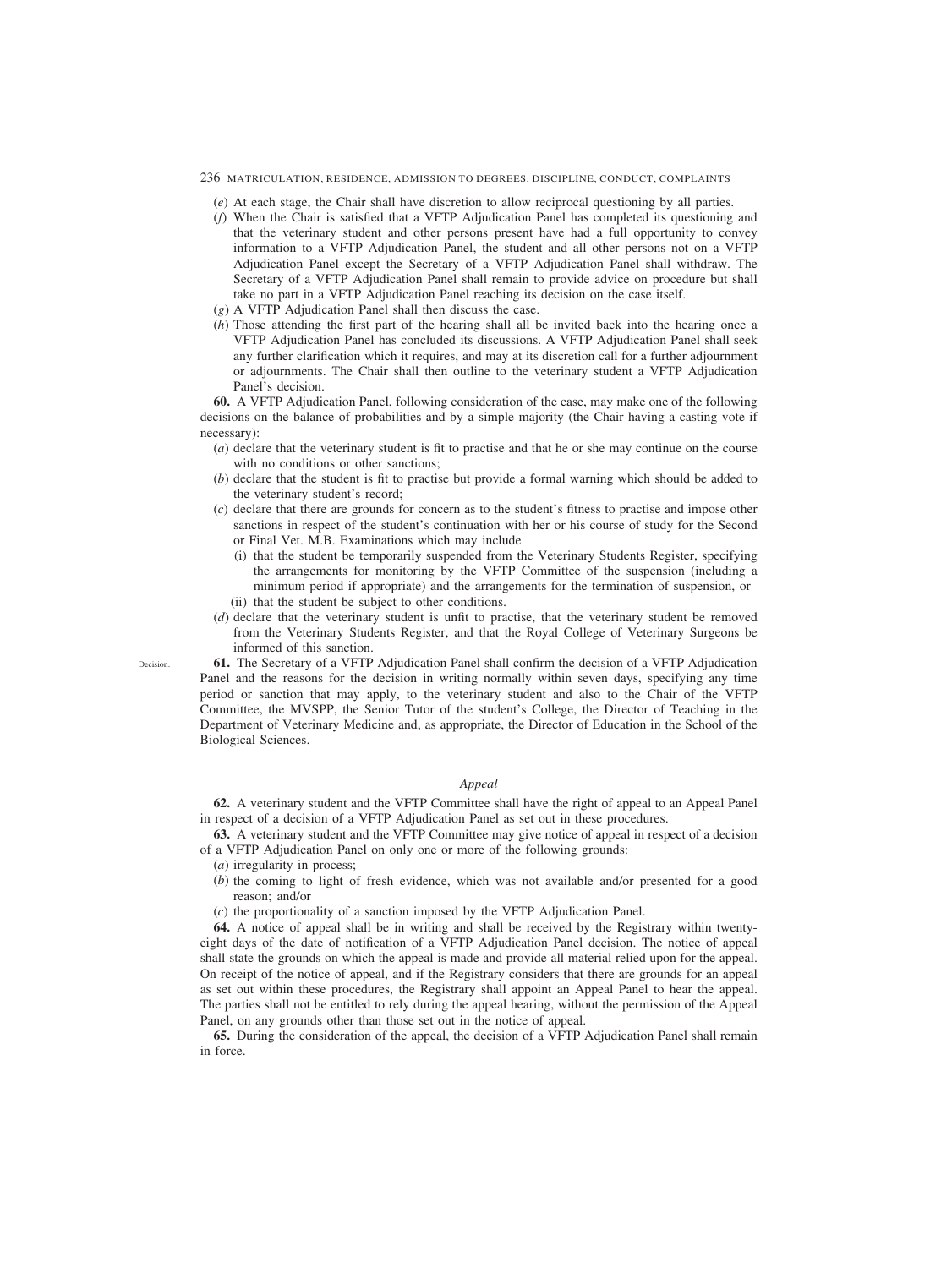(*e*) At each stage, the Chair shall have discretion to allow reciprocal questioning by all parties.

(*f*) When the Chair is satisfied that a VFTP Adjudication Panel has completed its questioning and that the veterinary student and other persons present have had a full opportunity to convey information to a VFTP Adjudication Panel, the student and all other persons not on a VFTP Adjudication Panel except the Secretary of a VFTP Adjudication Panel shall withdraw. The Secretary of a VFTP Adjudication Panel shall remain to provide advice on procedure but shall take no part in a VFTP Adjudication Panel reaching its decision on the case itself.

(*g*) A VFTP Adjudication Panel shall then discuss the case.

(*h*) Those attending the first part of the hearing shall all be invited back into the hearing once a VFTP Adjudication Panel has concluded its discussions. A VFTP Adjudication Panel shall seek any further clarification which it requires, and may at its discretion call for a further adjournment or adjournments. The Chair shall then outline to the veterinary student a VFTP Adjudication Panel's decision.

**60.** A VFTP Adjudication Panel, following consideration of the case, may make one of the following decisions on the balance of probabilities and by a simple majority (the Chair having a casting vote if necessary):

(*a*) declare that the veterinary student is fit to practise and that he or she may continue on the course with no conditions or other sanctions;

(*b*) declare that the student is fit to practise but provide a formal warning which should be added to the veterinary student's record;

(*c*) declare that there are grounds for concern as to the student's fitness to practise and impose other sanctions in respect of the student's continuation with her or his course of study for the Second or Final Vet. M.B. Examinations which may include

(i) that the student be temporarily suspended from the Veterinary Students Register, specifying the arrangements for monitoring by the VFTP Committee of the suspension (including a minimum period if appropriate) and the arrangements for the termination of suspension, or

(ii) that the student be subject to other conditions.

(*d*) declare that the veterinary student is unfit to practise, that the veterinary student be removed from the Veterinary Students Register, and that the Royal College of Veterinary Surgeons be informed of this sanction.

Decision.

**61.** The Secretary of a VFTP Adjudication Panel shall confirm the decision of a VFTP Adjudication Panel and the reasons for the decision in writing normally within seven days, specifying any time period or sanction that may apply, to the veterinary student and also to the Chair of the VFTP Committee, the MVSPP, the Senior Tutor of the student's College, the Director of Teaching in the Department of Veterinary Medicine and, as appropriate, the Director of Education in the School of the Biological Sciences.

### *Appeal*

**62.** A veterinary student and the VFTP Committee shall have the right of appeal to an Appeal Panel in respect of a decision of a VFTP Adjudication Committee as set out in these procedures.

**63.** A veterinary student and the VFTP Committee may give notice of appeal in respect of a decision of a VFTP Adjudication Panel on only one or more of the following grounds:

(*a*) irregularity in process;

(*b*) the coming to light of fresh evidence, which was not available and/or presented for a good reason; and/or

(*c*) the proportionality of a sanction imposed by the VFTP Adjudication Panel.

**64.** A notice of appeal shall be in writing and shall be received by the Registrary within twenty-eight days of the date of notification of a VFTP Adjudication Panel decision. The notice of appeal shall state the grounds on which the appeal is made and provide all material relied upon for the appeal. On receipt of the notice of appeal, and if the Registrary considers that there are grounds for an appeal as set out within these procedures, the Registrary shall appoint an Appeal Panel to hear the appeal. The parties shall not be entitled to rely during the appeal hearing, without the permission of the Appeal Panel, on any grounds other than those set out in the notice of appeal.

**65.** During the consideration of the appeal, the decision of a VFTP Adjudication Panel shall remain in force.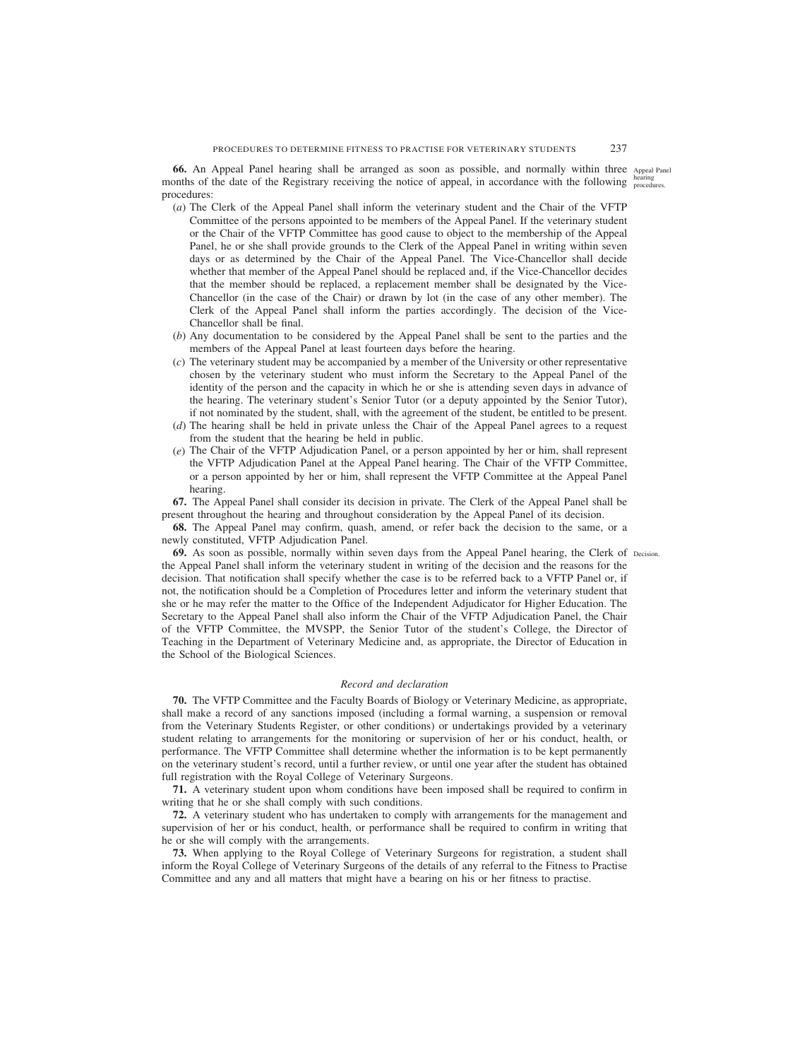**66.** An Appeal Panel hearing shall be arranged as soon as possible, and normally within three months of the date of the Registrary receiving the notice of appeal, in accordance with the following procedures:

Appeal Panel hearing procedures.

(*a*) The Clerk of the Appeal Panel shall inform the veterinary student and the Chair of the VFTP Committee of the persons appointed to be members of the Appeal Panel. If the veterinary student or the Chair of the VFTP Committee has good cause to object to the membership of the Appeal Panel, he or she shall provide grounds to the Clerk of the Appeal Panel in writing within seven days or as determined by the Chair of the Appeal Panel. The Vice-Chancellor shall decide whether that member of the Appeal Panel should be replaced and, if the Vice-Chancellor decides that the member should be replaced, a replacement member shall be designated by the Vice-Chancellor (in the case of the Chair) or drawn by lot (in the case of any other member). The Clerk of the Appeal Panel shall inform the parties accordingly. The decision of the Vice-Chancellor shall be final.

(*b*) Any documentation to be considered by the Appeal Panel shall be sent to the parties and the members of the Appeal Panel at least fourteen days before the hearing.

(*c*) The veterinary student may be accompanied by a member of the University or other representative chosen by the veterinary student who must inform the Secretary to the Appeal Panel of the identity of the person and the capacity in which he or she is attending seven days in advance of the hearing. The veterinary student's Senior Tutor (or a deputy appointed by the Senior Tutor), if not nominated by the student, shall, with the agreement of the student, be entitled to be present.

(*d*) The hearing shall be held in private unless the Chair of the Appeal Panel agrees to a request from the student that the hearing be held in public.

(*e*) The Chair of the VFTP Adjudication Panel, or a person appointed by her or him, shall represent the VFTP Adjudication Panel at the Appeal Panel hearing. The Chair of the VFTP Committee, or a person appointed by her or him, shall represent the VFTP Committee at the Appeal Panel hearing.

**67.** The Appeal Panel shall consider its decision in private. The Clerk of the Appeal Panel shall be present throughout the hearing and throughout consideration by the Appeal Panel of its decision.

**68.** The Appeal Panel may confirm, quash, amend, or refer back the decision to the same, or a newly constituted, VFTP Adjudication Panel.

**69.** As soon as possible, normally within seven days from the Appeal Panel hearing, the Clerk of the Appeal Panel shall inform the veterinary student in writing of the decision and the reasons for the decision. That notification shall specify whether the case is to be referred back to a VFTP Panel or, if not, the notification should be a Completion of Procedures letter and inform the veterinary student that she or he may refer the matter to the Office of the Independent Adjudicator for Higher Education. The Secretary to the Appeal Panel shall also inform the Chair of the VFTP Adjudication Panel, the Chair of the VFTP Committee, the MVSPP, the Senior Tutor of the student's College, the Director of Teaching in the Department of Veterinary Medicine and, as appropriate, the Director of Education in the School of the Biological Sciences.

Decision.

### *Record and declaration*

**70.** The VFTP Committee and the Faculty Boards of Biology or Veterinary Medicine, as appropriate, shall make a record of any sanctions imposed (including a formal warning, a suspension or removal from the Veterinary Students Register, or other conditions) or undertakings provided by a veterinary student relating to arrangements for the monitoring or supervision of her or his conduct, health, or performance. The VFTP Committee shall determine whether the information is to be kept permanently on the veterinary student's record, until a further review, or until one year after the student has obtained full registration with the Royal College of Veterinary Surgeons.

**71.** A veterinary student upon whom conditions have been imposed shall be required to confirm in writing that he or she shall comply with such conditions.

**72.** A veterinary student who has undertaken to comply with arrangements for the management and supervision of her or his conduct, health, or performance shall be required to confirm in writing that he or she will comply with the arrangements.

**73.** When applying to the Royal College of Veterinary Surgeons for registration, a student shall inform the Royal College of Veterinary Surgeons of the details of any referral to the Fitness to Practise Committee and any and all matters that might have a bearing on his or her fitness to practise.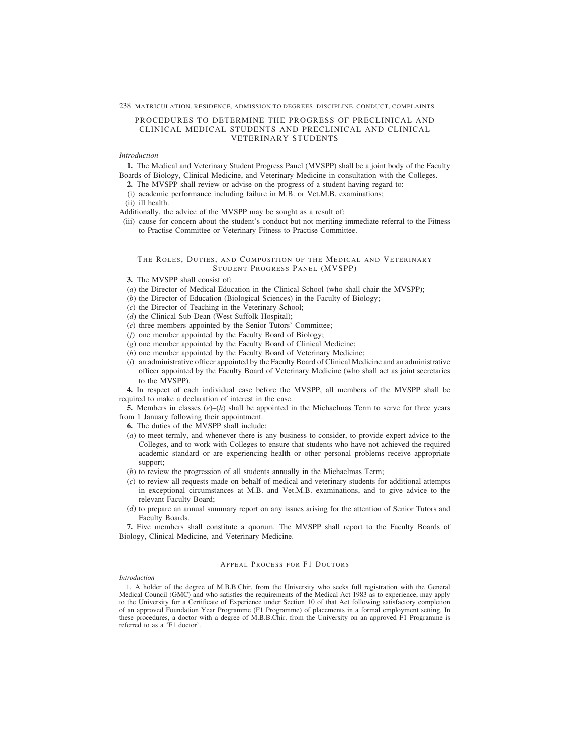## PROCEDURES TO DETERMINE THE PROGRESS OF PRECLINICAL AND CLINICAL MEDICAL STUDENTS AND PRECLINICAL AND CLINICAL VETERINARY STUDENTS

*Introduction*

**1.** The Medical and Veterinary Student Progress Panel (MVSPP) shall be a joint body of the Faculty Boards of Biology, Clinical Medicine, and Veterinary Medicine in consultation with the Colleges.

**2.** The MVSPP shall review or advise on the progress of a student having regard to:

(i) academic performance including failure in M.B. or Vet.M.B. examinations;

(ii) ill health.

Additionally, the advice of the MVSPP may be sought as a result of:

(iii) cause for concern about the student's conduct but not meriting immediate referral to the Fitness to Practise Committee or Veterinary Fitness to Practise Committee.

### THE ROLES, DUTIES, AND COMPOSITION OF THE MEDICAL AND VETERINARY STUDENT PROGRESS PANEL (MVSPP)

**3.** The MVSPP shall consist of:

(*a*) the Director of Medical Education in the Clinical School (who shall chair the MVSPP);

(*b*) the Director of Education (Biological Sciences) in the Faculty of Biology;

(*c*) the Director of Teaching in the Veterinary School;

(*d*) the Clinical Sub-Dean (West Suffolk Hospital);

(*e*) three members appointed by the Senior Tutors' Committee;

(*f*) one member appointed by the Faculty Board of Biology;

(*g*) one member appointed by the Faculty Board of Clinical Medicine;

(*h*) one member appointed by the Faculty Board of Veterinary Medicine;

(*i*) an administrative officer appointed by the Faculty Board of Clinical Medicine and an administrative officer appointed by the Faculty Board of Veterinary Medicine (who shall act as joint secretaries to the MVSPP).

**4.** In respect of each individual case before the MVSPP, all members of the MVSPP shall be required to make a declaration of interest in the case.

**5.** Members in classes (*e*)–(*h*) shall be appointed in the Michaelmas Term to serve for three years from 1 January following their appointment.

**6.** The duties of the MVSPP shall include:

(*a*) to meet termly, and whenever there is any business to consider, to provide expert advice to the Colleges, and to work with Colleges to ensure that students who have not achieved the required academic standard or are experiencing health or other personal problems receive appropriate support;

(*b*) to review the progression of all students annually in the Michaelmas Term;

(*c*) to review all requests made on behalf of medical and veterinary students for additional attempts in exceptional circumstances at M.B. and Vet.M.B. examinations, and to give advice to the relevant Faculty Board;

(*d*) to prepare an annual summary report on any issues arising for the attention of Senior Tutors and Faculty Boards.

**7.** Five members shall constitute a quorum. The MVSPP shall report to the Faculty Boards of Biology, Clinical Medicine, and Veterinary Medicine.

### APPEAL PROCESS FOR F1 DOCTORS

*Introduction*

1. A holder of the degree of M.B.B.Chir. from the University who seeks full registration with the General Medical Council (GMC) and who satisfies the requirements of the Medical Act 1983 as to experience, may apply to the University for a Certificate of Experience under Section 10 of that Act following satisfactory completion of an approved Foundation Year Programme (F1 Programme) of placements in a formal employment setting. In these procedures, a doctor with a degree of M.B.B.Chir. from the University on an approved F1 Programme is referred to as a 'F1 doctor'.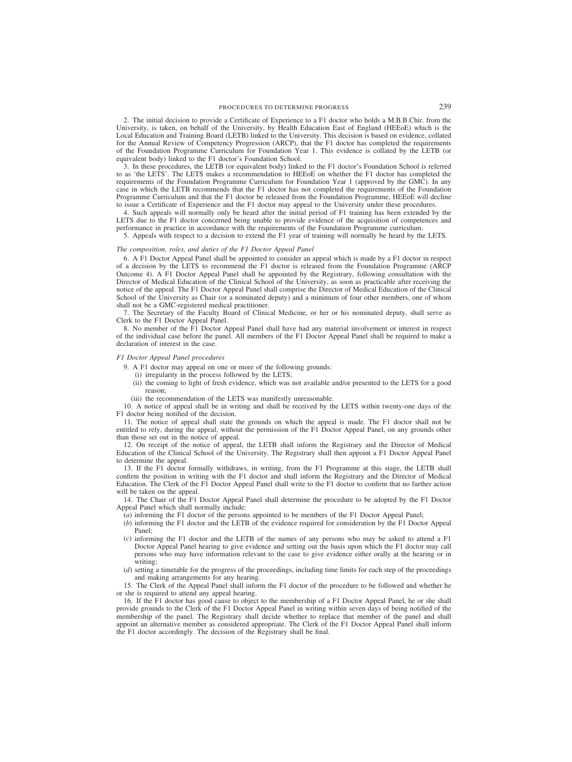2. The initial decision to provide a Certificate of Experience to a F1 doctor who holds a M.B.B.Chir. from the University, is taken, on behalf of the University, by Health Education East of England (HEEoE) which is the Local Education and Training Board (LETB) linked to the University. This decision is based on evidence, collated for the Annual Review of Competency Progression (ARCP), that the F1 doctor has completed the requirements of the Foundation Programme Curriculum for Foundation Year 1. This evidence is collated by the LETB (or equivalent body) linked to the F1 doctor's Foundation School.

3. In these procedures, the LETB (or equivalent body) linked to the F1 doctor's Foundation School is referred to as 'the LETS'. The LETS makes a recommendation to HEEoE on whether the F1 doctor has completed the requirements of the Foundation Programme Curriculum for Foundation Year 1 (approved by the GMC). In any case in which the LETB recommends that the F1 doctor has not completed the requirements of the Foundation Programme Curriculum and that the F1 doctor be released from the Foundation Programme, HEEoE will decline to issue a Certificate of Experience and the F1 doctor may appeal to the University under these procedures.

4. Such appeals will normally only be heard after the initial period of F1 training has been extended by the LETS due to the F1 doctor concerned being unable to provide evidence of the acquisition of competences and performance in practice in accordance with the requirements of the Foundation Programme curriculum.

5. Appeals with respect to a decision to extend the F1 year of training will normally be heard by the LETS.

*The composition, roles, and duties of the F1 Doctor Appeal Panel*

6. A F1 Doctor Appeal Panel shall be appointed to consider an appeal which is made by a F1 doctor in respect of a decision by the LETS to recommend the F1 doctor is released from the Foundation Programme (ARCP Outcome 4). A F1 Doctor Appeal Panel shall be appointed by the Registrary, following consultation with the Director of Medical Education of the Clinical School of the University, as soon as practicable after receiving the notice of the appeal. The F1 Doctor Appeal Panel shall comprise the Director of Medical Education of the Clinical School of the University as Chair (or a nominated deputy) and a minimum of four other members, one of whom shall not be a GMC-registered medical practitioner.

7. The Secretary of the Faculty Board of Clinical Medicine, or her or his nominated deputy, shall serve as Clerk to the F1 Doctor Appeal Panel.

8. No member of the F1 Doctor Appeal Panel shall have had any material involvement or interest in respect of the individual case before the panel. All members of the F1 Doctor Appeal Panel shall be required to make a declaration of interest in the case.

*F1 Doctor Appeal Panel procedures*

9. A F1 doctor may appeal on one or more of the following grounds:

(i) irregularity in the process followed by the LETS;

(ii) the coming to light of fresh evidence, which was not available and/or presented to the LETS for a good reason;

(iii) the recommendation of the LETS was manifestly unreasonable.

10. A notice of appeal shall be in writing and shall be received by the LETS within twenty-one days of the F1 doctor being notified of the decision.

11. The notice of appeal shall state the grounds on which the appeal is made. The F1 doctor shall not be entitled to rely, during the appeal, without the permission of the F1 Doctor Appeal Panel, on any grounds other than those set out in the notice of appeal.

12. On receipt of the notice of appeal, the LETB shall inform the Registrary and the Director of Medical Education of the Clinical School of the University. The Registrary shall then appoint a F1 Doctor Appeal Panel to determine the appeal.

13. If the F1 doctor formally withdraws, in writing, from the F1 Programme at this stage, the LETB shall confirm the position in writing with the F1 doctor and shall inform the Registrary and the Director of Medical Education. The Clerk of the F1 Doctor Appeal Panel shall write to the F1 doctor to confirm that no further action will be taken on the appeal.

14. The Chair of the F1 Doctor Appeal Panel shall determine the procedure to be adopted by the F1 Doctor Appeal Panel which shall normally include:

(*a*) informing the F1 doctor of the persons appointed to be members of the F1 Doctor Appeal Panel;

(*b*) informing the F1 doctor and the LETB of the evidence required for consideration by the F1 Doctor Appeal Panel;

(*c*) informing the F1 doctor and the LETB of the names of any persons who may be asked to attend a F1 Doctor Appeal Panel hearing to give evidence and setting out the basis upon which the F1 doctor may call persons who may have information relevant to the case to give evidence either orally at the hearing or in writing;

(*d*) setting a timetable for the progress of the proceedings, including time limits for each step of the proceedings and making arrangements for any hearing.

15. The Clerk of the Appeal Panel shall inform the F1 doctor of the procedure to be followed and whether he or she is required to attend any appeal hearing.

16. If the F1 doctor has good cause to object to the membership of a F1 Doctor Appeal Panel, he or she shall provide grounds to the Clerk of the F1 Doctor Appeal Panel in writing within seven days of being notified of the membership of the panel. The Registrary shall decide whether to replace that member of the panel and shall appoint an alternative member as considered appropriate. The Clerk of the F1 Doctor Appeal Panel shall inform the F1 doctor accordingly. The decision of the Registrary shall be final.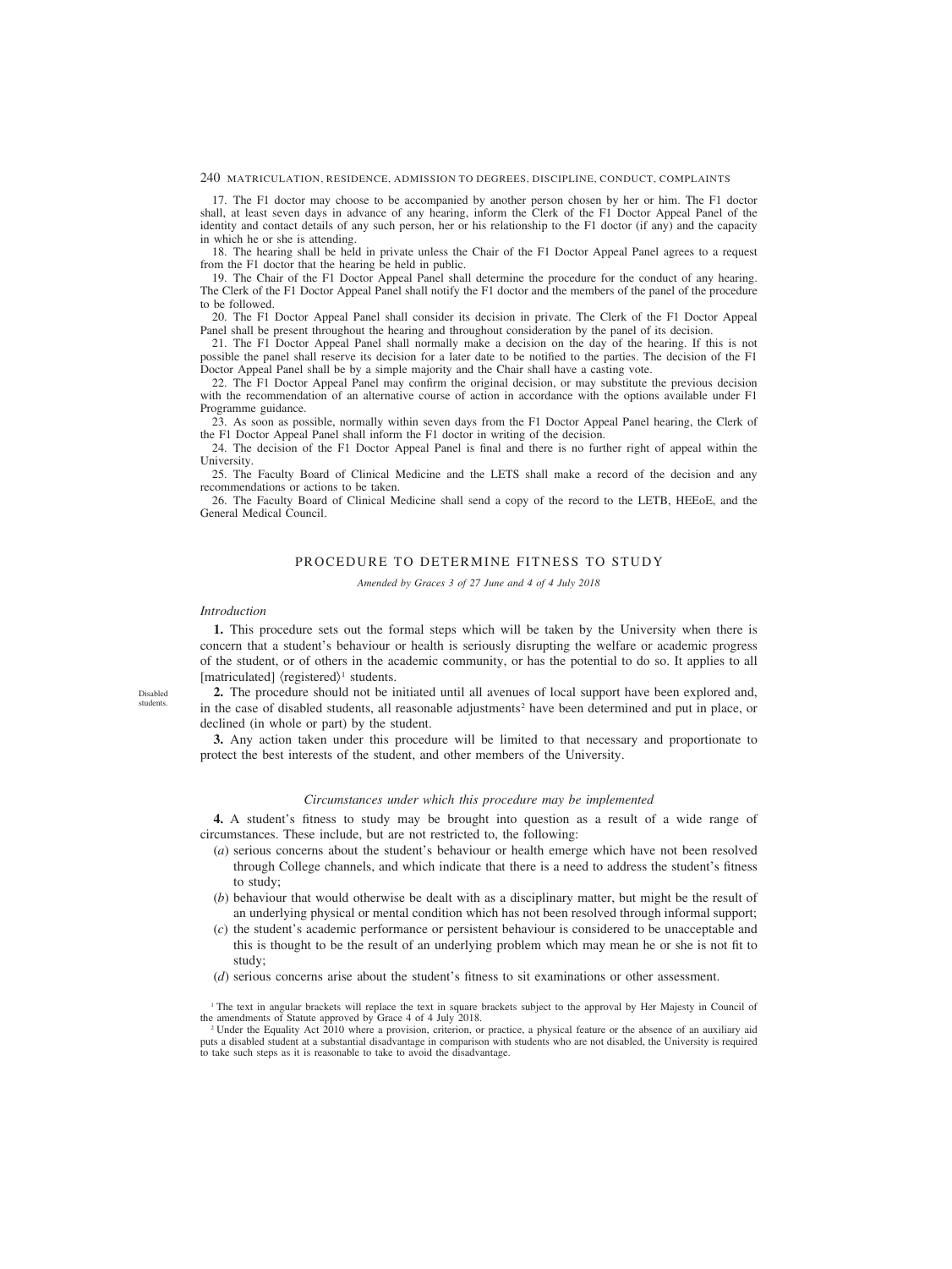17. The F1 doctor may choose to be accompanied by another person chosen by her or him. The F1 doctor shall, at least seven days in advance of any hearing, inform the Clerk of the F1 Doctor Appeal Panel of the identity and contact details of any such person, her or his relationship to the F1 doctor (if any) and the capacity in which he or she is attending.

18. The hearing shall be held in private unless the Chair of the F1 Doctor Appeal Panel agrees to a request from the F1 doctor that the hearing be held in public.

19. The Chair of the F1 Doctor Appeal Panel shall determine the procedure for the conduct of any hearing. The Clerk of the F1 Doctor Appeal Panel shall notify the F1 doctor and the members of the panel of the procedure to be followed.

20. The F1 Doctor Appeal Panel shall consider its decision in private. The Clerk of the F1 Doctor Appeal Panel shall be present throughout the hearing and throughout consideration by the panel of its decision.

21. The F1 Doctor Appeal Panel shall normally make a decision on the day of the hearing. If this is not possible the panel shall reserve its decision for a later date to be notified to the parties. The decision of the F1 Doctor Appeal Panel shall be by a simple majority and the Chair shall have a casting vote.

22. The F1 Doctor Appeal Panel may confirm the original decision, or may substitute the previous decision with the recommendation of an alternative course of action in accordance with the options available under F1 Programme guidance.

23. As soon as possible, normally within seven days from the F1 Doctor Appeal Panel hearing, the Clerk of the F1 Doctor Appeal Panel shall inform the F1 doctor in writing of the decision.

24. The decision of the F1 Doctor Appeal Panel is final and there is no further right of appeal within the University.

25. The Faculty Board of Clinical Medicine and the LETS shall make a record of the decision and any recommendations or actions to be taken.

26. The Faculty Board of Clinical Medicine shall send a copy of the record to the LETB, HEEoE, and the General Medical Council.

## PROCEDURE TO DETERMINE FITNESS TO STUDY

*Amended by Graces 3 of 27 June and 4 of 4 July 2018*

### *Introduction*

**1.** This procedure sets out the formal steps which will be taken by the University when there is concern that a student's behaviour or health is seriously disrupting the welfare or academic progress of the student, or of others in the academic community, or has the potential to do so. It applies to all [matriculated] ⟨registered⟩[1] students.

Disabled students.

**2.** The procedure should not be initiated until all avenues of local support have been explored and, in the case of disabled students, all reasonable adjustments[2] have been determined and put in place, or declined (in whole or part) by the student.

**3.** Any action taken under this procedure will be limited to that necessary and proportionate to protect the best interests of the student, and other members of the University.

### *Circumstances under which this procedure may be implemented*

**4.** A student's fitness to study may be brought into question as a result of a wide range of circumstances. These include, but are not restricted to, the following:

- (*a*) serious concerns about the student's behaviour or health emerge which have not been resolved through College channels, and which indicate that there is a need to address the student's fitness to study;
- (*b*) behaviour that would otherwise be dealt with as a disciplinary matter, but might be the result of an underlying physical or mental condition which has not been resolved through informal support;
- (*c*) the student's academic performance or persistent behaviour is considered to be unacceptable and this is thought to be the result of an underlying problem which may mean he or she is not fit to study;
- (*d*) serious concerns arise about the student's fitness to sit examinations or other assessment.

[1] The text in angular brackets will replace the text in square brackets subject to the approval by Her Majesty in Council of the amendments of Statute approved by Grace 4 of 4 July 2018.

[2] Under the Equality Act 2010 where a provision, criterion, or practice, a physical feature or the absence of an auxiliary aid puts a disabled student at a substantial disadvantage in comparison with students who are not disabled, the University is required to take such steps as it is reasonable to take to avoid the disadvantage.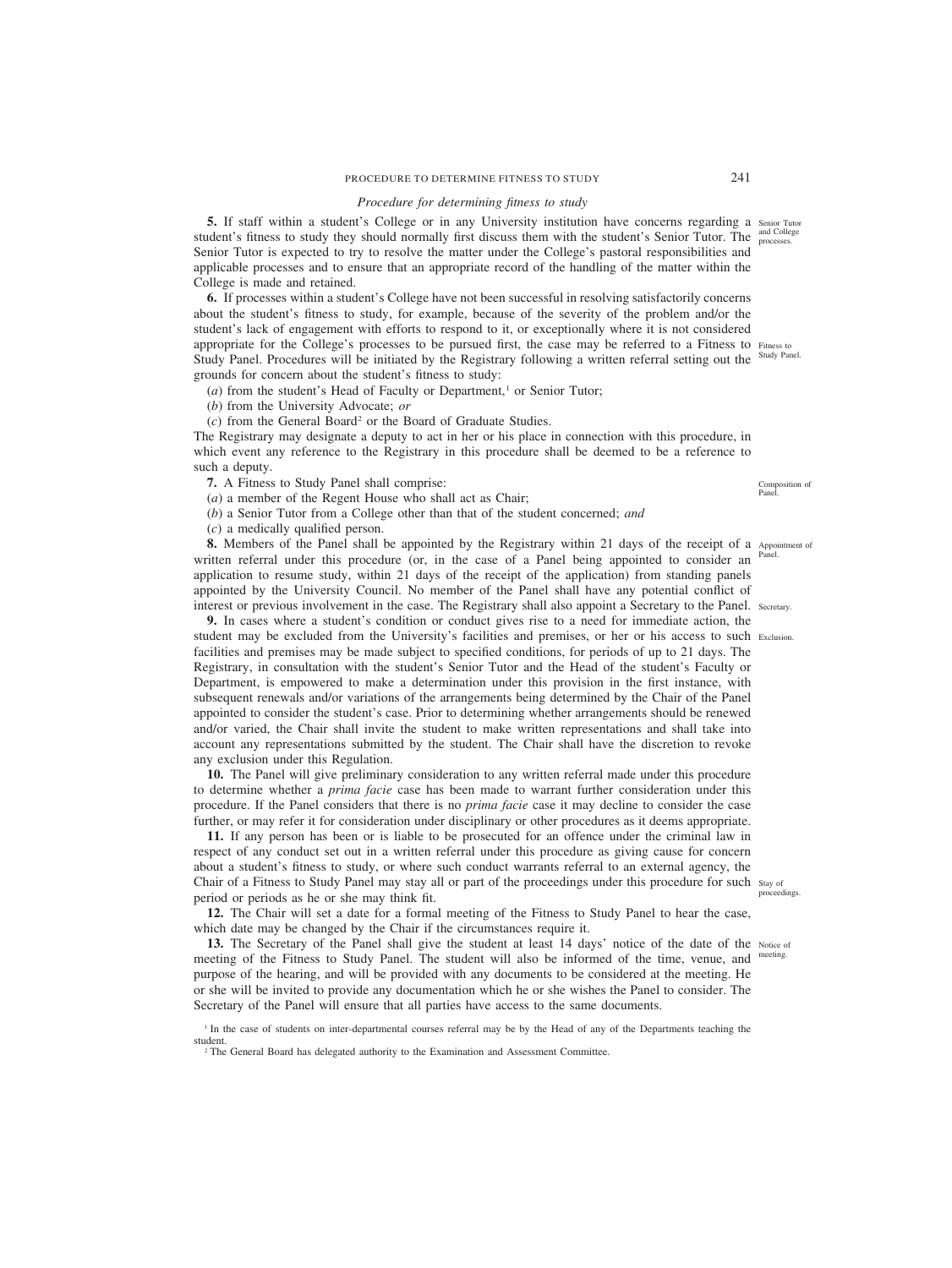*Procedure for determining fitness to study*

**5.** If staff within a student's College or in any University institution have concerns regarding a student's fitness to study they should normally first discuss them with the student's Senior Tutor. The Senior Tutor is expected to try to resolve the matter under the College's pastoral responsibilities and applicable processes and to ensure that an appropriate record of the handling of the matter within the College is made and retained.

Senior Tutor and College processes.

**6.** If processes within a student's College have not been successful in resolving satisfactorily concerns about the student's fitness to study, for example, because of the severity of the problem and/or the student's lack of engagement with efforts to respond to it, or exceptionally where it is not considered appropriate for the College's processes to be pursued first, the case may be referred to a Fitness to Study Panel. Procedures will be initiated by the Registrary following a written referral setting out the grounds for concern about the student's fitness to study:

Fitness to Study Panel.

(*a*) from the student's Head of Faculty or Department,[1] or Senior Tutor;

(*b*) from the University Advocate; *or*

(*c*) from the General Board[2] or the Board of Graduate Studies.

The Registrary may designate a deputy to act in her or his place in connection with this procedure, in which event any reference to the Registrary in this procedure shall be deemed to be a reference to such a deputy.

**7.** A Fitness to Study Panel shall comprise:

Composition of Panel.

(*a*) a member of the Regent House who shall act as Chair;

(*b*) a Senior Tutor from a College other than that of the student concerned; *and*

(*c*) a medically qualified person.

**8.** Members of the Panel shall be appointed by the Registrary within 21 days of the receipt of a written referral under this procedure (or, in the case of a Panel being appointed to consider an application to resume study, within 21 days of the receipt of the application) from standing panels appointed by the University Council. No member of the Panel shall have any potential conflict of interest or previous involvement in the case. The Registrary shall also appoint a Secretary to the Panel.

Appointment of Panel.

Secretary.

**9.** In cases where a student's condition or conduct gives rise to a need for immediate action, the student may be excluded from the University's facilities and premises, or her or his access to such facilities and premises may be made subject to specified conditions, for periods of up to 21 days. The Registrary, in consultation with the student's Senior Tutor and the Head of the student's Faculty or Department, is empowered to make a determination under this provision in the first instance, with subsequent renewals and/or variations of the arrangements being determined by the Chair of the Panel appointed to consider the student's case. Prior to determining whether arrangements should be renewed and/or varied, the Chair shall invite the student to make written representations and shall take into account any representations submitted by the student. The Chair shall have the discretion to revoke any exclusion under this Regulation.

Exclusion.

**10.** The Panel will give preliminary consideration to any written referral made under this procedure to determine whether a *prima facie* case has been made to warrant further consideration under this procedure. If the Panel considers that there is no *prima facie* case it may decline to consider the case further, or may refer it for consideration under disciplinary or other procedures as it deems appropriate.

**11.** If any person has been or is liable to be prosecuted for an offence under the criminal law in respect of any conduct set out in a written referral under this procedure as giving cause for concern about a student's fitness to study, or where such conduct warrants referral to an external agency, the Chair of a Fitness to Study Panel may stay all or part of the proceedings under this procedure for such period or periods as he or she may think fit.

Stay of proceedings.

**12.** The Chair will set a date for a formal meeting of the Fitness to Study Panel to hear the case, which date may be changed by the Chair if the circumstances require it.

**13.** The Secretary of the Panel shall give the student at least 14 days' notice of the date of the meeting of the Fitness to Study Panel. The student will also be informed of the time, venue, and purpose of the hearing, and will be provided with any documents to be considered at the meeting. He or she will be invited to provide any documentation which he or she wishes the Panel to consider. The Secretary of the Panel will ensure that all parties have access to the same documents.

Notice of meeting.

[1] In the case of students on inter-departmental courses referral may be by the Head of any of the Departments teaching the student.

[2] The General Board has delegated authority to the Examination and Assessment Committee.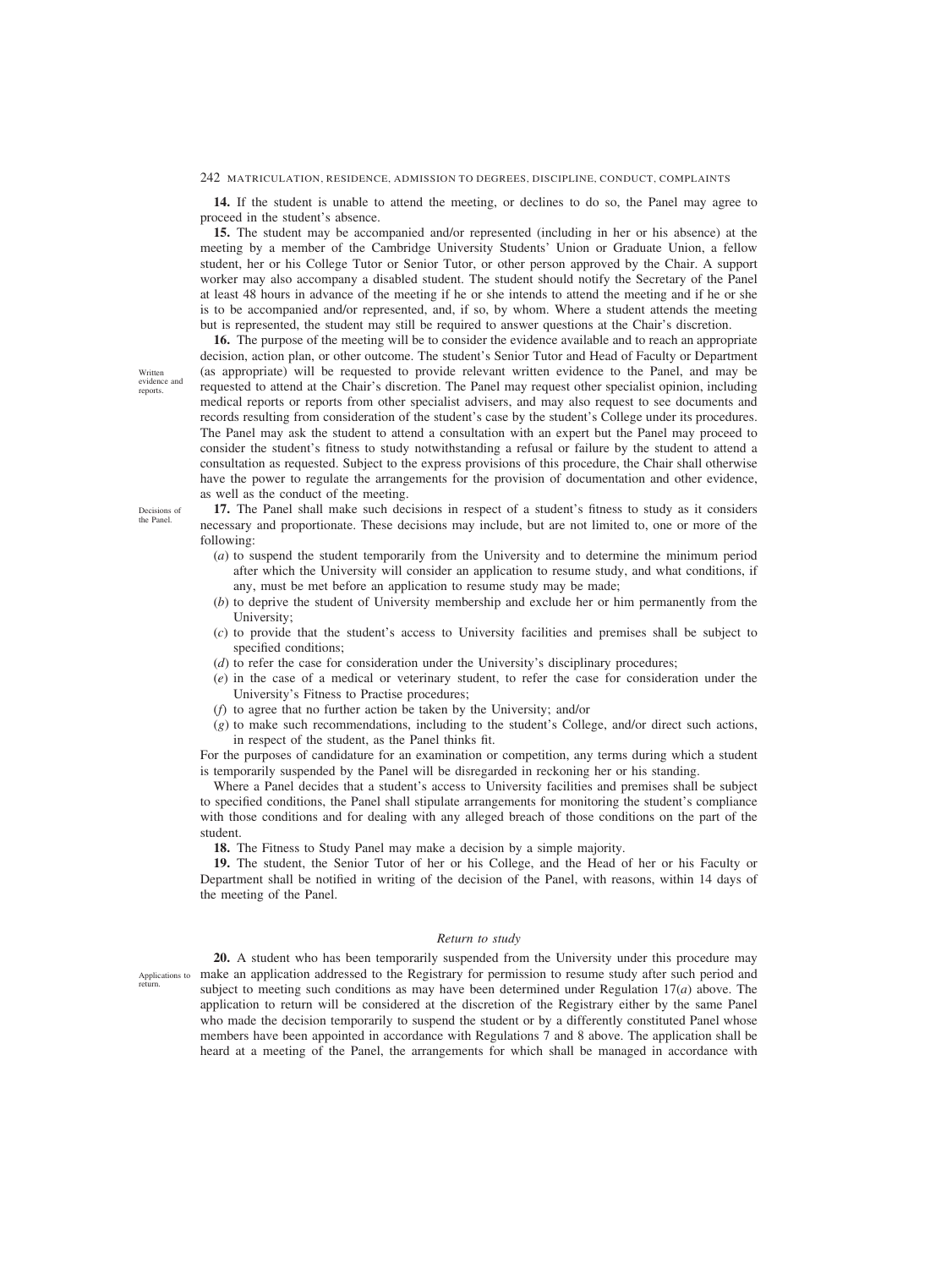**14.** If the student is unable to attend the meeting, or declines to do so, the Panel may agree to proceed in the student's absence.

**15.** The student may be accompanied and/or represented (including in her or his absence) at the meeting by a member of the Cambridge University Students' Union or Graduate Union, a fellow student, her or his College Tutor or Senior Tutor, or other person approved by the Chair. A support worker may also accompany a disabled student. The student should notify the Secretary of the Panel at least 48 hours in advance of the meeting if he or she intends to attend the meeting and if he or she is to be accompanied and/or represented, and, if so, by whom. Where a student attends the meeting but is represented, the student may still be required to answer questions at the Chair's discretion.

*Written evidence and reports.*

**16.** The purpose of the meeting will be to consider the evidence available and to reach an appropriate decision, action plan, or other outcome. The student's Senior Tutor and Head of Faculty or Department (as appropriate) will be requested to provide relevant written evidence to the Panel, and may be requested to attend at the Chair's discretion. The Panel may request other specialist opinion, including medical reports or reports from other specialist advisers, and may also request to see documents and records resulting from consideration of the student's case by the student's College under its procedures. The Panel may ask the student to attend a consultation with an expert but the Panel may proceed to consider the student's fitness to study notwithstanding a refusal or failure by the student to attend a consultation as requested. Subject to the express provisions of this procedure, the Chair shall otherwise have the power to regulate the arrangements for the provision of documentation and other evidence, as well as the conduct of the meeting.

*Decisions of the Panel.*

**17.** The Panel shall make such decisions in respect of a student's fitness to study as it considers necessary and proportionate. These decisions may include, but are not limited to, one or more of the following:

(*a*) to suspend the student temporarily from the University and to determine the minimum period after which the University will consider an application to resume study, and what conditions, if any, must be met before an application to resume study may be made;

(*b*) to deprive the student of University membership and exclude her or him permanently from the University;

(*c*) to provide that the student's access to University facilities and premises shall be subject to specified conditions;

(*d*) to refer the case for consideration under the University's disciplinary procedures;

(*e*) in the case of a medical or veterinary student, to refer the case for consideration under the University's Fitness to Practise procedures;

(*f*) to agree that no further action be taken by the University; and/or

(*g*) to make such recommendations, including to the student's College, and/or direct such actions, in respect of the student, as the Panel thinks fit.

For the purposes of candidature for an examination or competition, any terms during which a student is temporarily suspended by the Panel will be disregarded in reckoning her or his standing.

Where a Panel decides that a student's access to University facilities and premises shall be subject to specified conditions, the Panel shall stipulate arrangements for monitoring the student's compliance with those conditions and for dealing with any alleged breach of those conditions on the part of the student.

**18.** The Fitness to Study Panel may make a decision by a simple majority.

**19.** The student, the Senior Tutor of her or his College, and the Head of her or his Faculty or Department shall be notified in writing of the decision of the Panel, with reasons, within 14 days of the meeting of the Panel.

### *Return to study*

*Applications to return.*

**20.** A student who has been temporarily suspended from the University under this procedure may make an application addressed to the Registrary for permission to resume study after such period and subject to meeting such conditions as may have been determined under Regulation 17(*a*) above. The application to return will be considered at the discretion of the Registrary either by the same Panel who made the decision temporarily to suspend the student or by a differently constituted Panel whose members have been appointed in accordance with Regulations 7 and 8 above. The application shall be heard at a meeting of the Panel, the arrangements for which shall be managed in accordance with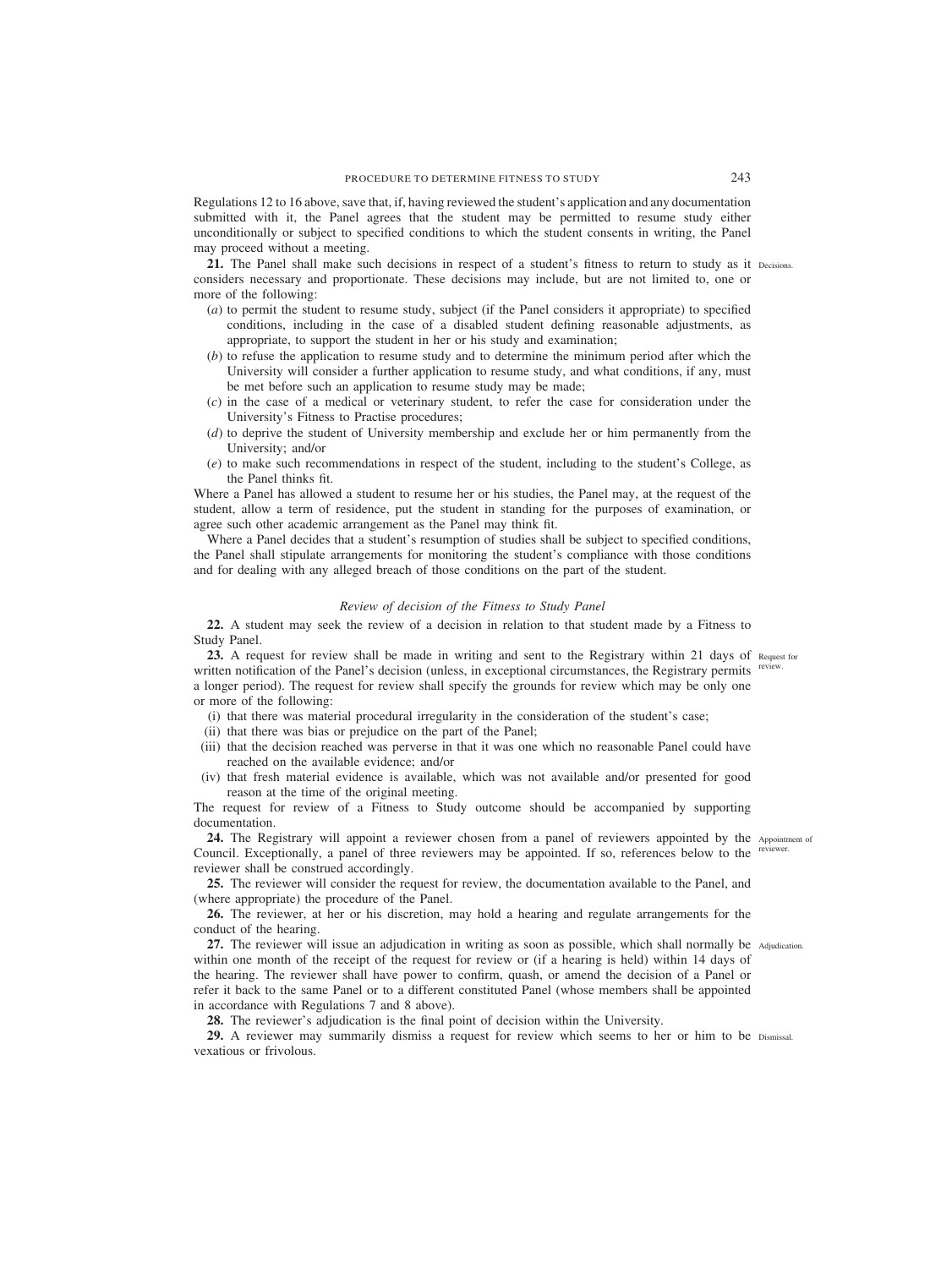Regulations 12 to 16 above, save that, if, having reviewed the student's application and any documentation submitted with it, the Panel agrees that the student may be permitted to resume study either unconditionally or subject to specified conditions to which the student consents in writing, the Panel may proceed without a meeting.

Decisions.

**21.** The Panel shall make such decisions in respect of a student's fitness to return to study as it considers necessary and proportionate. These decisions may include, but are not limited to, one or more of the following:

(*a*) to permit the student to resume study, subject (if the Panel considers it appropriate) to specified conditions, including in the case of a disabled student defining reasonable adjustments, as appropriate, to support the student in her or his study and examination;

(*b*) to refuse the application to resume study and to determine the minimum period after which the University will consider a further application to resume study, and what conditions, if any, must be met before such an application to resume study may be made;

(*c*) in the case of a medical or veterinary student, to refer the case for consideration under the University's Fitness to Practise procedures;

(*d*) to deprive the student of University membership and exclude her or him permanently from the University; and/or

(*e*) to make such recommendations in respect of the student, including to the student's College, as the Panel thinks fit.

Where a Panel has allowed a student to resume her or his studies, the Panel may, at the request of the student, allow a term of residence, put the student in standing for the purposes of examination, or agree such other academic arrangement as the Panel may think fit.

Where a Panel decides that a student's resumption of studies shall be subject to specified conditions, the Panel shall stipulate arrangements for monitoring the student's compliance with those conditions and for dealing with any alleged breach of those conditions on the part of the student.

### *Review of decision of the Fitness to Study Panel*

**22.** A student may seek the review of a decision in relation to that student made by a Fitness to Study Panel.

Request for review.

**23.** A request for review shall be made in writing and sent to the Registrary within 21 days of written notification of the Panel's decision (unless, in exceptional circumstances, the Registrary permits a longer period). The request for review shall specify the grounds for review which may be only one or more of the following:

(i) that there was material procedural irregularity in the consideration of the student's case;

(ii) that there was bias or prejudice on the part of the Panel;

(iii) that the decision reached was perverse in that it was one which no reasonable Panel could have reached on the available evidence; and/or

(iv) that fresh material evidence is available, which was not available and/or presented for good reason at the time of the original meeting.

The request for review of a Fitness to Study outcome should be accompanied by supporting documentation.

Appointment of reviewer.

**24.** The Registrary will appoint a reviewer chosen from a panel of reviewers appointed by the Council. Exceptionally, a panel of three reviewers may be appointed. If so, references below to the reviewer shall be construed accordingly.

**25.** The reviewer will consider the request for review, the documentation available to the Panel, and (where appropriate) the procedure of the Panel.

**26.** The reviewer, at her or his discretion, may hold a hearing and regulate arrangements for the conduct of the hearing.

Adjudication.

**27.** The reviewer will issue an adjudication in writing as soon as possible, which shall normally be within one month of the receipt of the request for review or (if a hearing is held) within 14 days of the hearing. The reviewer shall have power to confirm, quash, or amend the decision of a Panel or refer it back to the same Panel or to a different constituted Panel (whose members shall be appointed in accordance with Regulations 7 and 8 above).

**28.** The reviewer's adjudication is the final point of decision within the University.

Dismissal.

**29.** A reviewer may summarily dismiss a request for review which seems to her or him to be vexatious or frivolous.